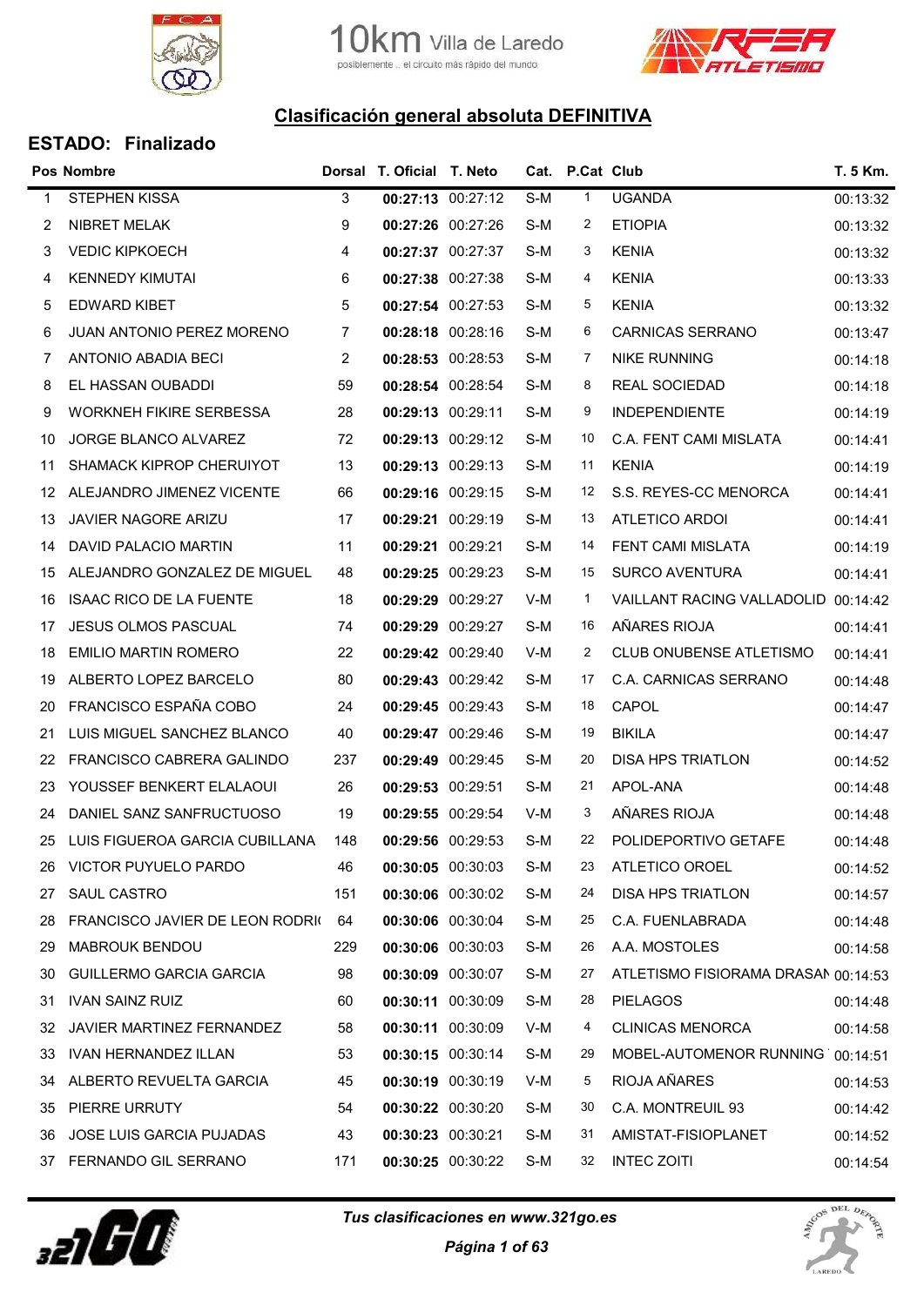10km Villa de Laredo
posiblemente .. el circuito más rápido del mundo

## Clasificación general absoluta DEFINITIVA

### ESTADO: Finalizado

| Pos | Nombre | Dorsal | T. Oficial | T. Neto | Cat. | P.Cat | Club | T. 5 Km. |
|---|---|---|---|---|---|---|---|---|
| 1 | STEPHEN KISSA | 3 | **00:27:13** | 00:27:12 | S-M | 1 | UGANDA | 00:13:32 |
| 2 | NIBRET MELAK | 9 | **00:27:26** | 00:27:26 | S-M | 2 | ETIOPIA | 00:13:32 |
| 3 | VEDIC KIPKOECH | 4 | **00:27:37** | 00:27:37 | S-M | 3 | KENIA | 00:13:32 |
| 4 | KENNEDY KIMUTAI | 6 | **00:27:38** | 00:27:38 | S-M | 4 | KENIA | 00:13:33 |
| 5 | EDWARD KIBET | 5 | **00:27:54** | 00:27:53 | S-M | 5 | KENIA | 00:13:32 |
| 6 | JUAN ANTONIO PEREZ MORENO | 7 | **00:28:18** | 00:28:16 | S-M | 6 | CARNICAS SERRANO | 00:13:47 |
| 7 | ANTONIO ABADIA BECI | 2 | **00:28:53** | 00:28:53 | S-M | 7 | NIKE RUNNING | 00:14:18 |
| 8 | EL HASSAN OUBADDI | 59 | **00:28:54** | 00:28:54 | S-M | 8 | REAL SOCIEDAD | 00:14:18 |
| 9 | WORKNEH FIKIRE SERBESSA | 28 | **00:29:13** | 00:29:11 | S-M | 9 | INDEPENDIENTE | 00:14:19 |
| 10 | JORGE BLANCO ALVAREZ | 72 | **00:29:13** | 00:29:12 | S-M | 10 | C.A. FENT CAMI MISLATA | 00:14:41 |
| 11 | SHAMACK KIPROP CHERUIYOT | 13 | **00:29:13** | 00:29:13 | S-M | 11 | KENIA | 00:14:19 |
| 12 | ALEJANDRO JIMENEZ VICENTE | 66 | **00:29:16** | 00:29:15 | S-M | 12 | S.S. REYES-CC MENORCA | 00:14:41 |
| 13 | JAVIER NAGORE ARIZU | 17 | **00:29:21** | 00:29:19 | S-M | 13 | ATLETICO ARDOI | 00:14:41 |
| 14 | DAVID PALACIO MARTIN | 11 | **00:29:21** | 00:29:21 | S-M | 14 | FENT CAMI MISLATA | 00:14:19 |
| 15 | ALEJANDRO GONZALEZ DE MIGUEL | 48 | **00:29:25** | 00:29:23 | S-M | 15 | SURCO AVENTURA | 00:14:41 |
| 16 | ISAAC RICO DE LA FUENTE | 18 | **00:29:29** | 00:29:27 | V-M | 1 | VAILLANT RACING VALLADOLID | 00:14:42 |
| 17 | JESUS OLMOS PASCUAL | 74 | **00:29:29** | 00:29:27 | S-M | 16 | AÑARES RIOJA | 00:14:41 |
| 18 | EMILIO MARTIN ROMERO | 22 | **00:29:42** | 00:29:40 | V-M | 2 | CLUB ONUBENSE ATLETISMO | 00:14:41 |
| 19 | ALBERTO LOPEZ BARCELO | 80 | **00:29:43** | 00:29:42 | S-M | 17 | C.A. CARNICAS SERRANO | 00:14:48 |
| 20 | FRANCISCO ESPAÑA COBO | 24 | **00:29:45** | 00:29:43 | S-M | 18 | CAPOL | 00:14:47 |
| 21 | LUIS MIGUEL SANCHEZ BLANCO | 40 | **00:29:47** | 00:29:46 | S-M | 19 | BIKILA | 00:14:47 |
| 22 | FRANCISCO CABRERA GALINDO | 237 | **00:29:49** | 00:29:45 | S-M | 20 | DISA HPS TRIATLON | 00:14:52 |
| 23 | YOUSSEF BENKERT ELALAOUI | 26 | **00:29:53** | 00:29:51 | S-M | 21 | APOL-ANA | 00:14:48 |
| 24 | DANIEL SANZ SANFRUCTUOSO | 19 | **00:29:55** | 00:29:54 | V-M | 3 | AÑARES RIOJA | 00:14:48 |
| 25 | LUIS FIGUEROA GARCIA CUBILLANA | 148 | **00:29:56** | 00:29:53 | S-M | 22 | POLIDEPORTIVO GETAFE | 00:14:48 |
| 26 | VICTOR PUYUELO PARDO | 46 | **00:30:05** | 00:30:03 | S-M | 23 | ATLETICO OROEL | 00:14:52 |
| 27 | SAUL CASTRO | 151 | **00:30:06** | 00:30:02 | S-M | 24 | DISA HPS TRIATLON | 00:14:57 |
| 28 | FRANCISCO JAVIER DE LEON RODRI( | 64 | **00:30:06** | 00:30:04 | S-M | 25 | C.A. FUENLABRADA | 00:14:48 |
| 29 | MABROUK BENDOU | 229 | **00:30:06** | 00:30:03 | S-M | 26 | A.A. MOSTOLES | 00:14:58 |
| 30 | GUILLERMO GARCIA GARCIA | 98 | **00:30:09** | 00:30:07 | S-M | 27 | ATLETISMO FISIORAMA DRASAN | 00:14:53 |
| 31 | IVAN SAINZ RUIZ | 60 | **00:30:11** | 00:30:09 | S-M | 28 | PIELAGOS | 00:14:48 |
| 32 | JAVIER MARTINEZ FERNANDEZ | 58 | **00:30:11** | 00:30:09 | V-M | 4 | CLINICAS MENORCA | 00:14:58 |
| 33 | IVAN HERNANDEZ ILLAN | 53 | **00:30:15** | 00:30:14 | S-M | 29 | MOBEL-AUTOMENOR RUNNING | 00:14:51 |
| 34 | ALBERTO REVUELTA GARCIA | 45 | **00:30:19** | 00:30:19 | V-M | 5 | RIOJA AÑARES | 00:14:53 |
| 35 | PIERRE URRUTY | 54 | **00:30:22** | 00:30:20 | S-M | 30 | C.A. MONTREUIL 93 | 00:14:42 |
| 36 | JOSE LUIS GARCIA PUJADAS | 43 | **00:30:23** | 00:30:21 | S-M | 31 | AMISTAT-FISIOPLANET | 00:14:52 |
| 37 | FERNANDO GIL SERRANO | 171 | **00:30:25** | 00:30:22 | S-M | 32 | INTEC ZOITI | 00:14:54 |

*Tus clasificaciones en www.321go.es*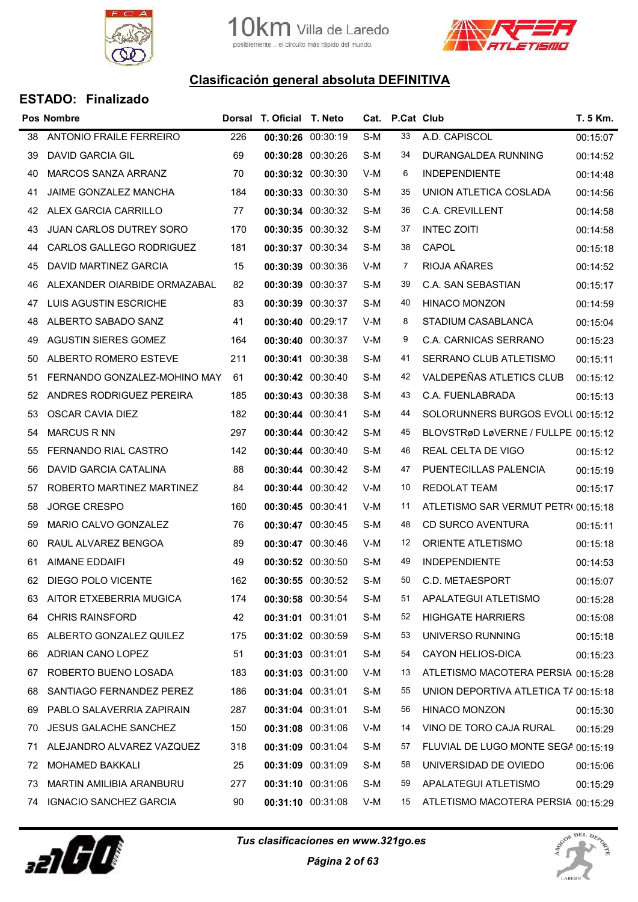## Clasificación general absoluta DEFINITIVA

### ESTADO: Finalizado

| Pos | Nombre | Dorsal | T. Oficial | T. Neto | Cat. | P.Cat | Club | T. 5 Km. |
|---|---|---|---|---|---|---|---|---|
| 38 | ANTONIO FRAILE FERREIRO | 226 | **00:30:26** | 00:30:19 | S-M | 33 | A.D. CAPISCOL | 00:15:07 |
| 39 | DAVID GARCIA GIL | 69 | **00:30:28** | 00:30:26 | S-M | 34 | DURANGALDEA RUNNING | 00:14:52 |
| 40 | MARCOS SANZA ARRANZ | 70 | **00:30:32** | 00:30:30 | V-M | 6 | INDEPENDIENTE | 00:14:48 |
| 41 | JAIME GONZALEZ MANCHA | 184 | **00:30:33** | 00:30:30 | S-M | 35 | UNION ATLETICA COSLADA | 00:14:56 |
| 42 | ALEX GARCIA CARRILLO | 77 | **00:30:34** | 00:30:32 | S-M | 36 | C.A. CREVILLENT | 00:14:58 |
| 43 | JUAN CARLOS DUTREY SORO | 170 | **00:30:35** | 00:30:32 | S-M | 37 | INTEC ZOITI | 00:14:58 |
| 44 | CARLOS GALLEGO RODRIGUEZ | 181 | **00:30:37** | 00:30:34 | S-M | 38 | CAPOL | 00:15:18 |
| 45 | DAVID MARTINEZ GARCIA | 15 | **00:30:39** | 00:30:36 | V-M | 7 | RIOJA AÑARES | 00:14:52 |
| 46 | ALEXANDER OIARBIDE ORMAZABAL | 82 | **00:30:39** | 00:30:37 | S-M | 39 | C.A. SAN SEBASTIAN | 00:15:17 |
| 47 | LUIS AGUSTIN ESCRICHE | 83 | **00:30:39** | 00:30:37 | S-M | 40 | HINACO MONZON | 00:14:59 |
| 48 | ALBERTO SABADO SANZ | 41 | **00:30:40** | 00:29:17 | V-M | 8 | STADIUM CASABLANCA | 00:15:04 |
| 49 | AGUSTIN SIERES GOMEZ | 164 | **00:30:40** | 00:30:37 | V-M | 9 | C.A. CARNICAS SERRANO | 00:15:23 |
| 50 | ALBERTO ROMERO ESTEVE | 211 | **00:30:41** | 00:30:38 | S-M | 41 | SERRANO CLUB ATLETISMO | 00:15:11 |
| 51 | FERNANDO GONZALEZ-MOHINO MAY | 61 | **00:30:42** | 00:30:40 | S-M | 42 | VALDEPEÑAS ATLETICS CLUB | 00:15:12 |
| 52 | ANDRES RODRIGUEZ PEREIRA | 185 | **00:30:43** | 00:30:38 | S-M | 43 | C.A. FUENLABRADA | 00:15:13 |
| 53 | OSCAR CAVIA DIEZ | 182 | **00:30:44** | 00:30:41 | S-M | 44 | SOLORUNNERS BURGOS EVOLU | 00:15:12 |
| 54 | MARCUS R NN | 297 | **00:30:44** | 00:30:42 | S-M | 45 | BLOVSTRøD LøVERNE / FULLPE | 00:15:12 |
| 55 | FERNANDO RIAL CASTRO | 142 | **00:30:44** | 00:30:40 | S-M | 46 | REAL CELTA DE VIGO | 00:15:12 |
| 56 | DAVID GARCIA CATALINA | 88 | **00:30:44** | 00:30:42 | S-M | 47 | PUENTECILLAS PALENCIA | 00:15:19 |
| 57 | ROBERTO MARTINEZ MARTINEZ | 84 | **00:30:44** | 00:30:42 | V-M | 10 | REDOLAT TEAM | 00:15:17 |
| 58 | JORGE CRESPO | 160 | **00:30:45** | 00:30:41 | V-M | 11 | ATLETISMO SAR VERMUT PETR( | 00:15:18 |
| 59 | MARIO CALVO GONZALEZ | 76 | **00:30:47** | 00:30:45 | S-M | 48 | CD SURCO AVENTURA | 00:15:11 |
| 60 | RAUL ALVAREZ BENGOA | 89 | **00:30:47** | 00:30:46 | V-M | 12 | ORIENTE ATLETISMO | 00:15:18 |
| 61 | AIMANE EDDAIFI | 49 | **00:30:52** | 00:30:50 | S-M | 49 | INDEPENDIENTE | 00:14:53 |
| 62 | DIEGO POLO VICENTE | 162 | **00:30:55** | 00:30:52 | S-M | 50 | C.D. METAESPORT | 00:15:07 |
| 63 | AITOR ETXEBERRIA MUGICA | 174 | **00:30:58** | 00:30:54 | S-M | 51 | APALATEGUI ATLETISMO | 00:15:28 |
| 64 | CHRIS RAINSFORD | 42 | **00:31:01** | 00:31:01 | S-M | 52 | HIGHGATE HARRIERS | 00:15:08 |
| 65 | ALBERTO GONZALEZ QUILEZ | 175 | **00:31:02** | 00:30:59 | S-M | 53 | UNIVERSO RUNNING | 00:15:18 |
| 66 | ADRIAN CANO LOPEZ | 51 | **00:31:03** | 00:31:01 | S-M | 54 | CAYON HELIOS-DICA | 00:15:23 |
| 67 | ROBERTO BUENO LOSADA | 183 | **00:31:03** | 00:31:00 | V-M | 13 | ATLETISMO MACOTERA PERSIA | 00:15:28 |
| 68 | SANTIAGO FERNANDEZ PEREZ | 186 | **00:31:04** | 00:31:01 | S-M | 55 | UNION DEPORTIVA ATLETICA TA | 00:15:18 |
| 69 | PABLO SALAVERRIA ZAPIRAIN | 287 | **00:31:04** | 00:31:01 | S-M | 56 | HINACO MONZON | 00:15:30 |
| 70 | JESUS GALACHE SANCHEZ | 150 | **00:31:08** | 00:31:06 | V-M | 14 | VINO DE TORO CAJA RURAL | 00:15:29 |
| 71 | ALEJANDRO ALVAREZ VAZQUEZ | 318 | **00:31:09** | 00:31:04 | S-M | 57 | FLUVIAL DE LUGO MONTE SEGA | 00:15:19 |
| 72 | MOHAMED BAKKALI | 25 | **00:31:09** | 00:31:09 | S-M | 58 | UNIVERSIDAD DE OVIEDO | 00:15:06 |
| 73 | MARTIN AMILIBIA ARANBURU | 277 | **00:31:10** | 00:31:06 | S-M | 59 | APALATEGUI ATLETISMO | 00:15:29 |
| 74 | IGNACIO SANCHEZ GARCIA | 90 | **00:31:10** | 00:31:08 | V-M | 15 | ATLETISMO MACOTERA PERSIA | 00:15:29 |

*Tus clasificaciones en www.321go.es*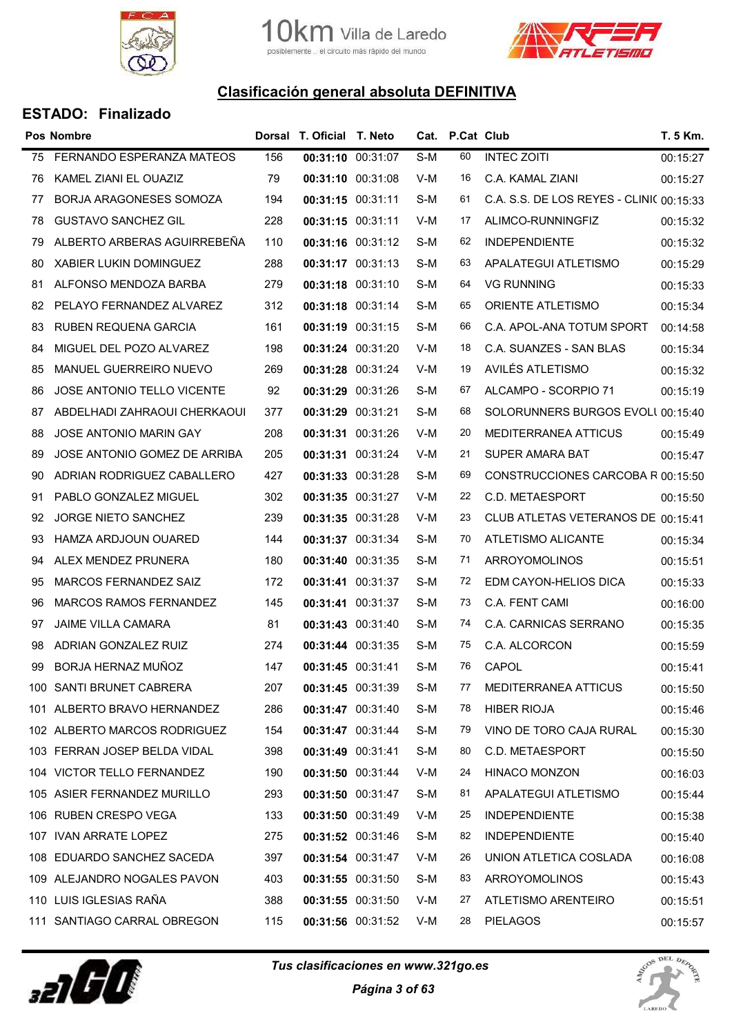10km Villa de Laredo
posiblemente .. el circuito más rápido del mundo

## Clasificación general absoluta DEFINITIVA

### ESTADO: Finalizado

| Pos | Nombre | Dorsal | T. Oficial | T. Neto | Cat. | P.Cat | Club | T. 5 Km. |
|---|---|---|---|---|---|---|---|---|
| 75 | FERNANDO ESPERANZA MATEOS | 156 | **00:31:10** | 00:31:07 | S-M | 60 | INTEC ZOITI | 00:15:27 |
| 76 | KAMEL ZIANI EL OUAZIZ | 79 | **00:31:10** | 00:31:08 | V-M | 16 | C.A. KAMAL ZIANI | 00:15:27 |
| 77 | BORJA ARAGONESES SOMOZA | 194 | **00:31:15** | 00:31:11 | S-M | 61 | C.A. S.S. DE LOS REYES - CLINI( | 00:15:33 |
| 78 | GUSTAVO SANCHEZ GIL | 228 | **00:31:15** | 00:31:11 | V-M | 17 | ALIMCO-RUNNINGFIZ | 00:15:32 |
| 79 | ALBERTO ARBERAS AGUIRREBEÑA | 110 | **00:31:16** | 00:31:12 | S-M | 62 | INDEPENDIENTE | 00:15:32 |
| 80 | XABIER LUKIN DOMINGUEZ | 288 | **00:31:17** | 00:31:13 | S-M | 63 | APALATEGUI ATLETISMO | 00:15:29 |
| 81 | ALFONSO MENDOZA BARBA | 279 | **00:31:18** | 00:31:10 | S-M | 64 | VG RUNNING | 00:15:33 |
| 82 | PELAYO FERNANDEZ ALVAREZ | 312 | **00:31:18** | 00:31:14 | S-M | 65 | ORIENTE ATLETISMO | 00:15:34 |
| 83 | RUBEN REQUENA GARCIA | 161 | **00:31:19** | 00:31:15 | S-M | 66 | C.A. APOL-ANA TOTUM SPORT | 00:14:58 |
| 84 | MIGUEL DEL POZO ALVAREZ | 198 | **00:31:24** | 00:31:20 | V-M | 18 | C.A. SUANZES - SAN BLAS | 00:15:34 |
| 85 | MANUEL GUERREIRO NUEVO | 269 | **00:31:28** | 00:31:24 | V-M | 19 | AVILÉS ATLETISMO | 00:15:32 |
| 86 | JOSE ANTONIO TELLO VICENTE | 92 | **00:31:29** | 00:31:26 | S-M | 67 | ALCAMPO - SCORPIO 71 | 00:15:19 |
| 87 | ABDELHADI ZAHRAOUI CHERKAOUI | 377 | **00:31:29** | 00:31:21 | S-M | 68 | SOLORUNNERS BURGOS EVOLU | 00:15:40 |
| 88 | JOSE ANTONIO MARIN GAY | 208 | **00:31:31** | 00:31:26 | V-M | 20 | MEDITERRANEA ATTICUS | 00:15:49 |
| 89 | JOSE ANTONIO GOMEZ DE ARRIBA | 205 | **00:31:31** | 00:31:24 | V-M | 21 | SUPER AMARA BAT | 00:15:47 |
| 90 | ADRIAN RODRIGUEZ CABALLERO | 427 | **00:31:33** | 00:31:28 | S-M | 69 | CONSTRUCCIONES CARCOBA R | 00:15:50 |
| 91 | PABLO GONZALEZ MIGUEL | 302 | **00:31:35** | 00:31:27 | V-M | 22 | C.D. METAESPORT | 00:15:50 |
| 92 | JORGE NIETO SANCHEZ | 239 | **00:31:35** | 00:31:28 | V-M | 23 | CLUB ATLETAS VETERANOS DE | 00:15:41 |
| 93 | HAMZA ARDJOUN OUARED | 144 | **00:31:37** | 00:31:34 | S-M | 70 | ATLETISMO ALICANTE | 00:15:34 |
| 94 | ALEX MENDEZ PRUNERA | 180 | **00:31:40** | 00:31:35 | S-M | 71 | ARROYOMOLINOS | 00:15:51 |
| 95 | MARCOS FERNANDEZ SAIZ | 172 | **00:31:41** | 00:31:37 | S-M | 72 | EDM CAYON-HELIOS DICA | 00:15:33 |
| 96 | MARCOS RAMOS FERNANDEZ | 145 | **00:31:41** | 00:31:37 | S-M | 73 | C.A. FENT CAMI | 00:16:00 |
| 97 | JAIME VILLA CAMARA | 81 | **00:31:43** | 00:31:40 | S-M | 74 | C.A. CARNICAS SERRANO | 00:15:35 |
| 98 | ADRIAN GONZALEZ RUIZ | 274 | **00:31:44** | 00:31:35 | S-M | 75 | C.A. ALCORCON | 00:15:59 |
| 99 | BORJA HERNAZ MUÑOZ | 147 | **00:31:45** | 00:31:41 | S-M | 76 | CAPOL | 00:15:41 |
| 100 | SANTI BRUNET CABRERA | 207 | **00:31:45** | 00:31:39 | S-M | 77 | MEDITERRANEA ATTICUS | 00:15:50 |
| 101 | ALBERTO BRAVO HERNANDEZ | 286 | **00:31:47** | 00:31:40 | S-M | 78 | HIBER RIOJA | 00:15:46 |
| 102 | ALBERTO MARCOS RODRIGUEZ | 154 | **00:31:47** | 00:31:44 | S-M | 79 | VINO DE TORO CAJA RURAL | 00:15:30 |
| 103 | FERRAN JOSEP BELDA VIDAL | 398 | **00:31:49** | 00:31:41 | S-M | 80 | C.D. METAESPORT | 00:15:50 |
| 104 | VICTOR TELLO FERNANDEZ | 190 | **00:31:50** | 00:31:44 | V-M | 24 | HINACO MONZON | 00:16:03 |
| 105 | ASIER FERNANDEZ MURILLO | 293 | **00:31:50** | 00:31:47 | S-M | 81 | APALATEGUI ATLETISMO | 00:15:44 |
| 106 | RUBEN CRESPO VEGA | 133 | **00:31:50** | 00:31:49 | V-M | 25 | INDEPENDIENTE | 00:15:38 |
| 107 | IVAN ARRATE LOPEZ | 275 | **00:31:52** | 00:31:46 | S-M | 82 | INDEPENDIENTE | 00:15:40 |
| 108 | EDUARDO SANCHEZ SACEDA | 397 | **00:31:54** | 00:31:47 | V-M | 26 | UNION ATLETICA COSLADA | 00:16:08 |
| 109 | ALEJANDRO NOGALES PAVON | 403 | **00:31:55** | 00:31:50 | S-M | 83 | ARROYOMOLINOS | 00:15:43 |
| 110 | LUIS IGLESIAS RAÑA | 388 | **00:31:55** | 00:31:50 | V-M | 27 | ATLETISMO ARENTEIRO | 00:15:51 |
| 111 | SANTIAGO CARRAL OBREGON | 115 | **00:31:56** | 00:31:52 | V-M | 28 | PIELAGOS | 00:15:57 |

*Tus clasificaciones en www.321go.es*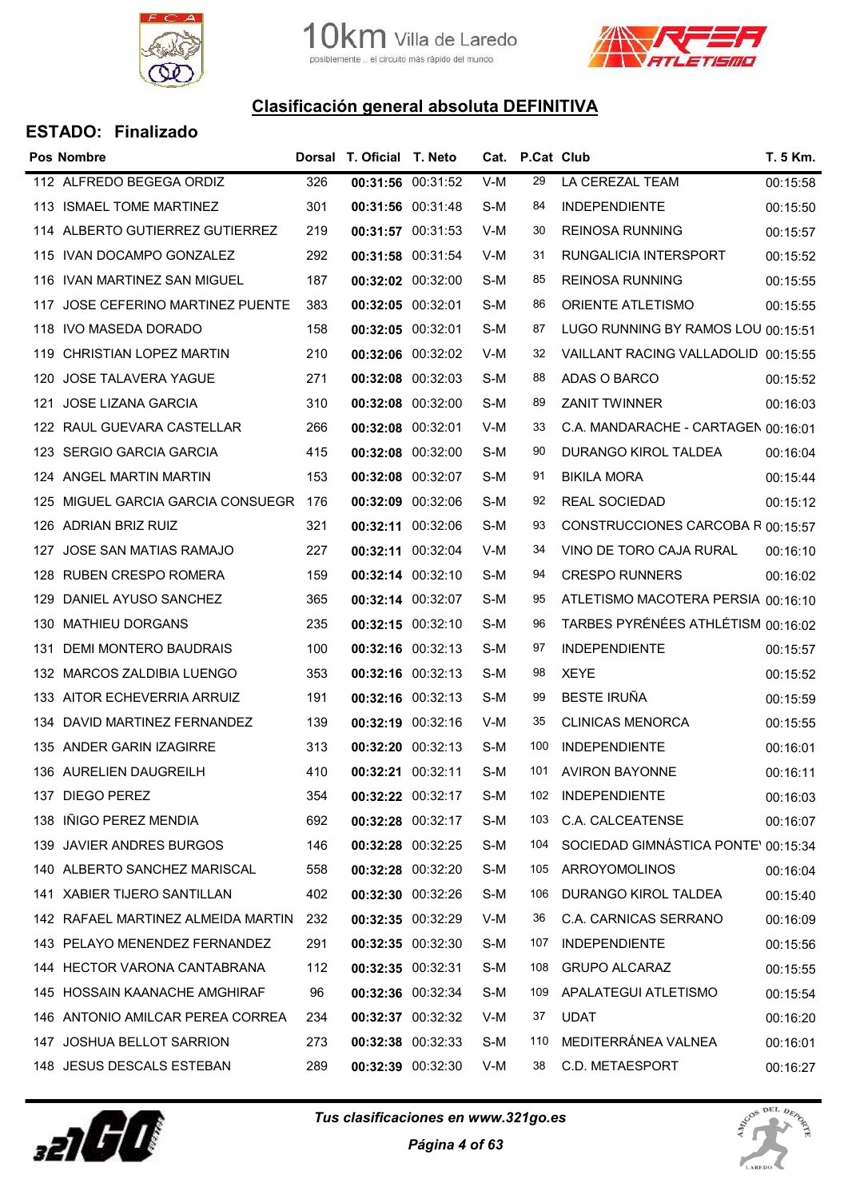10km Villa de Laredo
posiblemente .. el circuito más rápido del mundo

## Clasificación general absoluta DEFINITIVA

### ESTADO: Finalizado

| Pos | Nombre | Dorsal | T. Oficial | T. Neto | Cat. | P.Cat | Club | T. 5 Km. |
|---|---|---|---|---|---|---|---|---|
| 112 | ALFREDO BEGEGA ORDIZ | 326 | **00:31:56** | 00:31:52 | V-M | 29 | LA CEREZAL TEAM | 00:15:58 |
| 113 | ISMAEL TOME MARTINEZ | 301 | **00:31:56** | 00:31:48 | S-M | 84 | INDEPENDIENTE | 00:15:50 |
| 114 | ALBERTO GUTIERREZ GUTIERREZ | 219 | **00:31:57** | 00:31:53 | V-M | 30 | REINOSA RUNNING | 00:15:57 |
| 115 | IVAN DOCAMPO GONZALEZ | 292 | **00:31:58** | 00:31:54 | V-M | 31 | RUNGALICIA INTERSPORT | 00:15:52 |
| 116 | IVAN MARTINEZ SAN MIGUEL | 187 | **00:32:02** | 00:32:00 | S-M | 85 | REINOSA RUNNING | 00:15:55 |
| 117 | JOSE CEFERINO MARTINEZ PUENTE | 383 | **00:32:05** | 00:32:01 | S-M | 86 | ORIENTE ATLETISMO | 00:15:55 |
| 118 | IVO MASEDA DORADO | 158 | **00:32:05** | 00:32:01 | S-M | 87 | LUGO RUNNING BY RAMOS LOU | 00:15:51 |
| 119 | CHRISTIAN LOPEZ MARTIN | 210 | **00:32:06** | 00:32:02 | V-M | 32 | VAILLANT RACING VALLADOLID | 00:15:55 |
| 120 | JOSE TALAVERA YAGUE | 271 | **00:32:08** | 00:32:03 | S-M | 88 | ADAS O BARCO | 00:15:52 |
| 121 | JOSE LIZANA GARCIA | 310 | **00:32:08** | 00:32:00 | S-M | 89 | ZANIT TWINNER | 00:16:03 |
| 122 | RAUL GUEVARA CASTELLAR | 266 | **00:32:08** | 00:32:01 | V-M | 33 | C.A. MANDARACHE - CARTAGEN | 00:16:01 |
| 123 | SERGIO GARCIA GARCIA | 415 | **00:32:08** | 00:32:00 | S-M | 90 | DURANGO KIROL TALDEA | 00:16:04 |
| 124 | ANGEL MARTIN MARTIN | 153 | **00:32:08** | 00:32:07 | S-M | 91 | BIKILA MORA | 00:15:44 |
| 125 | MIGUEL GARCIA GARCIA CONSUEGR | 176 | **00:32:09** | 00:32:06 | S-M | 92 | REAL SOCIEDAD | 00:15:12 |
| 126 | ADRIAN BRIZ RUIZ | 321 | **00:32:11** | 00:32:06 | S-M | 93 | CONSTRUCCIONES CARCOBA R | 00:15:57 |
| 127 | JOSE SAN MATIAS RAMAJO | 227 | **00:32:11** | 00:32:04 | V-M | 34 | VINO DE TORO CAJA RURAL | 00:16:10 |
| 128 | RUBEN CRESPO ROMERA | 159 | **00:32:14** | 00:32:10 | S-M | 94 | CRESPO RUNNERS | 00:16:02 |
| 129 | DANIEL AYUSO SANCHEZ | 365 | **00:32:14** | 00:32:07 | S-M | 95 | ATLETISMO MACOTERA PERSIA | 00:16:10 |
| 130 | MATHIEU DORGANS | 235 | **00:32:15** | 00:32:10 | S-M | 96 | TARBES PYRÉNÉES ATHLÉTISM | 00:16:02 |
| 131 | DEMI MONTERO BAUDRAIS | 100 | **00:32:16** | 00:32:13 | S-M | 97 | INDEPENDIENTE | 00:15:57 |
| 132 | MARCOS ZALDIBIA LUENGO | 353 | **00:32:16** | 00:32:13 | S-M | 98 | XEYE | 00:15:52 |
| 133 | AITOR ECHEVERRIA ARRUIZ | 191 | **00:32:16** | 00:32:13 | S-M | 99 | BESTE IRUÑA | 00:15:59 |
| 134 | DAVID MARTINEZ FERNANDEZ | 139 | **00:32:19** | 00:32:16 | V-M | 35 | CLINICAS MENORCA | 00:15:55 |
| 135 | ANDER GARIN IZAGIRRE | 313 | **00:32:20** | 00:32:13 | S-M | 100 | INDEPENDIENTE | 00:16:01 |
| 136 | AURELIEN DAUGREILH | 410 | **00:32:21** | 00:32:11 | S-M | 101 | AVIRON BAYONNE | 00:16:11 |
| 137 | DIEGO PEREZ | 354 | **00:32:22** | 00:32:17 | S-M | 102 | INDEPENDIENTE | 00:16:03 |
| 138 | IÑIGO PEREZ MENDIA | 692 | **00:32:28** | 00:32:17 | S-M | 103 | C.A. CALCEATENSE | 00:16:07 |
| 139 | JAVIER ANDRES BURGOS | 146 | **00:32:28** | 00:32:25 | S-M | 104 | SOCIEDAD GIMNÁSTICA PONTE | 00:15:34 |
| 140 | ALBERTO SANCHEZ MARISCAL | 558 | **00:32:28** | 00:32:20 | S-M | 105 | ARROYOMOLINOS | 00:16:04 |
| 141 | XABIER TIJERO SANTILLAN | 402 | **00:32:30** | 00:32:26 | S-M | 106 | DURANGO KIROL TALDEA | 00:15:40 |
| 142 | RAFAEL MARTINEZ ALMEIDA MARTIN | 232 | **00:32:35** | 00:32:29 | V-M | 36 | C.A. CARNICAS SERRANO | 00:16:09 |
| 143 | PELAYO MENENDEZ FERNANDEZ | 291 | **00:32:35** | 00:32:30 | S-M | 107 | INDEPENDIENTE | 00:15:56 |
| 144 | HECTOR VARONA CANTABRANA | 112 | **00:32:35** | 00:32:31 | S-M | 108 | GRUPO ALCARAZ | 00:15:55 |
| 145 | HOSSAIN KAANACHE AMGHIRAF | 96 | **00:32:36** | 00:32:34 | S-M | 109 | APALATEGUI ATLETISMO | 00:15:54 |
| 146 | ANTONIO AMILCAR PEREA CORREA | 234 | **00:32:37** | 00:32:32 | V-M | 37 | UDAT | 00:16:20 |
| 147 | JOSHUA BELLOT SARRION | 273 | **00:32:38** | 00:32:33 | S-M | 110 | MEDITERRÁNEA VALNEA | 00:16:01 |
| 148 | JESUS DESCALS ESTEBAN | 289 | **00:32:39** | 00:32:30 | V-M | 38 | C.D. METAESPORT | 00:16:27 |

*Tus clasificaciones en www.321go.es*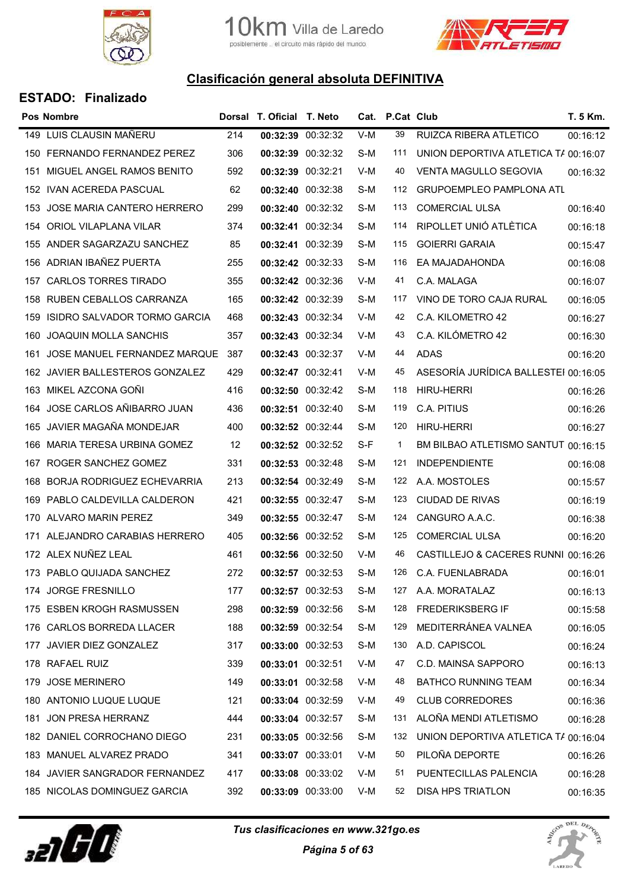# Clasificación general absoluta DEFINITIVA

## ESTADO: Finalizado

| Pos | Nombre | Dorsal | T. Oficial | T. Neto | Cat. | P.Cat | Club | T. 5 Km. |
|---|---|---|---|---|---|---|---|---|
| 149 | LUIS CLAUSIN MAÑERU | 214 | **00:32:39** | 00:32:32 | V-M | 39 | RUIZCA RIBERA ATLETICO | 00:16:12 |
| 150 | FERNANDO FERNANDEZ PEREZ | 306 | **00:32:39** | 00:32:32 | S-M | 111 | UNION DEPORTIVA ATLETICA TA | 00:16:07 |
| 151 | MIGUEL ANGEL RAMOS BENITO | 592 | **00:32:39** | 00:32:21 | V-M | 40 | VENTA MAGULLO SEGOVIA | 00:16:32 |
| 152 | IVAN ACEREDA PASCUAL | 62 | **00:32:40** | 00:32:38 | S-M | 112 | GRUPOEMPLEO PAMPLONA ATL | |
| 153 | JOSE MARIA CANTERO HERRERO | 299 | **00:32:40** | 00:32:32 | S-M | 113 | COMERCIAL ULSA | 00:16:40 |
| 154 | ORIOL VILAPLANA VILAR | 374 | **00:32:41** | 00:32:34 | S-M | 114 | RIPOLLET UNIÓ ATLÈTICA | 00:16:18 |
| 155 | ANDER SAGARZAZU SANCHEZ | 85 | **00:32:41** | 00:32:39 | S-M | 115 | GOIERRI GARAIA | 00:15:47 |
| 156 | ADRIAN IBAÑEZ PUERTA | 255 | **00:32:42** | 00:32:33 | S-M | 116 | EA MAJADAHONDA | 00:16:08 |
| 157 | CARLOS TORRES TIRADO | 355 | **00:32:42** | 00:32:36 | V-M | 41 | C.A. MALAGA | 00:16:07 |
| 158 | RUBEN CEBALLOS CARRANZA | 165 | **00:32:42** | 00:32:39 | S-M | 117 | VINO DE TORO CAJA RURAL | 00:16:05 |
| 159 | ISIDRO SALVADOR TORMO GARCIA | 468 | **00:32:43** | 00:32:34 | V-M | 42 | C.A. KILOMETRO 42 | 00:16:27 |
| 160 | JOAQUIN MOLLA SANCHIS | 357 | **00:32:43** | 00:32:34 | V-M | 43 | C.A. KILÓMETRO 42 | 00:16:30 |
| 161 | JOSE MANUEL FERNANDEZ MARQUE | 387 | **00:32:43** | 00:32:37 | V-M | 44 | ADAS | 00:16:20 |
| 162 | JAVIER BALLESTEROS GONZALEZ | 429 | **00:32:47** | 00:32:41 | V-M | 45 | ASESORÍA JURÍDICA BALLESTEI | 00:16:05 |
| 163 | MIKEL AZCONA GOÑI | 416 | **00:32:50** | 00:32:42 | S-M | 118 | HIRU-HERRI | 00:16:26 |
| 164 | JOSE CARLOS AÑIBARRO JUAN | 436 | **00:32:51** | 00:32:40 | S-M | 119 | C.A. PITIUS | 00:16:26 |
| 165 | JAVIER MAGAÑA MONDEJAR | 400 | **00:32:52** | 00:32:44 | S-M | 120 | HIRU-HERRI | 00:16:27 |
| 166 | MARIA TERESA URBINA GOMEZ | 12 | **00:32:52** | 00:32:52 | S-F | 1 | BM BILBAO ATLETISMO SANTUT | 00:16:15 |
| 167 | ROGER SANCHEZ GOMEZ | 331 | **00:32:53** | 00:32:48 | S-M | 121 | INDEPENDIENTE | 00:16:08 |
| 168 | BORJA RODRIGUEZ ECHEVARRIA | 213 | **00:32:54** | 00:32:49 | S-M | 122 | A.A. MOSTOLES | 00:15:57 |
| 169 | PABLO CALDEVILLA CALDERON | 421 | **00:32:55** | 00:32:47 | S-M | 123 | CIUDAD DE RIVAS | 00:16:19 |
| 170 | ALVARO MARIN PEREZ | 349 | **00:32:55** | 00:32:47 | S-M | 124 | CANGURO A.A.C. | 00:16:38 |
| 171 | ALEJANDRO CARABIAS HERRERO | 405 | **00:32:56** | 00:32:52 | S-M | 125 | COMERCIAL ULSA | 00:16:20 |
| 172 | ALEX NUÑEZ LEAL | 461 | **00:32:56** | 00:32:50 | V-M | 46 | CASTILLEJO & CACERES RUNNI | 00:16:26 |
| 173 | PABLO QUIJADA SANCHEZ | 272 | **00:32:57** | 00:32:53 | S-M | 126 | C.A. FUENLABRADA | 00:16:01 |
| 174 | JORGE FRESNILLO | 177 | **00:32:57** | 00:32:53 | S-M | 127 | A.A. MORATALAZ | 00:16:13 |
| 175 | ESBEN KROGH RASMUSSEN | 298 | **00:32:59** | 00:32:56 | S-M | 128 | FREDERIKSBERG IF | 00:15:58 |
| 176 | CARLOS BORREDA LLACER | 188 | **00:32:59** | 00:32:54 | S-M | 129 | MEDITERRÁNEA VALNEA | 00:16:05 |
| 177 | JAVIER DIEZ GONZALEZ | 317 | **00:33:00** | 00:32:53 | S-M | 130 | A.D. CAPISCOL | 00:16:24 |
| 178 | RAFAEL RUIZ | 339 | **00:33:01** | 00:32:51 | V-M | 47 | C.D. MAINSA SAPPORO | 00:16:13 |
| 179 | JOSE MERINERO | 149 | **00:33:01** | 00:32:58 | V-M | 48 | BATHCO RUNNING TEAM | 00:16:34 |
| 180 | ANTONIO LUQUE LUQUE | 121 | **00:33:04** | 00:32:59 | V-M | 49 | CLUB CORREDORES | 00:16:36 |
| 181 | JON PRESA HERRANZ | 444 | **00:33:04** | 00:32:57 | S-M | 131 | ALOÑA MENDI ATLETISMO | 00:16:28 |
| 182 | DANIEL CORROCHANO DIEGO | 231 | **00:33:05** | 00:32:56 | S-M | 132 | UNION DEPORTIVA ATLETICA TA | 00:16:04 |
| 183 | MANUEL ALVAREZ PRADO | 341 | **00:33:07** | 00:33:01 | V-M | 50 | PILOÑA DEPORTE | 00:16:26 |
| 184 | JAVIER SANGRADOR FERNANDEZ | 417 | **00:33:08** | 00:33:02 | V-M | 51 | PUENTECILLAS PALENCIA | 00:16:28 |
| 185 | NICOLAS DOMINGUEZ GARCIA | 392 | **00:33:09** | 00:33:00 | V-M | 52 | DISA HPS TRIATLON | 00:16:35 |

*Tus clasificaciones en www.321go.es*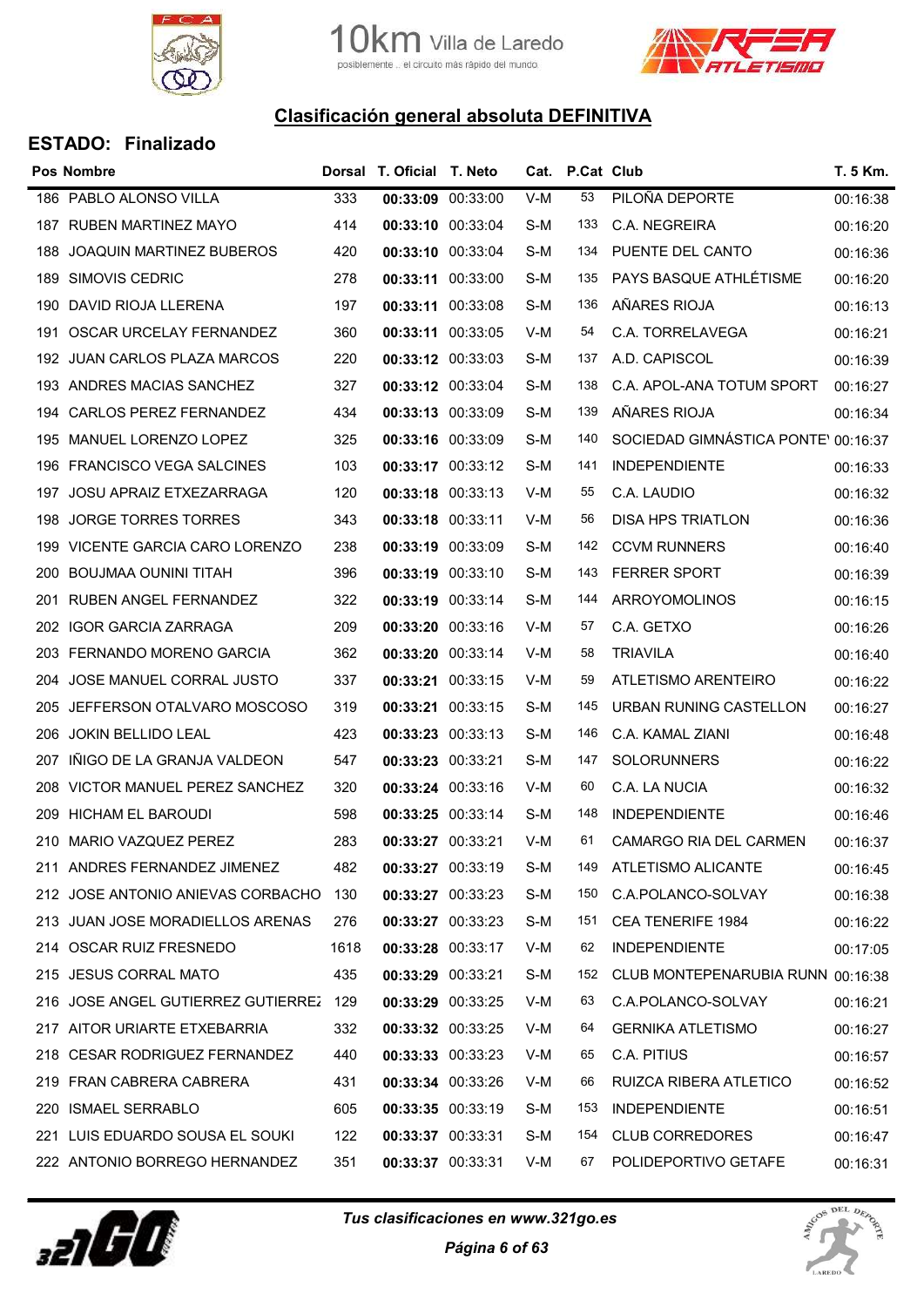## Clasificación general absoluta DEFINITIVA

### ESTADO: Finalizado

| Pos | Nombre | Dorsal | T. Oficial | T. Neto | Cat. | P.Cat | Club | T. 5 Km. |
|---|---|---|---|---|---|---|---|---|
| 186 | PABLO ALONSO VILLA | 333 | **00:33:09** | 00:33:00 | V-M | 53 | PILOÑA DEPORTE | 00:16:38 |
| 187 | RUBEN MARTINEZ MAYO | 414 | **00:33:10** | 00:33:04 | S-M | 133 | C.A. NEGREIRA | 00:16:20 |
| 188 | JOAQUIN MARTINEZ BUBEROS | 420 | **00:33:10** | 00:33:04 | S-M | 134 | PUENTE DEL CANTO | 00:16:36 |
| 189 | SIMOVIS CEDRIC | 278 | **00:33:11** | 00:33:00 | S-M | 135 | PAYS BASQUE ATHLÉTISME | 00:16:20 |
| 190 | DAVID RIOJA LLERENA | 197 | **00:33:11** | 00:33:08 | S-M | 136 | AÑARES RIOJA | 00:16:13 |
| 191 | OSCAR URCELAY FERNANDEZ | 360 | **00:33:11** | 00:33:05 | V-M | 54 | C.A. TORRELAVEGA | 00:16:21 |
| 192 | JUAN CARLOS PLAZA MARCOS | 220 | **00:33:12** | 00:33:03 | S-M | 137 | A.D. CAPISCOL | 00:16:39 |
| 193 | ANDRES MACIAS SANCHEZ | 327 | **00:33:12** | 00:33:04 | S-M | 138 | C.A. APOL-ANA TOTUM SPORT | 00:16:27 |
| 194 | CARLOS PEREZ FERNANDEZ | 434 | **00:33:13** | 00:33:09 | S-M | 139 | AÑARES RIOJA | 00:16:34 |
| 195 | MANUEL LORENZO LOPEZ | 325 | **00:33:16** | 00:33:09 | S-M | 140 | SOCIEDAD GIMNÁSTICA PONTE | 00:16:37 |
| 196 | FRANCISCO VEGA SALCINES | 103 | **00:33:17** | 00:33:12 | S-M | 141 | INDEPENDIENTE | 00:16:33 |
| 197 | JOSU APRAIZ ETXEZARRAGA | 120 | **00:33:18** | 00:33:13 | V-M | 55 | C.A. LAUDIO | 00:16:32 |
| 198 | JORGE TORRES TORRES | 343 | **00:33:18** | 00:33:11 | V-M | 56 | DISA HPS TRIATLON | 00:16:36 |
| 199 | VICENTE GARCIA CARO LORENZO | 238 | **00:33:19** | 00:33:09 | S-M | 142 | CCVM RUNNERS | 00:16:40 |
| 200 | BOUJMAA OUNINI TITAH | 396 | **00:33:19** | 00:33:10 | S-M | 143 | FERRER SPORT | 00:16:39 |
| 201 | RUBEN ANGEL FERNANDEZ | 322 | **00:33:19** | 00:33:14 | S-M | 144 | ARROYOMOLINOS | 00:16:15 |
| 202 | IGOR GARCIA ZARRAGA | 209 | **00:33:20** | 00:33:16 | V-M | 57 | C.A. GETXO | 00:16:26 |
| 203 | FERNANDO MORENO GARCIA | 362 | **00:33:20** | 00:33:14 | V-M | 58 | TRIAVILA | 00:16:40 |
| 204 | JOSE MANUEL CORRAL JUSTO | 337 | **00:33:21** | 00:33:15 | V-M | 59 | ATLETISMO ARENTEIRO | 00:16:22 |
| 205 | JEFFERSON OTALVARO MOSCOSO | 319 | **00:33:21** | 00:33:15 | S-M | 145 | URBAN RUNING CASTELLON | 00:16:27 |
| 206 | JOKIN BELLIDO LEAL | 423 | **00:33:23** | 00:33:13 | S-M | 146 | C.A. KAMAL ZIANI | 00:16:48 |
| 207 | IÑIGO DE LA GRANJA VALDEON | 547 | **00:33:23** | 00:33:21 | S-M | 147 | SOLORUNNERS | 00:16:22 |
| 208 | VICTOR MANUEL PEREZ SANCHEZ | 320 | **00:33:24** | 00:33:16 | V-M | 60 | C.A. LA NUCIA | 00:16:32 |
| 209 | HICHAM EL BAROUDI | 598 | **00:33:25** | 00:33:14 | S-M | 148 | INDEPENDIENTE | 00:16:46 |
| 210 | MARIO VAZQUEZ PEREZ | 283 | **00:33:27** | 00:33:21 | V-M | 61 | CAMARGO RIA DEL CARMEN | 00:16:37 |
| 211 | ANDRES FERNANDEZ JIMENEZ | 482 | **00:33:27** | 00:33:19 | S-M | 149 | ATLETISMO ALICANTE | 00:16:45 |
| 212 | JOSE ANTONIO ANIEVAS CORBACHO | 130 | **00:33:27** | 00:33:23 | S-M | 150 | C.A.POLANCO-SOLVAY | 00:16:38 |
| 213 | JUAN JOSE MORADIELLOS ARENAS | 276 | **00:33:27** | 00:33:23 | S-M | 151 | CEA TENERIFE 1984 | 00:16:22 |
| 214 | OSCAR RUIZ FRESNEDO | 1618 | **00:33:28** | 00:33:17 | V-M | 62 | INDEPENDIENTE | 00:17:05 |
| 215 | JESUS CORRAL MATO | 435 | **00:33:29** | 00:33:21 | S-M | 152 | CLUB MONTEPENARUBIA RUNN | 00:16:38 |
| 216 | JOSE ANGEL GUTIERREZ GUTIERREZ | 129 | **00:33:29** | 00:33:25 | V-M | 63 | C.A.POLANCO-SOLVAY | 00:16:21 |
| 217 | AITOR URIARTE ETXEBARRIA | 332 | **00:33:32** | 00:33:25 | V-M | 64 | GERNIKA ATLETISMO | 00:16:27 |
| 218 | CESAR RODRIGUEZ FERNANDEZ | 440 | **00:33:33** | 00:33:23 | V-M | 65 | C.A. PITIUS | 00:16:57 |
| 219 | FRAN CABRERA CABRERA | 431 | **00:33:34** | 00:33:26 | V-M | 66 | RUIZCA RIBERA ATLETICO | 00:16:52 |
| 220 | ISMAEL SERRABLO | 605 | **00:33:35** | 00:33:19 | S-M | 153 | INDEPENDIENTE | 00:16:51 |
| 221 | LUIS EDUARDO SOUSA EL SOUKI | 122 | **00:33:37** | 00:33:31 | S-M | 154 | CLUB CORREDORES | 00:16:47 |
| 222 | ANTONIO BORREGO HERNANDEZ | 351 | **00:33:37** | 00:33:31 | V-M | 67 | POLIDEPORTIVO GETAFE | 00:16:31 |

*Tus clasificaciones en www.321go.es*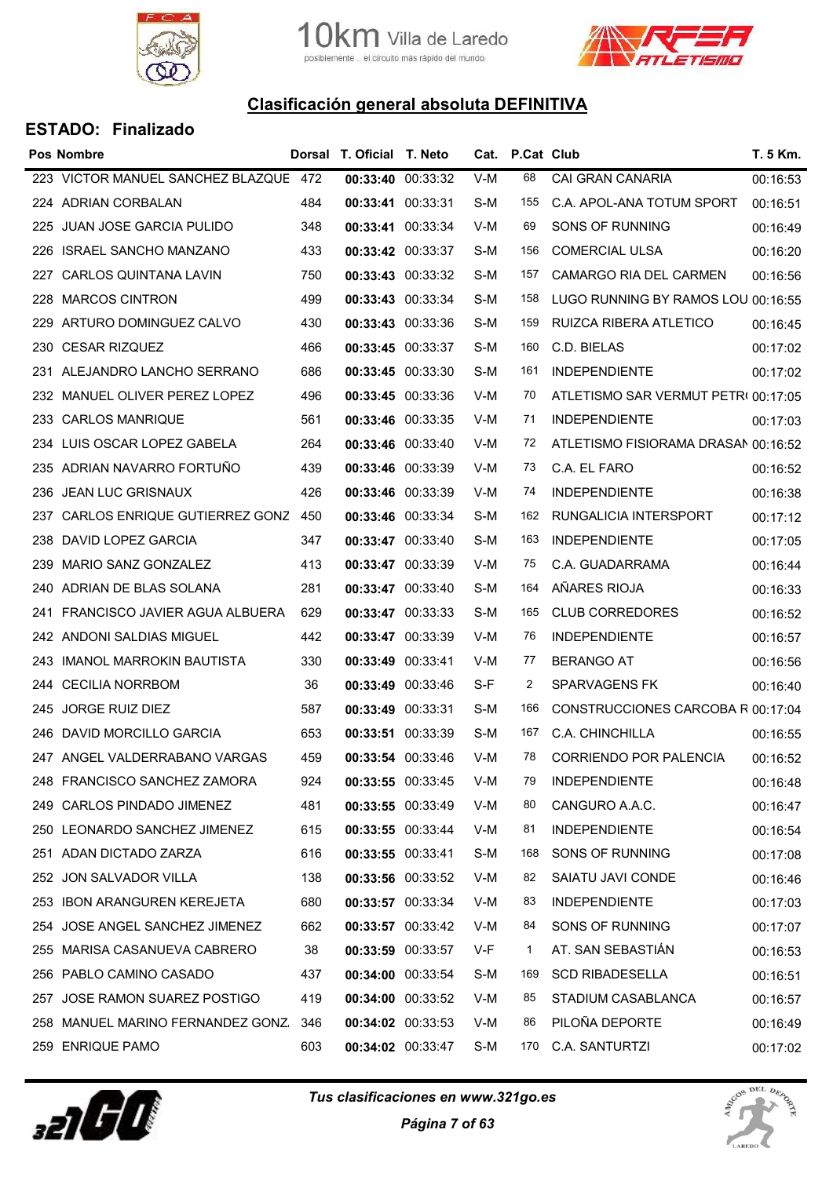## Clasificación general absoluta DEFINITIVA

### ESTADO: Finalizado

| Pos | Nombre | Dorsal | T. Oficial | T. Neto | Cat. | P.Cat | Club | T. 5 Km. |
|---|---|---|---|---|---|---|---|---|
| 223 | VICTOR MANUEL SANCHEZ BLAZQUE | 472 | **00:33:40** | 00:33:32 | V-M | 68 | CAI GRAN CANARIA | 00:16:53 |
| 224 | ADRIAN CORBALAN | 484 | **00:33:41** | 00:33:31 | S-M | 155 | C.A. APOL-ANA TOTUM SPORT | 00:16:51 |
| 225 | JUAN JOSE GARCIA PULIDO | 348 | **00:33:41** | 00:33:34 | V-M | 69 | SONS OF RUNNING | 00:16:49 |
| 226 | ISRAEL SANCHO MANZANO | 433 | **00:33:42** | 00:33:37 | S-M | 156 | COMERCIAL ULSA | 00:16:20 |
| 227 | CARLOS QUINTANA LAVIN | 750 | **00:33:43** | 00:33:32 | S-M | 157 | CAMARGO RIA DEL CARMEN | 00:16:56 |
| 228 | MARCOS CINTRON | 499 | **00:33:43** | 00:33:34 | S-M | 158 | LUGO RUNNING BY RAMOS LOU | 00:16:55 |
| 229 | ARTURO DOMINGUEZ CALVO | 430 | **00:33:43** | 00:33:36 | S-M | 159 | RUIZCA RIBERA ATLETICO | 00:16:45 |
| 230 | CESAR RIZQUEZ | 466 | **00:33:45** | 00:33:37 | S-M | 160 | C.D. BIELAS | 00:17:02 |
| 231 | ALEJANDRO LANCHO SERRANO | 686 | **00:33:45** | 00:33:30 | S-M | 161 | INDEPENDIENTE | 00:17:02 |
| 232 | MANUEL OLIVER PEREZ LOPEZ | 496 | **00:33:45** | 00:33:36 | V-M | 70 | ATLETISMO SAR VERMUT PETR( | 00:17:05 |
| 233 | CARLOS MANRIQUE | 561 | **00:33:46** | 00:33:35 | V-M | 71 | INDEPENDIENTE | 00:17:03 |
| 234 | LUIS OSCAR LOPEZ GABELA | 264 | **00:33:46** | 00:33:40 | V-M | 72 | ATLETISMO FISIORAMA DRASAN | 00:16:52 |
| 235 | ADRIAN NAVARRO FORTUÑO | 439 | **00:33:46** | 00:33:39 | V-M | 73 | C.A. EL FARO | 00:16:52 |
| 236 | JEAN LUC GRISNAUX | 426 | **00:33:46** | 00:33:39 | V-M | 74 | INDEPENDIENTE | 00:16:38 |
| 237 | CARLOS ENRIQUE GUTIERREZ GONZ | 450 | **00:33:46** | 00:33:34 | S-M | 162 | RUNGALICIA INTERSPORT | 00:17:12 |
| 238 | DAVID LOPEZ GARCIA | 347 | **00:33:47** | 00:33:40 | S-M | 163 | INDEPENDIENTE | 00:17:05 |
| 239 | MARIO SANZ GONZALEZ | 413 | **00:33:47** | 00:33:39 | V-M | 75 | C.A. GUADARRAMA | 00:16:44 |
| 240 | ADRIAN DE BLAS SOLANA | 281 | **00:33:47** | 00:33:40 | S-M | 164 | AÑARES RIOJA | 00:16:33 |
| 241 | FRANCISCO JAVIER AGUA ALBUERA | 629 | **00:33:47** | 00:33:33 | S-M | 165 | CLUB CORREDORES | 00:16:52 |
| 242 | ANDONI SALDIAS MIGUEL | 442 | **00:33:47** | 00:33:39 | V-M | 76 | INDEPENDIENTE | 00:16:57 |
| 243 | IMANOL MARROKIN BAUTISTA | 330 | **00:33:49** | 00:33:41 | V-M | 77 | BERANGO AT | 00:16:56 |
| 244 | CECILIA NORRBOM | 36 | **00:33:49** | 00:33:46 | S-F | 2 | SPARVAGENS FK | 00:16:40 |
| 245 | JORGE RUIZ DIEZ | 587 | **00:33:49** | 00:33:31 | S-M | 166 | CONSTRUCCIONES CARCOBA R | 00:17:04 |
| 246 | DAVID MORCILLO GARCIA | 653 | **00:33:51** | 00:33:39 | S-M | 167 | C.A. CHINCHILLA | 00:16:55 |
| 247 | ANGEL VALDERRABANO VARGAS | 459 | **00:33:54** | 00:33:46 | V-M | 78 | CORRIENDO POR PALENCIA | 00:16:52 |
| 248 | FRANCISCO SANCHEZ ZAMORA | 924 | **00:33:55** | 00:33:45 | V-M | 79 | INDEPENDIENTE | 00:16:48 |
| 249 | CARLOS PINDADO JIMENEZ | 481 | **00:33:55** | 00:33:49 | V-M | 80 | CANGURO A.A.C. | 00:16:47 |
| 250 | LEONARDO SANCHEZ JIMENEZ | 615 | **00:33:55** | 00:33:44 | V-M | 81 | INDEPENDIENTE | 00:16:54 |
| 251 | ADAN DICTADO ZARZA | 616 | **00:33:55** | 00:33:41 | S-M | 168 | SONS OF RUNNING | 00:17:08 |
| 252 | JON SALVADOR VILLA | 138 | **00:33:56** | 00:33:52 | V-M | 82 | SAIATU JAVI CONDE | 00:16:46 |
| 253 | IBON ARANGUREN KEREJETA | 680 | **00:33:57** | 00:33:34 | V-M | 83 | INDEPENDIENTE | 00:17:03 |
| 254 | JOSE ANGEL SANCHEZ JIMENEZ | 662 | **00:33:57** | 00:33:42 | V-M | 84 | SONS OF RUNNING | 00:17:07 |
| 255 | MARISA CASANUEVA CABRERO | 38 | **00:33:59** | 00:33:57 | V-F | 1 | AT. SAN SEBASTIÁN | 00:16:53 |
| 256 | PABLO CAMINO CASADO | 437 | **00:34:00** | 00:33:54 | S-M | 169 | SCD RIBADESELLA | 00:16:51 |
| 257 | JOSE RAMON SUAREZ POSTIGO | 419 | **00:34:00** | 00:33:52 | V-M | 85 | STADIUM CASABLANCA | 00:16:57 |
| 258 | MANUEL MARINO FERNANDEZ GONZ. | 346 | **00:34:02** | 00:33:53 | V-M | 86 | PILOÑA DEPORTE | 00:16:49 |
| 259 | ENRIQUE PAMO | 603 | **00:34:02** | 00:33:47 | S-M | 170 | C.A. SANTURTZI | 00:17:02 |

*Tus clasificaciones en www.321go.es*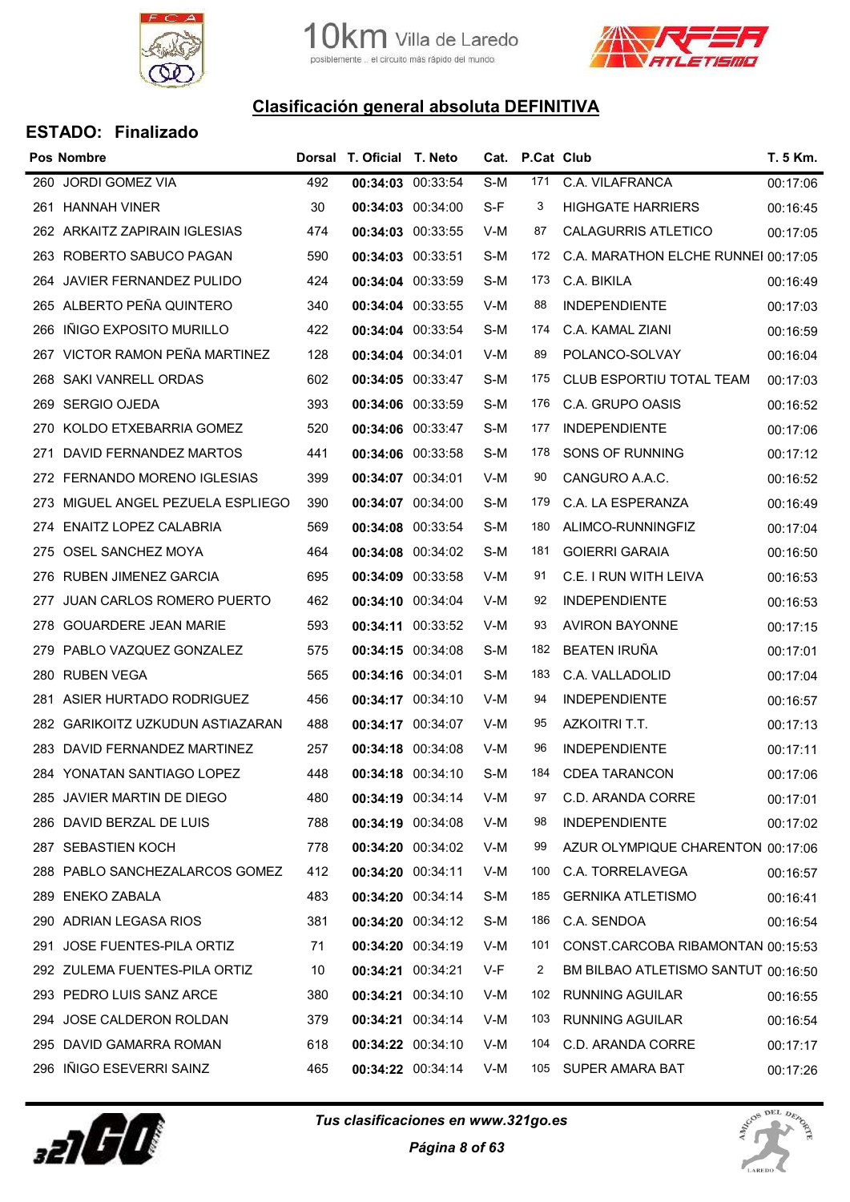## Clasificación general absoluta DEFINITIVA

### ESTADO: Finalizado

| Pos | Nombre | Dorsal | T. Oficial | T. Neto | Cat. | P.Cat | Club | T. 5 Km. |
|---|---|---|---|---|---|---|---|---|
| 260 | JORDI GOMEZ VIA | 492 | **00:34:03** | 00:33:54 | S-M | 171 | C.A. VILAFRANCA | 00:17:06 |
| 261 | HANNAH VINER | 30 | **00:34:03** | 00:34:00 | S-F | 3 | HIGHGATE HARRIERS | 00:16:45 |
| 262 | ARKAITZ ZAPIRAIN IGLESIAS | 474 | **00:34:03** | 00:33:55 | V-M | 87 | CALAGURRIS ATLETICO | 00:17:05 |
| 263 | ROBERTO SABUCO PAGAN | 590 | **00:34:03** | 00:33:51 | S-M | 172 | C.A. MARATHON ELCHE RUNNEI | 00:17:05 |
| 264 | JAVIER FERNANDEZ PULIDO | 424 | **00:34:04** | 00:33:59 | S-M | 173 | C.A. BIKILA | 00:16:49 |
| 265 | ALBERTO PEÑA QUINTERO | 340 | **00:34:04** | 00:33:55 | V-M | 88 | INDEPENDIENTE | 00:17:03 |
| 266 | IÑIGO EXPOSITO MURILLO | 422 | **00:34:04** | 00:33:54 | S-M | 174 | C.A. KAMAL ZIANI | 00:16:59 |
| 267 | VICTOR RAMON PEÑA MARTINEZ | 128 | **00:34:04** | 00:34:01 | V-M | 89 | POLANCO-SOLVAY | 00:16:04 |
| 268 | SAKI VANRELL ORDAS | 602 | **00:34:05** | 00:33:47 | S-M | 175 | CLUB ESPORTIU TOTAL TEAM | 00:17:03 |
| 269 | SERGIO OJEDA | 393 | **00:34:06** | 00:33:59 | S-M | 176 | C.A. GRUPO OASIS | 00:16:52 |
| 270 | KOLDO ETXEBARRIA GOMEZ | 520 | **00:34:06** | 00:33:47 | S-M | 177 | INDEPENDIENTE | 00:17:06 |
| 271 | DAVID FERNANDEZ MARTOS | 441 | **00:34:06** | 00:33:58 | S-M | 178 | SONS OF RUNNING | 00:17:12 |
| 272 | FERNANDO MORENO IGLESIAS | 399 | **00:34:07** | 00:34:01 | V-M | 90 | CANGURO A.A.C. | 00:16:52 |
| 273 | MIGUEL ANGEL PEZUELA ESPLIEGO | 390 | **00:34:07** | 00:34:00 | S-M | 179 | C.A. LA ESPERANZA | 00:16:49 |
| 274 | ENAITZ LOPEZ CALABRIA | 569 | **00:34:08** | 00:33:54 | S-M | 180 | ALIMCO-RUNNINGFIZ | 00:17:04 |
| 275 | OSEL SANCHEZ MOYA | 464 | **00:34:08** | 00:34:02 | S-M | 181 | GOIERRI GARAIA | 00:16:50 |
| 276 | RUBEN JIMENEZ GARCIA | 695 | **00:34:09** | 00:33:58 | V-M | 91 | C.E. I RUN WITH LEIVA | 00:16:53 |
| 277 | JUAN CARLOS ROMERO PUERTO | 462 | **00:34:10** | 00:34:04 | V-M | 92 | INDEPENDIENTE | 00:16:53 |
| 278 | GOUARDERE JEAN MARIE | 593 | **00:34:11** | 00:33:52 | V-M | 93 | AVIRON BAYONNE | 00:17:15 |
| 279 | PABLO VAZQUEZ GONZALEZ | 575 | **00:34:15** | 00:34:08 | S-M | 182 | BEATEN IRUÑA | 00:17:01 |
| 280 | RUBEN VEGA | 565 | **00:34:16** | 00:34:01 | S-M | 183 | C.A. VALLADOLID | 00:17:04 |
| 281 | ASIER HURTADO RODRIGUEZ | 456 | **00:34:17** | 00:34:10 | V-M | 94 | INDEPENDIENTE | 00:16:57 |
| 282 | GARIKOITZ UZKUDUN ASTIAZARAN | 488 | **00:34:17** | 00:34:07 | V-M | 95 | AZKOITRI T.T. | 00:17:13 |
| 283 | DAVID FERNANDEZ MARTINEZ | 257 | **00:34:18** | 00:34:08 | V-M | 96 | INDEPENDIENTE | 00:17:11 |
| 284 | YONATAN SANTIAGO LOPEZ | 448 | **00:34:18** | 00:34:10 | S-M | 184 | CDEA TARANCON | 00:17:06 |
| 285 | JAVIER MARTIN DE DIEGO | 480 | **00:34:19** | 00:34:14 | V-M | 97 | C.D. ARANDA CORRE | 00:17:01 |
| 286 | DAVID BERZAL DE LUIS | 788 | **00:34:19** | 00:34:08 | V-M | 98 | INDEPENDIENTE | 00:17:02 |
| 287 | SEBASTIEN KOCH | 778 | **00:34:20** | 00:34:02 | V-M | 99 | AZUR OLYMPIQUE CHARENTON | 00:17:06 |
| 288 | PABLO SANCHEZALARCOS GOMEZ | 412 | **00:34:20** | 00:34:11 | V-M | 100 | C.A. TORRELAVEGA | 00:16:57 |
| 289 | ENEKO ZABALA | 483 | **00:34:20** | 00:34:14 | S-M | 185 | GERNIKA ATLETISMO | 00:16:41 |
| 290 | ADRIAN LEGASA RIOS | 381 | **00:34:20** | 00:34:12 | S-M | 186 | C.A. SENDOA | 00:16:54 |
| 291 | JOSE FUENTES-PILA ORTIZ | 71 | **00:34:20** | 00:34:19 | V-M | 101 | CONST.CARCOBA RIBAMONTAN | 00:15:53 |
| 292 | ZULEMA FUENTES-PILA ORTIZ | 10 | **00:34:21** | 00:34:21 | V-F | 2 | BM BILBAO ATLETISMO SANTUT | 00:16:50 |
| 293 | PEDRO LUIS SANZ ARCE | 380 | **00:34:21** | 00:34:10 | V-M | 102 | RUNNING AGUILAR | 00:16:55 |
| 294 | JOSE CALDERON ROLDAN | 379 | **00:34:21** | 00:34:14 | V-M | 103 | RUNNING AGUILAR | 00:16:54 |
| 295 | DAVID GAMARRA ROMAN | 618 | **00:34:22** | 00:34:10 | V-M | 104 | C.D. ARANDA CORRE | 00:17:17 |
| 296 | IÑIGO ESEVERRI SAINZ | 465 | **00:34:22** | 00:34:14 | V-M | 105 | SUPER AMARA BAT | 00:17:26 |

*Tus clasificaciones en www.321go.es*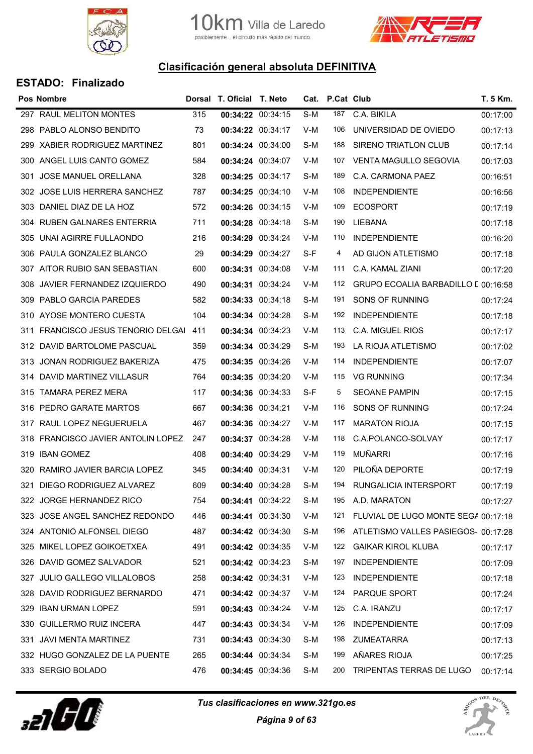## Clasificación general absoluta DEFINITIVA

### ESTADO: Finalizado

| Pos | Nombre | Dorsal | T. Oficial | T. Neto | Cat. | P.Cat | Club | T. 5 Km. |
|---|---|---|---|---|---|---|---|---|
| 297 | RAUL MELITON MONTES | 315 | **00:34:22** | 00:34:15 | S-M | 187 | C.A. BIKILA | 00:17:00 |
| 298 | PABLO ALONSO BENDITO | 73 | **00:34:22** | 00:34:17 | V-M | 106 | UNIVERSIDAD DE OVIEDO | 00:17:13 |
| 299 | XABIER RODRIGUEZ MARTINEZ | 801 | **00:34:24** | 00:34:00 | S-M | 188 | SIRENO TRIATLON CLUB | 00:17:14 |
| 300 | ANGEL LUIS CANTO GOMEZ | 584 | **00:34:24** | 00:34:07 | V-M | 107 | VENTA MAGULLO SEGOVIA | 00:17:03 |
| 301 | JOSE MANUEL ORELLANA | 328 | **00:34:25** | 00:34:17 | S-M | 189 | C.A. CARMONA PAEZ | 00:16:51 |
| 302 | JOSE LUIS HERRERA SANCHEZ | 787 | **00:34:25** | 00:34:10 | V-M | 108 | INDEPENDIENTE | 00:16:56 |
| 303 | DANIEL DIAZ DE LA HOZ | 572 | **00:34:26** | 00:34:15 | V-M | 109 | ECOSPORT | 00:17:19 |
| 304 | RUBEN GALNARES ENTERRIA | 711 | **00:34:28** | 00:34:18 | S-M | 190 | LIEBANA | 00:17:18 |
| 305 | UNAI AGIRRE FULLAONDO | 216 | **00:34:29** | 00:34:24 | V-M | 110 | INDEPENDIENTE | 00:16:20 |
| 306 | PAULA GONZALEZ BLANCO | 29 | **00:34:29** | 00:34:27 | S-F | 4 | AD GIJON ATLETISMO | 00:17:18 |
| 307 | AITOR RUBIO SAN SEBASTIAN | 600 | **00:34:31** | 00:34:08 | V-M | 111 | C.A. KAMAL ZIANI | 00:17:20 |
| 308 | JAVIER FERNANDEZ IZQUIERDO | 490 | **00:34:31** | 00:34:24 | V-M | 112 | GRUPO ECOALIA BARBADILLO [ | 00:16:58 |
| 309 | PABLO GARCIA PAREDES | 582 | **00:34:33** | 00:34:18 | S-M | 191 | SONS OF RUNNING | 00:17:24 |
| 310 | AYOSE MONTERO CUESTA | 104 | **00:34:34** | 00:34:28 | S-M | 192 | INDEPENDIENTE | 00:17:18 |
| 311 | FRANCISCO JESUS TENORIO DELGAI | 411 | **00:34:34** | 00:34:23 | V-M | 113 | C.A. MIGUEL RIOS | 00:17:17 |
| 312 | DAVID BARTOLOME PASCUAL | 359 | **00:34:34** | 00:34:29 | S-M | 193 | LA RIOJA ATLETISMO | 00:17:02 |
| 313 | JONAN RODRIGUEZ BAKERIZA | 475 | **00:34:35** | 00:34:26 | V-M | 114 | INDEPENDIENTE | 00:17:07 |
| 314 | DAVID MARTINEZ VILLASUR | 764 | **00:34:35** | 00:34:20 | V-M | 115 | VG RUNNING | 00:17:34 |
| 315 | TAMARA PEREZ MERA | 117 | **00:34:36** | 00:34:33 | S-F | 5 | SEOANE PAMPIN | 00:17:15 |
| 316 | PEDRO GARATE MARTOS | 667 | **00:34:36** | 00:34:21 | V-M | 116 | SONS OF RUNNING | 00:17:24 |
| 317 | RAUL LOPEZ NEGUERUELA | 467 | **00:34:36** | 00:34:27 | V-M | 117 | MARATON RIOJA | 00:17:15 |
| 318 | FRANCISCO JAVIER ANTOLIN LOPEZ | 247 | **00:34:37** | 00:34:28 | V-M | 118 | C.A.POLANCO-SOLVAY | 00:17:17 |
| 319 | IBAN GOMEZ | 408 | **00:34:40** | 00:34:29 | V-M | 119 | MUÑARRI | 00:17:16 |
| 320 | RAMIRO JAVIER BARCIA LOPEZ | 345 | **00:34:40** | 00:34:31 | V-M | 120 | PILOÑA DEPORTE | 00:17:19 |
| 321 | DIEGO RODRIGUEZ ALVAREZ | 609 | **00:34:40** | 00:34:28 | S-M | 194 | RUNGALICIA INTERSPORT | 00:17:19 |
| 322 | JORGE HERNANDEZ RICO | 754 | **00:34:41** | 00:34:22 | S-M | 195 | A.D. MARATON | 00:17:27 |
| 323 | JOSE ANGEL SANCHEZ REDONDO | 446 | **00:34:41** | 00:34:30 | V-M | 121 | FLUVIAL DE LUGO MONTE SEGA | 00:17:18 |
| 324 | ANTONIO ALFONSEL DIEGO | 487 | **00:34:42** | 00:34:30 | S-M | 196 | ATLETISMO VALLES PASIEGOS- | 00:17:28 |
| 325 | MIKEL LOPEZ GOIKOETXEA | 491 | **00:34:42** | 00:34:35 | V-M | 122 | GAIKAR KIROL KLUBA | 00:17:17 |
| 326 | DAVID GOMEZ SALVADOR | 521 | **00:34:42** | 00:34:23 | S-M | 197 | INDEPENDIENTE | 00:17:09 |
| 327 | JULIO GALLEGO VILLALOBOS | 258 | **00:34:42** | 00:34:31 | V-M | 123 | INDEPENDIENTE | 00:17:18 |
| 328 | DAVID RODRIGUEZ BERNARDO | 471 | **00:34:42** | 00:34:37 | V-M | 124 | PARQUE SPORT | 00:17:24 |
| 329 | IBAN URMAN LOPEZ | 591 | **00:34:43** | 00:34:24 | V-M | 125 | C.A. IRANZU | 00:17:17 |
| 330 | GUILLERMO RUIZ INCERA | 447 | **00:34:43** | 00:34:34 | V-M | 126 | INDEPENDIENTE | 00:17:09 |
| 331 | JAVI MENTA MARTINEZ | 731 | **00:34:43** | 00:34:30 | S-M | 198 | ZUMEATARRA | 00:17:13 |
| 332 | HUGO GONZALEZ DE LA PUENTE | 265 | **00:34:44** | 00:34:34 | S-M | 199 | AÑARES RIOJA | 00:17:25 |
| 333 | SERGIO BOLADO | 476 | **00:34:45** | 00:34:36 | S-M | 200 | TRIPENTAS TERRAS DE LUGO | 00:17:14 |

*Tus clasificaciones en www.321go.es*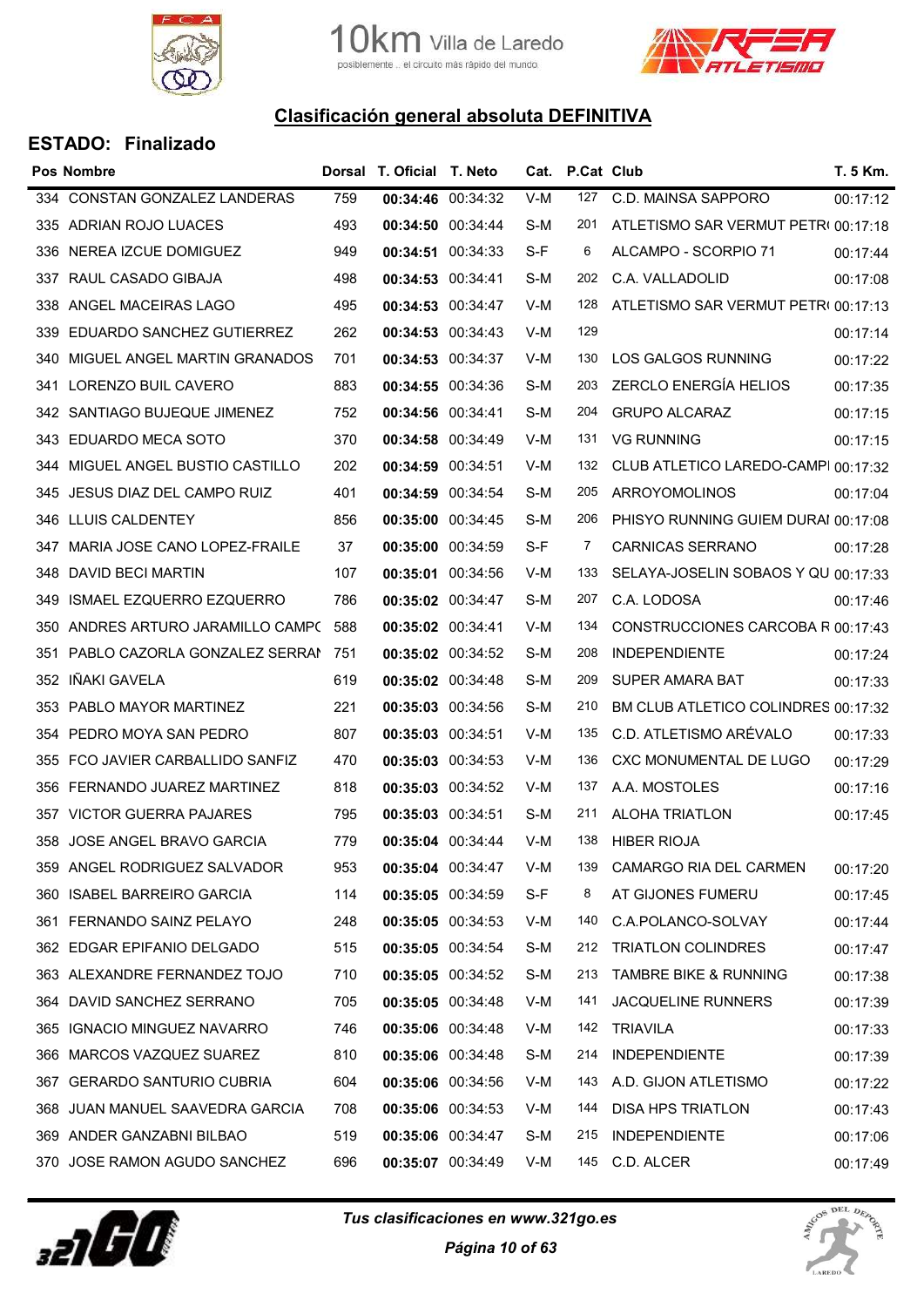## Clasificación general absoluta DEFINITIVA

### ESTADO: Finalizado

| Pos | Nombre | Dorsal | T. Oficial | T. Neto | Cat. | P.Cat | Club | T. 5 Km. |
|---|---|---|---|---|---|---|---|---|
| 334 | CONSTAN GONZALEZ LANDERAS | 759 | **00:34:46** | 00:34:32 | V-M | 127 | C.D. MAINSA SAPPORO | 00:17:12 |
| 335 | ADRIAN ROJO LUACES | 493 | **00:34:50** | 00:34:44 | S-M | 201 | ATLETISMO SAR VERMUT PETR( | 00:17:18 |
| 336 | NEREA IZCUE DOMIGUEZ | 949 | **00:34:51** | 00:34:33 | S-F | 6 | ALCAMPO - SCORPIO 71 | 00:17:44 |
| 337 | RAUL CASADO GIBAJA | 498 | **00:34:53** | 00:34:41 | S-M | 202 | C.A. VALLADOLID | 00:17:08 |
| 338 | ANGEL MACEIRAS LAGO | 495 | **00:34:53** | 00:34:47 | V-M | 128 | ATLETISMO SAR VERMUT PETR( | 00:17:13 |
| 339 | EDUARDO SANCHEZ GUTIERREZ | 262 | **00:34:53** | 00:34:43 | V-M | 129 | | 00:17:14 |
| 340 | MIGUEL ANGEL MARTIN GRANADOS | 701 | **00:34:53** | 00:34:37 | V-M | 130 | LOS GALGOS RUNNING | 00:17:22 |
| 341 | LORENZO BUIL CAVERO | 883 | **00:34:55** | 00:34:36 | S-M | 203 | ZERCLO ENERGÍA HELIOS | 00:17:35 |
| 342 | SANTIAGO BUJEQUE JIMENEZ | 752 | **00:34:56** | 00:34:41 | S-M | 204 | GRUPO ALCARAZ | 00:17:15 |
| 343 | EDUARDO MECA SOTO | 370 | **00:34:58** | 00:34:49 | V-M | 131 | VG RUNNING | 00:17:15 |
| 344 | MIGUEL ANGEL BUSTIO CASTILLO | 202 | **00:34:59** | 00:34:51 | V-M | 132 | CLUB ATLETICO LAREDO-CAMPI | 00:17:32 |
| 345 | JESUS DIAZ DEL CAMPO RUIZ | 401 | **00:34:59** | 00:34:54 | S-M | 205 | ARROYOMOLINOS | 00:17:04 |
| 346 | LLUIS CALDENTEY | 856 | **00:35:00** | 00:34:45 | S-M | 206 | PHISYO RUNNING GUIEM DURAI | 00:17:08 |
| 347 | MARIA JOSE CANO LOPEZ-FRAILE | 37 | **00:35:00** | 00:34:59 | S-F | 7 | CARNICAS SERRANO | 00:17:28 |
| 348 | DAVID BECI MARTIN | 107 | **00:35:01** | 00:34:56 | V-M | 133 | SELAYA-JOSELIN SOBAOS Y QU | 00:17:33 |
| 349 | ISMAEL EZQUERRO EZQUERRO | 786 | **00:35:02** | 00:34:47 | S-M | 207 | C.A. LODOSA | 00:17:46 |
| 350 | ANDRES ARTURO JARAMILLO CAMPC | 588 | **00:35:02** | 00:34:41 | V-M | 134 | CONSTRUCCIONES CARCOBA R | 00:17:43 |
| 351 | PABLO CAZORLA GONZALEZ SERRAI | 751 | **00:35:02** | 00:34:52 | S-M | 208 | INDEPENDIENTE | 00:17:24 |
| 352 | IÑAKI GAVELA | 619 | **00:35:02** | 00:34:48 | S-M | 209 | SUPER AMARA BAT | 00:17:33 |
| 353 | PABLO MAYOR MARTINEZ | 221 | **00:35:03** | 00:34:56 | S-M | 210 | BM CLUB ATLETICO COLINDRES | 00:17:32 |
| 354 | PEDRO MOYA SAN PEDRO | 807 | **00:35:03** | 00:34:51 | V-M | 135 | C.D. ATLETISMO ARÉVALO | 00:17:33 |
| 355 | FCO JAVIER CARBALLIDO SANFIZ | 470 | **00:35:03** | 00:34:53 | V-M | 136 | CXC MONUMENTAL DE LUGO | 00:17:29 |
| 356 | FERNANDO JUAREZ MARTINEZ | 818 | **00:35:03** | 00:34:52 | V-M | 137 | A.A. MOSTOLES | 00:17:16 |
| 357 | VICTOR GUERRA PAJARES | 795 | **00:35:03** | 00:34:51 | S-M | 211 | ALOHA TRIATLON | 00:17:45 |
| 358 | JOSE ANGEL BRAVO GARCIA | 779 | **00:35:04** | 00:34:44 | V-M | 138 | HIBER RIOJA | |
| 359 | ANGEL RODRIGUEZ SALVADOR | 953 | **00:35:04** | 00:34:47 | V-M | 139 | CAMARGO RIA DEL CARMEN | 00:17:20 |
| 360 | ISABEL BARREIRO GARCIA | 114 | **00:35:05** | 00:34:59 | S-F | 8 | AT GIJONES FUMERU | 00:17:45 |
| 361 | FERNANDO SAINZ PELAYO | 248 | **00:35:05** | 00:34:53 | V-M | 140 | C.A.POLANCO-SOLVAY | 00:17:44 |
| 362 | EDGAR EPIFANIO DELGADO | 515 | **00:35:05** | 00:34:54 | S-M | 212 | TRIATLON COLINDRES | 00:17:47 |
| 363 | ALEXANDRE FERNANDEZ TOJO | 710 | **00:35:05** | 00:34:52 | S-M | 213 | TAMBRE BIKE & RUNNING | 00:17:38 |
| 364 | DAVID SANCHEZ SERRANO | 705 | **00:35:05** | 00:34:48 | V-M | 141 | JACQUELINE RUNNERS | 00:17:39 |
| 365 | IGNACIO MINGUEZ NAVARRO | 746 | **00:35:06** | 00:34:48 | V-M | 142 | TRIAVILA | 00:17:33 |
| 366 | MARCOS VAZQUEZ SUAREZ | 810 | **00:35:06** | 00:34:48 | S-M | 214 | INDEPENDIENTE | 00:17:39 |
| 367 | GERARDO SANTURIO CUBRIA | 604 | **00:35:06** | 00:34:56 | V-M | 143 | A.D. GIJON ATLETISMO | 00:17:22 |
| 368 | JUAN MANUEL SAAVEDRA GARCIA | 708 | **00:35:06** | 00:34:53 | V-M | 144 | DISA HPS TRIATLON | 00:17:43 |
| 369 | ANDER GANZABNI BILBAO | 519 | **00:35:06** | 00:34:47 | S-M | 215 | INDEPENDIENTE | 00:17:06 |
| 370 | JOSE RAMON AGUDO SANCHEZ | 696 | **00:35:07** | 00:34:49 | V-M | 145 | C.D. ALCER | 00:17:49 |

*Tus clasificaciones en www.321go.es*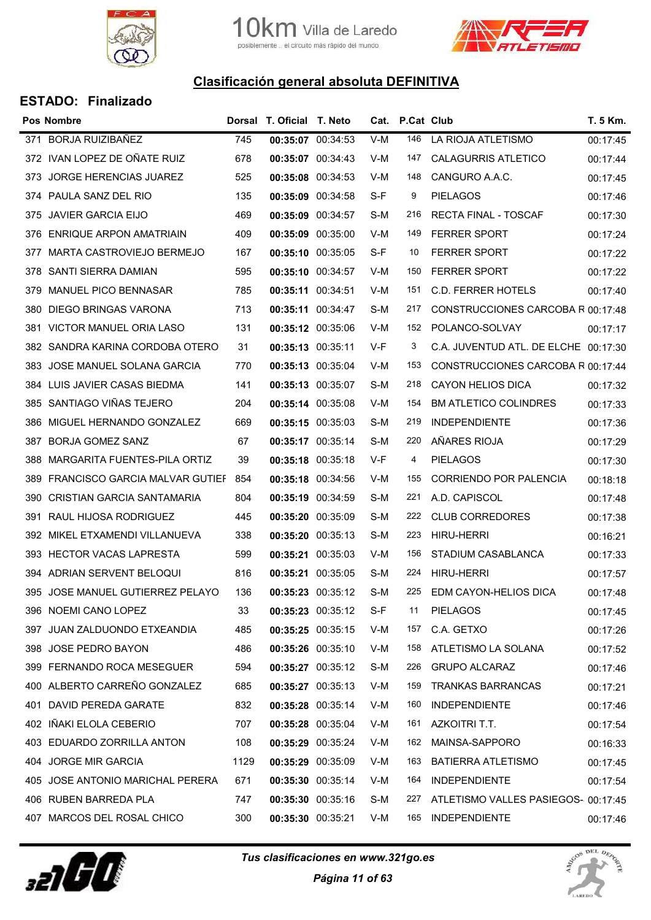# Clasificación general absoluta DEFINITIVA

## ESTADO: Finalizado

| Pos | Nombre | Dorsal | T. Oficial | T. Neto | Cat. | P.Cat | Club | T. 5 Km. |
|---|---|---|---|---|---|---|---|---|
| 371 | BORJA RUIZIBAÑEZ | 745 | **00:35:07** | 00:34:53 | V-M | 146 | LA RIOJA ATLETISMO | 00:17:45 |
| 372 | IVAN LOPEZ DE OÑATE RUIZ | 678 | **00:35:07** | 00:34:43 | V-M | 147 | CALAGURRIS ATLETICO | 00:17:44 |
| 373 | JORGE HERENCIAS JUAREZ | 525 | **00:35:08** | 00:34:53 | V-M | 148 | CANGURO A.A.C. | 00:17:45 |
| 374 | PAULA SANZ DEL RIO | 135 | **00:35:09** | 00:34:58 | S-F | 9 | PIELAGOS | 00:17:46 |
| 375 | JAVIER GARCIA EIJO | 469 | **00:35:09** | 00:34:57 | S-M | 216 | RECTA FINAL - TOSCAF | 00:17:30 |
| 376 | ENRIQUE ARPON AMATRIAIN | 409 | **00:35:09** | 00:35:00 | V-M | 149 | FERRER SPORT | 00:17:24 |
| 377 | MARTA CASTROVIEJO BERMEJO | 167 | **00:35:10** | 00:35:05 | S-F | 10 | FERRER SPORT | 00:17:22 |
| 378 | SANTI SIERRA DAMIAN | 595 | **00:35:10** | 00:34:57 | V-M | 150 | FERRER SPORT | 00:17:22 |
| 379 | MANUEL PICO BENNASAR | 785 | **00:35:11** | 00:34:51 | V-M | 151 | C.D. FERRER HOTELS | 00:17:40 |
| 380 | DIEGO BRINGAS VARONA | 713 | **00:35:11** | 00:34:47 | S-M | 217 | CONSTRUCCIONES CARCOBA R | 00:17:48 |
| 381 | VICTOR MANUEL ORIA LASO | 131 | **00:35:12** | 00:35:06 | V-M | 152 | POLANCO-SOLVAY | 00:17:17 |
| 382 | SANDRA KARINA CORDOBA OTERO | 31 | **00:35:13** | 00:35:11 | V-F | 3 | C.A. JUVENTUD ATL. DE ELCHE | 00:17:30 |
| 383 | JOSE MANUEL SOLANA GARCIA | 770 | **00:35:13** | 00:35:04 | V-M | 153 | CONSTRUCCIONES CARCOBA R | 00:17:44 |
| 384 | LUIS JAVIER CASAS BIEDMA | 141 | **00:35:13** | 00:35:07 | S-M | 218 | CAYON HELIOS DICA | 00:17:32 |
| 385 | SANTIAGO VIÑAS TEJERO | 204 | **00:35:14** | 00:35:08 | V-M | 154 | BM ATLETICO COLINDRES | 00:17:33 |
| 386 | MIGUEL HERNANDO GONZALEZ | 669 | **00:35:15** | 00:35:03 | S-M | 219 | INDEPENDIENTE | 00:17:36 |
| 387 | BORJA GOMEZ SANZ | 67 | **00:35:17** | 00:35:14 | S-M | 220 | AÑARES RIOJA | 00:17:29 |
| 388 | MARGARITA FUENTES-PILA ORTIZ | 39 | **00:35:18** | 00:35:18 | V-F | 4 | PIELAGOS | 00:17:30 |
| 389 | FRANCISCO GARCIA MALVAR GUTIEF | 854 | **00:35:18** | 00:34:56 | V-M | 155 | CORRIENDO POR PALENCIA | 00:18:18 |
| 390 | CRISTIAN GARCIA SANTAMARIA | 804 | **00:35:19** | 00:34:59 | S-M | 221 | A.D. CAPISCOL | 00:17:48 |
| 391 | RAUL HIJOSA RODRIGUEZ | 445 | **00:35:20** | 00:35:09 | S-M | 222 | CLUB CORREDORES | 00:17:38 |
| 392 | MIKEL ETXAMENDI VILLANUEVA | 338 | **00:35:20** | 00:35:13 | S-M | 223 | HIRU-HERRI | 00:16:21 |
| 393 | HECTOR VACAS LAPRESTA | 599 | **00:35:21** | 00:35:03 | V-M | 156 | STADIUM CASABLANCA | 00:17:33 |
| 394 | ADRIAN SERVENT BELOQUI | 816 | **00:35:21** | 00:35:05 | S-M | 224 | HIRU-HERRI | 00:17:57 |
| 395 | JOSE MANUEL GUTIERREZ PELAYO | 136 | **00:35:23** | 00:35:12 | S-M | 225 | EDM CAYON-HELIOS DICA | 00:17:48 |
| 396 | NOEMI CANO LOPEZ | 33 | **00:35:23** | 00:35:12 | S-F | 11 | PIELAGOS | 00:17:45 |
| 397 | JUAN ZALDUONDO ETXEANDIA | 485 | **00:35:25** | 00:35:15 | V-M | 157 | C.A. GETXO | 00:17:26 |
| 398 | JOSE PEDRO BAYON | 486 | **00:35:26** | 00:35:10 | V-M | 158 | ATLETISMO LA SOLANA | 00:17:52 |
| 399 | FERNANDO ROCA MESEGUER | 594 | **00:35:27** | 00:35:12 | S-M | 226 | GRUPO ALCARAZ | 00:17:46 |
| 400 | ALBERTO CARREÑO GONZALEZ | 685 | **00:35:27** | 00:35:13 | V-M | 159 | TRANKAS BARRANCAS | 00:17:21 |
| 401 | DAVID PEREDA GARATE | 832 | **00:35:28** | 00:35:14 | V-M | 160 | INDEPENDIENTE | 00:17:46 |
| 402 | IÑAKI ELOLA CEBERIO | 707 | **00:35:28** | 00:35:04 | V-M | 161 | AZKOITRI T.T. | 00:17:54 |
| 403 | EDUARDO ZORRILLA ANTON | 108 | **00:35:29** | 00:35:24 | V-M | 162 | MAINSA-SAPPORO | 00:16:33 |
| 404 | JORGE MIR GARCIA | 1129 | **00:35:29** | 00:35:09 | V-M | 163 | BATIERRA ATLETISMO | 00:17:45 |
| 405 | JOSE ANTONIO MARICHAL PERERA | 671 | **00:35:30** | 00:35:14 | V-M | 164 | INDEPENDIENTE | 00:17:54 |
| 406 | RUBEN BARREDA PLA | 747 | **00:35:30** | 00:35:16 | S-M | 227 | ATLETISMO VALLES PASIEGOS- | 00:17:45 |
| 407 | MARCOS DEL ROSAL CHICO | 300 | **00:35:30** | 00:35:21 | V-M | 165 | INDEPENDIENTE | 00:17:46 |

*Tus clasificaciones en www.321go.es*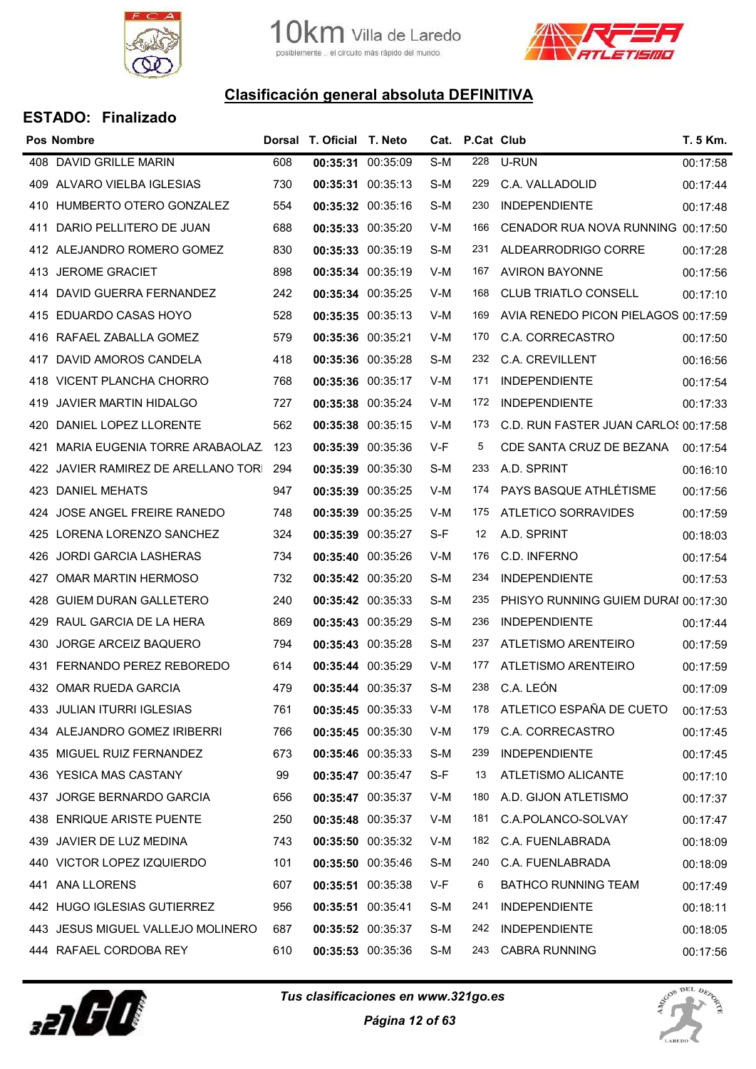# Clasificación general absoluta DEFINITIVA

## ESTADO: Finalizado

| Pos | Nombre | Dorsal | T. Oficial | T. Neto | Cat. | P.Cat | Club | T. 5 Km. |
|---|---|---|---|---|---|---|---|---|
| 408 | DAVID GRILLE MARIN | 608 | **00:35:31** | 00:35:09 | S-M | 228 | U-RUN | 00:17:58 |
| 409 | ALVARO VIELBA IGLESIAS | 730 | **00:35:31** | 00:35:13 | S-M | 229 | C.A. VALLADOLID | 00:17:44 |
| 410 | HUMBERTO OTERO GONZALEZ | 554 | **00:35:32** | 00:35:16 | S-M | 230 | INDEPENDIENTE | 00:17:48 |
| 411 | DARIO PELLITERO DE JUAN | 688 | **00:35:33** | 00:35:20 | V-M | 166 | CENADOR RUA NOVA RUNNING | 00:17:50 |
| 412 | ALEJANDRO ROMERO GOMEZ | 830 | **00:35:33** | 00:35:19 | S-M | 231 | ALDEARRODRIGO CORRE | 00:17:28 |
| 413 | JEROME GRACIET | 898 | **00:35:34** | 00:35:19 | V-M | 167 | AVIRON BAYONNE | 00:17:56 |
| 414 | DAVID GUERRA FERNANDEZ | 242 | **00:35:34** | 00:35:25 | V-M | 168 | CLUB TRIATLO CONSELL | 00:17:10 |
| 415 | EDUARDO CASAS HOYO | 528 | **00:35:35** | 00:35:13 | V-M | 169 | AVIA RENEDO PICON PIELAGOS | 00:17:59 |
| 416 | RAFAEL ZABALLA GOMEZ | 579 | **00:35:36** | 00:35:21 | V-M | 170 | C.A. CORRECASTRO | 00:17:50 |
| 417 | DAVID AMOROS CANDELA | 418 | **00:35:36** | 00:35:28 | S-M | 232 | C.A. CREVILLENT | 00:16:56 |
| 418 | VICENT PLANCHA CHORRO | 768 | **00:35:36** | 00:35:17 | V-M | 171 | INDEPENDIENTE | 00:17:54 |
| 419 | JAVIER MARTIN HIDALGO | 727 | **00:35:38** | 00:35:24 | V-M | 172 | INDEPENDIENTE | 00:17:33 |
| 420 | DANIEL LOPEZ LLORENTE | 562 | **00:35:38** | 00:35:15 | V-M | 173 | C.D. RUN FASTER JUAN CARLOS | 00:17:58 |
| 421 | MARIA EUGENIA TORRE ARABAOLAZ | 123 | **00:35:39** | 00:35:36 | V-F | 5 | CDE SANTA CRUZ DE BEZANA | 00:17:54 |
| 422 | JAVIER RAMIREZ DE ARELLANO TORI | 294 | **00:35:39** | 00:35:30 | S-M | 233 | A.D. SPRINT | 00:16:10 |
| 423 | DANIEL MEHATS | 947 | **00:35:39** | 00:35:25 | V-M | 174 | PAYS BASQUE ATHLÉTISME | 00:17:56 |
| 424 | JOSE ANGEL FREIRE RANEDO | 748 | **00:35:39** | 00:35:25 | V-M | 175 | ATLETICO SORRAVIDES | 00:17:59 |
| 425 | LORENA LORENZO SANCHEZ | 324 | **00:35:39** | 00:35:27 | S-F | 12 | A.D. SPRINT | 00:18:03 |
| 426 | JORDI GARCIA LASHERAS | 734 | **00:35:40** | 00:35:26 | V-M | 176 | C.D. INFERNO | 00:17:54 |
| 427 | OMAR MARTIN HERMOSO | 732 | **00:35:42** | 00:35:20 | S-M | 234 | INDEPENDIENTE | 00:17:53 |
| 428 | GUIEM DURAN GALLETERO | 240 | **00:35:42** | 00:35:33 | S-M | 235 | PHISYO RUNNING GUIEM DURAI | 00:17:30 |
| 429 | RAUL GARCIA DE LA HERA | 869 | **00:35:43** | 00:35:29 | S-M | 236 | INDEPENDIENTE | 00:17:44 |
| 430 | JORGE ARCEIZ BAQUERO | 794 | **00:35:43** | 00:35:28 | S-M | 237 | ATLETISMO ARENTEIRO | 00:17:59 |
| 431 | FERNANDO PEREZ REBOREDO | 614 | **00:35:44** | 00:35:29 | V-M | 177 | ATLETISMO ARENTEIRO | 00:17:59 |
| 432 | OMAR RUEDA GARCIA | 479 | **00:35:44** | 00:35:37 | S-M | 238 | C.A. LEÓN | 00:17:09 |
| 433 | JULIAN ITURRI IGLESIAS | 761 | **00:35:45** | 00:35:33 | V-M | 178 | ATLETICO ESPAÑA DE CUETO | 00:17:53 |
| 434 | ALEJANDRO GOMEZ IRIBERRI | 766 | **00:35:45** | 00:35:30 | V-M | 179 | C.A. CORRECASTRO | 00:17:45 |
| 435 | MIGUEL RUIZ FERNANDEZ | 673 | **00:35:46** | 00:35:33 | S-M | 239 | INDEPENDIENTE | 00:17:45 |
| 436 | YESICA MAS CASTANY | 99 | **00:35:47** | 00:35:47 | S-F | 13 | ATLETISMO ALICANTE | 00:17:10 |
| 437 | JORGE BERNARDO GARCIA | 656 | **00:35:47** | 00:35:37 | V-M | 180 | A.D. GIJON ATLETISMO | 00:17:37 |
| 438 | ENRIQUE ARISTE PUENTE | 250 | **00:35:48** | 00:35:37 | V-M | 181 | C.A.POLANCO-SOLVAY | 00:17:47 |
| 439 | JAVIER DE LUZ MEDINA | 743 | **00:35:50** | 00:35:32 | V-M | 182 | C.A. FUENLABRADA | 00:18:09 |
| 440 | VICTOR LOPEZ IZQUIERDO | 101 | **00:35:50** | 00:35:46 | S-M | 240 | C.A. FUENLABRADA | 00:18:09 |
| 441 | ANA LLORENS | 607 | **00:35:51** | 00:35:38 | V-F | 6 | BATHCO RUNNING TEAM | 00:17:49 |
| 442 | HUGO IGLESIAS GUTIERREZ | 956 | **00:35:51** | 00:35:41 | S-M | 241 | INDEPENDIENTE | 00:18:11 |
| 443 | JESUS MIGUEL VALLEJO MOLINERO | 687 | **00:35:52** | 00:35:37 | S-M | 242 | INDEPENDIENTE | 00:18:05 |
| 444 | RAFAEL CORDOBA REY | 610 | **00:35:53** | 00:35:36 | S-M | 243 | CABRA RUNNING | 00:17:56 |

*Tus clasificaciones en www.321go.es*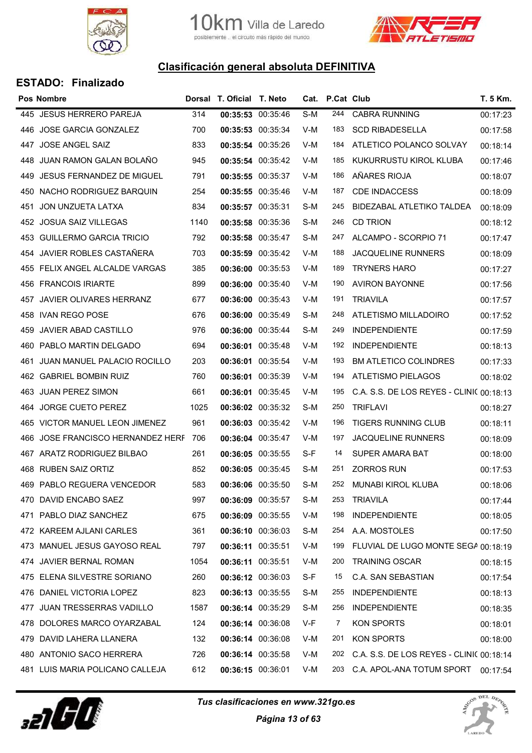## Clasificación general absoluta DEFINITIVA

### ESTADO: Finalizado

| Pos | Nombre | Dorsal | T. Oficial | T. Neto | Cat. | P.Cat | Club | T. 5 Km. |
|---|---|---|---|---|---|---|---|---|
| 445 | JESUS HERRERO PAREJA | 314 | **00:35:53** | 00:35:46 | S-M | 244 | CABRA RUNNING | 00:17:23 |
| 446 | JOSE GARCIA GONZALEZ | 700 | **00:35:53** | 00:35:34 | V-M | 183 | SCD RIBADESELLA | 00:17:58 |
| 447 | JOSE ANGEL SAIZ | 833 | **00:35:54** | 00:35:26 | V-M | 184 | ATLETICO POLANCO SOLVAY | 00:18:14 |
| 448 | JUAN RAMON GALAN BOLAÑO | 945 | **00:35:54** | 00:35:42 | V-M | 185 | KUKURRUSTU KIROL KLUBA | 00:17:46 |
| 449 | JESUS FERNANDEZ DE MIGUEL | 791 | **00:35:55** | 00:35:37 | V-M | 186 | AÑARES RIOJA | 00:18:07 |
| 450 | NACHO RODRIGUEZ BARQUIN | 254 | **00:35:55** | 00:35:46 | V-M | 187 | CDE INDACCESS | 00:18:09 |
| 451 | JON UNZUETA LATXA | 834 | **00:35:57** | 00:35:31 | S-M | 245 | BIDEZABAL ATLETIKO TALDEA | 00:18:09 |
| 452 | JOSUA SAIZ VILLEGAS | 1140 | **00:35:58** | 00:35:36 | S-M | 246 | CD TRION | 00:18:12 |
| 453 | GUILLERMO GARCIA TRICIO | 792 | **00:35:58** | 00:35:47 | S-M | 247 | ALCAMPO - SCORPIO 71 | 00:17:47 |
| 454 | JAVIER ROBLES CASTAÑERA | 703 | **00:35:59** | 00:35:42 | V-M | 188 | JACQUELINE RUNNERS | 00:18:09 |
| 455 | FELIX ANGEL ALCALDE VARGAS | 385 | **00:36:00** | 00:35:53 | V-M | 189 | TRYNERS HARO | 00:17:27 |
| 456 | FRANCOIS IRIARTE | 899 | **00:36:00** | 00:35:40 | V-M | 190 | AVIRON BAYONNE | 00:17:56 |
| 457 | JAVIER OLIVARES HERRANZ | 677 | **00:36:00** | 00:35:43 | V-M | 191 | TRIAVILA | 00:17:57 |
| 458 | IVAN REGO POSE | 676 | **00:36:00** | 00:35:49 | S-M | 248 | ATLETISMO MILLADOIRO | 00:17:52 |
| 459 | JAVIER ABAD CASTILLO | 976 | **00:36:00** | 00:35:44 | S-M | 249 | INDEPENDIENTE | 00:17:59 |
| 460 | PABLO MARTIN DELGADO | 694 | **00:36:01** | 00:35:48 | V-M | 192 | INDEPENDIENTE | 00:18:13 |
| 461 | JUAN MANUEL PALACIO ROCILLO | 203 | **00:36:01** | 00:35:54 | V-M | 193 | BM ATLETICO COLINDRES | 00:17:33 |
| 462 | GABRIEL BOMBIN RUIZ | 760 | **00:36:01** | 00:35:39 | V-M | 194 | ATLETISMO PIELAGOS | 00:18:02 |
| 463 | JUAN PEREZ SIMON | 661 | **00:36:01** | 00:35:45 | V-M | 195 | C.A. S.S. DE LOS REYES - CLINI( | 00:18:13 |
| 464 | JORGE CUETO PEREZ | 1025 | **00:36:02** | 00:35:32 | S-M | 250 | TRIFLAVI | 00:18:27 |
| 465 | VICTOR MANUEL LEON JIMENEZ | 961 | **00:36:03** | 00:35:42 | V-M | 196 | TIGERS RUNNING CLUB | 00:18:11 |
| 466 | JOSE FRANCISCO HERNANDEZ HERF | 706 | **00:36:04** | 00:35:47 | V-M | 197 | JACQUELINE RUNNERS | 00:18:09 |
| 467 | ARATZ RODRIGUEZ BILBAO | 261 | **00:36:05** | 00:35:55 | S-F | 14 | SUPER AMARA BAT | 00:18:00 |
| 468 | RUBEN SAIZ ORTIZ | 852 | **00:36:05** | 00:35:45 | S-M | 251 | ZORROS RUN | 00:17:53 |
| 469 | PABLO REGUERA VENCEDOR | 583 | **00:36:06** | 00:35:50 | S-M | 252 | MUNABI KIROL KLUBA | 00:18:06 |
| 470 | DAVID ENCABO SAEZ | 997 | **00:36:09** | 00:35:57 | S-M | 253 | TRIAVILA | 00:17:44 |
| 471 | PABLO DIAZ SANCHEZ | 675 | **00:36:09** | 00:35:55 | V-M | 198 | INDEPENDIENTE | 00:18:05 |
| 472 | KAREEM AJLANI CARLES | 361 | **00:36:10** | 00:36:03 | S-M | 254 | A.A. MOSTOLES | 00:17:50 |
| 473 | MANUEL JESUS GAYOSO REAL | 797 | **00:36:11** | 00:35:51 | V-M | 199 | FLUVIAL DE LUGO MONTE SEGA | 00:18:19 |
| 474 | JAVIER BERNAL ROMAN | 1054 | **00:36:11** | 00:35:51 | V-M | 200 | TRAINING OSCAR | 00:18:15 |
| 475 | ELENA SILVESTRE SORIANO | 260 | **00:36:12** | 00:36:03 | S-F | 15 | C.A. SAN SEBASTIAN | 00:17:54 |
| 476 | DANIEL VICTORIA LOPEZ | 823 | **00:36:13** | 00:35:55 | S-M | 255 | INDEPENDIENTE | 00:18:13 |
| 477 | JUAN TRESSERRAS VADILLO | 1587 | **00:36:14** | 00:35:29 | S-M | 256 | INDEPENDIENTE | 00:18:35 |
| 478 | DOLORES MARCO OYARZABAL | 124 | **00:36:14** | 00:36:08 | V-F | 7 | KON SPORTS | 00:18:01 |
| 479 | DAVID LAHERA LLANERA | 132 | **00:36:14** | 00:36:08 | V-M | 201 | KON SPORTS | 00:18:00 |
| 480 | ANTONIO SACO HERRERA | 726 | **00:36:14** | 00:35:58 | V-M | 202 | C.A. S.S. DE LOS REYES - CLINI( | 00:18:14 |
| 481 | LUIS MARIA POLICANO CALLEJA | 612 | **00:36:15** | 00:36:01 | V-M | 203 | C.A. APOL-ANA TOTUM SPORT | 00:17:54 |

*Tus clasificaciones en www.321go.es*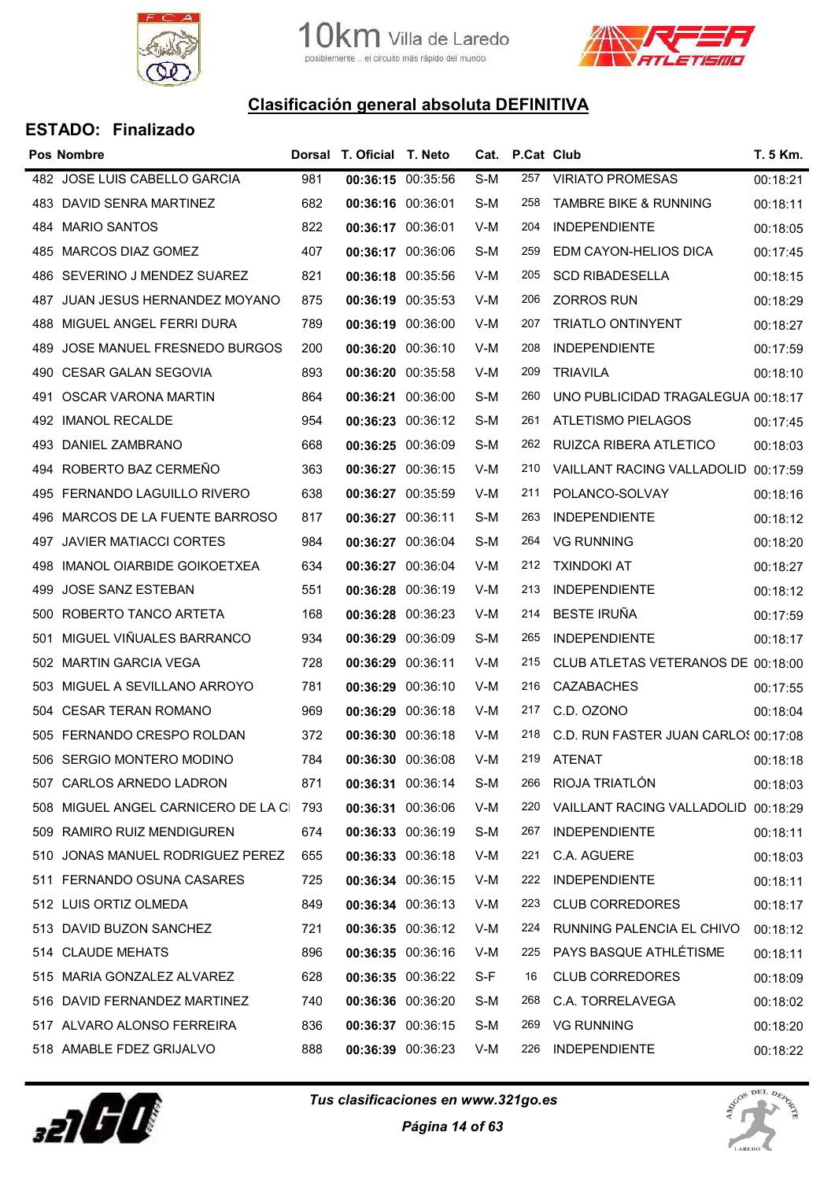10km Villa de Laredo

posiblemente .. el circuito más rápido del mundo

## Clasificación general absoluta DEFINITIVA

### ESTADO: Finalizado

| Pos | Nombre | Dorsal | T. Oficial | T. Neto | Cat. | P.Cat | Club | T. 5 Km. |
|---|---|---|---|---|---|---|---|---|
| 482 | JOSE LUIS CABELLO GARCIA | 981 | **00:36:15** | 00:35:56 | S-M | 257 | VIRIATO PROMESAS | 00:18:21 |
| 483 | DAVID SENRA MARTINEZ | 682 | **00:36:16** | 00:36:01 | S-M | 258 | TAMBRE BIKE & RUNNING | 00:18:11 |
| 484 | MARIO SANTOS | 822 | **00:36:17** | 00:36:01 | V-M | 204 | INDEPENDIENTE | 00:18:05 |
| 485 | MARCOS DIAZ GOMEZ | 407 | **00:36:17** | 00:36:06 | S-M | 259 | EDM CAYON-HELIOS DICA | 00:17:45 |
| 486 | SEVERINO J MENDEZ SUAREZ | 821 | **00:36:18** | 00:35:56 | V-M | 205 | SCD RIBADESELLA | 00:18:15 |
| 487 | JUAN JESUS HERNANDEZ MOYANO | 875 | **00:36:19** | 00:35:53 | V-M | 206 | ZORROS RUN | 00:18:29 |
| 488 | MIGUEL ANGEL FERRI DURA | 789 | **00:36:19** | 00:36:00 | V-M | 207 | TRIATLO ONTINYENT | 00:18:27 |
| 489 | JOSE MANUEL FRESNEDO BURGOS | 200 | **00:36:20** | 00:36:10 | V-M | 208 | INDEPENDIENTE | 00:17:59 |
| 490 | CESAR GALAN SEGOVIA | 893 | **00:36:20** | 00:35:58 | V-M | 209 | TRIAVILA | 00:18:10 |
| 491 | OSCAR VARONA MARTIN | 864 | **00:36:21** | 00:36:00 | S-M | 260 | UNO PUBLICIDAD TRAGALEGUA | 00:18:17 |
| 492 | IMANOL RECALDE | 954 | **00:36:23** | 00:36:12 | S-M | 261 | ATLETISMO PIELAGOS | 00:17:45 |
| 493 | DANIEL ZAMBRANO | 668 | **00:36:25** | 00:36:09 | S-M | 262 | RUIZCA RIBERA ATLETICO | 00:18:03 |
| 494 | ROBERTO BAZ CERMEÑO | 363 | **00:36:27** | 00:36:15 | V-M | 210 | VAILLANT RACING VALLADOLID | 00:17:59 |
| 495 | FERNANDO LAGUILLO RIVERO | 638 | **00:36:27** | 00:35:59 | V-M | 211 | POLANCO-SOLVAY | 00:18:16 |
| 496 | MARCOS DE LA FUENTE BARROSO | 817 | **00:36:27** | 00:36:11 | S-M | 263 | INDEPENDIENTE | 00:18:12 |
| 497 | JAVIER MATIACCI CORTES | 984 | **00:36:27** | 00:36:04 | S-M | 264 | VG RUNNING | 00:18:20 |
| 498 | IMANOL OIARBIDE GOIKOETXEA | 634 | **00:36:27** | 00:36:04 | V-M | 212 | TXINDOKI AT | 00:18:27 |
| 499 | JOSE SANZ ESTEBAN | 551 | **00:36:28** | 00:36:19 | V-M | 213 | INDEPENDIENTE | 00:18:12 |
| 500 | ROBERTO TANCO ARTETA | 168 | **00:36:28** | 00:36:23 | V-M | 214 | BESTE IRUÑA | 00:17:59 |
| 501 | MIGUEL VIÑUALES BARRANCO | 934 | **00:36:29** | 00:36:09 | S-M | 265 | INDEPENDIENTE | 00:18:17 |
| 502 | MARTIN GARCIA VEGA | 728 | **00:36:29** | 00:36:11 | V-M | 215 | CLUB ATLETAS VETERANOS DE | 00:18:00 |
| 503 | MIGUEL A SEVILLANO ARROYO | 781 | **00:36:29** | 00:36:10 | V-M | 216 | CAZABACHES | 00:17:55 |
| 504 | CESAR TERAN ROMANO | 969 | **00:36:29** | 00:36:18 | V-M | 217 | C.D. OZONO | 00:18:04 |
| 505 | FERNANDO CRESPO ROLDAN | 372 | **00:36:30** | 00:36:18 | V-M | 218 | C.D. RUN FASTER JUAN CARLOS | 00:17:08 |
| 506 | SERGIO MONTERO MODINO | 784 | **00:36:30** | 00:36:08 | V-M | 219 | ATENAT | 00:18:18 |
| 507 | CARLOS ARNEDO LADRON | 871 | **00:36:31** | 00:36:14 | S-M | 266 | RIOJA TRIATLÓN | 00:18:03 |
| 508 | MIGUEL ANGEL CARNICERO DE LA CI | 793 | **00:36:31** | 00:36:06 | V-M | 220 | VAILLANT RACING VALLADOLID | 00:18:29 |
| 509 | RAMIRO RUIZ MENDIGUREN | 674 | **00:36:33** | 00:36:19 | S-M | 267 | INDEPENDIENTE | 00:18:11 |
| 510 | JONAS MANUEL RODRIGUEZ PEREZ | 655 | **00:36:33** | 00:36:18 | V-M | 221 | C.A. AGUERE | 00:18:03 |
| 511 | FERNANDO OSUNA CASARES | 725 | **00:36:34** | 00:36:15 | V-M | 222 | INDEPENDIENTE | 00:18:11 |
| 512 | LUIS ORTIZ OLMEDA | 849 | **00:36:34** | 00:36:13 | V-M | 223 | CLUB CORREDORES | 00:18:17 |
| 513 | DAVID BUZON SANCHEZ | 721 | **00:36:35** | 00:36:12 | V-M | 224 | RUNNING PALENCIA EL CHIVO | 00:18:12 |
| 514 | CLAUDE MEHATS | 896 | **00:36:35** | 00:36:16 | V-M | 225 | PAYS BASQUE ATHLÉTISME | 00:18:11 |
| 515 | MARIA GONZALEZ ALVAREZ | 628 | **00:36:35** | 00:36:22 | S-F | 16 | CLUB CORREDORES | 00:18:09 |
| 516 | DAVID FERNANDEZ MARTINEZ | 740 | **00:36:36** | 00:36:20 | S-M | 268 | C.A. TORRELAVEGA | 00:18:02 |
| 517 | ALVARO ALONSO FERREIRA | 836 | **00:36:37** | 00:36:15 | S-M | 269 | VG RUNNING | 00:18:20 |
| 518 | AMABLE FDEZ GRIJALVO | 888 | **00:36:39** | 00:36:23 | V-M | 226 | INDEPENDIENTE | 00:18:22 |

***Tus clasificaciones en www.321go.es***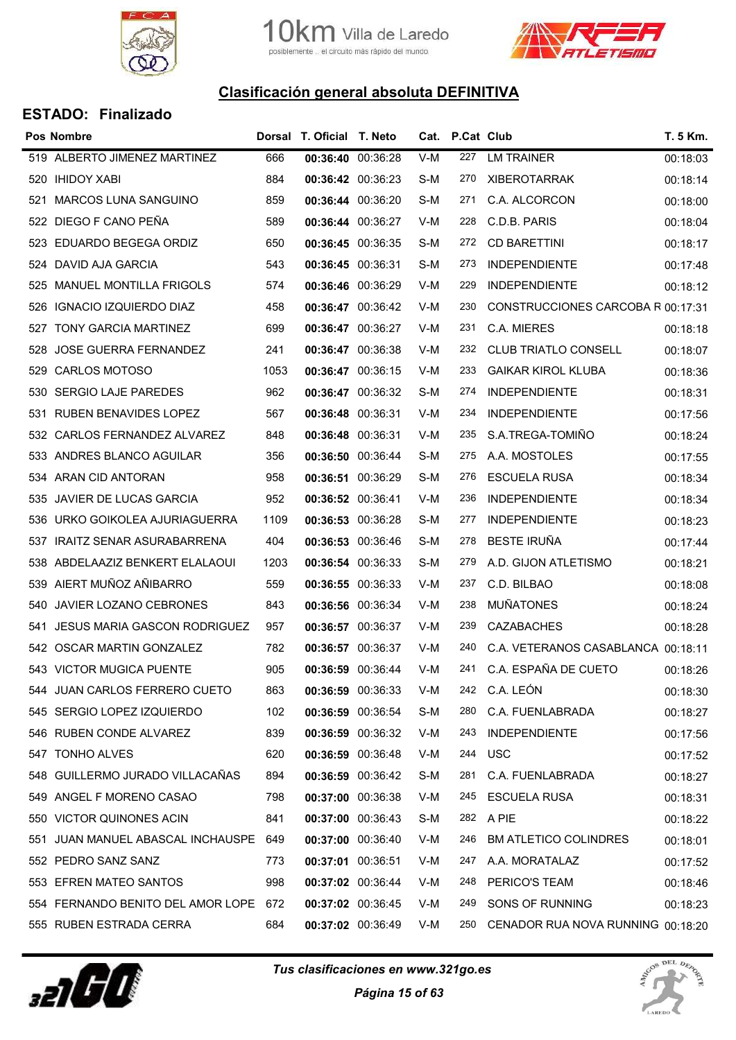## Clasificación general absoluta DEFINITIVA

### ESTADO: Finalizado

| Pos | Nombre | Dorsal | T. Oficial | T. Neto | Cat. | P.Cat | Club | T. 5 Km. |
|---|---|---|---|---|---|---|---|---|
| 519 | ALBERTO JIMENEZ MARTINEZ | 666 | **00:36:40** | 00:36:28 | V-M | 227 | LM TRAINER | 00:18:03 |
| 520 | IHIDOY XABI | 884 | **00:36:42** | 00:36:23 | S-M | 270 | XIBEROTARRAK | 00:18:14 |
| 521 | MARCOS LUNA SANGUINO | 859 | **00:36:44** | 00:36:20 | S-M | 271 | C.A. ALCORCON | 00:18:00 |
| 522 | DIEGO F CANO PEÑA | 589 | **00:36:44** | 00:36:27 | V-M | 228 | C.D.B. PARIS | 00:18:04 |
| 523 | EDUARDO BEGEGA ORDIZ | 650 | **00:36:45** | 00:36:35 | S-M | 272 | CD BARETTINI | 00:18:17 |
| 524 | DAVID AJA GARCIA | 543 | **00:36:45** | 00:36:31 | S-M | 273 | INDEPENDIENTE | 00:17:48 |
| 525 | MANUEL MONTILLA FRIGOLS | 574 | **00:36:46** | 00:36:29 | V-M | 229 | INDEPENDIENTE | 00:18:12 |
| 526 | IGNACIO IZQUIERDO DIAZ | 458 | **00:36:47** | 00:36:42 | V-M | 230 | CONSTRUCCIONES CARCOBA R | 00:17:31 |
| 527 | TONY GARCIA MARTINEZ | 699 | **00:36:47** | 00:36:27 | V-M | 231 | C.A. MIERES | 00:18:18 |
| 528 | JOSE GUERRA FERNANDEZ | 241 | **00:36:47** | 00:36:38 | V-M | 232 | CLUB TRIATLO CONSELL | 00:18:07 |
| 529 | CARLOS MOTOSO | 1053 | **00:36:47** | 00:36:15 | V-M | 233 | GAIKAR KIROL KLUBA | 00:18:36 |
| 530 | SERGIO LAJE PAREDES | 962 | **00:36:47** | 00:36:32 | S-M | 274 | INDEPENDIENTE | 00:18:31 |
| 531 | RUBEN BENAVIDES LOPEZ | 567 | **00:36:48** | 00:36:31 | V-M | 234 | INDEPENDIENTE | 00:17:56 |
| 532 | CARLOS FERNANDEZ ALVAREZ | 848 | **00:36:48** | 00:36:31 | V-M | 235 | S.A.TREGA-TOMIÑO | 00:18:24 |
| 533 | ANDRES BLANCO AGUILAR | 356 | **00:36:50** | 00:36:44 | S-M | 275 | A.A. MOSTOLES | 00:17:55 |
| 534 | ARAN CID ANTORAN | 958 | **00:36:51** | 00:36:29 | S-M | 276 | ESCUELA RUSA | 00:18:34 |
| 535 | JAVIER DE LUCAS GARCIA | 952 | **00:36:52** | 00:36:41 | V-M | 236 | INDEPENDIENTE | 00:18:34 |
| 536 | URKO GOIKOLEA AJURIAGUERRA | 1109 | **00:36:53** | 00:36:28 | S-M | 277 | INDEPENDIENTE | 00:18:23 |
| 537 | IRAITZ SENAR ASURABARRENA | 404 | **00:36:53** | 00:36:46 | S-M | 278 | BESTE IRUÑA | 00:17:44 |
| 538 | ABDELAAZIZ BENKERT ELALAOUI | 1203 | **00:36:54** | 00:36:33 | S-M | 279 | A.D. GIJON ATLETISMO | 00:18:21 |
| 539 | AIERT MUÑOZ AÑIBARRO | 559 | **00:36:55** | 00:36:33 | V-M | 237 | C.D. BILBAO | 00:18:08 |
| 540 | JAVIER LOZANO CEBRONES | 843 | **00:36:56** | 00:36:34 | V-M | 238 | MUÑATONES | 00:18:24 |
| 541 | JESUS MARIA GASCON RODRIGUEZ | 957 | **00:36:57** | 00:36:37 | V-M | 239 | CAZABACHES | 00:18:28 |
| 542 | OSCAR MARTIN GONZALEZ | 782 | **00:36:57** | 00:36:37 | V-M | 240 | C.A. VETERANOS CASABLANCA | 00:18:11 |
| 543 | VICTOR MUGICA PUENTE | 905 | **00:36:59** | 00:36:44 | V-M | 241 | C.A. ESPAÑA DE CUETO | 00:18:26 |
| 544 | JUAN CARLOS FERRERO CUETO | 863 | **00:36:59** | 00:36:33 | V-M | 242 | C.A. LEÓN | 00:18:30 |
| 545 | SERGIO LOPEZ IZQUIERDO | 102 | **00:36:59** | 00:36:54 | S-M | 280 | C.A. FUENLABRADA | 00:18:27 |
| 546 | RUBEN CONDE ALVAREZ | 839 | **00:36:59** | 00:36:32 | V-M | 243 | INDEPENDIENTE | 00:17:56 |
| 547 | TONHO ALVES | 620 | **00:36:59** | 00:36:48 | V-M | 244 | USC | 00:17:52 |
| 548 | GUILLERMO JURADO VILLACAÑAS | 894 | **00:36:59** | 00:36:42 | S-M | 281 | C.A. FUENLABRADA | 00:18:27 |
| 549 | ANGEL F MORENO CASAO | 798 | **00:37:00** | 00:36:38 | V-M | 245 | ESCUELA RUSA | 00:18:31 |
| 550 | VICTOR QUINONES ACIN | 841 | **00:37:00** | 00:36:43 | S-M | 282 | A PIE | 00:18:22 |
| 551 | JUAN MANUEL ABASCAL INCHAUSPE | 649 | **00:37:00** | 00:36:40 | V-M | 246 | BM ATLETICO COLINDRES | 00:18:01 |
| 552 | PEDRO SANZ SANZ | 773 | **00:37:01** | 00:36:51 | V-M | 247 | A.A. MORATALAZ | 00:17:52 |
| 553 | EFREN MATEO SANTOS | 998 | **00:37:02** | 00:36:44 | V-M | 248 | PERICO'S TEAM | 00:18:46 |
| 554 | FERNANDO BENITO DEL AMOR LOPE | 672 | **00:37:02** | 00:36:45 | V-M | 249 | SONS OF RUNNING | 00:18:23 |
| 555 | RUBEN ESTRADA CERRA | 684 | **00:37:02** | 00:36:49 | V-M | 250 | CENADOR RUA NOVA RUNNING | 00:18:20 |

*Tus clasificaciones en www.321go.es*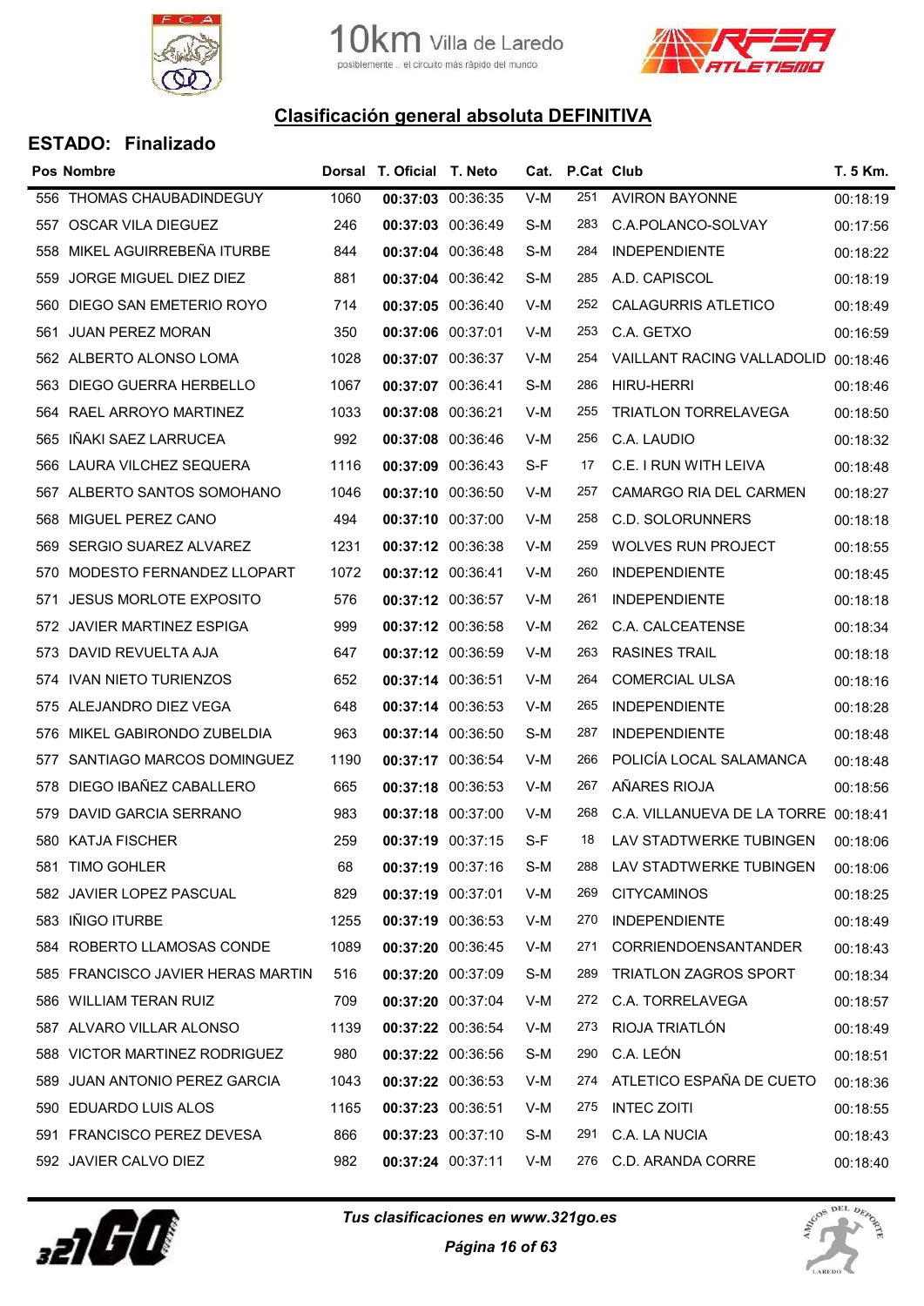# Clasificación general absoluta DEFINITIVA

## ESTADO: Finalizado

| Pos | Nombre | Dorsal | T. Oficial | T. Neto | Cat. | P.Cat | Club | T. 5 Km. |
|---|---|---|---|---|---|---|---|---|
| 556 | THOMAS CHAUBADINDEGUY | 1060 | **00:37:03** | 00:36:35 | V-M | 251 | AVIRON BAYONNE | 00:18:19 |
| 557 | OSCAR VILA DIEGUEZ | 246 | **00:37:03** | 00:36:49 | S-M | 283 | C.A.POLANCO-SOLVAY | 00:17:56 |
| 558 | MIKEL AGUIRREBEÑA ITURBE | 844 | **00:37:04** | 00:36:48 | S-M | 284 | INDEPENDIENTE | 00:18:22 |
| 559 | JORGE MIGUEL DIEZ DIEZ | 881 | **00:37:04** | 00:36:42 | S-M | 285 | A.D. CAPISCOL | 00:18:19 |
| 560 | DIEGO SAN EMETERIO ROYO | 714 | **00:37:05** | 00:36:40 | V-M | 252 | CALAGURRIS ATLETICO | 00:18:49 |
| 561 | JUAN PEREZ MORAN | 350 | **00:37:06** | 00:37:01 | V-M | 253 | C.A. GETXO | 00:16:59 |
| 562 | ALBERTO ALONSO LOMA | 1028 | **00:37:07** | 00:36:37 | V-M | 254 | VAILLANT RACING VALLADOLID | 00:18:46 |
| 563 | DIEGO GUERRA HERBELLO | 1067 | **00:37:07** | 00:36:41 | S-M | 286 | HIRU-HERRI | 00:18:46 |
| 564 | RAEL ARROYO MARTINEZ | 1033 | **00:37:08** | 00:36:21 | V-M | 255 | TRIATLON TORRELAVEGA | 00:18:50 |
| 565 | IÑAKI SAEZ LARRUCEA | 992 | **00:37:08** | 00:36:46 | V-M | 256 | C.A. LAUDIO | 00:18:32 |
| 566 | LAURA VILCHEZ SEQUERA | 1116 | **00:37:09** | 00:36:43 | S-F | 17 | C.E. I RUN WITH LEIVA | 00:18:48 |
| 567 | ALBERTO SANTOS SOMOHANO | 1046 | **00:37:10** | 00:36:50 | V-M | 257 | CAMARGO RIA DEL CARMEN | 00:18:27 |
| 568 | MIGUEL PEREZ CANO | 494 | **00:37:10** | 00:37:00 | V-M | 258 | C.D. SOLORUNNERS | 00:18:18 |
| 569 | SERGIO SUAREZ ALVAREZ | 1231 | **00:37:12** | 00:36:38 | V-M | 259 | WOLVES RUN PROJECT | 00:18:55 |
| 570 | MODESTO FERNANDEZ LLOPART | 1072 | **00:37:12** | 00:36:41 | V-M | 260 | INDEPENDIENTE | 00:18:45 |
| 571 | JESUS MORLOTE EXPOSITO | 576 | **00:37:12** | 00:36:57 | V-M | 261 | INDEPENDIENTE | 00:18:18 |
| 572 | JAVIER MARTINEZ ESPIGA | 999 | **00:37:12** | 00:36:58 | V-M | 262 | C.A. CALCEATENSE | 00:18:34 |
| 573 | DAVID REVUELTA AJA | 647 | **00:37:12** | 00:36:59 | V-M | 263 | RASINES TRAIL | 00:18:18 |
| 574 | IVAN NIETO TURIENZOS | 652 | **00:37:14** | 00:36:51 | V-M | 264 | COMERCIAL ULSA | 00:18:16 |
| 575 | ALEJANDRO DIEZ VEGA | 648 | **00:37:14** | 00:36:53 | V-M | 265 | INDEPENDIENTE | 00:18:28 |
| 576 | MIKEL GABIRONDO ZUBELDIA | 963 | **00:37:14** | 00:36:50 | S-M | 287 | INDEPENDIENTE | 00:18:48 |
| 577 | SANTIAGO MARCOS DOMINGUEZ | 1190 | **00:37:17** | 00:36:54 | V-M | 266 | POLICÍA LOCAL SALAMANCA | 00:18:48 |
| 578 | DIEGO IBAÑEZ CABALLERO | 665 | **00:37:18** | 00:36:53 | V-M | 267 | AÑARES RIOJA | 00:18:56 |
| 579 | DAVID GARCIA SERRANO | 983 | **00:37:18** | 00:37:00 | V-M | 268 | C.A. VILLANUEVA DE LA TORRE | 00:18:41 |
| 580 | KATJA FISCHER | 259 | **00:37:19** | 00:37:15 | S-F | 18 | LAV STADTWERKE TUBINGEN | 00:18:06 |
| 581 | TIMO GOHLER | 68 | **00:37:19** | 00:37:16 | S-M | 288 | LAV STADTWERKE TUBINGEN | 00:18:06 |
| 582 | JAVIER LOPEZ PASCUAL | 829 | **00:37:19** | 00:37:01 | V-M | 269 | CITYCAMINOS | 00:18:25 |
| 583 | IÑIGO ITURBE | 1255 | **00:37:19** | 00:36:53 | V-M | 270 | INDEPENDIENTE | 00:18:49 |
| 584 | ROBERTO LLAMOSAS CONDE | 1089 | **00:37:20** | 00:36:45 | V-M | 271 | CORRIENDOENSANTANDER | 00:18:43 |
| 585 | FRANCISCO JAVIER HERAS MARTIN | 516 | **00:37:20** | 00:37:09 | S-M | 289 | TRIATLON ZAGROS SPORT | 00:18:34 |
| 586 | WILLIAM TERAN RUIZ | 709 | **00:37:20** | 00:37:04 | V-M | 272 | C.A. TORRELAVEGA | 00:18:57 |
| 587 | ALVARO VILLAR ALONSO | 1139 | **00:37:22** | 00:36:54 | V-M | 273 | RIOJA TRIATLÓN | 00:18:49 |
| 588 | VICTOR MARTINEZ RODRIGUEZ | 980 | **00:37:22** | 00:36:56 | S-M | 290 | C.A. LEÓN | 00:18:51 |
| 589 | JUAN ANTONIO PEREZ GARCIA | 1043 | **00:37:22** | 00:36:53 | V-M | 274 | ATLETICO ESPAÑA DE CUETO | 00:18:36 |
| 590 | EDUARDO LUIS ALOS | 1165 | **00:37:23** | 00:36:51 | V-M | 275 | INTEC ZOITI | 00:18:55 |
| 591 | FRANCISCO PEREZ DEVESA | 866 | **00:37:23** | 00:37:10 | S-M | 291 | C.A. LA NUCIA | 00:18:43 |
| 592 | JAVIER CALVO DIEZ | 982 | **00:37:24** | 00:37:11 | V-M | 276 | C.D. ARANDA CORRE | 00:18:40 |

*Tus clasificaciones en www.321go.es*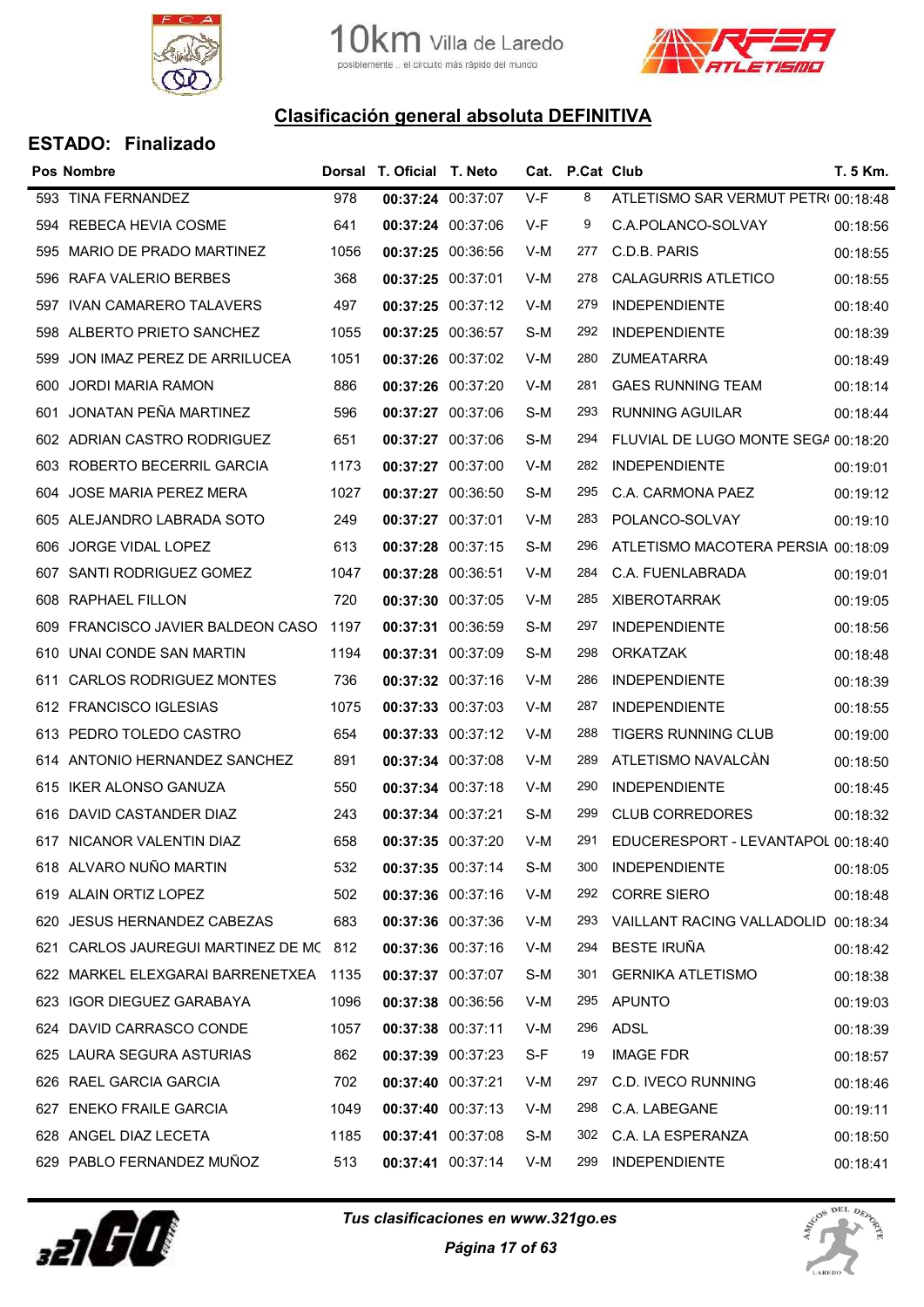## Clasificación general absoluta DEFINITIVA

### ESTADO: Finalizado

| Pos | Nombre | Dorsal | T. Oficial | T. Neto | Cat. | P.Cat | Club | T. 5 Km. |
|---|---|---|---|---|---|---|---|---|
| 593 | TINA FERNANDEZ | 978 | **00:37:24** | 00:37:07 | V-F | 8 | ATLETISMO SAR VERMUT PETR( | 00:18:48 |
| 594 | REBECA HEVIA COSME | 641 | **00:37:24** | 00:37:06 | V-F | 9 | C.A.POLANCO-SOLVAY | 00:18:56 |
| 595 | MARIO DE PRADO MARTINEZ | 1056 | **00:37:25** | 00:36:56 | V-M | 277 | C.D.B. PARIS | 00:18:55 |
| 596 | RAFA VALERIO BERBES | 368 | **00:37:25** | 00:37:01 | V-M | 278 | CALAGURRIS ATLETICO | 00:18:55 |
| 597 | IVAN CAMARERO TALAVERS | 497 | **00:37:25** | 00:37:12 | V-M | 279 | INDEPENDIENTE | 00:18:40 |
| 598 | ALBERTO PRIETO SANCHEZ | 1055 | **00:37:25** | 00:36:57 | S-M | 292 | INDEPENDIENTE | 00:18:39 |
| 599 | JON IMAZ PEREZ DE ARRILUCEA | 1051 | **00:37:26** | 00:37:02 | V-M | 280 | ZUMEATARRA | 00:18:49 |
| 600 | JORDI MARIA RAMON | 886 | **00:37:26** | 00:37:20 | V-M | 281 | GAES RUNNING TEAM | 00:18:14 |
| 601 | JONATAN PEÑA MARTINEZ | 596 | **00:37:27** | 00:37:06 | S-M | 293 | RUNNING AGUILAR | 00:18:44 |
| 602 | ADRIAN CASTRO RODRIGUEZ | 651 | **00:37:27** | 00:37:06 | S-M | 294 | FLUVIAL DE LUGO MONTE SEGA | 00:18:20 |
| 603 | ROBERTO BECERRIL GARCIA | 1173 | **00:37:27** | 00:37:00 | V-M | 282 | INDEPENDIENTE | 00:19:01 |
| 604 | JOSE MARIA PEREZ MERA | 1027 | **00:37:27** | 00:36:50 | S-M | 295 | C.A. CARMONA PAEZ | 00:19:12 |
| 605 | ALEJANDRO LABRADA SOTO | 249 | **00:37:27** | 00:37:01 | V-M | 283 | POLANCO-SOLVAY | 00:19:10 |
| 606 | JORGE VIDAL LOPEZ | 613 | **00:37:28** | 00:37:15 | S-M | 296 | ATLETISMO MACOTERA PERSIA | 00:18:09 |
| 607 | SANTI RODRIGUEZ GOMEZ | 1047 | **00:37:28** | 00:36:51 | V-M | 284 | C.A. FUENLABRADA | 00:19:01 |
| 608 | RAPHAEL FILLON | 720 | **00:37:30** | 00:37:05 | V-M | 285 | XIBEROTARRAK | 00:19:05 |
| 609 | FRANCISCO JAVIER BALDEON CASO | 1197 | **00:37:31** | 00:36:59 | S-M | 297 | INDEPENDIENTE | 00:18:56 |
| 610 | UNAI CONDE SAN MARTIN | 1194 | **00:37:31** | 00:37:09 | S-M | 298 | ORKATZAK | 00:18:48 |
| 611 | CARLOS RODRIGUEZ MONTES | 736 | **00:37:32** | 00:37:16 | V-M | 286 | INDEPENDIENTE | 00:18:39 |
| 612 | FRANCISCO IGLESIAS | 1075 | **00:37:33** | 00:37:03 | V-M | 287 | INDEPENDIENTE | 00:18:55 |
| 613 | PEDRO TOLEDO CASTRO | 654 | **00:37:33** | 00:37:12 | V-M | 288 | TIGERS RUNNING CLUB | 00:19:00 |
| 614 | ANTONIO HERNANDEZ SANCHEZ | 891 | **00:37:34** | 00:37:08 | V-M | 289 | ATLETISMO NAVALCÀN | 00:18:50 |
| 615 | IKER ALONSO GANUZA | 550 | **00:37:34** | 00:37:18 | V-M | 290 | INDEPENDIENTE | 00:18:45 |
| 616 | DAVID CASTANDER DIAZ | 243 | **00:37:34** | 00:37:21 | S-M | 299 | CLUB CORREDORES | 00:18:32 |
| 617 | NICANOR VALENTIN DIAZ | 658 | **00:37:35** | 00:37:20 | V-M | 291 | EDUCERESPORT - LEVANTAPOL | 00:18:40 |
| 618 | ALVARO NUÑO MARTIN | 532 | **00:37:35** | 00:37:14 | S-M | 300 | INDEPENDIENTE | 00:18:05 |
| 619 | ALAIN ORTIZ LOPEZ | 502 | **00:37:36** | 00:37:16 | V-M | 292 | CORRE SIERO | 00:18:48 |
| 620 | JESUS HERNANDEZ CABEZAS | 683 | **00:37:36** | 00:37:36 | V-M | 293 | VAILLANT RACING VALLADOLID | 00:18:34 |
| 621 | CARLOS JAUREGUI MARTINEZ DE MC | 812 | **00:37:36** | 00:37:16 | V-M | 294 | BESTE IRUÑA | 00:18:42 |
| 622 | MARKEL ELEXGARAI BARRENETXEA | 1135 | **00:37:37** | 00:37:07 | S-M | 301 | GERNIKA ATLETISMO | 00:18:38 |
| 623 | IGOR DIEGUEZ GARABAYA | 1096 | **00:37:38** | 00:36:56 | V-M | 295 | APUNTO | 00:19:03 |
| 624 | DAVID CARRASCO CONDE | 1057 | **00:37:38** | 00:37:11 | V-M | 296 | ADSL | 00:18:39 |
| 625 | LAURA SEGURA ASTURIAS | 862 | **00:37:39** | 00:37:23 | S-F | 19 | IMAGE FDR | 00:18:57 |
| 626 | RAEL GARCIA GARCIA | 702 | **00:37:40** | 00:37:21 | V-M | 297 | C.D. IVECO RUNNING | 00:18:46 |
| 627 | ENEKO FRAILE GARCIA | 1049 | **00:37:40** | 00:37:13 | V-M | 298 | C.A. LABEGANE | 00:19:11 |
| 628 | ANGEL DIAZ LECETA | 1185 | **00:37:41** | 00:37:08 | S-M | 302 | C.A. LA ESPERANZA | 00:18:50 |
| 629 | PABLO FERNANDEZ MUÑOZ | 513 | **00:37:41** | 00:37:14 | V-M | 299 | INDEPENDIENTE | 00:18:41 |

*Tus clasificaciones en www.321go.es*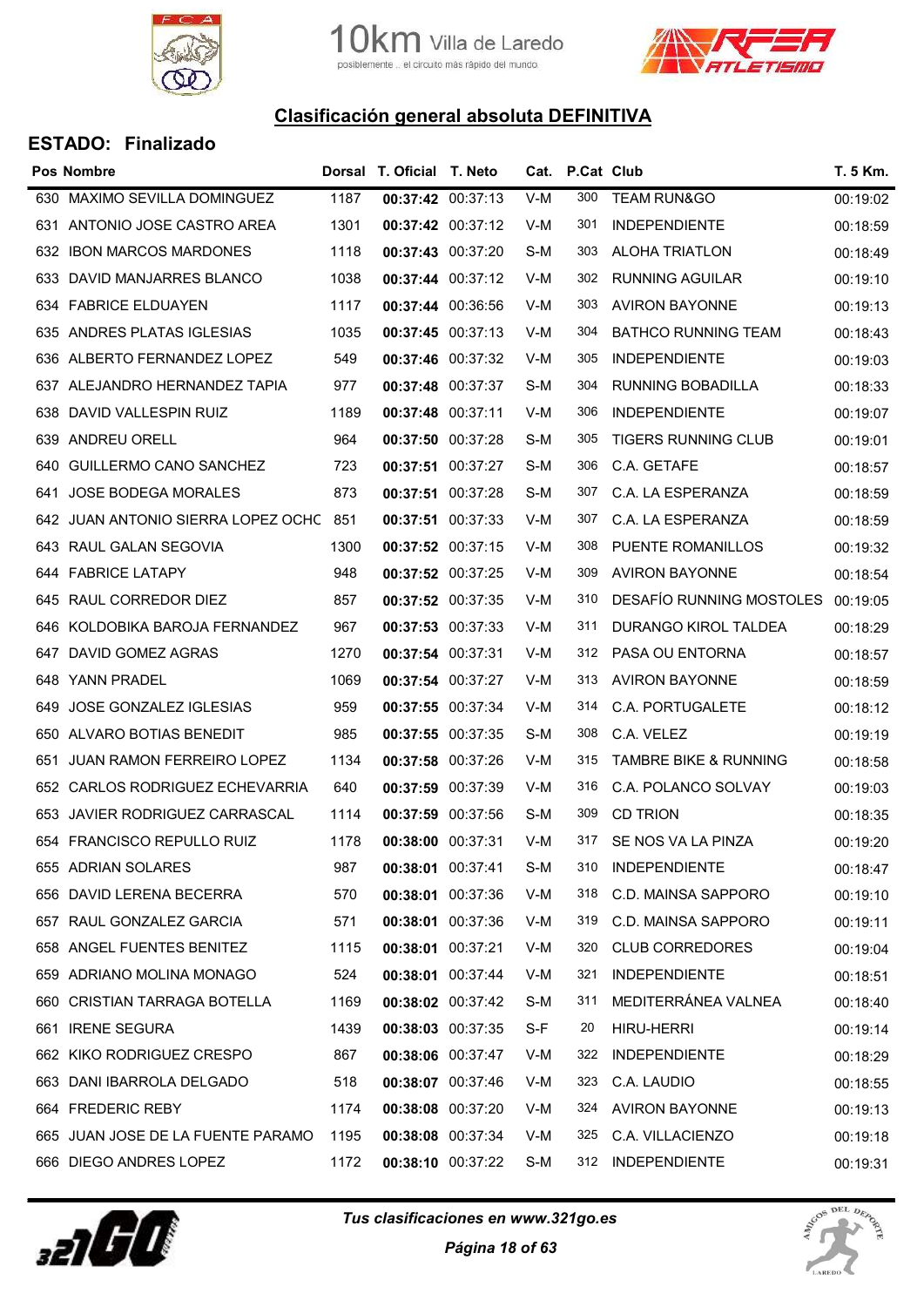# Clasificación general absoluta DEFINITIVA

## ESTADO: Finalizado

| Pos | Nombre | Dorsal | T. Oficial | T. Neto | Cat. | P.Cat | Club | T. 5 Km. |
|---|---|---|---|---|---|---|---|---|
| 630 | MAXIMO SEVILLA DOMINGUEZ | 1187 | **00:37:42** | 00:37:13 | V-M | 300 | TEAM RUN&GO | 00:19:02 |
| 631 | ANTONIO JOSE CASTRO AREA | 1301 | **00:37:42** | 00:37:12 | V-M | 301 | INDEPENDIENTE | 00:18:59 |
| 632 | IBON MARCOS MARDONES | 1118 | **00:37:43** | 00:37:20 | S-M | 303 | ALOHA TRIATLON | 00:18:49 |
| 633 | DAVID MANJARRES BLANCO | 1038 | **00:37:44** | 00:37:12 | V-M | 302 | RUNNING AGUILAR | 00:19:10 |
| 634 | FABRICE ELDUAYEN | 1117 | **00:37:44** | 00:36:56 | V-M | 303 | AVIRON BAYONNE | 00:19:13 |
| 635 | ANDRES PLATAS IGLESIAS | 1035 | **00:37:45** | 00:37:13 | V-M | 304 | BATHCO RUNNING TEAM | 00:18:43 |
| 636 | ALBERTO FERNANDEZ LOPEZ | 549 | **00:37:46** | 00:37:32 | V-M | 305 | INDEPENDIENTE | 00:19:03 |
| 637 | ALEJANDRO HERNANDEZ TAPIA | 977 | **00:37:48** | 00:37:37 | S-M | 304 | RUNNING BOBADILLA | 00:18:33 |
| 638 | DAVID VALLESPIN RUIZ | 1189 | **00:37:48** | 00:37:11 | V-M | 306 | INDEPENDIENTE | 00:19:07 |
| 639 | ANDREU ORELL | 964 | **00:37:50** | 00:37:28 | S-M | 305 | TIGERS RUNNING CLUB | 00:19:01 |
| 640 | GUILLERMO CANO SANCHEZ | 723 | **00:37:51** | 00:37:27 | S-M | 306 | C.A. GETAFE | 00:18:57 |
| 641 | JOSE BODEGA MORALES | 873 | **00:37:51** | 00:37:28 | S-M | 307 | C.A. LA ESPERANZA | 00:18:59 |
| 642 | JUAN ANTONIO SIERRA LOPEZ OCHC | 851 | **00:37:51** | 00:37:33 | V-M | 307 | C.A. LA ESPERANZA | 00:18:59 |
| 643 | RAUL GALAN SEGOVIA | 1300 | **00:37:52** | 00:37:15 | V-M | 308 | PUENTE ROMANILLOS | 00:19:32 |
| 644 | FABRICE LATAPY | 948 | **00:37:52** | 00:37:25 | V-M | 309 | AVIRON BAYONNE | 00:18:54 |
| 645 | RAUL CORREDOR DIEZ | 857 | **00:37:52** | 00:37:35 | V-M | 310 | DESAFÍO RUNNING MOSTOLES | 00:19:05 |
| 646 | KOLDOBIKA BAROJA FERNANDEZ | 967 | **00:37:53** | 00:37:33 | V-M | 311 | DURANGO KIROL TALDEA | 00:18:29 |
| 647 | DAVID GOMEZ AGRAS | 1270 | **00:37:54** | 00:37:31 | V-M | 312 | PASA OU ENTORNA | 00:18:57 |
| 648 | YANN PRADEL | 1069 | **00:37:54** | 00:37:27 | V-M | 313 | AVIRON BAYONNE | 00:18:59 |
| 649 | JOSE GONZALEZ IGLESIAS | 959 | **00:37:55** | 00:37:34 | V-M | 314 | C.A. PORTUGALETE | 00:18:12 |
| 650 | ALVARO BOTIAS BENEDIT | 985 | **00:37:55** | 00:37:35 | S-M | 308 | C.A. VELEZ | 00:19:19 |
| 651 | JUAN RAMON FERREIRO LOPEZ | 1134 | **00:37:58** | 00:37:26 | V-M | 315 | TAMBRE BIKE & RUNNING | 00:18:58 |
| 652 | CARLOS RODRIGUEZ ECHEVARRIA | 640 | **00:37:59** | 00:37:39 | V-M | 316 | C.A. POLANCO SOLVAY | 00:19:03 |
| 653 | JAVIER RODRIGUEZ CARRASCAL | 1114 | **00:37:59** | 00:37:56 | S-M | 309 | CD TRION | 00:18:35 |
| 654 | FRANCISCO REPULLO RUIZ | 1178 | **00:38:00** | 00:37:31 | V-M | 317 | SE NOS VA LA PINZA | 00:19:20 |
| 655 | ADRIAN SOLARES | 987 | **00:38:01** | 00:37:41 | S-M | 310 | INDEPENDIENTE | 00:18:47 |
| 656 | DAVID LERENA BECERRA | 570 | **00:38:01** | 00:37:36 | V-M | 318 | C.D. MAINSA SAPPORO | 00:19:10 |
| 657 | RAUL GONZALEZ GARCIA | 571 | **00:38:01** | 00:37:36 | V-M | 319 | C.D. MAINSA SAPPORO | 00:19:11 |
| 658 | ANGEL FUENTES BENITEZ | 1115 | **00:38:01** | 00:37:21 | V-M | 320 | CLUB CORREDORES | 00:19:04 |
| 659 | ADRIANO MOLINA MONAGO | 524 | **00:38:01** | 00:37:44 | V-M | 321 | INDEPENDIENTE | 00:18:51 |
| 660 | CRISTIAN TARRAGA BOTELLA | 1169 | **00:38:02** | 00:37:42 | S-M | 311 | MEDITERRÁNEA VALNEA | 00:18:40 |
| 661 | IRENE SEGURA | 1439 | **00:38:03** | 00:37:35 | S-F | 20 | HIRU-HERRI | 00:19:14 |
| 662 | KIKO RODRIGUEZ CRESPO | 867 | **00:38:06** | 00:37:47 | V-M | 322 | INDEPENDIENTE | 00:18:29 |
| 663 | DANI IBARROLA DELGADO | 518 | **00:38:07** | 00:37:46 | V-M | 323 | C.A. LAUDIO | 00:18:55 |
| 664 | FREDERIC REBY | 1174 | **00:38:08** | 00:37:20 | V-M | 324 | AVIRON BAYONNE | 00:19:13 |
| 665 | JUAN JOSE DE LA FUENTE PARAMO | 1195 | **00:38:08** | 00:37:34 | V-M | 325 | C.A. VILLACIENZO | 00:19:18 |
| 666 | DIEGO ANDRES LOPEZ | 1172 | **00:38:10** | 00:37:22 | S-M | 312 | INDEPENDIENTE | 00:19:31 |

*Tus clasificaciones en www.321go.es*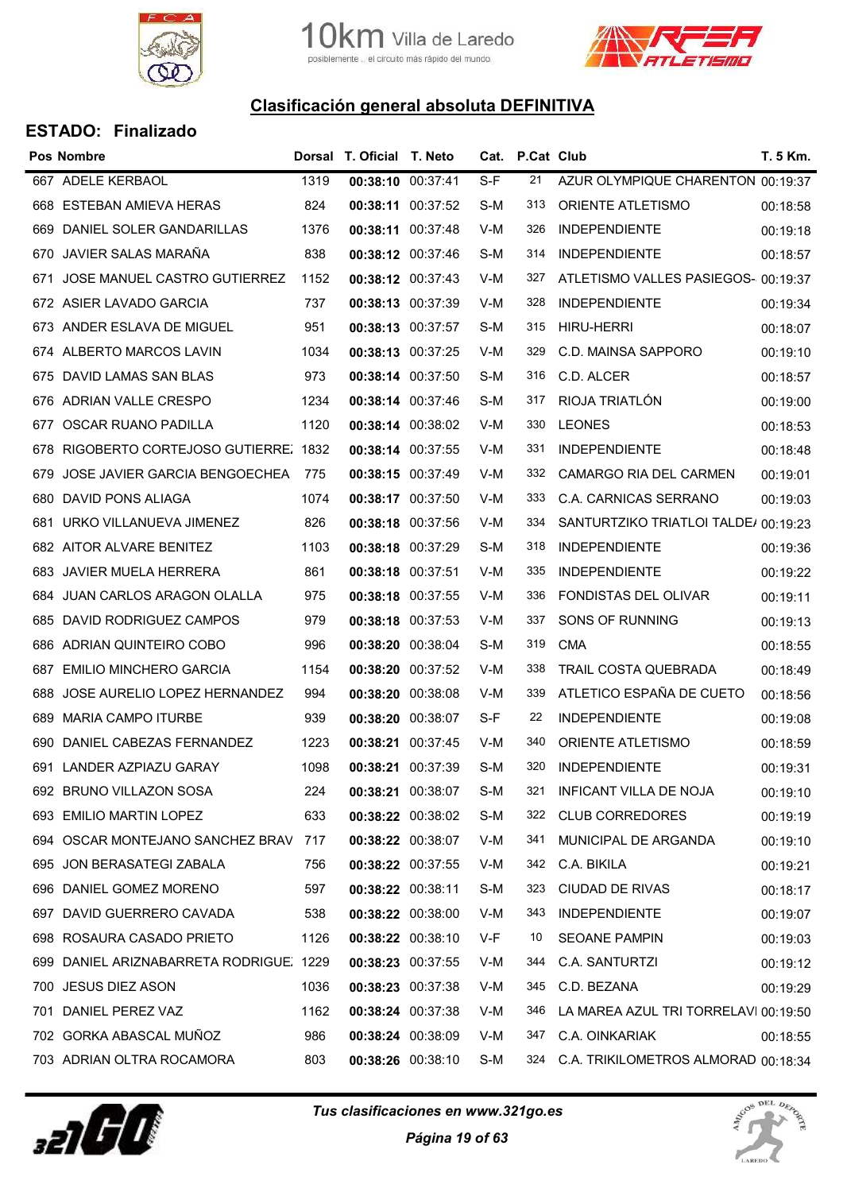# Clasificación general absoluta DEFINITIVA

## ESTADO: Finalizado

| Pos | Nombre | Dorsal | T. Oficial | T. Neto | Cat. | P.Cat | Club | T. 5 Km. |
|---|---|---|---|---|---|---|---|---|
| 667 | ADELE KERBAOL | 1319 | **00:38:10** | 00:37:41 | S-F | 21 | AZUR OLYMPIQUE CHARENTON | 00:19:37 |
| 668 | ESTEBAN AMIEVA HERAS | 824 | **00:38:11** | 00:37:52 | S-M | 313 | ORIENTE ATLETISMO | 00:18:58 |
| 669 | DANIEL SOLER GANDARILLAS | 1376 | **00:38:11** | 00:37:48 | V-M | 326 | INDEPENDIENTE | 00:19:18 |
| 670 | JAVIER SALAS MARAÑA | 838 | **00:38:12** | 00:37:46 | S-M | 314 | INDEPENDIENTE | 00:18:57 |
| 671 | JOSE MANUEL CASTRO GUTIERREZ | 1152 | **00:38:12** | 00:37:43 | V-M | 327 | ATLETISMO VALLES PASIEGOS- | 00:19:37 |
| 672 | ASIER LAVADO GARCIA | 737 | **00:38:13** | 00:37:39 | V-M | 328 | INDEPENDIENTE | 00:19:34 |
| 673 | ANDER ESLAVA DE MIGUEL | 951 | **00:38:13** | 00:37:57 | S-M | 315 | HIRU-HERRI | 00:18:07 |
| 674 | ALBERTO MARCOS LAVIN | 1034 | **00:38:13** | 00:37:25 | V-M | 329 | C.D. MAINSA SAPPORO | 00:19:10 |
| 675 | DAVID LAMAS SAN BLAS | 973 | **00:38:14** | 00:37:50 | S-M | 316 | C.D. ALCER | 00:18:57 |
| 676 | ADRIAN VALLE CRESPO | 1234 | **00:38:14** | 00:37:46 | S-M | 317 | RIOJA TRIATLÓN | 00:19:00 |
| 677 | OSCAR RUANO PADILLA | 1120 | **00:38:14** | 00:38:02 | V-M | 330 | LEONES | 00:18:53 |
| 678 | RIGOBERTO CORTEJOSO GUTIERRE | 1832 | **00:38:14** | 00:37:55 | V-M | 331 | INDEPENDIENTE | 00:18:48 |
| 679 | JOSE JAVIER GARCIA BENGOECHEA | 775 | **00:38:15** | 00:37:49 | V-M | 332 | CAMARGO RIA DEL CARMEN | 00:19:01 |
| 680 | DAVID PONS ALIAGA | 1074 | **00:38:17** | 00:37:50 | V-M | 333 | C.A. CARNICAS SERRANO | 00:19:03 |
| 681 | URKO VILLANUEVA JIMENEZ | 826 | **00:38:18** | 00:37:56 | V-M | 334 | SANTURTZIKO TRIATLOI TALDE/ | 00:19:23 |
| 682 | AITOR ALVARE BENITEZ | 1103 | **00:38:18** | 00:37:29 | S-M | 318 | INDEPENDIENTE | 00:19:36 |
| 683 | JAVIER MUELA HERRERA | 861 | **00:38:18** | 00:37:51 | V-M | 335 | INDEPENDIENTE | 00:19:22 |
| 684 | JUAN CARLOS ARAGON OLALLA | 975 | **00:38:18** | 00:37:55 | V-M | 336 | FONDISTAS DEL OLIVAR | 00:19:11 |
| 685 | DAVID RODRIGUEZ CAMPOS | 979 | **00:38:18** | 00:37:53 | V-M | 337 | SONS OF RUNNING | 00:19:13 |
| 686 | ADRIAN QUINTEIRO COBO | 996 | **00:38:20** | 00:38:04 | S-M | 319 | CMA | 00:18:55 |
| 687 | EMILIO MINCHERO GARCIA | 1154 | **00:38:20** | 00:37:52 | V-M | 338 | TRAIL COSTA QUEBRADA | 00:18:49 |
| 688 | JOSE AURELIO LOPEZ HERNANDEZ | 994 | **00:38:20** | 00:38:08 | V-M | 339 | ATLETICO ESPAÑA DE CUETO | 00:18:56 |
| 689 | MARIA CAMPO ITURBE | 939 | **00:38:20** | 00:38:07 | S-F | 22 | INDEPENDIENTE | 00:19:08 |
| 690 | DANIEL CABEZAS FERNANDEZ | 1223 | **00:38:21** | 00:37:45 | V-M | 340 | ORIENTE ATLETISMO | 00:18:59 |
| 691 | LANDER AZPIAZU GARAY | 1098 | **00:38:21** | 00:37:39 | S-M | 320 | INDEPENDIENTE | 00:19:31 |
| 692 | BRUNO VILLAZON SOSA | 224 | **00:38:21** | 00:38:07 | S-M | 321 | INFICANT VILLA DE NOJA | 00:19:10 |
| 693 | EMILIO MARTIN LOPEZ | 633 | **00:38:22** | 00:38:02 | S-M | 322 | CLUB CORREDORES | 00:19:19 |
| 694 | OSCAR MONTEJANO SANCHEZ BRAV | 717 | **00:38:22** | 00:38:07 | V-M | 341 | MUNICIPAL DE ARGANDA | 00:19:10 |
| 695 | JON BERASATEGI ZABALA | 756 | **00:38:22** | 00:37:55 | V-M | 342 | C.A. BIKILA | 00:19:21 |
| 696 | DANIEL GOMEZ MORENO | 597 | **00:38:22** | 00:38:11 | S-M | 323 | CIUDAD DE RIVAS | 00:18:17 |
| 697 | DAVID GUERRERO CAVADA | 538 | **00:38:22** | 00:38:00 | V-M | 343 | INDEPENDIENTE | 00:19:07 |
| 698 | ROSAURA CASADO PRIETO | 1126 | **00:38:22** | 00:38:10 | V-F | 10 | SEOANE PAMPIN | 00:19:03 |
| 699 | DANIEL ARIZNABARRETA RODRIGUE | 1229 | **00:38:23** | 00:37:55 | V-M | 344 | C.A. SANTURTZI | 00:19:12 |
| 700 | JESUS DIEZ ASON | 1036 | **00:38:23** | 00:37:38 | V-M | 345 | C.D. BEZANA | 00:19:29 |
| 701 | DANIEL PEREZ VAZ | 1162 | **00:38:24** | 00:37:38 | V-M | 346 | LA MAREA AZUL TRI TORRELAVI | 00:19:50 |
| 702 | GORKA ABASCAL MUÑOZ | 986 | **00:38:24** | 00:38:09 | V-M | 347 | C.A. OINKARIAK | 00:18:55 |
| 703 | ADRIAN OLTRA ROCAMORA | 803 | **00:38:26** | 00:38:10 | S-M | 324 | C.A. TRIKILOMETROS ALMORAD | 00:18:34 |

*Tus clasificaciones en www.321go.es*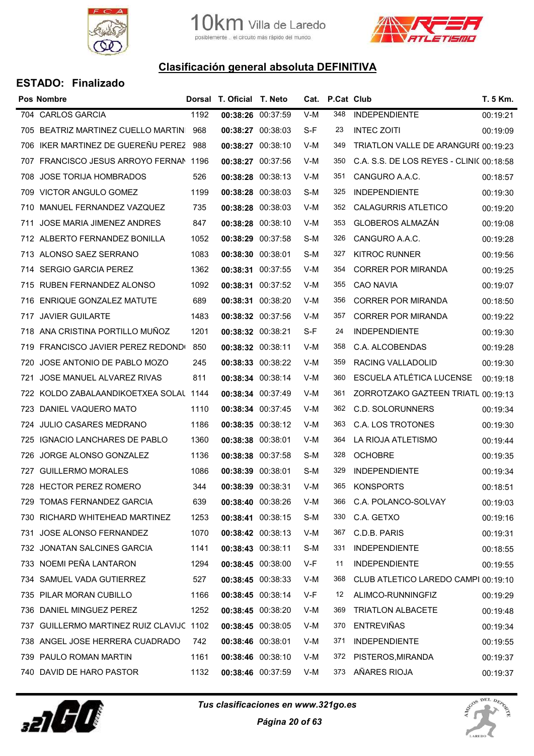## Clasificación general absoluta DEFINITIVA

### ESTADO: Finalizado

| Pos | Nombre | Dorsal | T. Oficial | T. Neto | Cat. | P.Cat | Club | T. 5 Km. |
|---|---|---|---|---|---|---|---|---|
| 704 | CARLOS GARCIA | 1192 | **00:38:26** | 00:37:59 | V-M | 348 | INDEPENDIENTE | 00:19:21 |
| 705 | BEATRIZ MARTINEZ CUELLO MARTIN | 968 | **00:38:27** | 00:38:03 | S-F | 23 | INTEC ZOITI | 00:19:09 |
| 706 | IKER MARTINEZ DE GUEREÑU PEREZ | 988 | **00:38:27** | 00:38:10 | V-M | 349 | TRIATLON VALLE DE ARANGURE | 00:19:23 |
| 707 | FRANCISCO JESUS ARROYO FERNAN | 1196 | **00:38:27** | 00:37:56 | V-M | 350 | C.A. S.S. DE LOS REYES - CLINIC | 00:18:58 |
| 708 | JOSE TORIJA HOMBRADOS | 526 | **00:38:28** | 00:38:13 | V-M | 351 | CANGURO A.A.C. | 00:18:57 |
| 709 | VICTOR ANGULO GOMEZ | 1199 | **00:38:28** | 00:38:03 | S-M | 325 | INDEPENDIENTE | 00:19:30 |
| 710 | MANUEL FERNANDEZ VAZQUEZ | 735 | **00:38:28** | 00:38:03 | V-M | 352 | CALAGURRIS ATLETICO | 00:19:20 |
| 711 | JOSE MARIA JIMENEZ ANDRES | 847 | **00:38:28** | 00:38:10 | V-M | 353 | GLOBEROS ALMAZÁN | 00:19:08 |
| 712 | ALBERTO FERNANDEZ BONILLA | 1052 | **00:38:29** | 00:37:58 | S-M | 326 | CANGURO A.A.C. | 00:19:28 |
| 713 | ALONSO SAEZ SERRANO | 1083 | **00:38:30** | 00:38:01 | S-M | 327 | KITROC RUNNER | 00:19:56 |
| 714 | SERGIO GARCIA PEREZ | 1362 | **00:38:31** | 00:37:55 | V-M | 354 | CORRER POR MIRANDA | 00:19:25 |
| 715 | RUBEN FERNANDEZ ALONSO | 1092 | **00:38:31** | 00:37:52 | V-M | 355 | CAO NAVIA | 00:19:07 |
| 716 | ENRIQUE GONZALEZ MATUTE | 689 | **00:38:31** | 00:38:20 | V-M | 356 | CORRER POR MIRANDA | 00:18:50 |
| 717 | JAVIER GUILARTE | 1483 | **00:38:32** | 00:37:56 | V-M | 357 | CORRER POR MIRANDA | 00:19:22 |
| 718 | ANA CRISTINA PORTILLO MUÑOZ | 1201 | **00:38:32** | 00:38:21 | S-F | 24 | INDEPENDIENTE | 00:19:30 |
| 719 | FRANCISCO JAVIER PEREZ REDOND | 850 | **00:38:32** | 00:38:11 | V-M | 358 | C.A. ALCOBENDAS | 00:19:28 |
| 720 | JOSE ANTONIO DE PABLO MOZO | 245 | **00:38:33** | 00:38:22 | V-M | 359 | RACING VALLADOLID | 00:19:30 |
| 721 | JOSE MANUEL ALVAREZ RIVAS | 811 | **00:38:34** | 00:38:14 | V-M | 360 | ESCUELA ATLÉTICA LUCENSE | 00:19:18 |
| 722 | KOLDO ZABALAANDIKOETXEA SOLAL | 1144 | **00:38:34** | 00:37:49 | V-M | 361 | ZORROTZAKO GAZTEEN TRIATL | 00:19:13 |
| 723 | DANIEL VAQUERO MATO | 1110 | **00:38:34** | 00:37:45 | V-M | 362 | C.D. SOLORUNNERS | 00:19:34 |
| 724 | JULIO CASARES MEDRANO | 1186 | **00:38:35** | 00:38:12 | V-M | 363 | C.A. LOS TROTONES | 00:19:30 |
| 725 | IGNACIO LANCHARES DE PABLO | 1360 | **00:38:38** | 00:38:01 | V-M | 364 | LA RIOJA ATLETISMO | 00:19:44 |
| 726 | JORGE ALONSO GONZALEZ | 1136 | **00:38:38** | 00:37:58 | S-M | 328 | OCHOBRE | 00:19:35 |
| 727 | GUILLERMO MORALES | 1086 | **00:38:39** | 00:38:01 | S-M | 329 | INDEPENDIENTE | 00:19:34 |
| 728 | HECTOR PEREZ ROMERO | 344 | **00:38:39** | 00:38:31 | V-M | 365 | KONSPORTS | 00:18:51 |
| 729 | TOMAS FERNANDEZ GARCIA | 639 | **00:38:40** | 00:38:26 | V-M | 366 | C.A. POLANCO-SOLVAY | 00:19:03 |
| 730 | RICHARD WHITEHEAD MARTINEZ | 1253 | **00:38:41** | 00:38:15 | S-M | 330 | C.A. GETXO | 00:19:16 |
| 731 | JOSE ALONSO FERNANDEZ | 1070 | **00:38:42** | 00:38:13 | V-M | 367 | C.D.B. PARIS | 00:19:31 |
| 732 | JONATAN SALCINES GARCIA | 1141 | **00:38:43** | 00:38:11 | S-M | 331 | INDEPENDIENTE | 00:18:55 |
| 733 | NOEMI PEÑA LANTARON | 1294 | **00:38:45** | 00:38:00 | V-F | 11 | INDEPENDIENTE | 00:19:55 |
| 734 | SAMUEL VADA GUTIERREZ | 527 | **00:38:45** | 00:38:33 | V-M | 368 | CLUB ATLETICO LAREDO CAMPI | 00:19:10 |
| 735 | PILAR MORAN CUBILLO | 1166 | **00:38:45** | 00:38:14 | V-F | 12 | ALIMCO-RUNNINGFIZ | 00:19:29 |
| 736 | DANIEL MINGUEZ PEREZ | 1252 | **00:38:45** | 00:38:20 | V-M | 369 | TRIATLON ALBACETE | 00:19:48 |
| 737 | GUILLERMO MARTINEZ RUIZ CLAVIJC | 1102 | **00:38:45** | 00:38:05 | V-M | 370 | ENTREVIÑAS | 00:19:34 |
| 738 | ANGEL JOSE HERRERA CUADRADO | 742 | **00:38:46** | 00:38:01 | V-M | 371 | INDEPENDIENTE | 00:19:55 |
| 739 | PAULO ROMAN MARTIN | 1161 | **00:38:46** | 00:38:10 | V-M | 372 | PISTEROS,MIRANDA | 00:19:37 |
| 740 | DAVID DE HARO PASTOR | 1132 | **00:38:46** | 00:37:59 | V-M | 373 | AÑARES RIOJA | 00:19:37 |

*Tus clasificaciones en www.321go.es*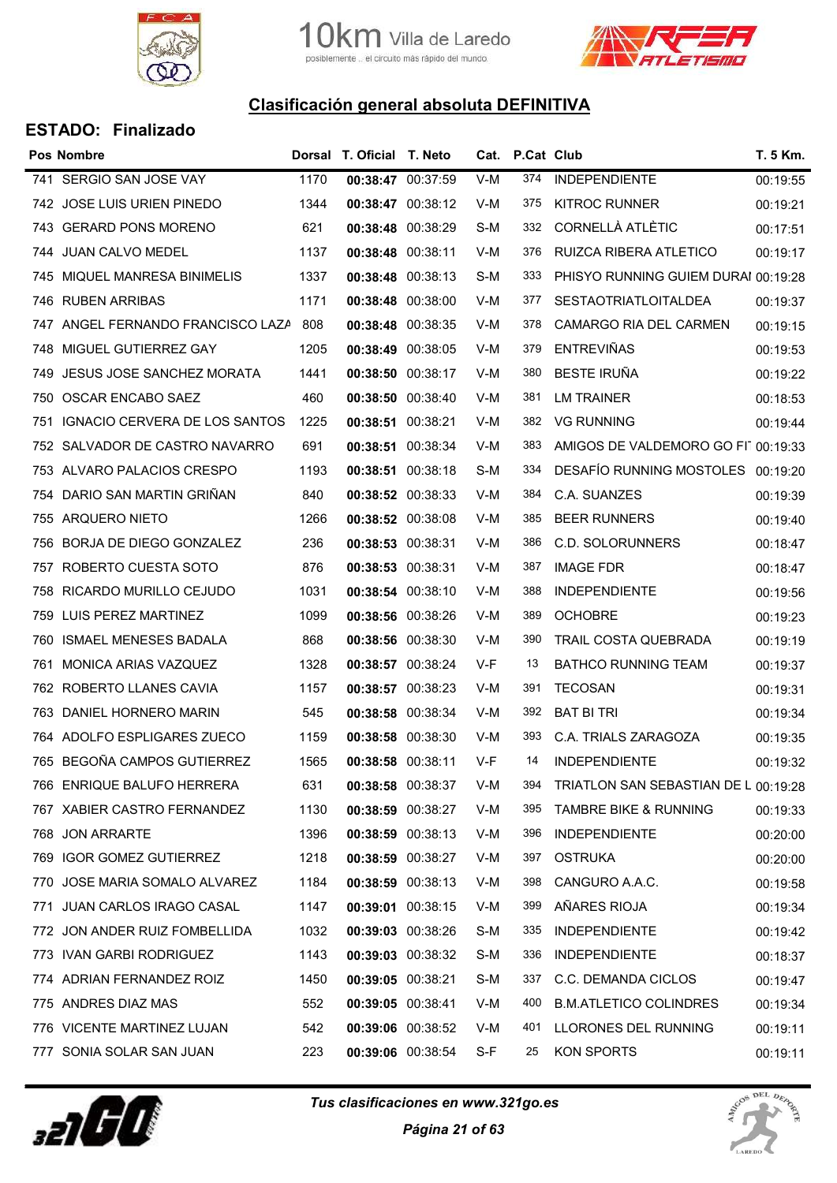# Clasificación general absoluta DEFINITIVA

## ESTADO: Finalizado

| Pos | Nombre | Dorsal | T. Oficial | T. Neto | Cat. | P.Cat | Club | T. 5 Km. |
|---|---|---|---|---|---|---|---|---|
| 741 | SERGIO SAN JOSE VAY | 1170 | **00:38:47** | 00:37:59 | V-M | 374 | INDEPENDIENTE | 00:19:55 |
| 742 | JOSE LUIS URIEN PINEDO | 1344 | **00:38:47** | 00:38:12 | V-M | 375 | KITROC RUNNER | 00:19:21 |
| 743 | GERARD PONS MORENO | 621 | **00:38:48** | 00:38:29 | S-M | 332 | CORNELLÀ ATLÈTIC | 00:17:51 |
| 744 | JUAN CALVO MEDEL | 1137 | **00:38:48** | 00:38:11 | V-M | 376 | RUIZCA RIBERA ATLETICO | 00:19:17 |
| 745 | MIQUEL MANRESA BINIMELIS | 1337 | **00:38:48** | 00:38:13 | S-M | 333 | PHISYO RUNNING GUIEM DURAI | 00:19:28 |
| 746 | RUBEN ARRIBAS | 1171 | **00:38:48** | 00:38:00 | V-M | 377 | SESTAOTRIATLOITALDEA | 00:19:37 |
| 747 | ANGEL FERNANDO FRANCISCO LAZA | 808 | **00:38:48** | 00:38:35 | V-M | 378 | CAMARGO RIA DEL CARMEN | 00:19:15 |
| 748 | MIGUEL GUTIERREZ GAY | 1205 | **00:38:49** | 00:38:05 | V-M | 379 | ENTREVIÑAS | 00:19:53 |
| 749 | JESUS JOSE SANCHEZ MORATA | 1441 | **00:38:50** | 00:38:17 | V-M | 380 | BESTE IRUÑA | 00:19:22 |
| 750 | OSCAR ENCABO SAEZ | 460 | **00:38:50** | 00:38:40 | V-M | 381 | LM TRAINER | 00:18:53 |
| 751 | IGNACIO CERVERA DE LOS SANTOS | 1225 | **00:38:51** | 00:38:21 | V-M | 382 | VG RUNNING | 00:19:44 |
| 752 | SALVADOR DE CASTRO NAVARRO | 691 | **00:38:51** | 00:38:34 | V-M | 383 | AMIGOS DE VALDEMORO GO FI | 00:19:33 |
| 753 | ALVARO PALACIOS CRESPO | 1193 | **00:38:51** | 00:38:18 | S-M | 334 | DESAFÍO RUNNING MOSTOLES | 00:19:20 |
| 754 | DARIO SAN MARTIN GRIÑAN | 840 | **00:38:52** | 00:38:33 | V-M | 384 | C.A. SUANZES | 00:19:39 |
| 755 | ARQUERO NIETO | 1266 | **00:38:52** | 00:38:08 | V-M | 385 | BEER RUNNERS | 00:19:40 |
| 756 | BORJA DE DIEGO GONZALEZ | 236 | **00:38:53** | 00:38:31 | V-M | 386 | C.D. SOLORUNNERS | 00:18:47 |
| 757 | ROBERTO CUESTA SOTO | 876 | **00:38:53** | 00:38:31 | V-M | 387 | IMAGE FDR | 00:18:47 |
| 758 | RICARDO MURILLO CEJUDO | 1031 | **00:38:54** | 00:38:10 | V-M | 388 | INDEPENDIENTE | 00:19:56 |
| 759 | LUIS PEREZ MARTINEZ | 1099 | **00:38:56** | 00:38:26 | V-M | 389 | OCHOBRE | 00:19:23 |
| 760 | ISMAEL MENESES BADALA | 868 | **00:38:56** | 00:38:30 | V-M | 390 | TRAIL COSTA QUEBRADA | 00:19:19 |
| 761 | MONICA ARIAS VAZQUEZ | 1328 | **00:38:57** | 00:38:24 | V-F | 13 | BATHCO RUNNING TEAM | 00:19:37 |
| 762 | ROBERTO LLANES CAVIA | 1157 | **00:38:57** | 00:38:23 | V-M | 391 | TECOSAN | 00:19:31 |
| 763 | DANIEL HORNERO MARIN | 545 | **00:38:58** | 00:38:34 | V-M | 392 | BAT BI TRI | 00:19:34 |
| 764 | ADOLFO ESPLIGARES ZUECO | 1159 | **00:38:58** | 00:38:30 | V-M | 393 | C.A. TRIALS ZARAGOZA | 00:19:35 |
| 765 | BEGOÑA CAMPOS GUTIERREZ | 1565 | **00:38:58** | 00:38:11 | V-F | 14 | INDEPENDIENTE | 00:19:32 |
| 766 | ENRIQUE BALUFO HERRERA | 631 | **00:38:58** | 00:38:37 | V-M | 394 | TRIATLON SAN SEBASTIAN DE L | 00:19:28 |
| 767 | XABIER CASTRO FERNANDEZ | 1130 | **00:38:59** | 00:38:27 | V-M | 395 | TAMBRE BIKE & RUNNING | 00:19:33 |
| 768 | JON ARRARTE | 1396 | **00:38:59** | 00:38:13 | V-M | 396 | INDEPENDIENTE | 00:20:00 |
| 769 | IGOR GOMEZ GUTIERREZ | 1218 | **00:38:59** | 00:38:27 | V-M | 397 | OSTRUKA | 00:20:00 |
| 770 | JOSE MARIA SOMALO ALVAREZ | 1184 | **00:38:59** | 00:38:13 | V-M | 398 | CANGURO A.A.C. | 00:19:58 |
| 771 | JUAN CARLOS IRAGO CASAL | 1147 | **00:39:01** | 00:38:15 | V-M | 399 | AÑARES RIOJA | 00:19:34 |
| 772 | JON ANDER RUIZ FOMBELLIDA | 1032 | **00:39:03** | 00:38:26 | S-M | 335 | INDEPENDIENTE | 00:19:42 |
| 773 | IVAN GARBI RODRIGUEZ | 1143 | **00:39:03** | 00:38:32 | S-M | 336 | INDEPENDIENTE | 00:18:37 |
| 774 | ADRIAN FERNANDEZ ROIZ | 1450 | **00:39:05** | 00:38:21 | S-M | 337 | C.C. DEMANDA CICLOS | 00:19:47 |
| 775 | ANDRES DIAZ MAS | 552 | **00:39:05** | 00:38:41 | V-M | 400 | B.M.ATLETICO COLINDRES | 00:19:34 |
| 776 | VICENTE MARTINEZ LUJAN | 542 | **00:39:06** | 00:38:52 | V-M | 401 | LLORONES DEL RUNNING | 00:19:11 |
| 777 | SONIA SOLAR SAN JUAN | 223 | **00:39:06** | 00:38:54 | S-F | 25 | KON SPORTS | 00:19:11 |

*Tus clasificaciones en www.321go.es*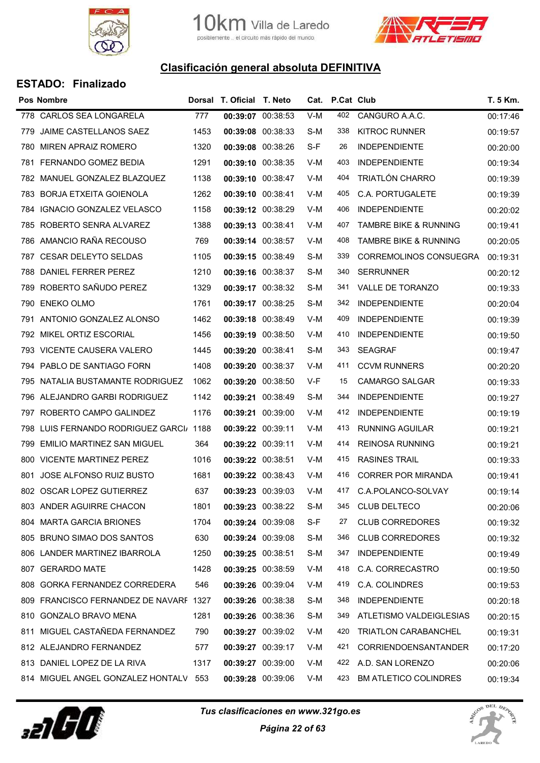## Clasificación general absoluta DEFINITIVA

### ESTADO: Finalizado

| Pos | Nombre | Dorsal | T. Oficial | T. Neto | Cat. | P.Cat | Club | T. 5 Km. |
|---|---|---|---|---|---|---|---|---|
| 778 | CARLOS SEA LONGARELA | 777 | **00:39:07** | 00:38:53 | V-M | 402 | CANGURO A.A.C. | 00:17:46 |
| 779 | JAIME CASTELLANOS SAEZ | 1453 | **00:39:08** | 00:38:33 | S-M | 338 | KITROC RUNNER | 00:19:57 |
| 780 | MIREN APRAIZ ROMERO | 1320 | **00:39:08** | 00:38:26 | S-F | 26 | INDEPENDIENTE | 00:20:00 |
| 781 | FERNANDO GOMEZ BEDIA | 1291 | **00:39:10** | 00:38:35 | V-M | 403 | INDEPENDIENTE | 00:19:34 |
| 782 | MANUEL GONZALEZ BLAZQUEZ | 1138 | **00:39:10** | 00:38:47 | V-M | 404 | TRIATLÓN CHARRO | 00:19:39 |
| 783 | BORJA ETXEITA GOIENOLA | 1262 | **00:39:10** | 00:38:41 | V-M | 405 | C.A. PORTUGALETE | 00:19:39 |
| 784 | IGNACIO GONZALEZ VELASCO | 1158 | **00:39:12** | 00:38:29 | V-M | 406 | INDEPENDIENTE | 00:20:02 |
| 785 | ROBERTO SENRA ALVAREZ | 1388 | **00:39:13** | 00:38:41 | V-M | 407 | TAMBRE BIKE & RUNNING | 00:19:41 |
| 786 | AMANCIO RAÑA RECOUSO | 769 | **00:39:14** | 00:38:57 | V-M | 408 | TAMBRE BIKE & RUNNING | 00:20:05 |
| 787 | CESAR DELEYTO SELDAS | 1105 | **00:39:15** | 00:38:49 | S-M | 339 | CORREMOLINOS CONSUEGRA | 00:19:31 |
| 788 | DANIEL FERRER PEREZ | 1210 | **00:39:16** | 00:38:37 | S-M | 340 | SERRUNNER | 00:20:12 |
| 789 | ROBERTO SAÑUDO PEREZ | 1329 | **00:39:17** | 00:38:32 | S-M | 341 | VALLE DE TORANZO | 00:19:33 |
| 790 | ENEKO OLMO | 1761 | **00:39:17** | 00:38:25 | S-M | 342 | INDEPENDIENTE | 00:20:04 |
| 791 | ANTONIO GONZALEZ ALONSO | 1462 | **00:39:18** | 00:38:49 | V-M | 409 | INDEPENDIENTE | 00:19:39 |
| 792 | MIKEL ORTIZ ESCORIAL | 1456 | **00:39:19** | 00:38:50 | V-M | 410 | INDEPENDIENTE | 00:19:50 |
| 793 | VICENTE CAUSERA VALERO | 1445 | **00:39:20** | 00:38:41 | S-M | 343 | SEAGRAF | 00:19:47 |
| 794 | PABLO DE SANTIAGO FORN | 1408 | **00:39:20** | 00:38:37 | V-M | 411 | CCVM RUNNERS | 00:20:20 |
| 795 | NATALIA BUSTAMANTE RODRIGUEZ | 1062 | **00:39:20** | 00:38:50 | V-F | 15 | CAMARGO SALGAR | 00:19:33 |
| 796 | ALEJANDRO GARBI RODRIGUEZ | 1142 | **00:39:21** | 00:38:49 | S-M | 344 | INDEPENDIENTE | 00:19:27 |
| 797 | ROBERTO CAMPO GALINDEZ | 1176 | **00:39:21** | 00:39:00 | V-M | 412 | INDEPENDIENTE | 00:19:19 |
| 798 | LUIS FERNANDO RODRIGUEZ GARCI/ | 1188 | **00:39:22** | 00:39:11 | V-M | 413 | RUNNING AGUILAR | 00:19:21 |
| 799 | EMILIO MARTINEZ SAN MIGUEL | 364 | **00:39:22** | 00:39:11 | V-M | 414 | REINOSA RUNNING | 00:19:21 |
| 800 | VICENTE MARTINEZ PEREZ | 1016 | **00:39:22** | 00:38:51 | V-M | 415 | RASINES TRAIL | 00:19:33 |
| 801 | JOSE ALFONSO RUIZ BUSTO | 1681 | **00:39:22** | 00:38:43 | V-M | 416 | CORRER POR MIRANDA | 00:19:41 |
| 802 | OSCAR LOPEZ GUTIERREZ | 637 | **00:39:23** | 00:39:03 | V-M | 417 | C.A.POLANCO-SOLVAY | 00:19:14 |
| 803 | ANDER AGUIRRE CHACON | 1801 | **00:39:23** | 00:38:22 | S-M | 345 | CLUB DELTECO | 00:20:06 |
| 804 | MARTA GARCIA BRIONES | 1704 | **00:39:24** | 00:39:08 | S-F | 27 | CLUB CORREDORES | 00:19:32 |
| 805 | BRUNO SIMAO DOS SANTOS | 630 | **00:39:24** | 00:39:08 | S-M | 346 | CLUB CORREDORES | 00:19:32 |
| 806 | LANDER MARTINEZ IBARROLA | 1250 | **00:39:25** | 00:38:51 | S-M | 347 | INDEPENDIENTE | 00:19:49 |
| 807 | GERARDO MATE | 1428 | **00:39:25** | 00:38:59 | V-M | 418 | C.A. CORRECASTRO | 00:19:50 |
| 808 | GORKA FERNANDEZ CORREDERA | 546 | **00:39:26** | 00:39:04 | V-M | 419 | C.A. COLINDRES | 00:19:53 |
| 809 | FRANCISCO FERNANDEZ DE NAVARF | 1327 | **00:39:26** | 00:38:38 | S-M | 348 | INDEPENDIENTE | 00:20:18 |
| 810 | GONZALO BRAVO MENA | 1281 | **00:39:26** | 00:38:36 | S-M | 349 | ATLETISMO VALDEIGLESIAS | 00:20:15 |
| 811 | MIGUEL CASTAÑEDA FERNANDEZ | 790 | **00:39:27** | 00:39:02 | V-M | 420 | TRIATLON CARABANCHEL | 00:19:31 |
| 812 | ALEJANDRO FERNANDEZ | 577 | **00:39:27** | 00:39:17 | V-M | 421 | CORRIENDOENSANTANDER | 00:17:20 |
| 813 | DANIEL LOPEZ DE LA RIVA | 1317 | **00:39:27** | 00:39:00 | V-M | 422 | A.D. SAN LORENZO | 00:20:06 |
| 814 | MIGUEL ANGEL GONZALEZ HONTALV | 553 | **00:39:28** | 00:39:06 | V-M | 423 | BM ATLETICO COLINDRES | 00:19:34 |

*Tus clasificaciones en www.321go.es*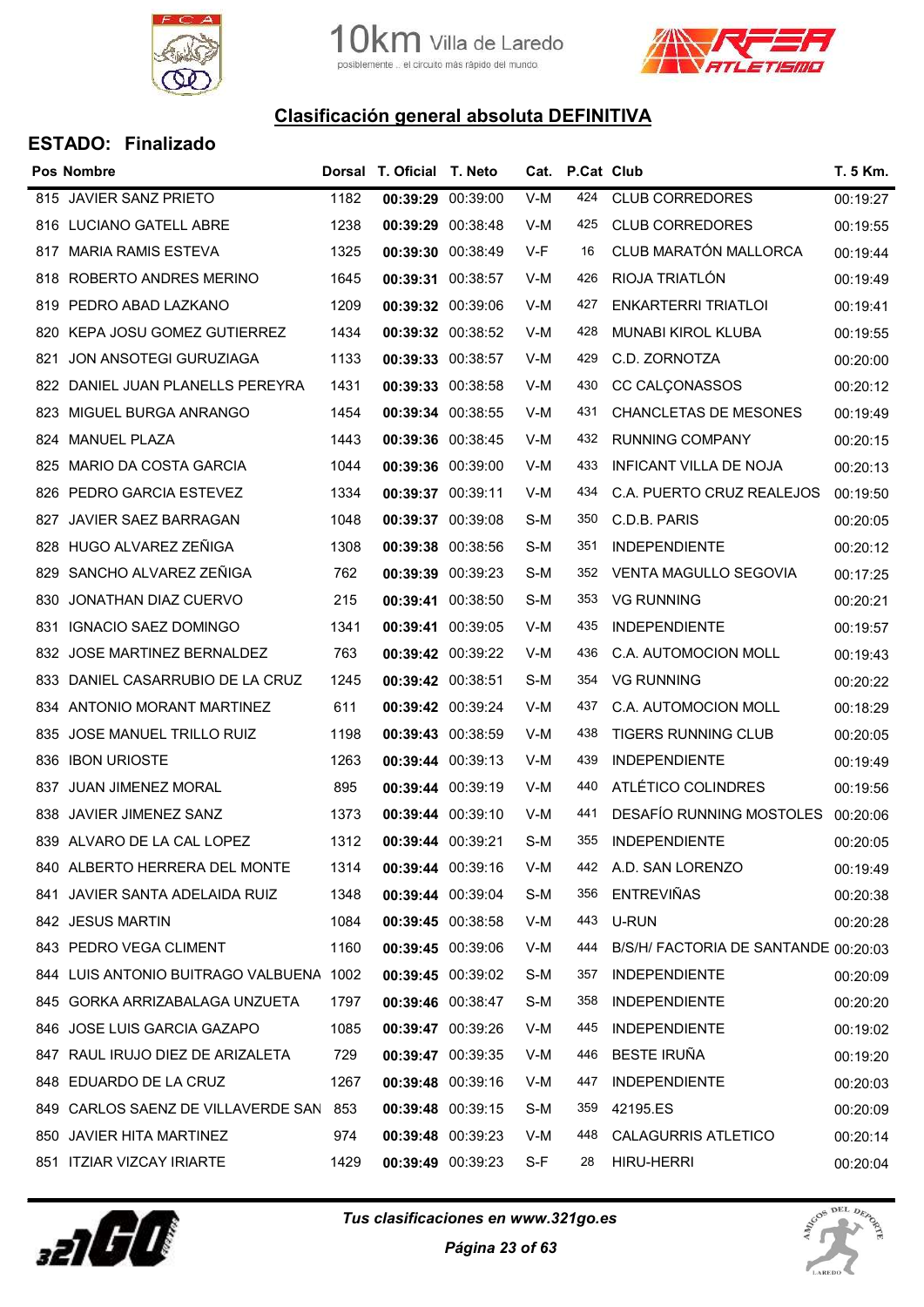## Clasificación general absoluta DEFINITIVA

### ESTADO: Finalizado

| Pos | Nombre | Dorsal | T. Oficial | T. Neto | Cat. | P.Cat | Club | T. 5 Km. |
|---|---|---|---|---|---|---|---|---|
| 815 | JAVIER SANZ PRIETO | 1182 | **00:39:29** | 00:39:00 | V-M | 424 | CLUB CORREDORES | 00:19:27 |
| 816 | LUCIANO GATELL ABRE | 1238 | **00:39:29** | 00:38:48 | V-M | 425 | CLUB CORREDORES | 00:19:55 |
| 817 | MARIA RAMIS ESTEVA | 1325 | **00:39:30** | 00:38:49 | V-F | 16 | CLUB MARATÓN MALLORCA | 00:19:44 |
| 818 | ROBERTO ANDRES MERINO | 1645 | **00:39:31** | 00:38:57 | V-M | 426 | RIOJA TRIATLÓN | 00:19:49 |
| 819 | PEDRO ABAD LAZKANO | 1209 | **00:39:32** | 00:39:06 | V-M | 427 | ENKARTERRI TRIATLOI | 00:19:41 |
| 820 | KEPA JOSU GOMEZ GUTIERREZ | 1434 | **00:39:32** | 00:38:52 | V-M | 428 | MUNABI KIROL KLUBA | 00:19:55 |
| 821 | JON ANSOTEGI GURUZIAGA | 1133 | **00:39:33** | 00:38:57 | V-M | 429 | C.D. ZORNOTZA | 00:20:00 |
| 822 | DANIEL JUAN PLANELLS PEREYRA | 1431 | **00:39:33** | 00:38:58 | V-M | 430 | CC CALÇONASSOS | 00:20:12 |
| 823 | MIGUEL BURGA ANRANGO | 1454 | **00:39:34** | 00:38:55 | V-M | 431 | CHANCLETAS DE MESONES | 00:19:49 |
| 824 | MANUEL PLAZA | 1443 | **00:39:36** | 00:38:45 | V-M | 432 | RUNNING COMPANY | 00:20:15 |
| 825 | MARIO DA COSTA GARCIA | 1044 | **00:39:36** | 00:39:00 | V-M | 433 | INFICANT VILLA DE NOJA | 00:20:13 |
| 826 | PEDRO GARCIA ESTEVEZ | 1334 | **00:39:37** | 00:39:11 | V-M | 434 | C.A. PUERTO CRUZ REALEJOS | 00:19:50 |
| 827 | JAVIER SAEZ BARRAGAN | 1048 | **00:39:37** | 00:39:08 | S-M | 350 | C.D.B. PARIS | 00:20:05 |
| 828 | HUGO ALVAREZ ZEÑIGA | 1308 | **00:39:38** | 00:38:56 | S-M | 351 | INDEPENDIENTE | 00:20:12 |
| 829 | SANCHO ALVAREZ ZEÑIGA | 762 | **00:39:39** | 00:39:23 | S-M | 352 | VENTA MAGULLO SEGOVIA | 00:17:25 |
| 830 | JONATHAN DIAZ CUERVO | 215 | **00:39:41** | 00:38:50 | S-M | 353 | VG RUNNING | 00:20:21 |
| 831 | IGNACIO SAEZ DOMINGO | 1341 | **00:39:41** | 00:39:05 | V-M | 435 | INDEPENDIENTE | 00:19:57 |
| 832 | JOSE MARTINEZ BERNALDEZ | 763 | **00:39:42** | 00:39:22 | V-M | 436 | C.A. AUTOMOCION MOLL | 00:19:43 |
| 833 | DANIEL CASARRUBIO DE LA CRUZ | 1245 | **00:39:42** | 00:38:51 | S-M | 354 | VG RUNNING | 00:20:22 |
| 834 | ANTONIO MORANT MARTINEZ | 611 | **00:39:42** | 00:39:24 | V-M | 437 | C.A. AUTOMOCION MOLL | 00:18:29 |
| 835 | JOSE MANUEL TRILLO RUIZ | 1198 | **00:39:43** | 00:38:59 | V-M | 438 | TIGERS RUNNING CLUB | 00:20:05 |
| 836 | IBON URIOSTE | 1263 | **00:39:44** | 00:39:13 | V-M | 439 | INDEPENDIENTE | 00:19:49 |
| 837 | JUAN JIMENEZ MORAL | 895 | **00:39:44** | 00:39:19 | V-M | 440 | ATLÉTICO COLINDRES | 00:19:56 |
| 838 | JAVIER JIMENEZ SANZ | 1373 | **00:39:44** | 00:39:10 | V-M | 441 | DESAFÍO RUNNING MOSTOLES | 00:20:06 |
| 839 | ALVARO DE LA CAL LOPEZ | 1312 | **00:39:44** | 00:39:21 | S-M | 355 | INDEPENDIENTE | 00:20:05 |
| 840 | ALBERTO HERRERA DEL MONTE | 1314 | **00:39:44** | 00:39:16 | V-M | 442 | A.D. SAN LORENZO | 00:19:49 |
| 841 | JAVIER SANTA ADELAIDA RUIZ | 1348 | **00:39:44** | 00:39:04 | S-M | 356 | ENTREVIÑAS | 00:20:38 |
| 842 | JESUS MARTIN | 1084 | **00:39:45** | 00:38:58 | V-M | 443 | U-RUN | 00:20:28 |
| 843 | PEDRO VEGA CLIMENT | 1160 | **00:39:45** | 00:39:06 | V-M | 444 | B/S/H/ FACTORIA DE SANTANDE | 00:20:03 |
| 844 | LUIS ANTONIO BUITRAGO VALBUENA | 1002 | **00:39:45** | 00:39:02 | S-M | 357 | INDEPENDIENTE | 00:20:09 |
| 845 | GORKA ARRIZABALAGA UNZUETA | 1797 | **00:39:46** | 00:38:47 | S-M | 358 | INDEPENDIENTE | 00:20:20 |
| 846 | JOSE LUIS GARCIA GAZAPO | 1085 | **00:39:47** | 00:39:26 | V-M | 445 | INDEPENDIENTE | 00:19:02 |
| 847 | RAUL IRUJO DIEZ DE ARIZALETA | 729 | **00:39:47** | 00:39:35 | V-M | 446 | BESTE IRUÑA | 00:19:20 |
| 848 | EDUARDO DE LA CRUZ | 1267 | **00:39:48** | 00:39:16 | V-M | 447 | INDEPENDIENTE | 00:20:03 |
| 849 | CARLOS SAENZ DE VILLAVERDE SAN | 853 | **00:39:48** | 00:39:15 | S-M | 359 | 42195.ES | 00:20:09 |
| 850 | JAVIER HITA MARTINEZ | 974 | **00:39:48** | 00:39:23 | V-M | 448 | CALAGURRIS ATLETICO | 00:20:14 |
| 851 | ITZIAR VIZCAY IRIARTE | 1429 | **00:39:49** | 00:39:23 | S-F | 28 | HIRU-HERRI | 00:20:04 |

*Tus clasificaciones en www.321go.es*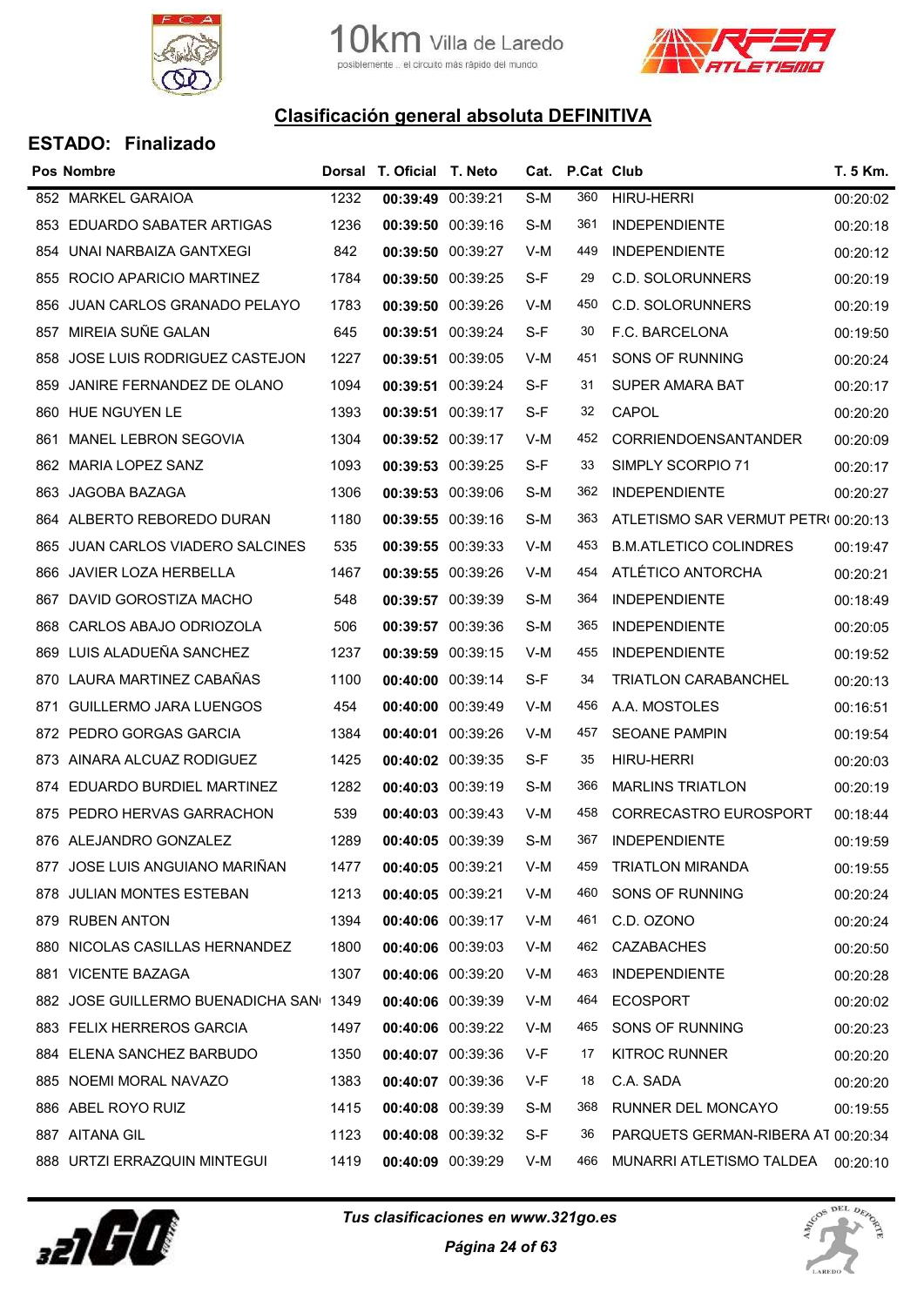# Clasificación general absoluta DEFINITIVA

## ESTADO: Finalizado

| Pos | Nombre | Dorsal | T. Oficial | T. Neto | Cat. | P.Cat | Club | T. 5 Km. |
|---|---|---|---|---|---|---|---|---|
| 852 | MARKEL GARAIOA | 1232 | **00:39:49** | 00:39:21 | S-M | 360 | HIRU-HERRI | 00:20:02 |
| 853 | EDUARDO SABATER ARTIGAS | 1236 | **00:39:50** | 00:39:16 | S-M | 361 | INDEPENDIENTE | 00:20:18 |
| 854 | UNAI NARBAIZA GANTXEGI | 842 | **00:39:50** | 00:39:27 | V-M | 449 | INDEPENDIENTE | 00:20:12 |
| 855 | ROCIO APARICIO MARTINEZ | 1784 | **00:39:50** | 00:39:25 | S-F | 29 | C.D. SOLORUNNERS | 00:20:19 |
| 856 | JUAN CARLOS GRANADO PELAYO | 1783 | **00:39:50** | 00:39:26 | V-M | 450 | C.D. SOLORUNNERS | 00:20:19 |
| 857 | MIREIA SUÑE GALAN | 645 | **00:39:51** | 00:39:24 | S-F | 30 | F.C. BARCELONA | 00:19:50 |
| 858 | JOSE LUIS RODRIGUEZ CASTEJON | 1227 | **00:39:51** | 00:39:05 | V-M | 451 | SONS OF RUNNING | 00:20:24 |
| 859 | JANIRE FERNANDEZ DE OLANO | 1094 | **00:39:51** | 00:39:24 | S-F | 31 | SUPER AMARA BAT | 00:20:17 |
| 860 | HUE NGUYEN LE | 1393 | **00:39:51** | 00:39:17 | S-F | 32 | CAPOL | 00:20:20 |
| 861 | MANEL LEBRON SEGOVIA | 1304 | **00:39:52** | 00:39:17 | V-M | 452 | CORRIENDOENSANTANDER | 00:20:09 |
| 862 | MARIA LOPEZ SANZ | 1093 | **00:39:53** | 00:39:25 | S-F | 33 | SIMPLY SCORPIO 71 | 00:20:17 |
| 863 | JAGOBA BAZAGA | 1306 | **00:39:53** | 00:39:06 | S-M | 362 | INDEPENDIENTE | 00:20:27 |
| 864 | ALBERTO REBOREDO DURAN | 1180 | **00:39:55** | 00:39:16 | S-M | 363 | ATLETISMO SAR VERMUT PETR( | 00:20:13 |
| 865 | JUAN CARLOS VIADERO SALCINES | 535 | **00:39:55** | 00:39:33 | V-M | 453 | B.M.ATLETICO COLINDRES | 00:19:47 |
| 866 | JAVIER LOZA HERBELLA | 1467 | **00:39:55** | 00:39:26 | V-M | 454 | ATLÉTICO ANTORCHA | 00:20:21 |
| 867 | DAVID GOROSTIZA MACHO | 548 | **00:39:57** | 00:39:39 | S-M | 364 | INDEPENDIENTE | 00:18:49 |
| 868 | CARLOS ABAJO ODRIOZOLA | 506 | **00:39:57** | 00:39:36 | S-M | 365 | INDEPENDIENTE | 00:20:05 |
| 869 | LUIS ALADUEÑA SANCHEZ | 1237 | **00:39:59** | 00:39:15 | V-M | 455 | INDEPENDIENTE | 00:19:52 |
| 870 | LAURA MARTINEZ CABAÑAS | 1100 | **00:40:00** | 00:39:14 | S-F | 34 | TRIATLON CARABANCHEL | 00:20:13 |
| 871 | GUILLERMO JARA LUENGOS | 454 | **00:40:00** | 00:39:49 | V-M | 456 | A.A. MOSTOLES | 00:16:51 |
| 872 | PEDRO GORGAS GARCIA | 1384 | **00:40:01** | 00:39:26 | V-M | 457 | SEOANE PAMPIN | 00:19:54 |
| 873 | AINARA ALCUAZ RODIGUEZ | 1425 | **00:40:02** | 00:39:35 | S-F | 35 | HIRU-HERRI | 00:20:03 |
| 874 | EDUARDO BURDIEL MARTINEZ | 1282 | **00:40:03** | 00:39:19 | S-M | 366 | MARLINS TRIATLON | 00:20:19 |
| 875 | PEDRO HERVAS GARRACHON | 539 | **00:40:03** | 00:39:43 | V-M | 458 | CORRECASTRO EUROSPORT | 00:18:44 |
| 876 | ALEJANDRO GONZALEZ | 1289 | **00:40:05** | 00:39:39 | S-M | 367 | INDEPENDIENTE | 00:19:59 |
| 877 | JOSE LUIS ANGUIANO MARIÑAN | 1477 | **00:40:05** | 00:39:21 | V-M | 459 | TRIATLON MIRANDA | 00:19:55 |
| 878 | JULIAN MONTES ESTEBAN | 1213 | **00:40:05** | 00:39:21 | V-M | 460 | SONS OF RUNNING | 00:20:24 |
| 879 | RUBEN ANTON | 1394 | **00:40:06** | 00:39:17 | V-M | 461 | C.D. OZONO | 00:20:24 |
| 880 | NICOLAS CASILLAS HERNANDEZ | 1800 | **00:40:06** | 00:39:03 | V-M | 462 | CAZABACHES | 00:20:50 |
| 881 | VICENTE BAZAGA | 1307 | **00:40:06** | 00:39:20 | V-M | 463 | INDEPENDIENTE | 00:20:28 |
| 882 | JOSE GUILLERMO BUENADICHA SAN | 1349 | **00:40:06** | 00:39:39 | V-M | 464 | ECOSPORT | 00:20:02 |
| 883 | FELIX HERREROS GARCIA | 1497 | **00:40:06** | 00:39:22 | V-M | 465 | SONS OF RUNNING | 00:20:23 |
| 884 | ELENA SANCHEZ BARBUDO | 1350 | **00:40:07** | 00:39:36 | V-F | 17 | KITROC RUNNER | 00:20:20 |
| 885 | NOEMI MORAL NAVAZO | 1383 | **00:40:07** | 00:39:36 | V-F | 18 | C.A. SADA | 00:20:20 |
| 886 | ABEL ROYO RUIZ | 1415 | **00:40:08** | 00:39:39 | S-M | 368 | RUNNER DEL MONCAYO | 00:19:55 |
| 887 | AITANA GIL | 1123 | **00:40:08** | 00:39:32 | S-F | 36 | PARQUETS GERMAN-RIBERA AT | 00:20:34 |
| 888 | URTZI ERRAZQUIN MINTEGUI | 1419 | **00:40:09** | 00:39:29 | V-M | 466 | MUNARRI ATLETISMO TALDEA | 00:20:10 |

*Tus clasificaciones en www.321go.es*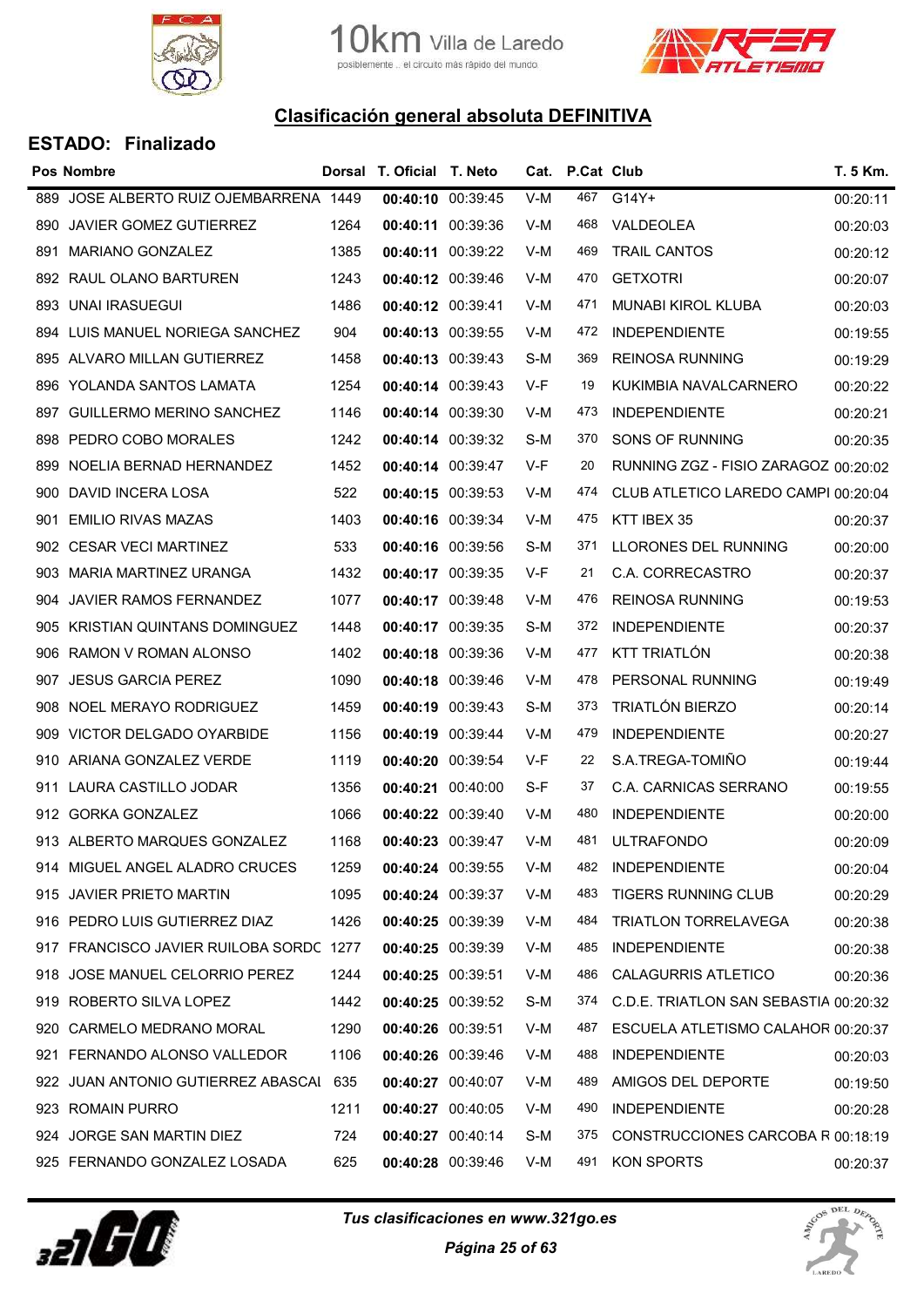# Clasificación general absoluta DEFINITIVA

## ESTADO: Finalizado

| Pos | Nombre | Dorsal | T. Oficial | T. Neto | Cat. | P.Cat | Club | T. 5 Km. |
|---|---|---|---|---|---|---|---|---|
| 889 | JOSE ALBERTO RUIZ OJEMBARRENA | 1449 | **00:40:10** | 00:39:45 | V-M | 467 | G14Y+ | 00:20:11 |
| 890 | JAVIER GOMEZ GUTIERREZ | 1264 | **00:40:11** | 00:39:36 | V-M | 468 | VALDEOLEA | 00:20:03 |
| 891 | MARIANO GONZALEZ | 1385 | **00:40:11** | 00:39:22 | V-M | 469 | TRAIL CANTOS | 00:20:12 |
| 892 | RAUL OLANO BARTUREN | 1243 | **00:40:12** | 00:39:46 | V-M | 470 | GETXOTRI | 00:20:07 |
| 893 | UNAI IRASUEGUI | 1486 | **00:40:12** | 00:39:41 | V-M | 471 | MUNABI KIROL KLUBA | 00:20:03 |
| 894 | LUIS MANUEL NORIEGA SANCHEZ | 904 | **00:40:13** | 00:39:55 | V-M | 472 | INDEPENDIENTE | 00:19:55 |
| 895 | ALVARO MILLAN GUTIERREZ | 1458 | **00:40:13** | 00:39:43 | S-M | 369 | REINOSA RUNNING | 00:19:29 |
| 896 | YOLANDA SANTOS LAMATA | 1254 | **00:40:14** | 00:39:43 | V-F | 19 | KUKIMBIA NAVALCARNERO | 00:20:22 |
| 897 | GUILLERMO MERINO SANCHEZ | 1146 | **00:40:14** | 00:39:30 | V-M | 473 | INDEPENDIENTE | 00:20:21 |
| 898 | PEDRO COBO MORALES | 1242 | **00:40:14** | 00:39:32 | S-M | 370 | SONS OF RUNNING | 00:20:35 |
| 899 | NOELIA BERNAD HERNANDEZ | 1452 | **00:40:14** | 00:39:47 | V-F | 20 | RUNNING ZGZ - FISIO ZARAGOZ | 00:20:02 |
| 900 | DAVID INCERA LOSA | 522 | **00:40:15** | 00:39:53 | V-M | 474 | CLUB ATLETICO LAREDO CAMPI | 00:20:04 |
| 901 | EMILIO RIVAS MAZAS | 1403 | **00:40:16** | 00:39:34 | V-M | 475 | KTT IBEX 35 | 00:20:37 |
| 902 | CESAR VECI MARTINEZ | 533 | **00:40:16** | 00:39:56 | S-M | 371 | LLORONES DEL RUNNING | 00:20:00 |
| 903 | MARIA MARTINEZ URANGA | 1432 | **00:40:17** | 00:39:35 | V-F | 21 | C.A. CORRECASTRO | 00:20:37 |
| 904 | JAVIER RAMOS FERNANDEZ | 1077 | **00:40:17** | 00:39:48 | V-M | 476 | REINOSA RUNNING | 00:19:53 |
| 905 | KRISTIAN QUINTANS DOMINGUEZ | 1448 | **00:40:17** | 00:39:35 | S-M | 372 | INDEPENDIENTE | 00:20:37 |
| 906 | RAMON V ROMAN ALONSO | 1402 | **00:40:18** | 00:39:36 | V-M | 477 | KTT TRIATLÓN | 00:20:38 |
| 907 | JESUS GARCIA PEREZ | 1090 | **00:40:18** | 00:39:46 | V-M | 478 | PERSONAL RUNNING | 00:19:49 |
| 908 | NOEL MERAYO RODRIGUEZ | 1459 | **00:40:19** | 00:39:43 | S-M | 373 | TRIATLÓN BIERZO | 00:20:14 |
| 909 | VICTOR DELGADO OYARBIDE | 1156 | **00:40:19** | 00:39:44 | V-M | 479 | INDEPENDIENTE | 00:20:27 |
| 910 | ARIANA GONZALEZ VERDE | 1119 | **00:40:20** | 00:39:54 | V-F | 22 | S.A.TREGA-TOMIÑO | 00:19:44 |
| 911 | LAURA CASTILLO JODAR | 1356 | **00:40:21** | 00:40:00 | S-F | 37 | C.A. CARNICAS SERRANO | 00:19:55 |
| 912 | GORKA GONZALEZ | 1066 | **00:40:22** | 00:39:40 | V-M | 480 | INDEPENDIENTE | 00:20:00 |
| 913 | ALBERTO MARQUES GONZALEZ | 1168 | **00:40:23** | 00:39:47 | V-M | 481 | ULTRAFONDO | 00:20:09 |
| 914 | MIGUEL ANGEL ALADRO CRUCES | 1259 | **00:40:24** | 00:39:55 | V-M | 482 | INDEPENDIENTE | 00:20:04 |
| 915 | JAVIER PRIETO MARTIN | 1095 | **00:40:24** | 00:39:37 | V-M | 483 | TIGERS RUNNING CLUB | 00:20:29 |
| 916 | PEDRO LUIS GUTIERREZ DIAZ | 1426 | **00:40:25** | 00:39:39 | V-M | 484 | TRIATLON TORRELAVEGA | 00:20:38 |
| 917 | FRANCISCO JAVIER RUILOBA SORDC | 1277 | **00:40:25** | 00:39:39 | V-M | 485 | INDEPENDIENTE | 00:20:38 |
| 918 | JOSE MANUEL CELORRIO PEREZ | 1244 | **00:40:25** | 00:39:51 | V-M | 486 | CALAGURRIS ATLETICO | 00:20:36 |
| 919 | ROBERTO SILVA LOPEZ | 1442 | **00:40:25** | 00:39:52 | S-M | 374 | C.D.E. TRIATLON SAN SEBASTIA | 00:20:32 |
| 920 | CARMELO MEDRANO MORAL | 1290 | **00:40:26** | 00:39:51 | V-M | 487 | ESCUELA ATLETISMO CALAHOR | 00:20:37 |
| 921 | FERNANDO ALONSO VALLEDOR | 1106 | **00:40:26** | 00:39:46 | V-M | 488 | INDEPENDIENTE | 00:20:03 |
| 922 | JUAN ANTONIO GUTIERREZ ABASCAI | 635 | **00:40:27** | 00:40:07 | V-M | 489 | AMIGOS DEL DEPORTE | 00:19:50 |
| 923 | ROMAIN PURRO | 1211 | **00:40:27** | 00:40:05 | V-M | 490 | INDEPENDIENTE | 00:20:28 |
| 924 | JORGE SAN MARTIN DIEZ | 724 | **00:40:27** | 00:40:14 | S-M | 375 | CONSTRUCCIONES CARCOBA R | 00:18:19 |
| 925 | FERNANDO GONZALEZ LOSADA | 625 | **00:40:28** | 00:39:46 | V-M | 491 | KON SPORTS | 00:20:37 |

*Tus clasificaciones en www.321go.es*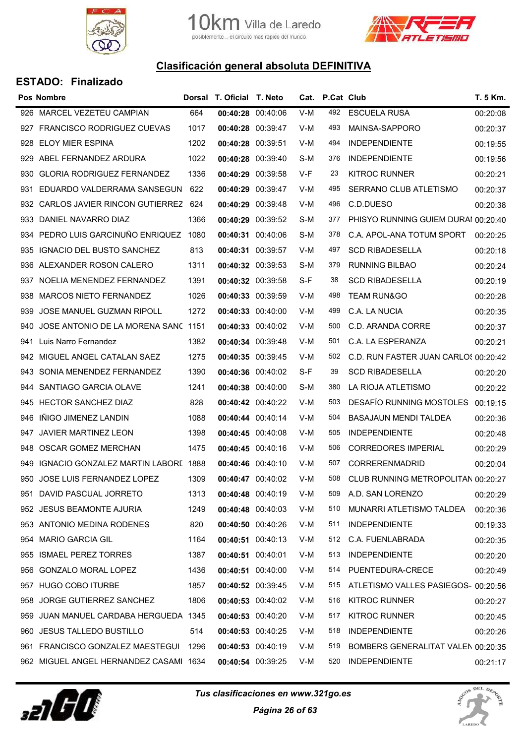10km Villa de Laredo
posiblemente .. el circuito más rápido del mundo

## Clasificación general absoluta DEFINITIVA

### ESTADO: Finalizado

| Pos | Nombre | Dorsal | T. Oficial | T. Neto | Cat. | P.Cat | Club | T. 5 Km. |
|---|---|---|---|---|---|---|---|---|
| 926 | MARCEL VEZETEU CAMPIAN | 664 | **00:40:28** | 00:40:06 | V-M | 492 | ESCUELA RUSA | 00:20:08 |
| 927 | FRANCISCO RODRIGUEZ CUEVAS | 1017 | **00:40:28** | 00:39:47 | V-M | 493 | MAINSA-SAPPORO | 00:20:37 |
| 928 | ELOY MIER ESPINA | 1202 | **00:40:28** | 00:39:51 | V-M | 494 | INDEPENDIENTE | 00:19:55 |
| 929 | ABEL FERNANDEZ ARDURA | 1022 | **00:40:28** | 00:39:40 | S-M | 376 | INDEPENDIENTE | 00:19:56 |
| 930 | GLORIA RODRIGUEZ FERNANDEZ | 1336 | **00:40:29** | 00:39:58 | V-F | 23 | KITROC RUNNER | 00:20:21 |
| 931 | EDUARDO VALDERRAMA SANSEGUN | 622 | **00:40:29** | 00:39:47 | V-M | 495 | SERRANO CLUB ATLETISMO | 00:20:37 |
| 932 | CARLOS JAVIER RINCON GUTIERREZ | 624 | **00:40:29** | 00:39:48 | V-M | 496 | C.D.DUESO | 00:20:38 |
| 933 | DANIEL NAVARRO DIAZ | 1366 | **00:40:29** | 00:39:52 | S-M | 377 | PHISYO RUNNING GUIEM DURAI | 00:20:40 |
| 934 | PEDRO LUIS GARCINUÑO ENRIQUEZ | 1080 | **00:40:31** | 00:40:06 | S-M | 378 | C.A. APOL-ANA TOTUM SPORT | 00:20:25 |
| 935 | IGNACIO DEL BUSTO SANCHEZ | 813 | **00:40:31** | 00:39:57 | V-M | 497 | SCD RIBADESELLA | 00:20:18 |
| 936 | ALEXANDER ROSON CALERO | 1311 | **00:40:32** | 00:39:53 | S-M | 379 | RUNNING BILBAO | 00:20:24 |
| 937 | NOELIA MENENDEZ FERNANDEZ | 1391 | **00:40:32** | 00:39:58 | S-F | 38 | SCD RIBADESELLA | 00:20:19 |
| 938 | MARCOS NIETO FERNANDEZ | 1026 | **00:40:33** | 00:39:59 | V-M | 498 | TEAM RUN&GO | 00:20:28 |
| 939 | JOSE MANUEL GUZMAN RIPOLL | 1272 | **00:40:33** | 00:40:00 | V-M | 499 | C.A. LA NUCIA | 00:20:35 |
| 940 | JOSE ANTONIO DE LA MORENA SANC | 1151 | **00:40:33** | 00:40:02 | V-M | 500 | C.D. ARANDA CORRE | 00:20:37 |
| 941 | Luis Narro Fernandez | 1382 | **00:40:34** | 00:39:48 | V-M | 501 | C.A. LA ESPERANZA | 00:20:21 |
| 942 | MIGUEL ANGEL CATALAN SAEZ | 1275 | **00:40:35** | 00:39:45 | V-M | 502 | C.D. RUN FASTER JUAN CARLOS | 00:20:42 |
| 943 | SONIA MENENDEZ FERNANDEZ | 1390 | **00:40:36** | 00:40:02 | S-F | 39 | SCD RIBADESELLA | 00:20:20 |
| 944 | SANTIAGO GARCIA OLAVE | 1241 | **00:40:38** | 00:40:00 | S-M | 380 | LA RIOJA ATLETISMO | 00:20:22 |
| 945 | HECTOR SANCHEZ DIAZ | 828 | **00:40:42** | 00:40:22 | V-M | 503 | DESAFÍO RUNNING MOSTOLES | 00:19:15 |
| 946 | IÑIGO JIMENEZ LANDIN | 1088 | **00:40:44** | 00:40:14 | V-M | 504 | BASAJAUN MENDI TALDEA | 00:20:36 |
| 947 | JAVIER MARTINEZ LEON | 1398 | **00:40:45** | 00:40:08 | V-M | 505 | INDEPENDIENTE | 00:20:48 |
| 948 | OSCAR GOMEZ MERCHAN | 1475 | **00:40:45** | 00:40:16 | V-M | 506 | CORREDORES IMPERIAL | 00:20:29 |
| 949 | IGNACIO GONZALEZ MARTIN LABORI | 1888 | **00:40:46** | 00:40:10 | V-M | 507 | CORRERENMADRID | 00:20:04 |
| 950 | JOSE LUIS FERNANDEZ LOPEZ | 1309 | **00:40:47** | 00:40:02 | V-M | 508 | CLUB RUNNING METROPOLITAN | 00:20:27 |
| 951 | DAVID PASCUAL JORRETO | 1313 | **00:40:48** | 00:40:19 | V-M | 509 | A.D. SAN LORENZO | 00:20:29 |
| 952 | JESUS BEAMONTE AJURIA | 1249 | **00:40:48** | 00:40:03 | V-M | 510 | MUNARRI ATLETISMO TALDEA | 00:20:36 |
| 953 | ANTONIO MEDINA RODENES | 820 | **00:40:50** | 00:40:26 | V-M | 511 | INDEPENDIENTE | 00:19:33 |
| 954 | MARIO GARCIA GIL | 1164 | **00:40:51** | 00:40:13 | V-M | 512 | C.A. FUENLABRADA | 00:20:35 |
| 955 | ISMAEL PEREZ TORRES | 1387 | **00:40:51** | 00:40:01 | V-M | 513 | INDEPENDIENTE | 00:20:20 |
| 956 | GONZALO MORAL LOPEZ | 1436 | **00:40:51** | 00:40:00 | V-M | 514 | PUENTEDURA-CRECE | 00:20:49 |
| 957 | HUGO COBO ITURBE | 1857 | **00:40:52** | 00:39:45 | V-M | 515 | ATLETISMO VALLES PASIEGOS- | 00:20:56 |
| 958 | JORGE GUTIERREZ SANCHEZ | 1806 | **00:40:53** | 00:40:02 | V-M | 516 | KITROC RUNNER | 00:20:27 |
| 959 | JUAN MANUEL CARDABA HERGUEDA | 1345 | **00:40:53** | 00:40:20 | V-M | 517 | KITROC RUNNER | 00:20:45 |
| 960 | JESUS TALLEDO BUSTILLO | 514 | **00:40:53** | 00:40:25 | V-M | 518 | INDEPENDIENTE | 00:20:26 |
| 961 | FRANCISCO GONZALEZ MAESTEGUI | 1296 | **00:40:53** | 00:40:19 | V-M | 519 | BOMBERS GENERALITAT VALEN | 00:20:35 |
| 962 | MIGUEL ANGEL HERNANDEZ CASAMI | 1634 | **00:40:54** | 00:39:25 | V-M | 520 | INDEPENDIENTE | 00:21:17 |

*Tus clasificaciones en www.321go.es*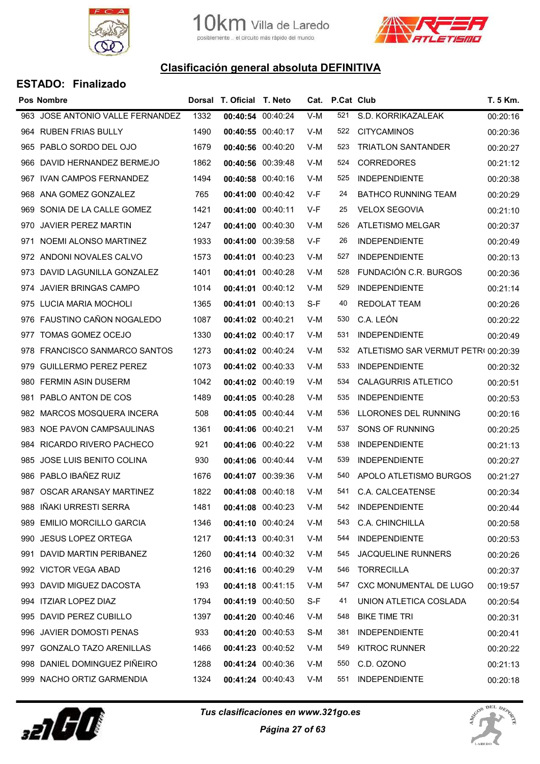# Clasificación general absoluta DEFINITIVA

## ESTADO: Finalizado

| Pos | Nombre | Dorsal | T. Oficial | T. Neto | Cat. | P.Cat | Club | T. 5 Km. |
|---|---|---|---|---|---|---|---|---|
| 963 | JOSE ANTONIO VALLE FERNANDEZ | 1332 | **00:40:54** | 00:40:24 | V-M | 521 | S.D. KORRIKAZALEAK | 00:20:16 |
| 964 | RUBEN FRIAS BULLY | 1490 | **00:40:55** | 00:40:17 | V-M | 522 | CITYCAMINOS | 00:20:36 |
| 965 | PABLO SORDO DEL OJO | 1679 | **00:40:56** | 00:40:20 | V-M | 523 | TRIATLON SANTANDER | 00:20:27 |
| 966 | DAVID HERNANDEZ BERMEJO | 1862 | **00:40:56** | 00:39:48 | V-M | 524 | CORREDORES | 00:21:12 |
| 967 | IVAN CAMPOS FERNANDEZ | 1494 | **00:40:58** | 00:40:16 | V-M | 525 | INDEPENDIENTE | 00:20:38 |
| 968 | ANA GOMEZ GONZALEZ | 765 | **00:41:00** | 00:40:42 | V-F | 24 | BATHCO RUNNING TEAM | 00:20:29 |
| 969 | SONIA DE LA CALLE GOMEZ | 1421 | **00:41:00** | 00:40:11 | V-F | 25 | VELOX SEGOVIA | 00:21:10 |
| 970 | JAVIER PEREZ MARTIN | 1247 | **00:41:00** | 00:40:30 | V-M | 526 | ATLETISMO MELGAR | 00:20:37 |
| 971 | NOEMI ALONSO MARTINEZ | 1933 | **00:41:00** | 00:39:58 | V-F | 26 | INDEPENDIENTE | 00:20:49 |
| 972 | ANDONI NOVALES CALVO | 1573 | **00:41:01** | 00:40:23 | V-M | 527 | INDEPENDIENTE | 00:20:13 |
| 973 | DAVID LAGUNILLA GONZALEZ | 1401 | **00:41:01** | 00:40:28 | V-M | 528 | FUNDACIÓN C.R. BURGOS | 00:20:36 |
| 974 | JAVIER BRINGAS CAMPO | 1014 | **00:41:01** | 00:40:12 | V-M | 529 | INDEPENDIENTE | 00:21:14 |
| 975 | LUCIA MARIA MOCHOLI | 1365 | **00:41:01** | 00:40:13 | S-F | 40 | REDOLAT TEAM | 00:20:26 |
| 976 | FAUSTINO CAÑON NOGALEDO | 1087 | **00:41:02** | 00:40:21 | V-M | 530 | C.A. LEÓN | 00:20:22 |
| 977 | TOMAS GOMEZ OCEJO | 1330 | **00:41:02** | 00:40:17 | V-M | 531 | INDEPENDIENTE | 00:20:49 |
| 978 | FRANCISCO SANMARCO SANTOS | 1273 | **00:41:02** | 00:40:24 | V-M | 532 | ATLETISMO SAR VERMUT PETR( | 00:20:39 |
| 979 | GUILLERMO PEREZ PEREZ | 1073 | **00:41:02** | 00:40:33 | V-M | 533 | INDEPENDIENTE | 00:20:32 |
| 980 | FERMIN ASIN DUSERM | 1042 | **00:41:02** | 00:40:19 | V-M | 534 | CALAGURRIS ATLETICO | 00:20:51 |
| 981 | PABLO ANTON DE COS | 1489 | **00:41:05** | 00:40:28 | V-M | 535 | INDEPENDIENTE | 00:20:53 |
| 982 | MARCOS MOSQUERA INCERA | 508 | **00:41:05** | 00:40:44 | V-M | 536 | LLORONES DEL RUNNING | 00:20:16 |
| 983 | NOE PAVON CAMPSAULINAS | 1361 | **00:41:06** | 00:40:21 | V-M | 537 | SONS OF RUNNING | 00:20:25 |
| 984 | RICARDO RIVERO PACHECO | 921 | **00:41:06** | 00:40:22 | V-M | 538 | INDEPENDIENTE | 00:21:13 |
| 985 | JOSE LUIS BENITO COLINA | 930 | **00:41:06** | 00:40:44 | V-M | 539 | INDEPENDIENTE | 00:20:27 |
| 986 | PABLO IBAÑEZ RUIZ | 1676 | **00:41:07** | 00:39:36 | V-M | 540 | APOLO ATLETISMO BURGOS | 00:21:27 |
| 987 | OSCAR ARANSAY MARTINEZ | 1822 | **00:41:08** | 00:40:18 | V-M | 541 | C.A. CALCEATENSE | 00:20:34 |
| 988 | IÑAKI URRESTI SERRA | 1481 | **00:41:08** | 00:40:23 | V-M | 542 | INDEPENDIENTE | 00:20:44 |
| 989 | EMILIO MORCILLO GARCIA | 1346 | **00:41:10** | 00:40:24 | V-M | 543 | C.A. CHINCHILLA | 00:20:58 |
| 990 | JESUS LOPEZ ORTEGA | 1217 | **00:41:13** | 00:40:31 | V-M | 544 | INDEPENDIENTE | 00:20:53 |
| 991 | DAVID MARTIN PERIBANEZ | 1260 | **00:41:14** | 00:40:32 | V-M | 545 | JACQUELINE RUNNERS | 00:20:26 |
| 992 | VICTOR VEGA ABAD | 1216 | **00:41:16** | 00:40:29 | V-M | 546 | TORRECILLA | 00:20:37 |
| 993 | DAVID MIGUEZ DACOSTA | 193 | **00:41:18** | 00:41:15 | V-M | 547 | CXC MONUMENTAL DE LUGO | 00:19:57 |
| 994 | ITZIAR LOPEZ DIAZ | 1794 | **00:41:19** | 00:40:50 | S-F | 41 | UNION ATLETICA COSLADA | 00:20:54 |
| 995 | DAVID PEREZ CUBILLO | 1397 | **00:41:20** | 00:40:46 | V-M | 548 | BIKE TIME TRI | 00:20:31 |
| 996 | JAVIER DOMOSTI PENAS | 933 | **00:41:20** | 00:40:53 | S-M | 381 | INDEPENDIENTE | 00:20:41 |
| 997 | GONZALO TAZO ARENILLAS | 1466 | **00:41:23** | 00:40:52 | V-M | 549 | KITROC RUNNER | 00:20:22 |
| 998 | DANIEL DOMINGUEZ PIÑEIRO | 1288 | **00:41:24** | 00:40:36 | V-M | 550 | C.D. OZONO | 00:21:13 |
| 999 | NACHO ORTIZ GARMENDIA | 1324 | **00:41:24** | 00:40:43 | V-M | 551 | INDEPENDIENTE | 00:20:18 |

*Tus clasificaciones en www.321go.es*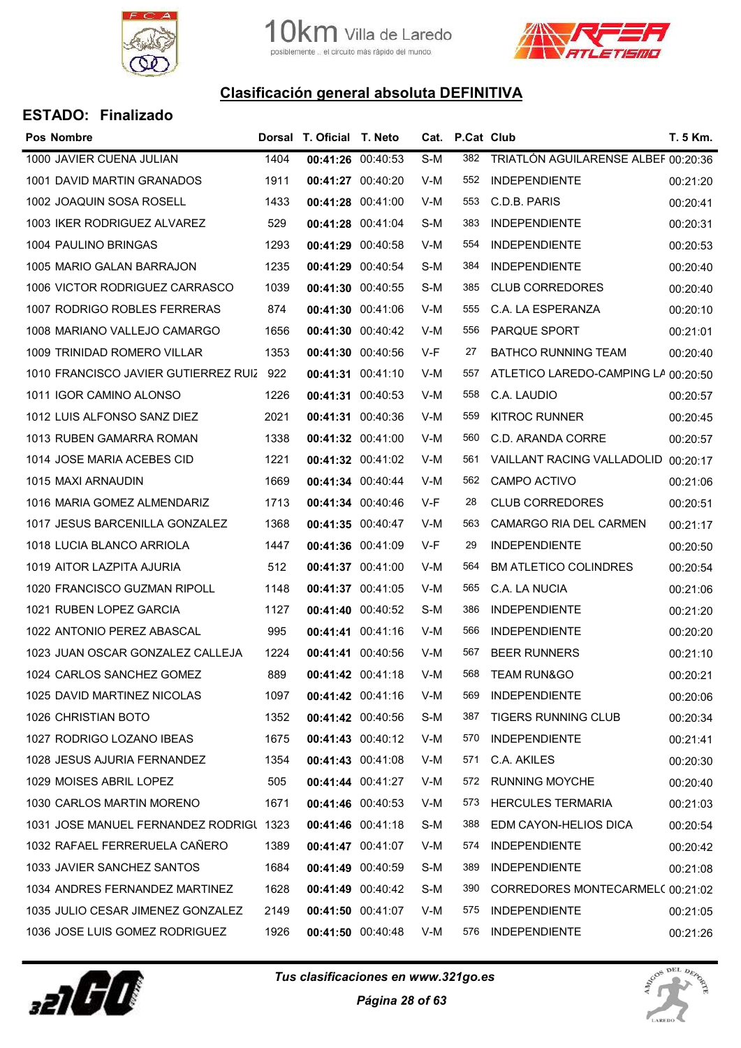## Clasificación general absoluta DEFINITIVA

### ESTADO: Finalizado

| Pos | Nombre | Dorsal | T. Oficial | T. Neto | Cat. | P.Cat | Club | T. 5 Km. |
|---|---|---|---|---|---|---|---|---|
| 1000 | JAVIER CUENA JULIAN | 1404 | **00:41:26** | 00:40:53 | S-M | 382 | TRIATLÓN AGUILARENSE ALBEF | 00:20:36 |
| 1001 | DAVID MARTIN GRANADOS | 1911 | **00:41:27** | 00:40:20 | V-M | 552 | INDEPENDIENTE | 00:21:20 |
| 1002 | JOAQUIN SOSA ROSELL | 1433 | **00:41:28** | 00:41:00 | V-M | 553 | C.D.B. PARIS | 00:20:41 |
| 1003 | IKER RODRIGUEZ ALVAREZ | 529 | **00:41:28** | 00:41:04 | S-M | 383 | INDEPENDIENTE | 00:20:31 |
| 1004 | PAULINO BRINGAS | 1293 | **00:41:29** | 00:40:58 | V-M | 554 | INDEPENDIENTE | 00:20:53 |
| 1005 | MARIO GALAN BARRAJON | 1235 | **00:41:29** | 00:40:54 | S-M | 384 | INDEPENDIENTE | 00:20:40 |
| 1006 | VICTOR RODRIGUEZ CARRASCO | 1039 | **00:41:30** | 00:40:55 | S-M | 385 | CLUB CORREDORES | 00:20:40 |
| 1007 | RODRIGO ROBLES FERRERAS | 874 | **00:41:30** | 00:41:06 | V-M | 555 | C.A. LA ESPERANZA | 00:20:10 |
| 1008 | MARIANO VALLEJO CAMARGO | 1656 | **00:41:30** | 00:40:42 | V-M | 556 | PARQUE SPORT | 00:21:01 |
| 1009 | TRINIDAD ROMERO VILLAR | 1353 | **00:41:30** | 00:40:56 | V-F | 27 | BATHCO RUNNING TEAM | 00:20:40 |
| 1010 | FRANCISCO JAVIER GUTIERREZ RUIZ | 922 | **00:41:31** | 00:41:10 | V-M | 557 | ATLETICO LAREDO-CAMPING LA | 00:20:50 |
| 1011 | IGOR CAMINO ALONSO | 1226 | **00:41:31** | 00:40:53 | V-M | 558 | C.A. LAUDIO | 00:20:57 |
| 1012 | LUIS ALFONSO SANZ DIEZ | 2021 | **00:41:31** | 00:40:36 | V-M | 559 | KITROC RUNNER | 00:20:45 |
| 1013 | RUBEN GAMARRA ROMAN | 1338 | **00:41:32** | 00:41:00 | V-M | 560 | C.D. ARANDA CORRE | 00:20:57 |
| 1014 | JOSE MARIA ACEBES CID | 1221 | **00:41:32** | 00:41:02 | V-M | 561 | VAILLANT RACING VALLADOLID | 00:20:17 |
| 1015 | MAXI ARNAUDIN | 1669 | **00:41:34** | 00:40:44 | V-M | 562 | CAMPO ACTIVO | 00:21:06 |
| 1016 | MARIA GOMEZ ALMENDARIZ | 1713 | **00:41:34** | 00:40:46 | V-F | 28 | CLUB CORREDORES | 00:20:51 |
| 1017 | JESUS BARCENILLA GONZALEZ | 1368 | **00:41:35** | 00:40:47 | V-M | 563 | CAMARGO RIA DEL CARMEN | 00:21:17 |
| 1018 | LUCIA BLANCO ARRIOLA | 1447 | **00:41:36** | 00:41:09 | V-F | 29 | INDEPENDIENTE | 00:20:50 |
| 1019 | AITOR LAZPITA AJURIA | 512 | **00:41:37** | 00:41:00 | V-M | 564 | BM ATLETICO COLINDRES | 00:20:54 |
| 1020 | FRANCISCO GUZMAN RIPOLL | 1148 | **00:41:37** | 00:41:05 | V-M | 565 | C.A. LA NUCIA | 00:21:06 |
| 1021 | RUBEN LOPEZ GARCIA | 1127 | **00:41:40** | 00:40:52 | S-M | 386 | INDEPENDIENTE | 00:21:20 |
| 1022 | ANTONIO PEREZ ABASCAL | 995 | **00:41:41** | 00:41:16 | V-M | 566 | INDEPENDIENTE | 00:20:20 |
| 1023 | JUAN OSCAR GONZALEZ CALLEJA | 1224 | **00:41:41** | 00:40:56 | V-M | 567 | BEER RUNNERS | 00:21:10 |
| 1024 | CARLOS SANCHEZ GOMEZ | 889 | **00:41:42** | 00:41:18 | V-M | 568 | TEAM RUN&GO | 00:20:21 |
| 1025 | DAVID MARTINEZ NICOLAS | 1097 | **00:41:42** | 00:41:16 | V-M | 569 | INDEPENDIENTE | 00:20:06 |
| 1026 | CHRISTIAN BOTO | 1352 | **00:41:42** | 00:40:56 | S-M | 387 | TIGERS RUNNING CLUB | 00:20:34 |
| 1027 | RODRIGO LOZANO IBEAS | 1675 | **00:41:43** | 00:40:12 | V-M | 570 | INDEPENDIENTE | 00:21:41 |
| 1028 | JESUS AJURIA FERNANDEZ | 1354 | **00:41:43** | 00:41:08 | V-M | 571 | C.A. AKILES | 00:20:30 |
| 1029 | MOISES ABRIL LOPEZ | 505 | **00:41:44** | 00:41:27 | V-M | 572 | RUNNING MOYCHE | 00:20:40 |
| 1030 | CARLOS MARTIN MORENO | 1671 | **00:41:46** | 00:40:53 | V-M | 573 | HERCULES TERMARIA | 00:21:03 |
| 1031 | JOSE MANUEL FERNANDEZ RODRIGU | 1323 | **00:41:46** | 00:41:18 | S-M | 388 | EDM CAYON-HELIOS DICA | 00:20:54 |
| 1032 | RAFAEL FERRERUELA CAÑERO | 1389 | **00:41:47** | 00:41:07 | V-M | 574 | INDEPENDIENTE | 00:20:42 |
| 1033 | JAVIER SANCHEZ SANTOS | 1684 | **00:41:49** | 00:40:59 | S-M | 389 | INDEPENDIENTE | 00:21:08 |
| 1034 | ANDRES FERNANDEZ MARTINEZ | 1628 | **00:41:49** | 00:40:42 | S-M | 390 | CORREDORES MONTECARMELO | 00:21:02 |
| 1035 | JULIO CESAR JIMENEZ GONZALEZ | 2149 | **00:41:50** | 00:41:07 | V-M | 575 | INDEPENDIENTE | 00:21:05 |
| 1036 | JOSE LUIS GOMEZ RODRIGUEZ | 1926 | **00:41:50** | 00:40:48 | V-M | 576 | INDEPENDIENTE | 00:21:26 |

*Tus clasificaciones en www.321go.es*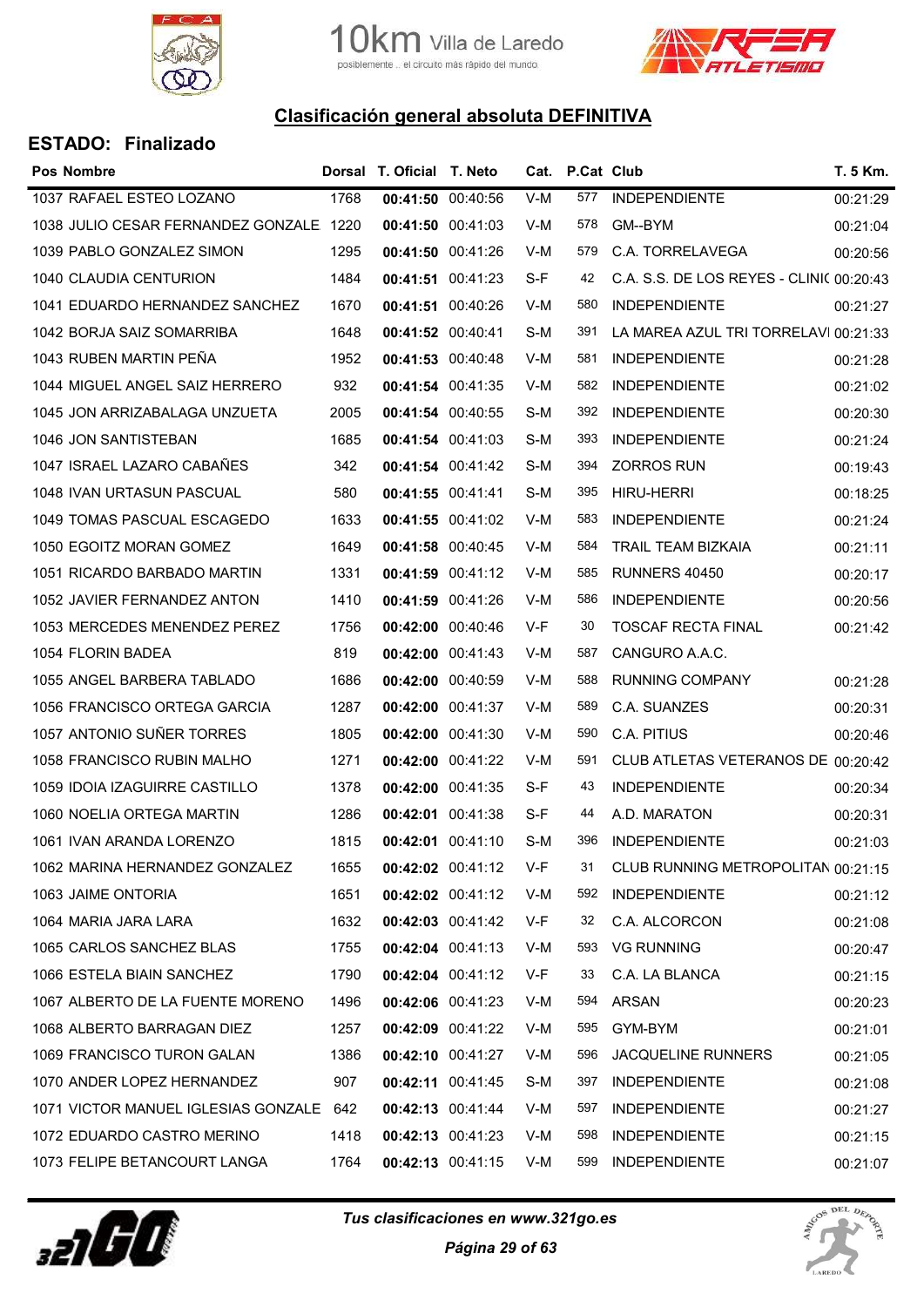## Clasificación general absoluta DEFINITIVA

### ESTADO: Finalizado

| Pos | Nombre | Dorsal | T. Oficial | T. Neto | Cat. | P.Cat | Club | T. 5 Km. |
|---|---|---|---|---|---|---|---|---|
| 1037 | RAFAEL ESTEO LOZANO | 1768 | **00:41:50** | 00:40:56 | V-M | 577 | INDEPENDIENTE | 00:21:29 |
| 1038 | JULIO CESAR FERNANDEZ GONZALE | 1220 | **00:41:50** | 00:41:03 | V-M | 578 | GM--BYM | 00:21:04 |
| 1039 | PABLO GONZALEZ SIMON | 1295 | **00:41:50** | 00:41:26 | V-M | 579 | C.A. TORRELAVEGA | 00:20:56 |
| 1040 | CLAUDIA CENTURION | 1484 | **00:41:51** | 00:41:23 | S-F | 42 | C.A. S.S. DE LOS REYES - CLINI( | 00:20:43 |
| 1041 | EDUARDO HERNANDEZ SANCHEZ | 1670 | **00:41:51** | 00:40:26 | V-M | 580 | INDEPENDIENTE | 00:21:27 |
| 1042 | BORJA SAIZ SOMARRIBA | 1648 | **00:41:52** | 00:40:41 | S-M | 391 | LA MAREA AZUL TRI TORRELAVI | 00:21:33 |
| 1043 | RUBEN MARTIN PEÑA | 1952 | **00:41:53** | 00:40:48 | V-M | 581 | INDEPENDIENTE | 00:21:28 |
| 1044 | MIGUEL ANGEL SAIZ HERRERO | 932 | **00:41:54** | 00:41:35 | V-M | 582 | INDEPENDIENTE | 00:21:02 |
| 1045 | JON ARRIZABALAGA UNZUETA | 2005 | **00:41:54** | 00:40:55 | S-M | 392 | INDEPENDIENTE | 00:20:30 |
| 1046 | JON SANTISTEBAN | 1685 | **00:41:54** | 00:41:03 | S-M | 393 | INDEPENDIENTE | 00:21:24 |
| 1047 | ISRAEL LAZARO CABAÑES | 342 | **00:41:54** | 00:41:42 | S-M | 394 | ZORROS RUN | 00:19:43 |
| 1048 | IVAN URTASUN PASCUAL | 580 | **00:41:55** | 00:41:41 | S-M | 395 | HIRU-HERRI | 00:18:25 |
| 1049 | TOMAS PASCUAL ESCAGEDO | 1633 | **00:41:55** | 00:41:02 | V-M | 583 | INDEPENDIENTE | 00:21:24 |
| 1050 | EGOITZ MORAN GOMEZ | 1649 | **00:41:58** | 00:40:45 | V-M | 584 | TRAIL TEAM BIZKAIA | 00:21:11 |
| 1051 | RICARDO BARBADO MARTIN | 1331 | **00:41:59** | 00:41:12 | V-M | 585 | RUNNERS 40450 | 00:20:17 |
| 1052 | JAVIER FERNANDEZ ANTON | 1410 | **00:41:59** | 00:41:26 | V-M | 586 | INDEPENDIENTE | 00:20:56 |
| 1053 | MERCEDES MENENDEZ PEREZ | 1756 | **00:42:00** | 00:40:46 | V-F | 30 | TOSCAF RECTA FINAL | 00:21:42 |
| 1054 | FLORIN BADEA | 819 | **00:42:00** | 00:41:43 | V-M | 587 | CANGURO A.A.C. | |
| 1055 | ANGEL BARBERA TABLADO | 1686 | **00:42:00** | 00:40:59 | V-M | 588 | RUNNING COMPANY | 00:21:28 |
| 1056 | FRANCISCO ORTEGA GARCIA | 1287 | **00:42:00** | 00:41:37 | V-M | 589 | C.A. SUANZES | 00:20:31 |
| 1057 | ANTONIO SUÑER TORRES | 1805 | **00:42:00** | 00:41:30 | V-M | 590 | C.A. PITIUS | 00:20:46 |
| 1058 | FRANCISCO RUBIN MALHO | 1271 | **00:42:00** | 00:41:22 | V-M | 591 | CLUB ATLETAS VETERANOS DE | 00:20:42 |
| 1059 | IDOIA IZAGUIRRE CASTILLO | 1378 | **00:42:00** | 00:41:35 | S-F | 43 | INDEPENDIENTE | 00:20:34 |
| 1060 | NOELIA ORTEGA MARTIN | 1286 | **00:42:01** | 00:41:38 | S-F | 44 | A.D. MARATON | 00:20:31 |
| 1061 | IVAN ARANDA LORENZO | 1815 | **00:42:01** | 00:41:10 | S-M | 396 | INDEPENDIENTE | 00:21:03 |
| 1062 | MARINA HERNANDEZ GONZALEZ | 1655 | **00:42:02** | 00:41:12 | V-F | 31 | CLUB RUNNING METROPOLITAN | 00:21:15 |
| 1063 | JAIME ONTORIA | 1651 | **00:42:02** | 00:41:12 | V-M | 592 | INDEPENDIENTE | 00:21:12 |
| 1064 | MARIA JARA LARA | 1632 | **00:42:03** | 00:41:42 | V-F | 32 | C.A. ALCORCON | 00:21:08 |
| 1065 | CARLOS SANCHEZ BLAS | 1755 | **00:42:04** | 00:41:13 | V-M | 593 | VG RUNNING | 00:20:47 |
| 1066 | ESTELA BIAIN SANCHEZ | 1790 | **00:42:04** | 00:41:12 | V-F | 33 | C.A. LA BLANCA | 00:21:15 |
| 1067 | ALBERTO DE LA FUENTE MORENO | 1496 | **00:42:06** | 00:41:23 | V-M | 594 | ARSAN | 00:20:23 |
| 1068 | ALBERTO BARRAGAN DIEZ | 1257 | **00:42:09** | 00:41:22 | V-M | 595 | GYM-BYM | 00:21:01 |
| 1069 | FRANCISCO TURON GALAN | 1386 | **00:42:10** | 00:41:27 | V-M | 596 | JACQUELINE RUNNERS | 00:21:05 |
| 1070 | ANDER LOPEZ HERNANDEZ | 907 | **00:42:11** | 00:41:45 | S-M | 397 | INDEPENDIENTE | 00:21:08 |
| 1071 | VICTOR MANUEL IGLESIAS GONZALE | 642 | **00:42:13** | 00:41:44 | V-M | 597 | INDEPENDIENTE | 00:21:27 |
| 1072 | EDUARDO CASTRO MERINO | 1418 | **00:42:13** | 00:41:23 | V-M | 598 | INDEPENDIENTE | 00:21:15 |
| 1073 | FELIPE BETANCOURT LANGA | 1764 | **00:42:13** | 00:41:15 | V-M | 599 | INDEPENDIENTE | 00:21:07 |

*Tus clasificaciones en www.321go.es*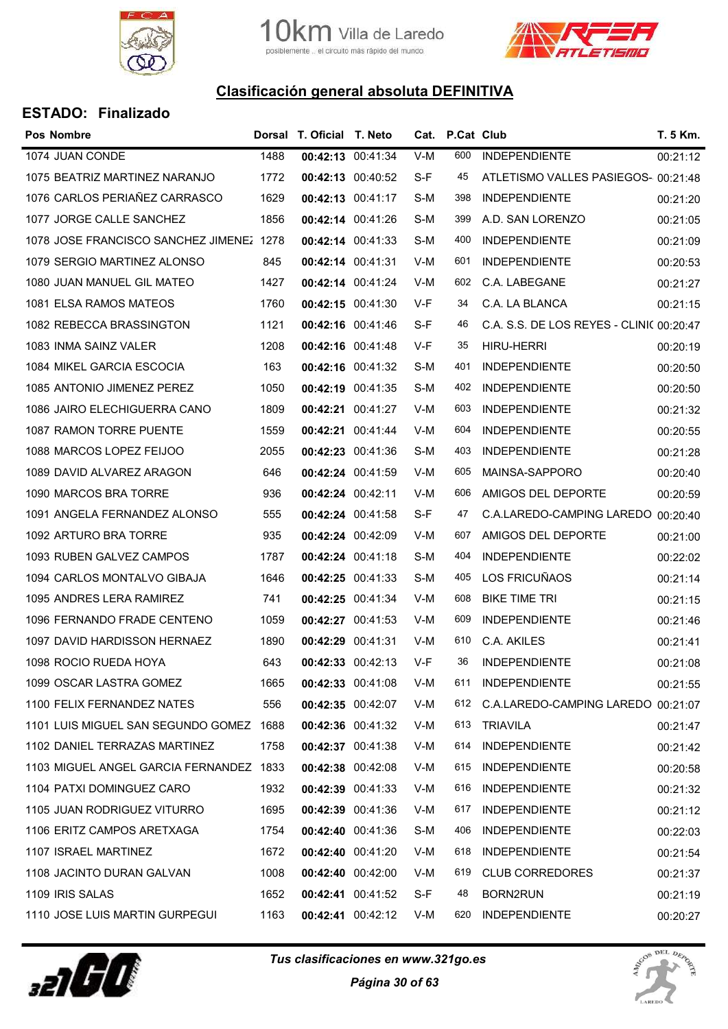## Clasificación general absoluta DEFINITIVA

### ESTADO: Finalizado

| Pos | Nombre | Dorsal | T. Oficial | T. Neto | Cat. | P.Cat | Club | T. 5 Km. |
|---|---|---|---|---|---|---|---|---|
| 1074 | JUAN CONDE | 1488 | **00:42:13** | 00:41:34 | V-M | 600 | INDEPENDIENTE | 00:21:12 |
| 1075 | BEATRIZ MARTINEZ NARANJO | 1772 | **00:42:13** | 00:40:52 | S-F | 45 | ATLETISMO VALLES PASIEGOS- | 00:21:48 |
| 1076 | CARLOS PERIAÑEZ CARRASCO | 1629 | **00:42:13** | 00:41:17 | S-M | 398 | INDEPENDIENTE | 00:21:20 |
| 1077 | JORGE CALLE SANCHEZ | 1856 | **00:42:14** | 00:41:26 | S-M | 399 | A.D. SAN LORENZO | 00:21:05 |
| 1078 | JOSE FRANCISCO SANCHEZ JIMENEZ | 1278 | **00:42:14** | 00:41:33 | S-M | 400 | INDEPENDIENTE | 00:21:09 |
| 1079 | SERGIO MARTINEZ ALONSO | 845 | **00:42:14** | 00:41:31 | V-M | 601 | INDEPENDIENTE | 00:20:53 |
| 1080 | JUAN MANUEL GIL MATEO | 1427 | **00:42:14** | 00:41:24 | V-M | 602 | C.A. LABEGANE | 00:21:27 |
| 1081 | ELSA RAMOS MATEOS | 1760 | **00:42:15** | 00:41:30 | V-F | 34 | C.A. LA BLANCA | 00:21:15 |
| 1082 | REBECCA BRASSINGTON | 1121 | **00:42:16** | 00:41:46 | S-F | 46 | C.A. S.S. DE LOS REYES - CLINIC | 00:20:47 |
| 1083 | INMA SAINZ VALER | 1208 | **00:42:16** | 00:41:48 | V-F | 35 | HIRU-HERRI | 00:20:19 |
| 1084 | MIKEL GARCIA ESCOCIA | 163 | **00:42:16** | 00:41:32 | S-M | 401 | INDEPENDIENTE | 00:20:50 |
| 1085 | ANTONIO JIMENEZ PEREZ | 1050 | **00:42:19** | 00:41:35 | S-M | 402 | INDEPENDIENTE | 00:20:50 |
| 1086 | JAIRO ELECHIGUERRA CANO | 1809 | **00:42:21** | 00:41:27 | V-M | 603 | INDEPENDIENTE | 00:21:32 |
| 1087 | RAMON TORRE PUENTE | 1559 | **00:42:21** | 00:41:44 | V-M | 604 | INDEPENDIENTE | 00:20:55 |
| 1088 | MARCOS LOPEZ FEIJOO | 2055 | **00:42:23** | 00:41:36 | S-M | 403 | INDEPENDIENTE | 00:21:28 |
| 1089 | DAVID ALVAREZ ARAGON | 646 | **00:42:24** | 00:41:59 | V-M | 605 | MAINSA-SAPPORO | 00:20:40 |
| 1090 | MARCOS BRA TORRE | 936 | **00:42:24** | 00:42:11 | V-M | 606 | AMIGOS DEL DEPORTE | 00:20:59 |
| 1091 | ANGELA FERNANDEZ ALONSO | 555 | **00:42:24** | 00:41:58 | S-F | 47 | C.A.LAREDO-CAMPING LAREDO | 00:20:40 |
| 1092 | ARTURO BRA TORRE | 935 | **00:42:24** | 00:42:09 | V-M | 607 | AMIGOS DEL DEPORTE | 00:21:00 |
| 1093 | RUBEN GALVEZ CAMPOS | 1787 | **00:42:24** | 00:41:18 | S-M | 404 | INDEPENDIENTE | 00:22:02 |
| 1094 | CARLOS MONTALVO GIBAJA | 1646 | **00:42:25** | 00:41:33 | S-M | 405 | LOS FRICUÑAOS | 00:21:14 |
| 1095 | ANDRES LERA RAMIREZ | 741 | **00:42:25** | 00:41:34 | V-M | 608 | BIKE TIME TRI | 00:21:15 |
| 1096 | FERNANDO FRADE CENTENO | 1059 | **00:42:27** | 00:41:53 | V-M | 609 | INDEPENDIENTE | 00:21:46 |
| 1097 | DAVID HARDISSON HERNAEZ | 1890 | **00:42:29** | 00:41:31 | V-M | 610 | C.A. AKILES | 00:21:41 |
| 1098 | ROCIO RUEDA HOYA | 643 | **00:42:33** | 00:42:13 | V-F | 36 | INDEPENDIENTE | 00:21:08 |
| 1099 | OSCAR LASTRA GOMEZ | 1665 | **00:42:33** | 00:41:08 | V-M | 611 | INDEPENDIENTE | 00:21:55 |
| 1100 | FELIX FERNANDEZ NATES | 556 | **00:42:35** | 00:42:07 | V-M | 612 | C.A.LAREDO-CAMPING LAREDO | 00:21:07 |
| 1101 | LUIS MIGUEL SAN SEGUNDO GOMEZ | 1688 | **00:42:36** | 00:41:32 | V-M | 613 | TRIAVILA | 00:21:47 |
| 1102 | DANIEL TERRAZAS MARTINEZ | 1758 | **00:42:37** | 00:41:38 | V-M | 614 | INDEPENDIENTE | 00:21:42 |
| 1103 | MIGUEL ANGEL GARCIA FERNANDEZ | 1833 | **00:42:38** | 00:42:08 | V-M | 615 | INDEPENDIENTE | 00:20:58 |
| 1104 | PATXI DOMINGUEZ CARO | 1932 | **00:42:39** | 00:41:33 | V-M | 616 | INDEPENDIENTE | 00:21:32 |
| 1105 | JUAN RODRIGUEZ VITURRO | 1695 | **00:42:39** | 00:41:36 | V-M | 617 | INDEPENDIENTE | 00:21:12 |
| 1106 | ERITZ CAMPOS ARETXAGA | 1754 | **00:42:40** | 00:41:36 | S-M | 406 | INDEPENDIENTE | 00:22:03 |
| 1107 | ISRAEL MARTINEZ | 1672 | **00:42:40** | 00:41:20 | V-M | 618 | INDEPENDIENTE | 00:21:54 |
| 1108 | JACINTO DURAN GALVAN | 1008 | **00:42:40** | 00:42:00 | V-M | 619 | CLUB CORREDORES | 00:21:37 |
| 1109 | IRIS SALAS | 1652 | **00:42:41** | 00:41:52 | S-F | 48 | BORN2RUN | 00:21:19 |
| 1110 | JOSE LUIS MARTIN GURPEGUI | 1163 | **00:42:41** | 00:42:12 | V-M | 620 | INDEPENDIENTE | 00:20:27 |

*Tus clasificaciones en www.321go.es*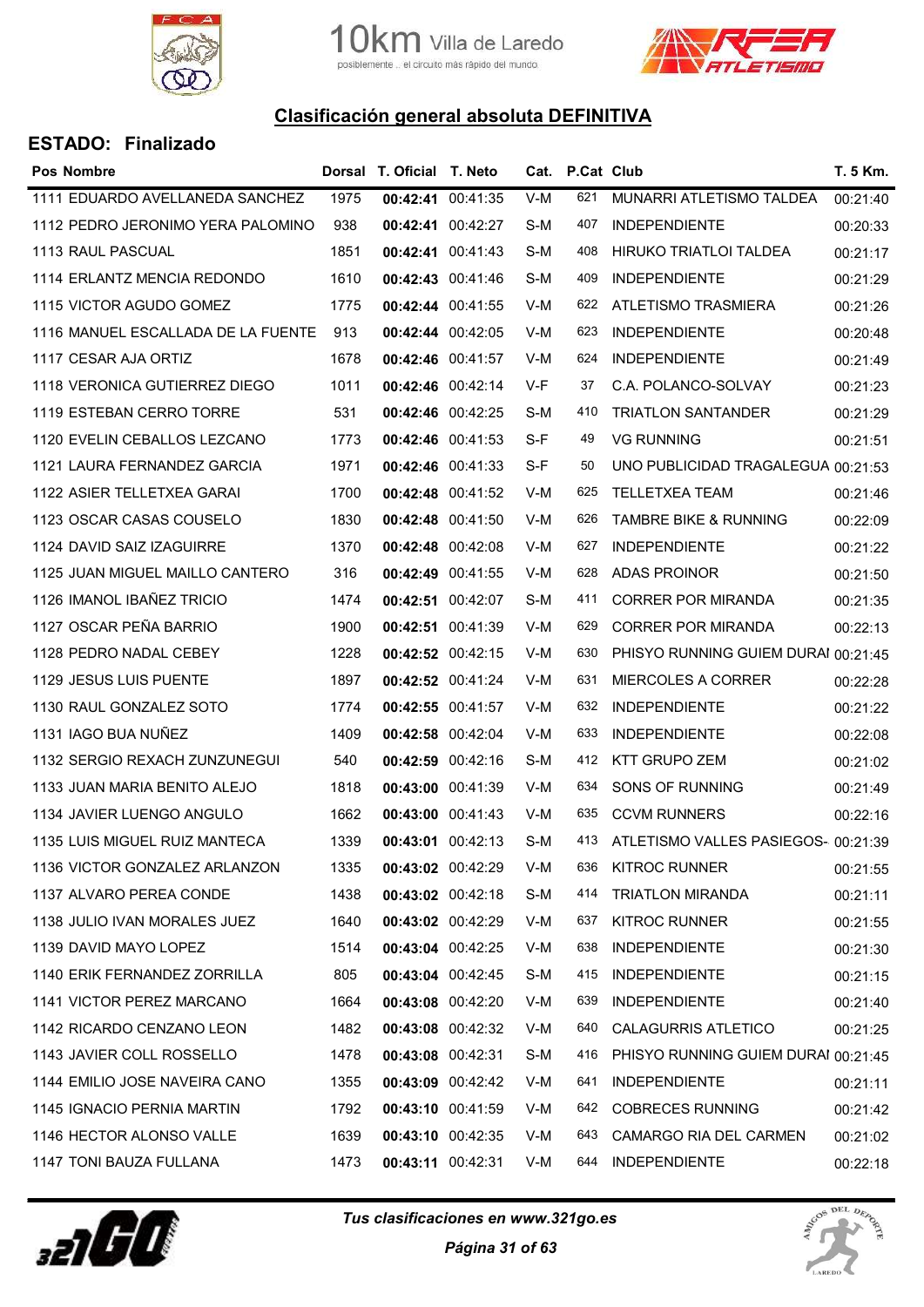10km Villa de Laredo
posiblemente .. el circuito más rápido del mundo

## Clasificación general absoluta DEFINITIVA

### ESTADO: Finalizado

| Pos | Nombre | Dorsal | T. Oficial | T. Neto | Cat. | P.Cat | Club | T. 5 Km. |
|---|---|---|---|---|---|---|---|---|
| 1111 | EDUARDO AVELLANEDA SANCHEZ | 1975 | **00:42:41** | 00:41:35 | V-M | 621 | MUNARRI ATLETISMO TALDEA | 00:21:40 |
| 1112 | PEDRO JERONIMO YERA PALOMINO | 938 | **00:42:41** | 00:42:27 | S-M | 407 | INDEPENDIENTE | 00:20:33 |
| 1113 | RAUL PASCUAL | 1851 | **00:42:41** | 00:41:43 | S-M | 408 | HIRUKO TRIATLOI TALDEA | 00:21:17 |
| 1114 | ERLANTZ MENCIA REDONDO | 1610 | **00:42:43** | 00:41:46 | S-M | 409 | INDEPENDIENTE | 00:21:29 |
| 1115 | VICTOR AGUDO GOMEZ | 1775 | **00:42:44** | 00:41:55 | V-M | 622 | ATLETISMO TRASMIERA | 00:21:26 |
| 1116 | MANUEL ESCALLADA DE LA FUENTE | 913 | **00:42:44** | 00:42:05 | V-M | 623 | INDEPENDIENTE | 00:20:48 |
| 1117 | CESAR AJA ORTIZ | 1678 | **00:42:46** | 00:41:57 | V-M | 624 | INDEPENDIENTE | 00:21:49 |
| 1118 | VERONICA GUTIERREZ DIEGO | 1011 | **00:42:46** | 00:42:14 | V-F | 37 | C.A. POLANCO-SOLVAY | 00:21:23 |
| 1119 | ESTEBAN CERRO TORRE | 531 | **00:42:46** | 00:42:25 | S-M | 410 | TRIATLON SANTANDER | 00:21:29 |
| 1120 | EVELIN CEBALLOS LEZCANO | 1773 | **00:42:46** | 00:41:53 | S-F | 49 | VG RUNNING | 00:21:51 |
| 1121 | LAURA FERNANDEZ GARCIA | 1971 | **00:42:46** | 00:41:33 | S-F | 50 | UNO PUBLICIDAD TRAGALEGUA | 00:21:53 |
| 1122 | ASIER TELLETXEA GARAI | 1700 | **00:42:48** | 00:41:52 | V-M | 625 | TELLETXEA TEAM | 00:21:46 |
| 1123 | OSCAR CASAS COUSELO | 1830 | **00:42:48** | 00:41:50 | V-M | 626 | TAMBRE BIKE & RUNNING | 00:22:09 |
| 1124 | DAVID SAIZ IZAGUIRRE | 1370 | **00:42:48** | 00:42:08 | V-M | 627 | INDEPENDIENTE | 00:21:22 |
| 1125 | JUAN MIGUEL MAILLO CANTERO | 316 | **00:42:49** | 00:41:55 | V-M | 628 | ADAS PROINOR | 00:21:50 |
| 1126 | IMANOL IBAÑEZ TRICIO | 1474 | **00:42:51** | 00:42:07 | S-M | 411 | CORRER POR MIRANDA | 00:21:35 |
| 1127 | OSCAR PEÑA BARRIO | 1900 | **00:42:51** | 00:41:39 | V-M | 629 | CORRER POR MIRANDA | 00:22:13 |
| 1128 | PEDRO NADAL CEBEY | 1228 | **00:42:52** | 00:42:15 | V-M | 630 | PHISYO RUNNING GUIEM DURAI | 00:21:45 |
| 1129 | JESUS LUIS PUENTE | 1897 | **00:42:52** | 00:41:24 | V-M | 631 | MIERCOLES A CORRER | 00:22:28 |
| 1130 | RAUL GONZALEZ SOTO | 1774 | **00:42:55** | 00:41:57 | V-M | 632 | INDEPENDIENTE | 00:21:22 |
| 1131 | IAGO BUA NUÑEZ | 1409 | **00:42:58** | 00:42:04 | V-M | 633 | INDEPENDIENTE | 00:22:08 |
| 1132 | SERGIO REXACH ZUNZUNEGUI | 540 | **00:42:59** | 00:42:16 | S-M | 412 | KTT GRUPO ZEM | 00:21:02 |
| 1133 | JUAN MARIA BENITO ALEJO | 1818 | **00:43:00** | 00:41:39 | V-M | 634 | SONS OF RUNNING | 00:21:49 |
| 1134 | JAVIER LUENGO ANGULO | 1662 | **00:43:00** | 00:41:43 | V-M | 635 | CCVM RUNNERS | 00:22:16 |
| 1135 | LUIS MIGUEL RUIZ MANTECA | 1339 | **00:43:01** | 00:42:13 | S-M | 413 | ATLETISMO VALLES PASIEGOS- | 00:21:39 |
| 1136 | VICTOR GONZALEZ ARLANZON | 1335 | **00:43:02** | 00:42:29 | V-M | 636 | KITROC RUNNER | 00:21:55 |
| 1137 | ALVARO PEREA CONDE | 1438 | **00:43:02** | 00:42:18 | S-M | 414 | TRIATLON MIRANDA | 00:21:11 |
| 1138 | JULIO IVAN MORALES JUEZ | 1640 | **00:43:02** | 00:42:29 | V-M | 637 | KITROC RUNNER | 00:21:55 |
| 1139 | DAVID MAYO LOPEZ | 1514 | **00:43:04** | 00:42:25 | V-M | 638 | INDEPENDIENTE | 00:21:30 |
| 1140 | ERIK FERNANDEZ ZORRILLA | 805 | **00:43:04** | 00:42:45 | S-M | 415 | INDEPENDIENTE | 00:21:15 |
| 1141 | VICTOR PEREZ MARCANO | 1664 | **00:43:08** | 00:42:20 | V-M | 639 | INDEPENDIENTE | 00:21:40 |
| 1142 | RICARDO CENZANO LEON | 1482 | **00:43:08** | 00:42:32 | V-M | 640 | CALAGURRIS ATLETICO | 00:21:25 |
| 1143 | JAVIER COLL ROSSELLO | 1478 | **00:43:08** | 00:42:31 | S-M | 416 | PHISYO RUNNING GUIEM DURAI | 00:21:45 |
| 1144 | EMILIO JOSE NAVEIRA CANO | 1355 | **00:43:09** | 00:42:42 | V-M | 641 | INDEPENDIENTE | 00:21:11 |
| 1145 | IGNACIO PERNIA MARTIN | 1792 | **00:43:10** | 00:41:59 | V-M | 642 | COBRECES RUNNING | 00:21:42 |
| 1146 | HECTOR ALONSO VALLE | 1639 | **00:43:10** | 00:42:35 | V-M | 643 | CAMARGO RIA DEL CARMEN | 00:21:02 |
| 1147 | TONI BAUZA FULLANA | 1473 | **00:43:11** | 00:42:31 | V-M | 644 | INDEPENDIENTE | 00:22:18 |

*Tus clasificaciones en www.321go.es*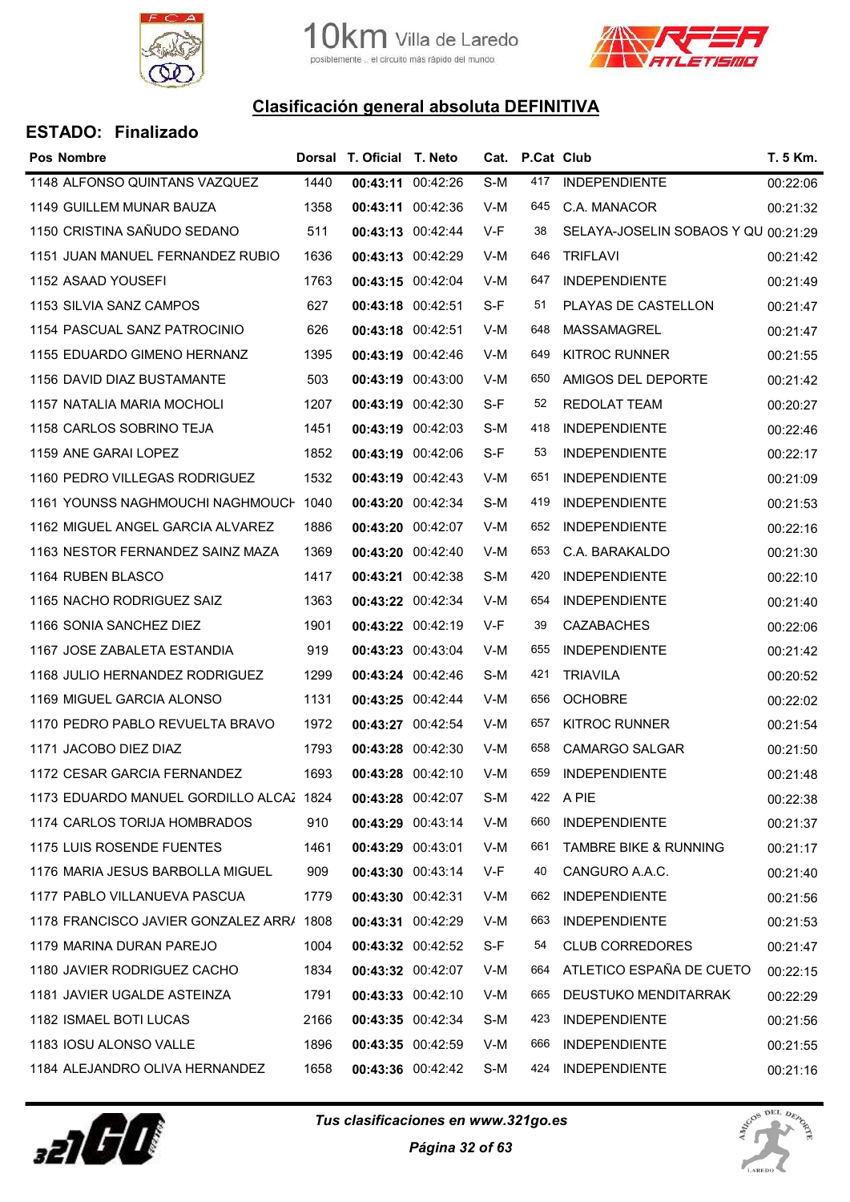10km Villa de Laredo
posiblemente .. el circuito más rápido del mundo

## Clasificación general absoluta DEFINITIVA

### ESTADO: Finalizado

| Pos | Nombre | Dorsal | T. Oficial | T. Neto | Cat. | P.Cat | Club | T. 5 Km. |
|---|---|---|---|---|---|---|---|---|
| 1148 | ALFONSO QUINTANS VAZQUEZ | 1440 | **00:43:11** | 00:42:26 | S-M | 417 | INDEPENDIENTE | 00:22:06 |
| 1149 | GUILLEM MUNAR BAUZA | 1358 | **00:43:11** | 00:42:36 | V-M | 645 | C.A. MANACOR | 00:21:32 |
| 1150 | CRISTINA SAÑUDO SEDANO | 511 | **00:43:13** | 00:42:44 | V-F | 38 | SELAYA-JOSELIN SOBAOS Y QU | 00:21:29 |
| 1151 | JUAN MANUEL FERNANDEZ RUBIO | 1636 | **00:43:13** | 00:42:29 | V-M | 646 | TRIFLAVI | 00:21:42 |
| 1152 | ASAAD YOUSEFI | 1763 | **00:43:15** | 00:42:04 | V-M | 647 | INDEPENDIENTE | 00:21:49 |
| 1153 | SILVIA SANZ CAMPOS | 627 | **00:43:18** | 00:42:51 | S-F | 51 | PLAYAS DE CASTELLON | 00:21:47 |
| 1154 | PASCUAL SANZ PATROCINIO | 626 | **00:43:18** | 00:42:51 | V-M | 648 | MASSAMAGREL | 00:21:47 |
| 1155 | EDUARDO GIMENO HERNANZ | 1395 | **00:43:19** | 00:42:46 | V-M | 649 | KITROC RUNNER | 00:21:55 |
| 1156 | DAVID DIAZ BUSTAMANTE | 503 | **00:43:19** | 00:43:00 | V-M | 650 | AMIGOS DEL DEPORTE | 00:21:42 |
| 1157 | NATALIA MARIA MOCHOLI | 1207 | **00:43:19** | 00:42:30 | S-F | 52 | REDOLAT TEAM | 00:20:27 |
| 1158 | CARLOS SOBRINO TEJA | 1451 | **00:43:19** | 00:42:03 | S-M | 418 | INDEPENDIENTE | 00:22:46 |
| 1159 | ANE GARAI LOPEZ | 1852 | **00:43:19** | 00:42:06 | S-F | 53 | INDEPENDIENTE | 00:22:17 |
| 1160 | PEDRO VILLEGAS RODRIGUEZ | 1532 | **00:43:19** | 00:42:43 | V-M | 651 | INDEPENDIENTE | 00:21:09 |
| 1161 | YOUNSS NAGHMOUCHI NAGHMOUCH | 1040 | **00:43:20** | 00:42:34 | S-M | 419 | INDEPENDIENTE | 00:21:53 |
| 1162 | MIGUEL ANGEL GARCIA ALVAREZ | 1886 | **00:43:20** | 00:42:07 | V-M | 652 | INDEPENDIENTE | 00:22:16 |
| 1163 | NESTOR FERNANDEZ SAINZ MAZA | 1369 | **00:43:20** | 00:42:40 | V-M | 653 | C.A. BARAKALDO | 00:21:30 |
| 1164 | RUBEN BLASCO | 1417 | **00:43:21** | 00:42:38 | S-M | 420 | INDEPENDIENTE | 00:22:10 |
| 1165 | NACHO RODRIGUEZ SAIZ | 1363 | **00:43:22** | 00:42:34 | V-M | 654 | INDEPENDIENTE | 00:21:40 |
| 1166 | SONIA SANCHEZ DIEZ | 1901 | **00:43:22** | 00:42:19 | V-F | 39 | CAZABACHES | 00:22:06 |
| 1167 | JOSE ZABALETA ESTANDIA | 919 | **00:43:23** | 00:43:04 | V-M | 655 | INDEPENDIENTE | 00:21:42 |
| 1168 | JULIO HERNANDEZ RODRIGUEZ | 1299 | **00:43:24** | 00:42:46 | S-M | 421 | TRIAVILA | 00:20:52 |
| 1169 | MIGUEL GARCIA ALONSO | 1131 | **00:43:25** | 00:42:44 | V-M | 656 | OCHOBRE | 00:22:02 |
| 1170 | PEDRO PABLO REVUELTA BRAVO | 1972 | **00:43:27** | 00:42:54 | V-M | 657 | KITROC RUNNER | 00:21:54 |
| 1171 | JACOBO DIEZ DIAZ | 1793 | **00:43:28** | 00:42:30 | V-M | 658 | CAMARGO SALGAR | 00:21:50 |
| 1172 | CESAR GARCIA FERNANDEZ | 1693 | **00:43:28** | 00:42:10 | V-M | 659 | INDEPENDIENTE | 00:21:48 |
| 1173 | EDUARDO MANUEL GORDILLO ALCAZ | 1824 | **00:43:28** | 00:42:07 | S-M | 422 | A PIE | 00:22:38 |
| 1174 | CARLOS TORIJA HOMBRADOS | 910 | **00:43:29** | 00:43:14 | V-M | 660 | INDEPENDIENTE | 00:21:37 |
| 1175 | LUIS ROSENDE FUENTES | 1461 | **00:43:29** | 00:43:01 | V-M | 661 | TAMBRE BIKE & RUNNING | 00:21:17 |
| 1176 | MARIA JESUS BARBOLLA MIGUEL | 909 | **00:43:30** | 00:43:14 | V-F | 40 | CANGURO A.A.C. | 00:21:40 |
| 1177 | PABLO VILLANUEVA PASCUA | 1779 | **00:43:30** | 00:42:31 | V-M | 662 | INDEPENDIENTE | 00:21:56 |
| 1178 | FRANCISCO JAVIER GONZALEZ ARRA | 1808 | **00:43:31** | 00:42:29 | V-M | 663 | INDEPENDIENTE | 00:21:53 |
| 1179 | MARINA DURAN PAREJO | 1004 | **00:43:32** | 00:42:52 | S-F | 54 | CLUB CORREDORES | 00:21:47 |
| 1180 | JAVIER RODRIGUEZ CACHO | 1834 | **00:43:32** | 00:42:07 | V-M | 664 | ATLETICO ESPAÑA DE CUETO | 00:22:15 |
| 1181 | JAVIER UGALDE ASTEINZA | 1791 | **00:43:33** | 00:42:10 | V-M | 665 | DEUSTUKO MENDITARRAK | 00:22:29 |
| 1182 | ISMAEL BOTI LUCAS | 2166 | **00:43:35** | 00:42:34 | S-M | 423 | INDEPENDIENTE | 00:21:56 |
| 1183 | IOSU ALONSO VALLE | 1896 | **00:43:35** | 00:42:59 | V-M | 666 | INDEPENDIENTE | 00:21:55 |
| 1184 | ALEJANDRO OLIVA HERNANDEZ | 1658 | **00:43:36** | 00:42:42 | S-M | 424 | INDEPENDIENTE | 00:21:16 |

*Tus clasificaciones en www.321go.es*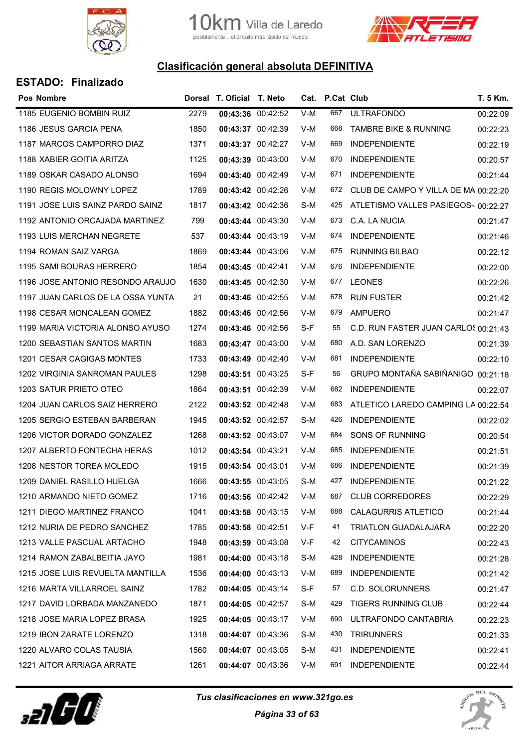## Clasificación general absoluta DEFINITIVA

### ESTADO: Finalizado

| Pos | Nombre | Dorsal | T. Oficial | T. Neto | Cat. | P.Cat | Club | T. 5 Km. |
|---|---|---|---|---|---|---|---|---|
| 1185 | EUGENIO BOMBIN RUIZ | 2279 | **00:43:36** | 00:42:52 | V-M | 667 | ULTRAFONDO | 00:22:09 |
| 1186 | JESUS GARCIA PENA | 1850 | **00:43:37** | 00:42:39 | V-M | 668 | TAMBRE BIKE & RUNNING | 00:22:23 |
| 1187 | MARCOS CAMPORRO DIAZ | 1371 | **00:43:37** | 00:42:27 | V-M | 669 | INDEPENDIENTE | 00:22:19 |
| 1188 | XABIER GOITIA ARITZA | 1125 | **00:43:39** | 00:43:00 | V-M | 670 | INDEPENDIENTE | 00:20:57 |
| 1189 | OSKAR CASADO ALONSO | 1694 | **00:43:40** | 00:42:49 | V-M | 671 | INDEPENDIENTE | 00:21:44 |
| 1190 | REGIS MOLOWNY LOPEZ | 1789 | **00:43:42** | 00:42:26 | V-M | 672 | CLUB DE CAMPO Y VILLA DE MA | 00:22:20 |
| 1191 | JOSE LUIS SAINZ PARDO SAINZ | 1817 | **00:43:42** | 00:42:36 | S-M | 425 | ATLETISMO VALLES PASIEGOS- | 00:22:27 |
| 1192 | ANTONIO ORCAJADA MARTINEZ | 799 | **00:43:44** | 00:43:30 | V-M | 673 | C.A. LA NUCIA | 00:21:47 |
| 1193 | LUIS MERCHAN NEGRETE | 537 | **00:43:44** | 00:43:19 | V-M | 674 | INDEPENDIENTE | 00:21:46 |
| 1194 | ROMAN SAIZ VARGA | 1869 | **00:43:44** | 00:43:06 | V-M | 675 | RUNNING BILBAO | 00:22:12 |
| 1195 | SAMI BOURAS HERRERO | 1854 | **00:43:45** | 00:42:41 | V-M | 676 | INDEPENDIENTE | 00:22:00 |
| 1196 | JOSE ANTONIO RESONDO ARAUJO | 1630 | **00:43:45** | 00:42:30 | V-M | 677 | LEONES | 00:22:26 |
| 1197 | JUAN CARLOS DE LA OSSA YUNTA | 21 | **00:43:46** | 00:42:55 | V-M | 678 | RUN FUSTER | 00:21:42 |
| 1198 | CESAR MONCALEAN GOMEZ | 1882 | **00:43:46** | 00:42:56 | V-M | 679 | AMPUERO | 00:21:47 |
| 1199 | MARIA VICTORIA ALONSO AYUSO | 1274 | **00:43:46** | 00:42:56 | S-F | 55 | C.D. RUN FASTER JUAN CARLOS | 00:21:43 |
| 1200 | SEBASTIAN SANTOS MARTIN | 1683 | **00:43:47** | 00:43:00 | V-M | 680 | A.D. SAN LORENZO | 00:21:39 |
| 1201 | CESAR CAGIGAS MONTES | 1733 | **00:43:49** | 00:42:40 | V-M | 681 | INDEPENDIENTE | 00:22:10 |
| 1202 | VIRGINIA SANROMAN PAULES | 1298 | **00:43:51** | 00:43:25 | S-F | 56 | GRUPO MONTAÑA SABIÑANIGO | 00:21:18 |
| 1203 | SATUR PRIETO OTEO | 1864 | **00:43:51** | 00:42:39 | V-M | 682 | INDEPENDIENTE | 00:22:07 |
| 1204 | JUAN CARLOS SAIZ HERRERO | 2122 | **00:43:52** | 00:42:48 | V-M | 683 | ATLETICO LAREDO CAMPING LA | 00:22:54 |
| 1205 | SERGIO ESTEBAN BARBERAN | 1945 | **00:43:52** | 00:42:57 | S-M | 426 | INDEPENDIENTE | 00:22:02 |
| 1206 | VICTOR DORADO GONZALEZ | 1268 | **00:43:52** | 00:43:07 | V-M | 684 | SONS OF RUNNING | 00:20:54 |
| 1207 | ALBERTO FONTECHA HERAS | 1012 | **00:43:54** | 00:43:21 | V-M | 685 | INDEPENDIENTE | 00:21:51 |
| 1208 | NESTOR TOREA MOLEDO | 1915 | **00:43:54** | 00:43:01 | V-M | 686 | INDEPENDIENTE | 00:21:39 |
| 1209 | DANIEL RASILLO HUELGA | 1666 | **00:43:55** | 00:43:05 | S-M | 427 | INDEPENDIENTE | 00:21:22 |
| 1210 | ARMANDO NIETO GOMEZ | 1716 | **00:43:56** | 00:42:42 | V-M | 687 | CLUB CORREDORES | 00:22:29 |
| 1211 | DIEGO MARTINEZ FRANCO | 1041 | **00:43:58** | 00:43:15 | V-M | 688 | CALAGURRIS ATLETICO | 00:21:44 |
| 1212 | NURIA DE PEDRO SANCHEZ | 1785 | **00:43:58** | 00:42:51 | V-F | 41 | TRIATLON GUADALAJARA | 00:22:20 |
| 1213 | VALLE PASCUAL ARTACHO | 1948 | **00:43:59** | 00:43:08 | V-F | 42 | CITYCAMINOS | 00:22:43 |
| 1214 | RAMON ZABALBEITIA JAYO | 1981 | **00:44:00** | 00:43:18 | S-M | 428 | INDEPENDIENTE | 00:21:28 |
| 1215 | JOSE LUIS REVUELTA MANTILLA | 1536 | **00:44:00** | 00:43:13 | V-M | 689 | INDEPENDIENTE | 00:21:42 |
| 1216 | MARTA VILLARROEL SAINZ | 1782 | **00:44:05** | 00:43:14 | S-F | 57 | C.D. SOLORUNNERS | 00:21:47 |
| 1217 | DAVID LORBADA MANZANEDO | 1871 | **00:44:05** | 00:42:57 | S-M | 429 | TIGERS RUNNING CLUB | 00:22:44 |
| 1218 | JOSE MARIA LOPEZ BRASA | 1925 | **00:44:05** | 00:43:17 | V-M | 690 | ULTRAFONDO CANTABRIA | 00:22:23 |
| 1219 | IBON ZARATE LORENZO | 1318 | **00:44:07** | 00:43:36 | S-M | 430 | TRIRUNNERS | 00:21:33 |
| 1220 | ALVARO COLAS TAUSIA | 1560 | **00:44:07** | 00:43:05 | S-M | 431 | INDEPENDIENTE | 00:22:41 |
| 1221 | AITOR ARRIAGA ARRATE | 1261 | **00:44:07** | 00:43:36 | V-M | 691 | INDEPENDIENTE | 00:22:44 |

*Tus clasificaciones en www.321go.es*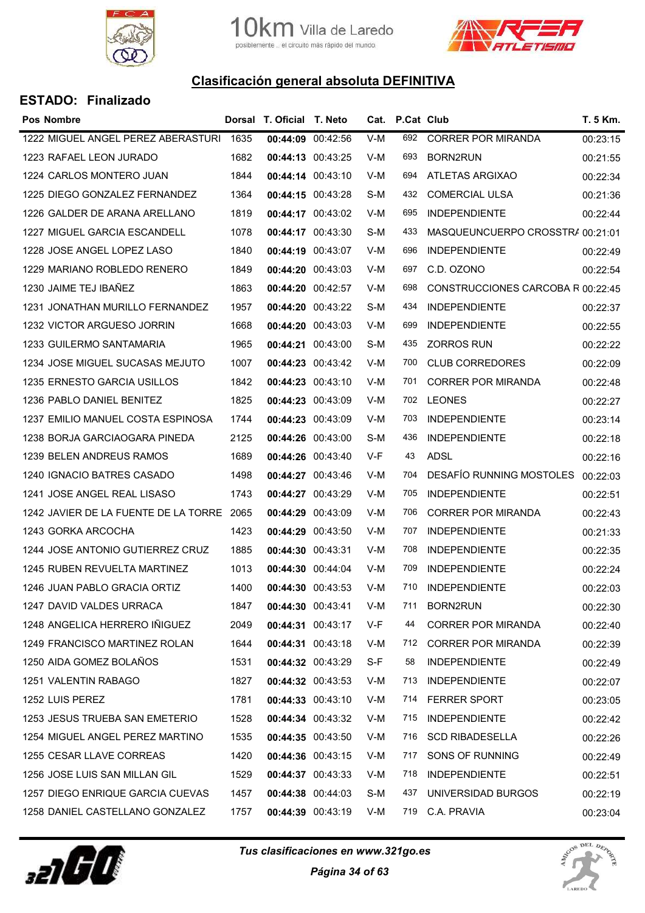## Clasificación general absoluta DEFINITIVA

### ESTADO: Finalizado

| Pos | Nombre | Dorsal | T. Oficial | T. Neto | Cat. | P.Cat | Club | T. 5 Km. |
|---|---|---|---|---|---|---|---|---|
| 1222 | MIGUEL ANGEL PEREZ ABERASTURI | 1635 | **00:44:09** | 00:42:56 | V-M | 692 | CORRER POR MIRANDA | 00:23:15 |
| 1223 | RAFAEL LEON JURADO | 1682 | **00:44:13** | 00:43:25 | V-M | 693 | BORN2RUN | 00:21:55 |
| 1224 | CARLOS MONTERO JUAN | 1844 | **00:44:14** | 00:43:10 | V-M | 694 | ATLETAS ARGIXAO | 00:22:34 |
| 1225 | DIEGO GONZALEZ FERNANDEZ | 1364 | **00:44:15** | 00:43:28 | S-M | 432 | COMERCIAL ULSA | 00:21:36 |
| 1226 | GALDER DE ARANA ARELLANO | 1819 | **00:44:17** | 00:43:02 | V-M | 695 | INDEPENDIENTE | 00:22:44 |
| 1227 | MIGUEL GARCIA ESCANDELL | 1078 | **00:44:17** | 00:43:30 | S-M | 433 | MASQUEUNCUERPO CROSSTRA | 00:21:01 |
| 1228 | JOSE ANGEL LOPEZ LASO | 1840 | **00:44:19** | 00:43:07 | V-M | 696 | INDEPENDIENTE | 00:22:49 |
| 1229 | MARIANO ROBLEDO RENERO | 1849 | **00:44:20** | 00:43:03 | V-M | 697 | C.D. OZONO | 00:22:54 |
| 1230 | JAIME TEJ IBAÑEZ | 1863 | **00:44:20** | 00:42:57 | V-M | 698 | CONSTRUCCIONES CARCOBA R | 00:22:45 |
| 1231 | JONATHAN MURILLO FERNANDEZ | 1957 | **00:44:20** | 00:43:22 | S-M | 434 | INDEPENDIENTE | 00:22:37 |
| 1232 | VICTOR ARGUESO JORRIN | 1668 | **00:44:20** | 00:43:03 | V-M | 699 | INDEPENDIENTE | 00:22:55 |
| 1233 | GUILERMO SANTAMARIA | 1965 | **00:44:21** | 00:43:00 | S-M | 435 | ZORROS RUN | 00:22:22 |
| 1234 | JOSE MIGUEL SUCASAS MEJUTO | 1007 | **00:44:23** | 00:43:42 | V-M | 700 | CLUB CORREDORES | 00:22:09 |
| 1235 | ERNESTO GARCIA USILLOS | 1842 | **00:44:23** | 00:43:10 | V-M | 701 | CORRER POR MIRANDA | 00:22:48 |
| 1236 | PABLO DANIEL BENITEZ | 1825 | **00:44:23** | 00:43:09 | V-M | 702 | LEONES | 00:22:27 |
| 1237 | EMILIO MANUEL COSTA ESPINOSA | 1744 | **00:44:23** | 00:43:09 | V-M | 703 | INDEPENDIENTE | 00:23:14 |
| 1238 | BORJA GARCIAOGARA PINEDA | 2125 | **00:44:26** | 00:43:00 | S-M | 436 | INDEPENDIENTE | 00:22:18 |
| 1239 | BELEN ANDREUS RAMOS | 1689 | **00:44:26** | 00:43:40 | V-F | 43 | ADSL | 00:22:16 |
| 1240 | IGNACIO BATRES CASADO | 1498 | **00:44:27** | 00:43:46 | V-M | 704 | DESAFÍO RUNNING MOSTOLES | 00:22:03 |
| 1241 | JOSE ANGEL REAL LISASO | 1743 | **00:44:27** | 00:43:29 | V-M | 705 | INDEPENDIENTE | 00:22:51 |
| 1242 | JAVIER DE LA FUENTE DE LA TORRE | 2065 | **00:44:29** | 00:43:09 | V-M | 706 | CORRER POR MIRANDA | 00:22:43 |
| 1243 | GORKA ARCOCHA | 1423 | **00:44:29** | 00:43:50 | V-M | 707 | INDEPENDIENTE | 00:21:33 |
| 1244 | JOSE ANTONIO GUTIERREZ CRUZ | 1885 | **00:44:30** | 00:43:31 | V-M | 708 | INDEPENDIENTE | 00:22:35 |
| 1245 | RUBEN REVUELTA MARTINEZ | 1013 | **00:44:30** | 00:44:04 | V-M | 709 | INDEPENDIENTE | 00:22:24 |
| 1246 | JUAN PABLO GRACIA ORTIZ | 1400 | **00:44:30** | 00:43:53 | V-M | 710 | INDEPENDIENTE | 00:22:03 |
| 1247 | DAVID VALDES URRACA | 1847 | **00:44:30** | 00:43:41 | V-M | 711 | BORN2RUN | 00:22:30 |
| 1248 | ANGELICA HERRERO IÑIGUEZ | 2049 | **00:44:31** | 00:43:17 | V-F | 44 | CORRER POR MIRANDA | 00:22:40 |
| 1249 | FRANCISCO MARTINEZ ROLAN | 1644 | **00:44:31** | 00:43:18 | V-M | 712 | CORRER POR MIRANDA | 00:22:39 |
| 1250 | AIDA GOMEZ BOLAÑOS | 1531 | **00:44:32** | 00:43:29 | S-F | 58 | INDEPENDIENTE | 00:22:49 |
| 1251 | VALENTIN RABAGO | 1827 | **00:44:32** | 00:43:53 | V-M | 713 | INDEPENDIENTE | 00:22:07 |
| 1252 | LUIS PEREZ | 1781 | **00:44:33** | 00:43:10 | V-M | 714 | FERRER SPORT | 00:23:05 |
| 1253 | JESUS TRUEBA SAN EMETERIO | 1528 | **00:44:34** | 00:43:32 | V-M | 715 | INDEPENDIENTE | 00:22:42 |
| 1254 | MIGUEL ANGEL PEREZ MARTINO | 1535 | **00:44:35** | 00:43:50 | V-M | 716 | SCD RIBADESELLA | 00:22:26 |
| 1255 | CESAR LLAVE CORREAS | 1420 | **00:44:36** | 00:43:15 | V-M | 717 | SONS OF RUNNING | 00:22:49 |
| 1256 | JOSE LUIS SAN MILLAN GIL | 1529 | **00:44:37** | 00:43:33 | V-M | 718 | INDEPENDIENTE | 00:22:51 |
| 1257 | DIEGO ENRIQUE GARCIA CUEVAS | 1457 | **00:44:38** | 00:44:03 | S-M | 437 | UNIVERSIDAD BURGOS | 00:22:19 |
| 1258 | DANIEL CASTELLANO GONZALEZ | 1757 | **00:44:39** | 00:43:19 | V-M | 719 | C.A. PRAVIA | 00:23:04 |

*Tus clasificaciones en www.321go.es*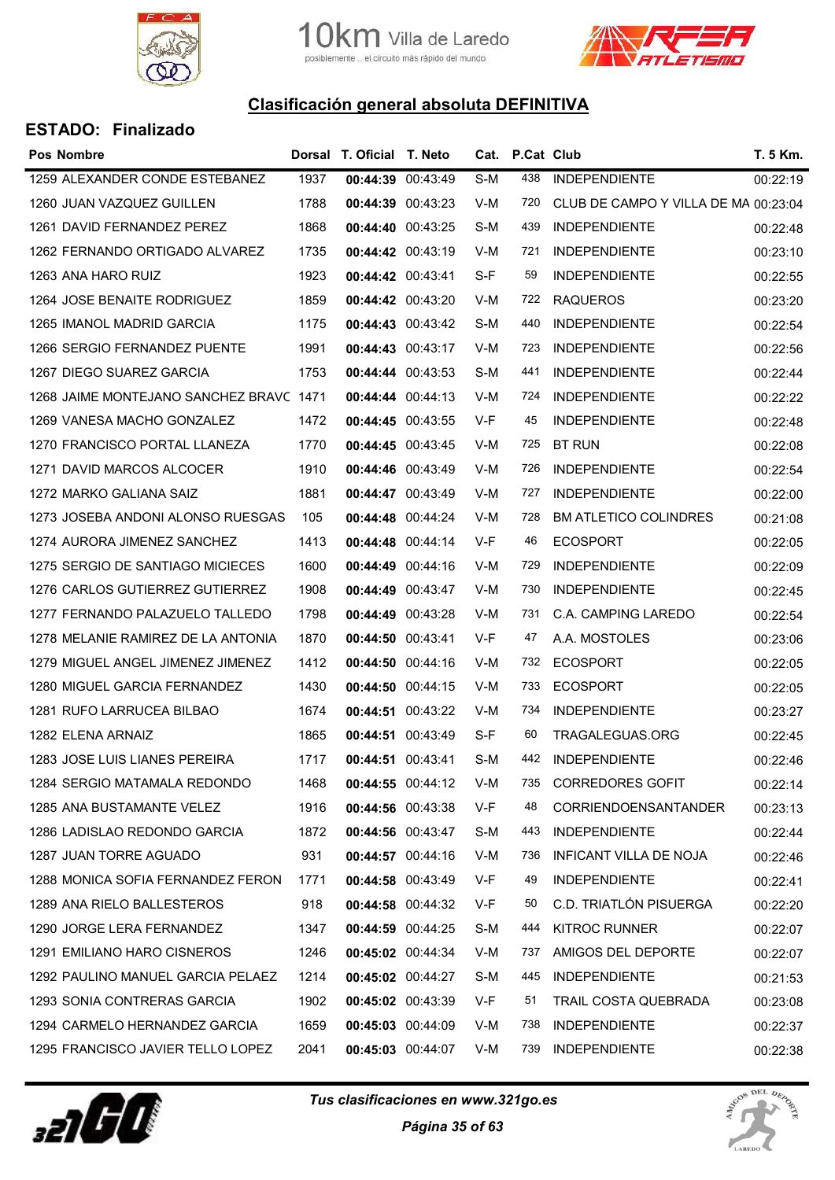## Clasificación general absoluta DEFINITIVA

### ESTADO: Finalizado

| Pos | Nombre | Dorsal | T. Oficial | T. Neto | Cat. | P.Cat | Club | T. 5 Km. |
|---|---|---|---|---|---|---|---|---|
| 1259 | ALEXANDER CONDE ESTEBANEZ | 1937 | **00:44:39** | 00:43:49 | S-M | 438 | INDEPENDIENTE | 00:22:19 |
| 1260 | JUAN VAZQUEZ GUILLEN | 1788 | **00:44:39** | 00:43:23 | V-M | 720 | CLUB DE CAMPO Y VILLA DE MA | 00:23:04 |
| 1261 | DAVID FERNANDEZ PEREZ | 1868 | **00:44:40** | 00:43:25 | S-M | 439 | INDEPENDIENTE | 00:22:48 |
| 1262 | FERNANDO ORTIGADO ALVAREZ | 1735 | **00:44:42** | 00:43:19 | V-M | 721 | INDEPENDIENTE | 00:23:10 |
| 1263 | ANA HARO RUIZ | 1923 | **00:44:42** | 00:43:41 | S-F | 59 | INDEPENDIENTE | 00:22:55 |
| 1264 | JOSE BENAITE RODRIGUEZ | 1859 | **00:44:42** | 00:43:20 | V-M | 722 | RAQUEROS | 00:23:20 |
| 1265 | IMANOL MADRID GARCIA | 1175 | **00:44:43** | 00:43:42 | S-M | 440 | INDEPENDIENTE | 00:22:54 |
| 1266 | SERGIO FERNANDEZ PUENTE | 1991 | **00:44:43** | 00:43:17 | V-M | 723 | INDEPENDIENTE | 00:22:56 |
| 1267 | DIEGO SUAREZ GARCIA | 1753 | **00:44:44** | 00:43:53 | S-M | 441 | INDEPENDIENTE | 00:22:44 |
| 1268 | JAIME MONTEJANO SANCHEZ BRAVC | 1471 | **00:44:44** | 00:44:13 | V-M | 724 | INDEPENDIENTE | 00:22:22 |
| 1269 | VANESA MACHO GONZALEZ | 1472 | **00:44:45** | 00:43:55 | V-F | 45 | INDEPENDIENTE | 00:22:48 |
| 1270 | FRANCISCO PORTAL LLANEZA | 1770 | **00:44:45** | 00:43:45 | V-M | 725 | BT RUN | 00:22:08 |
| 1271 | DAVID MARCOS ALCOCER | 1910 | **00:44:46** | 00:43:49 | V-M | 726 | INDEPENDIENTE | 00:22:54 |
| 1272 | MARKO GALIANA SAIZ | 1881 | **00:44:47** | 00:43:49 | V-M | 727 | INDEPENDIENTE | 00:22:00 |
| 1273 | JOSEBA ANDONI ALONSO RUESGAS | 105 | **00:44:48** | 00:44:24 | V-M | 728 | BM ATLETICO COLINDRES | 00:21:08 |
| 1274 | AURORA JIMENEZ SANCHEZ | 1413 | **00:44:48** | 00:44:14 | V-F | 46 | ECOSPORT | 00:22:05 |
| 1275 | SERGIO DE SANTIAGO MICIECES | 1600 | **00:44:49** | 00:44:16 | V-M | 729 | INDEPENDIENTE | 00:22:09 |
| 1276 | CARLOS GUTIERREZ GUTIERREZ | 1908 | **00:44:49** | 00:43:47 | V-M | 730 | INDEPENDIENTE | 00:22:45 |
| 1277 | FERNANDO PALAZUELO TALLEDO | 1798 | **00:44:49** | 00:43:28 | V-M | 731 | C.A. CAMPING LAREDO | 00:22:54 |
| 1278 | MELANIE RAMIREZ DE LA ANTONIA | 1870 | **00:44:50** | 00:43:41 | V-F | 47 | A.A. MOSTOLES | 00:23:06 |
| 1279 | MIGUEL ANGEL JIMENEZ JIMENEZ | 1412 | **00:44:50** | 00:44:16 | V-M | 732 | ECOSPORT | 00:22:05 |
| 1280 | MIGUEL GARCIA FERNANDEZ | 1430 | **00:44:50** | 00:44:15 | V-M | 733 | ECOSPORT | 00:22:05 |
| 1281 | RUFO LARRUCEA BILBAO | 1674 | **00:44:51** | 00:43:22 | V-M | 734 | INDEPENDIENTE | 00:23:27 |
| 1282 | ELENA ARNAIZ | 1865 | **00:44:51** | 00:43:49 | S-F | 60 | TRAGALEGUAS.ORG | 00:22:45 |
| 1283 | JOSE LUIS LIANES PEREIRA | 1717 | **00:44:51** | 00:43:41 | S-M | 442 | INDEPENDIENTE | 00:22:46 |
| 1284 | SERGIO MATAMALA REDONDO | 1468 | **00:44:55** | 00:44:12 | V-M | 735 | CORREDORES GOFIT | 00:22:14 |
| 1285 | ANA BUSTAMANTE VELEZ | 1916 | **00:44:56** | 00:43:38 | V-F | 48 | CORRIENDOENSANTANDER | 00:23:13 |
| 1286 | LADISLAO REDONDO GARCIA | 1872 | **00:44:56** | 00:43:47 | S-M | 443 | INDEPENDIENTE | 00:22:44 |
| 1287 | JUAN TORRE AGUADO | 931 | **00:44:57** | 00:44:16 | V-M | 736 | INFICANT VILLA DE NOJA | 00:22:46 |
| 1288 | MONICA SOFIA FERNANDEZ FERON | 1771 | **00:44:58** | 00:43:49 | V-F | 49 | INDEPENDIENTE | 00:22:41 |
| 1289 | ANA RIELO BALLESTEROS | 918 | **00:44:58** | 00:44:32 | V-F | 50 | C.D. TRIATLÓN PISUERGA | 00:22:20 |
| 1290 | JORGE LERA FERNANDEZ | 1347 | **00:44:59** | 00:44:25 | S-M | 444 | KITROC RUNNER | 00:22:07 |
| 1291 | EMILIANO HARO CISNEROS | 1246 | **00:45:02** | 00:44:34 | V-M | 737 | AMIGOS DEL DEPORTE | 00:22:07 |
| 1292 | PAULINO MANUEL GARCIA PELAEZ | 1214 | **00:45:02** | 00:44:27 | S-M | 445 | INDEPENDIENTE | 00:21:53 |
| 1293 | SONIA CONTRERAS GARCIA | 1902 | **00:45:02** | 00:43:39 | V-F | 51 | TRAIL COSTA QUEBRADA | 00:23:08 |
| 1294 | CARMELO HERNANDEZ GARCIA | 1659 | **00:45:03** | 00:44:09 | V-M | 738 | INDEPENDIENTE | 00:22:37 |
| 1295 | FRANCISCO JAVIER TELLO LOPEZ | 2041 | **00:45:03** | 00:44:07 | V-M | 739 | INDEPENDIENTE | 00:22:38 |

*Tus clasificaciones en www.321go.es*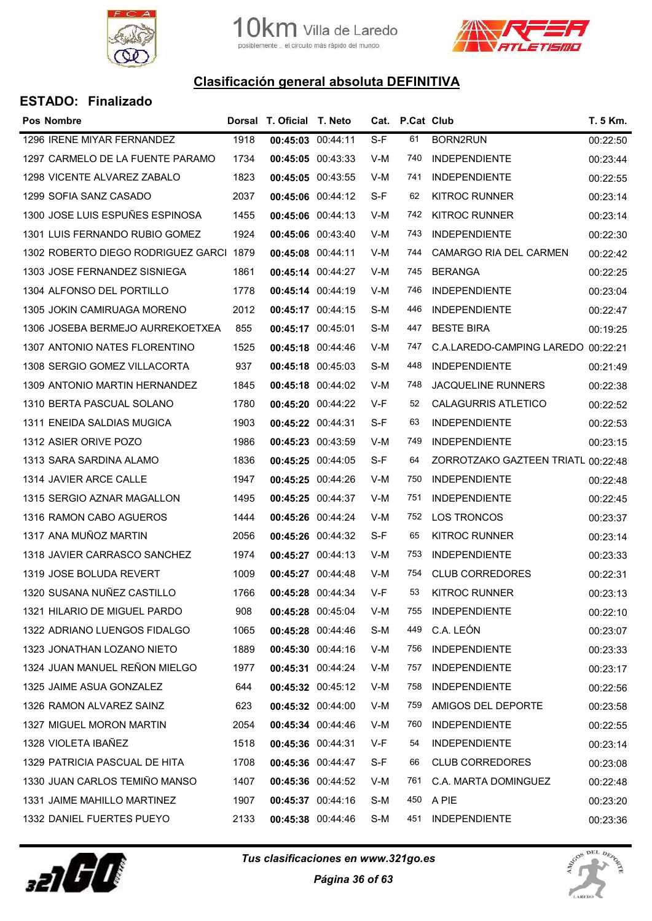10km Villa de Laredo
posiblemente .. el circuito más rápido del mundo

## Clasificación general absoluta DEFINITIVA

### ESTADO: Finalizado

| Pos | Nombre | Dorsal | T. Oficial | T. Neto | Cat. | P.Cat | Club | T. 5 Km. |
|---|---|---|---|---|---|---|---|---|
| 1296 | IRENE MIYAR FERNANDEZ | 1918 | **00:45:03** | 00:44:11 | S-F | 61 | BORN2RUN | 00:22:50 |
| 1297 | CARMELO DE LA FUENTE PARAMO | 1734 | **00:45:05** | 00:43:33 | V-M | 740 | INDEPENDIENTE | 00:23:44 |
| 1298 | VICENTE ALVAREZ ZABALO | 1823 | **00:45:05** | 00:43:55 | V-M | 741 | INDEPENDIENTE | 00:22:55 |
| 1299 | SOFIA SANZ CASADO | 2037 | **00:45:06** | 00:44:12 | S-F | 62 | KITROC RUNNER | 00:23:14 |
| 1300 | JOSE LUIS ESPUÑES ESPINOSA | 1455 | **00:45:06** | 00:44:13 | V-M | 742 | KITROC RUNNER | 00:23:14 |
| 1301 | LUIS FERNANDO RUBIO GOMEZ | 1924 | **00:45:06** | 00:43:40 | V-M | 743 | INDEPENDIENTE | 00:22:30 |
| 1302 | ROBERTO DIEGO RODRIGUEZ GARCI | 1879 | **00:45:08** | 00:44:11 | V-M | 744 | CAMARGO RIA DEL CARMEN | 00:22:42 |
| 1303 | JOSE FERNANDEZ SISNIEGA | 1861 | **00:45:14** | 00:44:27 | V-M | 745 | BERANGA | 00:22:25 |
| 1304 | ALFONSO DEL PORTILLO | 1778 | **00:45:14** | 00:44:19 | V-M | 746 | INDEPENDIENTE | 00:23:04 |
| 1305 | JOKIN CAMIRUAGA MORENO | 2012 | **00:45:17** | 00:44:15 | S-M | 446 | INDEPENDIENTE | 00:22:47 |
| 1306 | JOSEBA BERMEJO AURREKOETXEA | 855 | **00:45:17** | 00:45:01 | S-M | 447 | BESTE BIRA | 00:19:25 |
| 1307 | ANTONIO NATES FLORENTINO | 1525 | **00:45:18** | 00:44:46 | V-M | 747 | C.A.LAREDO-CAMPING LAREDO | 00:22:21 |
| 1308 | SERGIO GOMEZ VILLACORTA | 937 | **00:45:18** | 00:45:03 | S-M | 448 | INDEPENDIENTE | 00:21:49 |
| 1309 | ANTONIO MARTIN HERNANDEZ | 1845 | **00:45:18** | 00:44:02 | V-M | 748 | JACQUELINE RUNNERS | 00:22:38 |
| 1310 | BERTA PASCUAL SOLANO | 1780 | **00:45:20** | 00:44:22 | V-F | 52 | CALAGURRIS ATLETICO | 00:22:52 |
| 1311 | ENEIDA SALDIAS MUGICA | 1903 | **00:45:22** | 00:44:31 | S-F | 63 | INDEPENDIENTE | 00:22:53 |
| 1312 | ASIER ORIVE POZO | 1986 | **00:45:23** | 00:43:59 | V-M | 749 | INDEPENDIENTE | 00:23:15 |
| 1313 | SARA SARDINA ALAMO | 1836 | **00:45:25** | 00:44:05 | S-F | 64 | ZORROTZAKO GAZTEEN TRIATL | 00:22:48 |
| 1314 | JAVIER ARCE CALLE | 1947 | **00:45:25** | 00:44:26 | V-M | 750 | INDEPENDIENTE | 00:22:48 |
| 1315 | SERGIO AZNAR MAGALLON | 1495 | **00:45:25** | 00:44:37 | V-M | 751 | INDEPENDIENTE | 00:22:45 |
| 1316 | RAMON CABO AGUEROS | 1444 | **00:45:26** | 00:44:24 | V-M | 752 | LOS TRONCOS | 00:23:37 |
| 1317 | ANA MUÑOZ MARTIN | 2056 | **00:45:26** | 00:44:32 | S-F | 65 | KITROC RUNNER | 00:23:14 |
| 1318 | JAVIER CARRASCO SANCHEZ | 1974 | **00:45:27** | 00:44:13 | V-M | 753 | INDEPENDIENTE | 00:23:33 |
| 1319 | JOSE BOLUDA REVERT | 1009 | **00:45:27** | 00:44:48 | V-M | 754 | CLUB CORREDORES | 00:22:31 |
| 1320 | SUSANA NUÑEZ CASTILLO | 1766 | **00:45:28** | 00:44:34 | V-F | 53 | KITROC RUNNER | 00:23:13 |
| 1321 | HILARIO DE MIGUEL PARDO | 908 | **00:45:28** | 00:45:04 | V-M | 755 | INDEPENDIENTE | 00:22:10 |
| 1322 | ADRIANO LUENGOS FIDALGO | 1065 | **00:45:28** | 00:44:46 | S-M | 449 | C.A. LEÓN | 00:23:07 |
| 1323 | JONATHAN LOZANO NIETO | 1889 | **00:45:30** | 00:44:16 | V-M | 756 | INDEPENDIENTE | 00:23:33 |
| 1324 | JUAN MANUEL REÑON MIELGO | 1977 | **00:45:31** | 00:44:24 | V-M | 757 | INDEPENDIENTE | 00:23:17 |
| 1325 | JAIME ASUA GONZALEZ | 644 | **00:45:32** | 00:45:12 | V-M | 758 | INDEPENDIENTE | 00:22:56 |
| 1326 | RAMON ALVAREZ SAINZ | 623 | **00:45:32** | 00:44:00 | V-M | 759 | AMIGOS DEL DEPORTE | 00:23:58 |
| 1327 | MIGUEL MORON MARTIN | 2054 | **00:45:34** | 00:44:46 | V-M | 760 | INDEPENDIENTE | 00:22:55 |
| 1328 | VIOLETA IBAÑEZ | 1518 | **00:45:36** | 00:44:31 | V-F | 54 | INDEPENDIENTE | 00:23:14 |
| 1329 | PATRICIA PASCUAL DE HITA | 1708 | **00:45:36** | 00:44:47 | S-F | 66 | CLUB CORREDORES | 00:23:08 |
| 1330 | JUAN CARLOS TEMIÑO MANSO | 1407 | **00:45:36** | 00:44:52 | V-M | 761 | C.A. MARTA DOMINGUEZ | 00:22:48 |
| 1331 | JAIME MAHILLO MARTINEZ | 1907 | **00:45:37** | 00:44:16 | S-M | 450 | A PIE | 00:23:20 |
| 1332 | DANIEL FUERTES PUEYO | 2133 | **00:45:38** | 00:44:46 | S-M | 451 | INDEPENDIENTE | 00:23:36 |

*Tus clasificaciones en www.321go.es*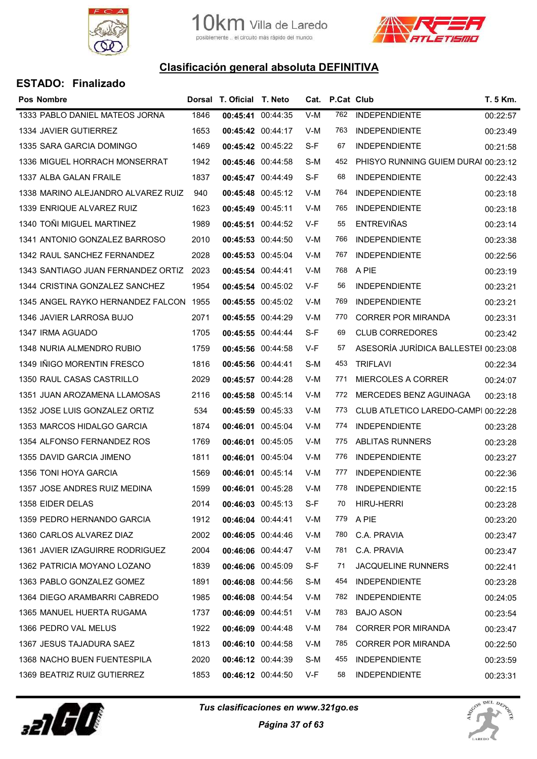## Clasificación general absoluta DEFINITIVA

### ESTADO: Finalizado

| Pos | Nombre | Dorsal | T. Oficial | T. Neto | Cat. | P.Cat | Club | T. 5 Km. |
|---|---|---|---|---|---|---|---|---|
| 1333 | PABLO DANIEL MATEOS JORNA | 1846 | **00:45:41** | 00:44:35 | V-M | 762 | INDEPENDIENTE | 00:22:57 |
| 1334 | JAVIER GUTIERREZ | 1653 | **00:45:42** | 00:44:17 | V-M | 763 | INDEPENDIENTE | 00:23:49 |
| 1335 | SARA GARCIA DOMINGO | 1469 | **00:45:42** | 00:45:22 | S-F | 67 | INDEPENDIENTE | 00:21:58 |
| 1336 | MIGUEL HORRACH MONSERRAT | 1942 | **00:45:46** | 00:44:58 | S-M | 452 | PHISYO RUNNING GUIEM DURAI | 00:23:12 |
| 1337 | ALBA GALAN FRAILE | 1837 | **00:45:47** | 00:44:49 | S-F | 68 | INDEPENDIENTE | 00:22:43 |
| 1338 | MARINO ALEJANDRO ALVAREZ RUIZ | 940 | **00:45:48** | 00:45:12 | V-M | 764 | INDEPENDIENTE | 00:23:18 |
| 1339 | ENRIQUE ALVAREZ RUIZ | 1623 | **00:45:49** | 00:45:11 | V-M | 765 | INDEPENDIENTE | 00:23:18 |
| 1340 | TOÑI MIGUEL MARTINEZ | 1989 | **00:45:51** | 00:44:52 | V-F | 55 | ENTREVIÑAS | 00:23:14 |
| 1341 | ANTONIO GONZALEZ BARROSO | 2010 | **00:45:53** | 00:44:50 | V-M | 766 | INDEPENDIENTE | 00:23:38 |
| 1342 | RAUL SANCHEZ FERNANDEZ | 2028 | **00:45:53** | 00:45:04 | V-M | 767 | INDEPENDIENTE | 00:22:56 |
| 1343 | SANTIAGO JUAN FERNANDEZ ORTIZ | 2023 | **00:45:54** | 00:44:41 | V-M | 768 | A PIE | 00:23:19 |
| 1344 | CRISTINA GONZALEZ SANCHEZ | 1954 | **00:45:54** | 00:45:02 | V-F | 56 | INDEPENDIENTE | 00:23:21 |
| 1345 | ANGEL RAYKO HERNANDEZ FALCON | 1955 | **00:45:55** | 00:45:02 | V-M | 769 | INDEPENDIENTE | 00:23:21 |
| 1346 | JAVIER LARROSA BUJO | 2071 | **00:45:55** | 00:44:29 | V-M | 770 | CORRER POR MIRANDA | 00:23:31 |
| 1347 | IRMA AGUADO | 1705 | **00:45:55** | 00:44:44 | S-F | 69 | CLUB CORREDORES | 00:23:42 |
| 1348 | NURIA ALMENDRO RUBIO | 1759 | **00:45:56** | 00:44:58 | V-F | 57 | ASESORÍA JURÍDICA BALLESTEI | 00:23:08 |
| 1349 | IÑIGO MORENTIN FRESCO | 1816 | **00:45:56** | 00:44:41 | S-M | 453 | TRIFLAVI | 00:22:34 |
| 1350 | RAUL CASAS CASTRILLO | 2029 | **00:45:57** | 00:44:28 | V-M | 771 | MIERCOLES A CORRER | 00:24:07 |
| 1351 | JUAN AROZAMENA LLAMOSAS | 2116 | **00:45:58** | 00:45:14 | V-M | 772 | MERCEDES BENZ AGUINAGA | 00:23:18 |
| 1352 | JOSE LUIS GONZALEZ ORTIZ | 534 | **00:45:59** | 00:45:33 | V-M | 773 | CLUB ATLETICO LAREDO-CAMPI | 00:22:28 |
| 1353 | MARCOS HIDALGO GARCIA | 1874 | **00:46:01** | 00:45:04 | V-M | 774 | INDEPENDIENTE | 00:23:28 |
| 1354 | ALFONSO FERNANDEZ ROS | 1769 | **00:46:01** | 00:45:05 | V-M | 775 | ABLITAS RUNNERS | 00:23:28 |
| 1355 | DAVID GARCIA JIMENO | 1811 | **00:46:01** | 00:45:04 | V-M | 776 | INDEPENDIENTE | 00:23:27 |
| 1356 | TONI HOYA GARCIA | 1569 | **00:46:01** | 00:45:14 | V-M | 777 | INDEPENDIENTE | 00:22:36 |
| 1357 | JOSE ANDRES RUIZ MEDINA | 1599 | **00:46:01** | 00:45:28 | V-M | 778 | INDEPENDIENTE | 00:22:15 |
| 1358 | EIDER DELAS | 2014 | **00:46:03** | 00:45:13 | S-F | 70 | HIRU-HERRI | 00:23:28 |
| 1359 | PEDRO HERNANDO GARCIA | 1912 | **00:46:04** | 00:44:41 | V-M | 779 | A PIE | 00:23:20 |
| 1360 | CARLOS ALVAREZ DIAZ | 2002 | **00:46:05** | 00:44:46 | V-M | 780 | C.A. PRAVIA | 00:23:47 |
| 1361 | JAVIER IZAGUIRRE RODRIGUEZ | 2004 | **00:46:06** | 00:44:47 | V-M | 781 | C.A. PRAVIA | 00:23:47 |
| 1362 | PATRICIA MOYANO LOZANO | 1839 | **00:46:06** | 00:45:09 | S-F | 71 | JACQUELINE RUNNERS | 00:22:41 |
| 1363 | PABLO GONZALEZ GOMEZ | 1891 | **00:46:08** | 00:44:56 | S-M | 454 | INDEPENDIENTE | 00:23:28 |
| 1364 | DIEGO ARAMBARRI CABREDO | 1985 | **00:46:08** | 00:44:54 | V-M | 782 | INDEPENDIENTE | 00:24:05 |
| 1365 | MANUEL HUERTA RUGAMA | 1737 | **00:46:09** | 00:44:51 | V-M | 783 | BAJO ASON | 00:23:54 |
| 1366 | PEDRO VAL MELUS | 1922 | **00:46:09** | 00:44:48 | V-M | 784 | CORRER POR MIRANDA | 00:23:47 |
| 1367 | JESUS TAJADURA SAEZ | 1813 | **00:46:10** | 00:44:58 | V-M | 785 | CORRER POR MIRANDA | 00:22:50 |
| 1368 | NACHO BUEN FUENTESPILA | 2020 | **00:46:12** | 00:44:39 | S-M | 455 | INDEPENDIENTE | 00:23:59 |
| 1369 | BEATRIZ RUIZ GUTIERREZ | 1853 | **00:46:12** | 00:44:50 | V-F | 58 | INDEPENDIENTE | 00:23:31 |

*Tus clasificaciones en www.321go.es*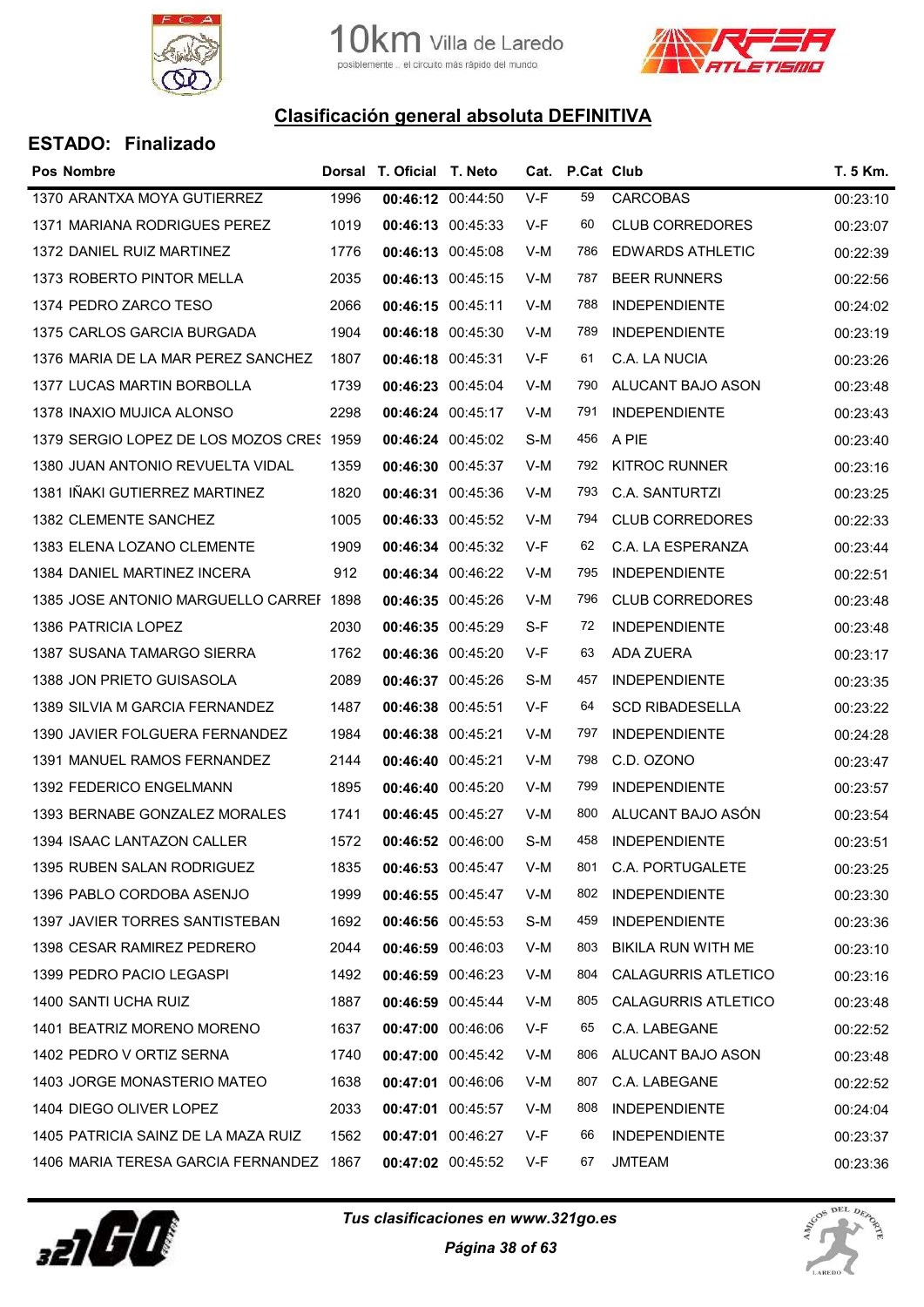10km Villa de Laredo
posiblemente .. el circuito más rápido del mundo

## Clasificación general absoluta DEFINITIVA

### ESTADO: Finalizado

| Pos | Nombre | Dorsal | T. Oficial | T. Neto | Cat. | P.Cat | Club | T. 5 Km. |
|---|---|---|---|---|---|---|---|---|
| 1370 | ARANTXA MOYA GUTIERREZ | 1996 | **00:46:12** | 00:44:50 | V-F | 59 | CARCOBAS | 00:23:10 |
| 1371 | MARIANA RODRIGUES PEREZ | 1019 | **00:46:13** | 00:45:33 | V-F | 60 | CLUB CORREDORES | 00:23:07 |
| 1372 | DANIEL RUIZ MARTINEZ | 1776 | **00:46:13** | 00:45:08 | V-M | 786 | EDWARDS ATHLETIC | 00:22:39 |
| 1373 | ROBERTO PINTOR MELLA | 2035 | **00:46:13** | 00:45:15 | V-M | 787 | BEER RUNNERS | 00:22:56 |
| 1374 | PEDRO ZARCO TESO | 2066 | **00:46:15** | 00:45:11 | V-M | 788 | INDEPENDIENTE | 00:24:02 |
| 1375 | CARLOS GARCIA BURGADA | 1904 | **00:46:18** | 00:45:30 | V-M | 789 | INDEPENDIENTE | 00:23:19 |
| 1376 | MARIA DE LA MAR PEREZ SANCHEZ | 1807 | **00:46:18** | 00:45:31 | V-F | 61 | C.A. LA NUCIA | 00:23:26 |
| 1377 | LUCAS MARTIN BORBOLLA | 1739 | **00:46:23** | 00:45:04 | V-M | 790 | ALUCANT BAJO ASON | 00:23:48 |
| 1378 | INAXIO MUJICA ALONSO | 2298 | **00:46:24** | 00:45:17 | V-M | 791 | INDEPENDIENTE | 00:23:43 |
| 1379 | SERGIO LOPEZ DE LOS MOZOS CRES | 1959 | **00:46:24** | 00:45:02 | S-M | 456 | A PIE | 00:23:40 |
| 1380 | JUAN ANTONIO REVUELTA VIDAL | 1359 | **00:46:30** | 00:45:37 | V-M | 792 | KITROC RUNNER | 00:23:16 |
| 1381 | IÑAKI GUTIERREZ MARTINEZ | 1820 | **00:46:31** | 00:45:36 | V-M | 793 | C.A. SANTURTZI | 00:23:25 |
| 1382 | CLEMENTE SANCHEZ | 1005 | **00:46:33** | 00:45:52 | V-M | 794 | CLUB CORREDORES | 00:22:33 |
| 1383 | ELENA LOZANO CLEMENTE | 1909 | **00:46:34** | 00:45:32 | V-F | 62 | C.A. LA ESPERANZA | 00:23:44 |
| 1384 | DANIEL MARTINEZ INCERA | 912 | **00:46:34** | 00:46:22 | V-M | 795 | INDEPENDIENTE | 00:22:51 |
| 1385 | JOSE ANTONIO MARGUELLO CARREI | 1898 | **00:46:35** | 00:45:26 | V-M | 796 | CLUB CORREDORES | 00:23:48 |
| 1386 | PATRICIA LOPEZ | 2030 | **00:46:35** | 00:45:29 | S-F | 72 | INDEPENDIENTE | 00:23:48 |
| 1387 | SUSANA TAMARGO SIERRA | 1762 | **00:46:36** | 00:45:20 | V-F | 63 | ADA ZUERA | 00:23:17 |
| 1388 | JON PRIETO GUISASOLA | 2089 | **00:46:37** | 00:45:26 | S-M | 457 | INDEPENDIENTE | 00:23:35 |
| 1389 | SILVIA M GARCIA FERNANDEZ | 1487 | **00:46:38** | 00:45:51 | V-F | 64 | SCD RIBADESELLA | 00:23:22 |
| 1390 | JAVIER FOLGUERA FERNANDEZ | 1984 | **00:46:38** | 00:45:21 | V-M | 797 | INDEPENDIENTE | 00:24:28 |
| 1391 | MANUEL RAMOS FERNANDEZ | 2144 | **00:46:40** | 00:45:21 | V-M | 798 | C.D. OZONO | 00:23:47 |
| 1392 | FEDERICO ENGELMANN | 1895 | **00:46:40** | 00:45:20 | V-M | 799 | INDEPENDIENTE | 00:23:57 |
| 1393 | BERNABE GONZALEZ MORALES | 1741 | **00:46:45** | 00:45:27 | V-M | 800 | ALUCANT BAJO ASÓN | 00:23:54 |
| 1394 | ISAAC LANTAZON CALLER | 1572 | **00:46:52** | 00:46:00 | S-M | 458 | INDEPENDIENTE | 00:23:51 |
| 1395 | RUBEN SALAN RODRIGUEZ | 1835 | **00:46:53** | 00:45:47 | V-M | 801 | C.A. PORTUGALETE | 00:23:25 |
| 1396 | PABLO CORDOBA ASENJO | 1999 | **00:46:55** | 00:45:47 | V-M | 802 | INDEPENDIENTE | 00:23:30 |
| 1397 | JAVIER TORRES SANTISTEBAN | 1692 | **00:46:56** | 00:45:53 | S-M | 459 | INDEPENDIENTE | 00:23:36 |
| 1398 | CESAR RAMIREZ PEDRERO | 2044 | **00:46:59** | 00:46:03 | V-M | 803 | BIKILA RUN WITH ME | 00:23:10 |
| 1399 | PEDRO PACIO LEGASPI | 1492 | **00:46:59** | 00:46:23 | V-M | 804 | CALAGURRIS ATLETICO | 00:23:16 |
| 1400 | SANTI UCHA RUIZ | 1887 | **00:46:59** | 00:45:44 | V-M | 805 | CALAGURRIS ATLETICO | 00:23:48 |
| 1401 | BEATRIZ MORENO MORENO | 1637 | **00:47:00** | 00:46:06 | V-F | 65 | C.A. LABEGANE | 00:22:52 |
| 1402 | PEDRO V ORTIZ SERNA | 1740 | **00:47:00** | 00:45:42 | V-M | 806 | ALUCANT BAJO ASON | 00:23:48 |
| 1403 | JORGE MONASTERIO MATEO | 1638 | **00:47:01** | 00:46:06 | V-M | 807 | C.A. LABEGANE | 00:22:52 |
| 1404 | DIEGO OLIVER LOPEZ | 2033 | **00:47:01** | 00:45:57 | V-M | 808 | INDEPENDIENTE | 00:24:04 |
| 1405 | PATRICIA SAINZ DE LA MAZA RUIZ | 1562 | **00:47:01** | 00:46:27 | V-F | 66 | INDEPENDIENTE | 00:23:37 |
| 1406 | MARIA TERESA GARCIA FERNANDEZ | 1867 | **00:47:02** | 00:45:52 | V-F | 67 | JMTEAM | 00:23:36 |

*Tus clasificaciones en www.321go.es*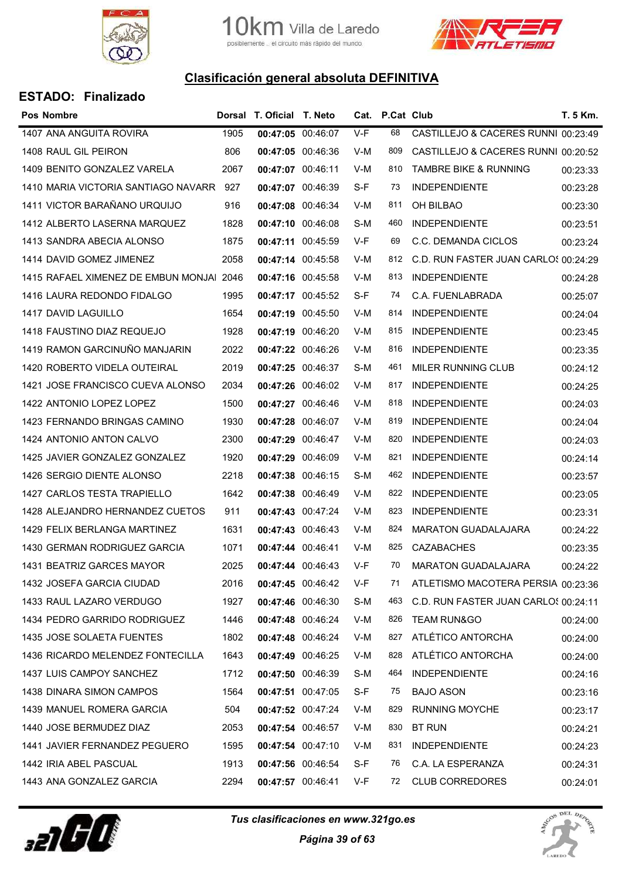## Clasificación general absoluta DEFINITIVA

### ESTADO: Finalizado

| Pos | Nombre | Dorsal | T. Oficial | T. Neto | Cat. | P.Cat | Club | T. 5 Km. |
|---|---|---|---|---|---|---|---|---|
| 1407 | ANA ANGUITA ROVIRA | 1905 | **00:47:05** | 00:46:07 | V-F | 68 | CASTILLEJO & CACERES RUNNI | 00:23:49 |
| 1408 | RAUL GIL PEIRON | 806 | **00:47:05** | 00:46:36 | V-M | 809 | CASTILLEJO & CACERES RUNNI | 00:20:52 |
| 1409 | BENITO GONZALEZ VARELA | 2067 | **00:47:07** | 00:46:11 | V-M | 810 | TAMBRE BIKE & RUNNING | 00:23:33 |
| 1410 | MARIA VICTORIA SANTIAGO NAVARR | 927 | **00:47:07** | 00:46:39 | S-F | 73 | INDEPENDIENTE | 00:23:28 |
| 1411 | VICTOR BARAÑANO URQUIJO | 916 | **00:47:08** | 00:46:34 | V-M | 811 | OH BILBAO | 00:23:30 |
| 1412 | ALBERTO LASERNA MARQUEZ | 1828 | **00:47:10** | 00:46:08 | S-M | 460 | INDEPENDIENTE | 00:23:51 |
| 1413 | SANDRA ABECIA ALONSO | 1875 | **00:47:11** | 00:45:59 | V-F | 69 | C.C. DEMANDA CICLOS | 00:23:24 |
| 1414 | DAVID GOMEZ JIMENEZ | 2058 | **00:47:14** | 00:45:58 | V-M | 812 | C.D. RUN FASTER JUAN CARLOS | 00:24:29 |
| 1415 | RAFAEL XIMENEZ DE EMBUN MONJAI | 2046 | **00:47:16** | 00:45:58 | V-M | 813 | INDEPENDIENTE | 00:24:28 |
| 1416 | LAURA REDONDO FIDALGO | 1995 | **00:47:17** | 00:45:52 | S-F | 74 | C.A. FUENLABRADA | 00:25:07 |
| 1417 | DAVID LAGUILLO | 1654 | **00:47:19** | 00:45:50 | V-M | 814 | INDEPENDIENTE | 00:24:04 |
| 1418 | FAUSTINO DIAZ REQUEJO | 1928 | **00:47:19** | 00:46:20 | V-M | 815 | INDEPENDIENTE | 00:23:45 |
| 1419 | RAMON GARCINUÑO MANJARIN | 2022 | **00:47:22** | 00:46:26 | V-M | 816 | INDEPENDIENTE | 00:23:35 |
| 1420 | ROBERTO VIDELA OUTEIRAL | 2019 | **00:47:25** | 00:46:37 | S-M | 461 | MILER RUNNING CLUB | 00:24:12 |
| 1421 | JOSE FRANCISCO CUEVA ALONSO | 2034 | **00:47:26** | 00:46:02 | V-M | 817 | INDEPENDIENTE | 00:24:25 |
| 1422 | ANTONIO LOPEZ LOPEZ | 1500 | **00:47:27** | 00:46:46 | V-M | 818 | INDEPENDIENTE | 00:24:03 |
| 1423 | FERNANDO BRINGAS CAMINO | 1930 | **00:47:28** | 00:46:07 | V-M | 819 | INDEPENDIENTE | 00:24:04 |
| 1424 | ANTONIO ANTON CALVO | 2300 | **00:47:29** | 00:46:47 | V-M | 820 | INDEPENDIENTE | 00:24:03 |
| 1425 | JAVIER GONZALEZ GONZALEZ | 1920 | **00:47:29** | 00:46:09 | V-M | 821 | INDEPENDIENTE | 00:24:14 |
| 1426 | SERGIO DIENTE ALONSO | 2218 | **00:47:38** | 00:46:15 | S-M | 462 | INDEPENDIENTE | 00:23:57 |
| 1427 | CARLOS TESTA TRAPIELLO | 1642 | **00:47:38** | 00:46:49 | V-M | 822 | INDEPENDIENTE | 00:23:05 |
| 1428 | ALEJANDRO HERNANDEZ CUETOS | 911 | **00:47:43** | 00:47:24 | V-M | 823 | INDEPENDIENTE | 00:23:31 |
| 1429 | FELIX BERLANGA MARTINEZ | 1631 | **00:47:43** | 00:46:43 | V-M | 824 | MARATON GUADALAJARA | 00:24:22 |
| 1430 | GERMAN RODRIGUEZ GARCIA | 1071 | **00:47:44** | 00:46:41 | V-M | 825 | CAZABACHES | 00:23:35 |
| 1431 | BEATRIZ GARCES MAYOR | 2025 | **00:47:44** | 00:46:43 | V-F | 70 | MARATON GUADALAJARA | 00:24:22 |
| 1432 | JOSEFA GARCIA CIUDAD | 2016 | **00:47:45** | 00:46:42 | V-F | 71 | ATLETISMO MACOTERA PERSIA | 00:23:36 |
| 1433 | RAUL LAZARO VERDUGO | 1927 | **00:47:46** | 00:46:30 | S-M | 463 | C.D. RUN FASTER JUAN CARLOS | 00:24:11 |
| 1434 | PEDRO GARRIDO RODRIGUEZ | 1446 | **00:47:48** | 00:46:24 | V-M | 826 | TEAM RUN&GO | 00:24:00 |
| 1435 | JOSE SOLAETA FUENTES | 1802 | **00:47:48** | 00:46:24 | V-M | 827 | ATLÉTICO ANTORCHA | 00:24:00 |
| 1436 | RICARDO MELENDEZ FONTECILLA | 1643 | **00:47:49** | 00:46:25 | V-M | 828 | ATLÉTICO ANTORCHA | 00:24:00 |
| 1437 | LUIS CAMPOY SANCHEZ | 1712 | **00:47:50** | 00:46:39 | S-M | 464 | INDEPENDIENTE | 00:24:16 |
| 1438 | DINARA SIMON CAMPOS | 1564 | **00:47:51** | 00:47:05 | S-F | 75 | BAJO ASON | 00:23:16 |
| 1439 | MANUEL ROMERA GARCIA | 504 | **00:47:52** | 00:47:24 | V-M | 829 | RUNNING MOYCHE | 00:23:17 |
| 1440 | JOSE BERMUDEZ DIAZ | 2053 | **00:47:54** | 00:46:57 | V-M | 830 | BT RUN | 00:24:21 |
| 1441 | JAVIER FERNANDEZ PEGUERO | 1595 | **00:47:54** | 00:47:10 | V-M | 831 | INDEPENDIENTE | 00:24:23 |
| 1442 | IRIA ABEL PASCUAL | 1913 | **00:47:56** | 00:46:54 | S-F | 76 | C.A. LA ESPERANZA | 00:24:31 |
| 1443 | ANA GONZALEZ GARCIA | 2294 | **00:47:57** | 00:46:41 | V-F | 72 | CLUB CORREDORES | 00:24:01 |

*Tus clasificaciones en www.321go.es*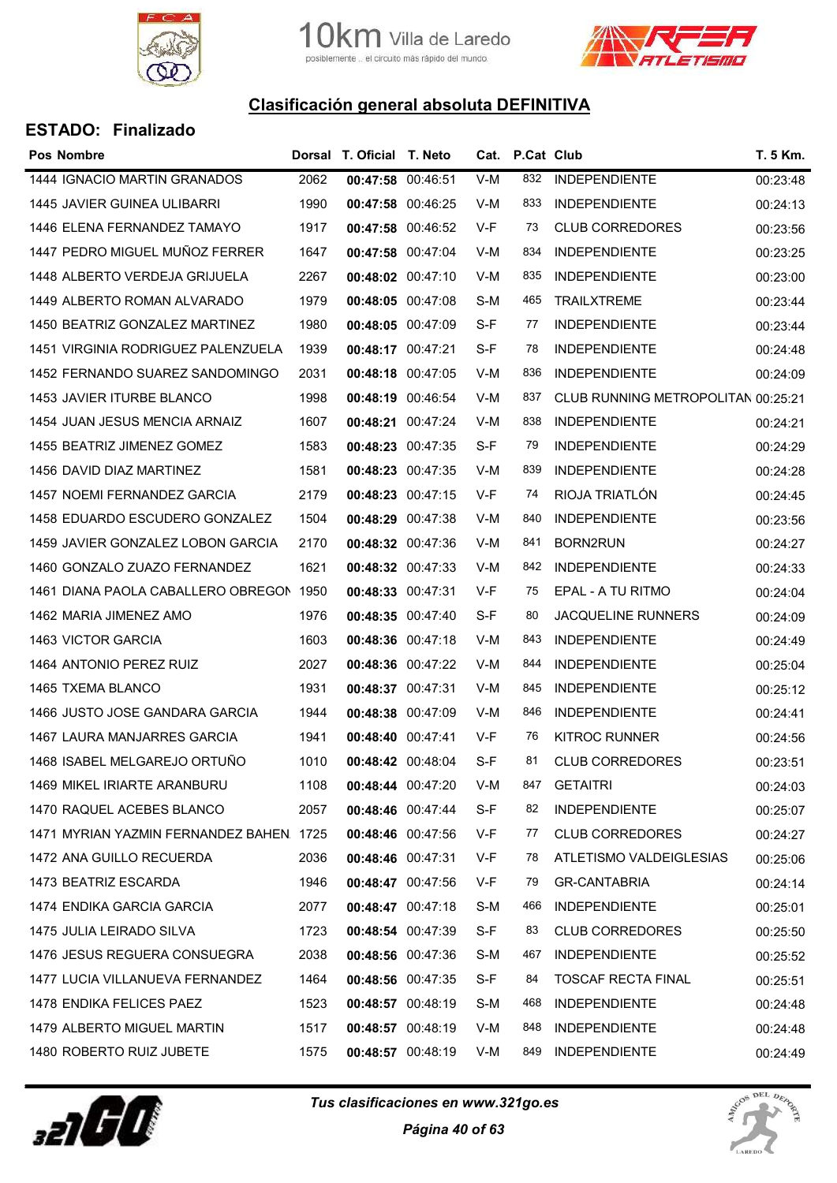## Clasificación general absoluta DEFINITIVA

### ESTADO: Finalizado

| Pos | Nombre | Dorsal | T. Oficial | T. Neto | Cat. | P.Cat | Club | T. 5 Km. |
|---|---|---|---|---|---|---|---|---|
| 1444 | IGNACIO MARTIN GRANADOS | 2062 | **00:47:58** | 00:46:51 | V-M | 832 | INDEPENDIENTE | 00:23:48 |
| 1445 | JAVIER GUINEA ULIBARRI | 1990 | **00:47:58** | 00:46:25 | V-M | 833 | INDEPENDIENTE | 00:24:13 |
| 1446 | ELENA FERNANDEZ TAMAYO | 1917 | **00:47:58** | 00:46:52 | V-F | 73 | CLUB CORREDORES | 00:23:56 |
| 1447 | PEDRO MIGUEL MUÑOZ FERRER | 1647 | **00:47:58** | 00:47:04 | V-M | 834 | INDEPENDIENTE | 00:23:25 |
| 1448 | ALBERTO VERDEJA GRIJUELA | 2267 | **00:48:02** | 00:47:10 | V-M | 835 | INDEPENDIENTE | 00:23:00 |
| 1449 | ALBERTO ROMAN ALVARADO | 1979 | **00:48:05** | 00:47:08 | S-M | 465 | TRAILXTREME | 00:23:44 |
| 1450 | BEATRIZ GONZALEZ MARTINEZ | 1980 | **00:48:05** | 00:47:09 | S-F | 77 | INDEPENDIENTE | 00:23:44 |
| 1451 | VIRGINIA RODRIGUEZ PALENZUELA | 1939 | **00:48:17** | 00:47:21 | S-F | 78 | INDEPENDIENTE | 00:24:48 |
| 1452 | FERNANDO SUAREZ SANDOMINGO | 2031 | **00:48:18** | 00:47:05 | V-M | 836 | INDEPENDIENTE | 00:24:09 |
| 1453 | JAVIER ITURBE BLANCO | 1998 | **00:48:19** | 00:46:54 | V-M | 837 | CLUB RUNNING METROPOLITAN | 00:25:21 |
| 1454 | JUAN JESUS MENCIA ARNAIZ | 1607 | **00:48:21** | 00:47:24 | V-M | 838 | INDEPENDIENTE | 00:24:21 |
| 1455 | BEATRIZ JIMENEZ GOMEZ | 1583 | **00:48:23** | 00:47:35 | S-F | 79 | INDEPENDIENTE | 00:24:29 |
| 1456 | DAVID DIAZ MARTINEZ | 1581 | **00:48:23** | 00:47:35 | V-M | 839 | INDEPENDIENTE | 00:24:28 |
| 1457 | NOEMI FERNANDEZ GARCIA | 2179 | **00:48:23** | 00:47:15 | V-F | 74 | RIOJA TRIATLÓN | 00:24:45 |
| 1458 | EDUARDO ESCUDERO GONZALEZ | 1504 | **00:48:29** | 00:47:38 | V-M | 840 | INDEPENDIENTE | 00:23:56 |
| 1459 | JAVIER GONZALEZ LOBON GARCIA | 2170 | **00:48:32** | 00:47:36 | V-M | 841 | BORN2RUN | 00:24:27 |
| 1460 | GONZALO ZUAZO FERNANDEZ | 1621 | **00:48:32** | 00:47:33 | V-M | 842 | INDEPENDIENTE | 00:24:33 |
| 1461 | DIANA PAOLA CABALLERO OBREGON | 1950 | **00:48:33** | 00:47:31 | V-F | 75 | EPAL - A TU RITMO | 00:24:04 |
| 1462 | MARIA JIMENEZ AMO | 1976 | **00:48:35** | 00:47:40 | S-F | 80 | JACQUELINE RUNNERS | 00:24:09 |
| 1463 | VICTOR GARCIA | 1603 | **00:48:36** | 00:47:18 | V-M | 843 | INDEPENDIENTE | 00:24:49 |
| 1464 | ANTONIO PEREZ RUIZ | 2027 | **00:48:36** | 00:47:22 | V-M | 844 | INDEPENDIENTE | 00:25:04 |
| 1465 | TXEMA BLANCO | 1931 | **00:48:37** | 00:47:31 | V-M | 845 | INDEPENDIENTE | 00:25:12 |
| 1466 | JUSTO JOSE GANDARA GARCIA | 1944 | **00:48:38** | 00:47:09 | V-M | 846 | INDEPENDIENTE | 00:24:41 |
| 1467 | LAURA MANJARRES GARCIA | 1941 | **00:48:40** | 00:47:41 | V-F | 76 | KITROC RUNNER | 00:24:56 |
| 1468 | ISABEL MELGAREJO ORTUÑO | 1010 | **00:48:42** | 00:48:04 | S-F | 81 | CLUB CORREDORES | 00:23:51 |
| 1469 | MIKEL IRIARTE ARANBURU | 1108 | **00:48:44** | 00:47:20 | V-M | 847 | GETAITRI | 00:24:03 |
| 1470 | RAQUEL ACEBES BLANCO | 2057 | **00:48:46** | 00:47:44 | S-F | 82 | INDEPENDIENTE | 00:25:07 |
| 1471 | MYRIAN YAZMIN FERNANDEZ BAHEN | 1725 | **00:48:46** | 00:47:56 | V-F | 77 | CLUB CORREDORES | 00:24:27 |
| 1472 | ANA GUILLO RECUERDA | 2036 | **00:48:46** | 00:47:31 | V-F | 78 | ATLETISMO VALDEIGLESIAS | 00:25:06 |
| 1473 | BEATRIZ ESCARDA | 1946 | **00:48:47** | 00:47:56 | V-F | 79 | GR-CANTABRIA | 00:24:14 |
| 1474 | ENDIKA GARCIA GARCIA | 2077 | **00:48:47** | 00:47:18 | S-M | 466 | INDEPENDIENTE | 00:25:01 |
| 1475 | JULIA LEIRADO SILVA | 1723 | **00:48:54** | 00:47:39 | S-F | 83 | CLUB CORREDORES | 00:25:50 |
| 1476 | JESUS REGUERA CONSUEGRA | 2038 | **00:48:56** | 00:47:36 | S-M | 467 | INDEPENDIENTE | 00:25:52 |
| 1477 | LUCIA VILLANUEVA FERNANDEZ | 1464 | **00:48:56** | 00:47:35 | S-F | 84 | TOSCAF RECTA FINAL | 00:25:51 |
| 1478 | ENDIKA FELICES PAEZ | 1523 | **00:48:57** | 00:48:19 | S-M | 468 | INDEPENDIENTE | 00:24:48 |
| 1479 | ALBERTO MIGUEL MARTIN | 1517 | **00:48:57** | 00:48:19 | V-M | 848 | INDEPENDIENTE | 00:24:48 |
| 1480 | ROBERTO RUIZ JUBETE | 1575 | **00:48:57** | 00:48:19 | V-M | 849 | INDEPENDIENTE | 00:24:49 |

*Tus clasificaciones en www.321go.es*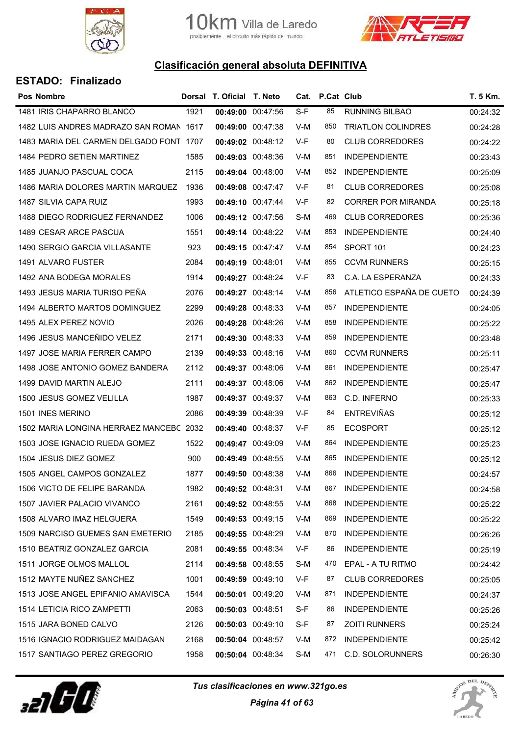## Clasificación general absoluta DEFINITIVA

### ESTADO: Finalizado

| Pos | Nombre | Dorsal | T. Oficial | T. Neto | Cat. | P.Cat | Club | T. 5 Km. |
|---|---|---|---|---|---|---|---|---|
| 1481 | IRIS CHAPARRO BLANCO | 1921 | **00:49:00** | 00:47:56 | S-F | 85 | RUNNING BILBAO | 00:24:32 |
| 1482 | LUIS ANDRES MADRAZO SAN ROMAN | 1617 | **00:49:00** | 00:47:38 | V-M | 850 | TRIATLON COLINDRES | 00:24:28 |
| 1483 | MARIA DEL CARMEN DELGADO FONT | 1707 | **00:49:02** | 00:48:12 | V-F | 80 | CLUB CORREDORES | 00:24:22 |
| 1484 | PEDRO SETIEN MARTINEZ | 1585 | **00:49:03** | 00:48:36 | V-M | 851 | INDEPENDIENTE | 00:23:43 |
| 1485 | JUANJO PASCUAL COCA | 2115 | **00:49:04** | 00:48:00 | V-M | 852 | INDEPENDIENTE | 00:25:09 |
| 1486 | MARIA DOLORES MARTIN MARQUEZ | 1936 | **00:49:08** | 00:47:47 | V-F | 81 | CLUB CORREDORES | 00:25:08 |
| 1487 | SILVIA CAPA RUIZ | 1993 | **00:49:10** | 00:47:44 | V-F | 82 | CORRER POR MIRANDA | 00:25:18 |
| 1488 | DIEGO RODRIGUEZ FERNANDEZ | 1006 | **00:49:12** | 00:47:56 | S-M | 469 | CLUB CORREDORES | 00:25:36 |
| 1489 | CESAR ARCE PASCUA | 1551 | **00:49:14** | 00:48:22 | V-M | 853 | INDEPENDIENTE | 00:24:40 |
| 1490 | SERGIO GARCIA VILLASANTE | 923 | **00:49:15** | 00:47:47 | V-M | 854 | SPORT 101 | 00:24:23 |
| 1491 | ALVARO FUSTER | 2084 | **00:49:19** | 00:48:01 | V-M | 855 | CCVM RUNNERS | 00:25:15 |
| 1492 | ANA BODEGA MORALES | 1914 | **00:49:27** | 00:48:24 | V-F | 83 | C.A. LA ESPERANZA | 00:24:33 |
| 1493 | JESUS MARIA TURISO PEÑA | 2076 | **00:49:27** | 00:48:14 | V-M | 856 | ATLETICO ESPAÑA DE CUETO | 00:24:39 |
| 1494 | ALBERTO MARTOS DOMINGUEZ | 2299 | **00:49:28** | 00:48:33 | V-M | 857 | INDEPENDIENTE | 00:24:05 |
| 1495 | ALEX PEREZ NOVIO | 2026 | **00:49:28** | 00:48:26 | V-M | 858 | INDEPENDIENTE | 00:25:22 |
| 1496 | JESUS MANCEÑIDO VELEZ | 2171 | **00:49:30** | 00:48:33 | V-M | 859 | INDEPENDIENTE | 00:23:48 |
| 1497 | JOSE MARIA FERRER CAMPO | 2139 | **00:49:33** | 00:48:16 | V-M | 860 | CCVM RUNNERS | 00:25:11 |
| 1498 | JOSE ANTONIO GOMEZ BANDERA | 2112 | **00:49:37** | 00:48:06 | V-M | 861 | INDEPENDIENTE | 00:25:47 |
| 1499 | DAVID MARTIN ALEJO | 2111 | **00:49:37** | 00:48:06 | V-M | 862 | INDEPENDIENTE | 00:25:47 |
| 1500 | JESUS GOMEZ VELILLA | 1987 | **00:49:37** | 00:49:37 | V-M | 863 | C.D. INFERNO | 00:25:33 |
| 1501 | INES MERINO | 2086 | **00:49:39** | 00:48:39 | V-F | 84 | ENTREVIÑAS | 00:25:12 |
| 1502 | MARIA LONGINA HERRAEZ MANCEBO | 2032 | **00:49:40** | 00:48:37 | V-F | 85 | ECOSPORT | 00:25:12 |
| 1503 | JOSE IGNACIO RUEDA GOMEZ | 1522 | **00:49:47** | 00:49:09 | V-M | 864 | INDEPENDIENTE | 00:25:23 |
| 1504 | JESUS DIEZ GOMEZ | 900 | **00:49:49** | 00:48:55 | V-M | 865 | INDEPENDIENTE | 00:25:12 |
| 1505 | ANGEL CAMPOS GONZALEZ | 1877 | **00:49:50** | 00:48:38 | V-M | 866 | INDEPENDIENTE | 00:24:57 |
| 1506 | VICTO DE FELIPE BARANDA | 1982 | **00:49:52** | 00:48:31 | V-M | 867 | INDEPENDIENTE | 00:24:58 |
| 1507 | JAVIER PALACIO VIVANCO | 2161 | **00:49:52** | 00:48:55 | V-M | 868 | INDEPENDIENTE | 00:25:22 |
| 1508 | ALVARO IMAZ HELGUERA | 1549 | **00:49:53** | 00:49:15 | V-M | 869 | INDEPENDIENTE | 00:25:22 |
| 1509 | NARCISO GUEMES SAN EMETERIO | 2185 | **00:49:55** | 00:48:29 | V-M | 870 | INDEPENDIENTE | 00:26:26 |
| 1510 | BEATRIZ GONZALEZ GARCIA | 2081 | **00:49:55** | 00:48:34 | V-F | 86 | INDEPENDIENTE | 00:25:19 |
| 1511 | JORGE OLMOS MALLOL | 2114 | **00:49:58** | 00:48:55 | S-M | 470 | EPAL - A TU RITMO | 00:24:42 |
| 1512 | MAYTE NUÑEZ SANCHEZ | 1001 | **00:49:59** | 00:49:10 | V-F | 87 | CLUB CORREDORES | 00:25:05 |
| 1513 | JOSE ANGEL EPIFANIO AMAVISCA | 1544 | **00:50:01** | 00:49:20 | V-M | 871 | INDEPENDIENTE | 00:24:37 |
| 1514 | LETICIA RICO ZAMPETTI | 2063 | **00:50:03** | 00:48:51 | S-F | 86 | INDEPENDIENTE | 00:25:26 |
| 1515 | JARA BONED CALVO | 2126 | **00:50:03** | 00:49:10 | S-F | 87 | ZOITI RUNNERS | 00:25:24 |
| 1516 | IGNACIO RODRIGUEZ MAIDAGAN | 2168 | **00:50:04** | 00:48:57 | V-M | 872 | INDEPENDIENTE | 00:25:42 |
| 1517 | SANTIAGO PEREZ GREGORIO | 1958 | **00:50:04** | 00:48:34 | S-M | 471 | C.D. SOLORUNNERS | 00:26:30 |

*Tus clasificaciones en www.321go.es*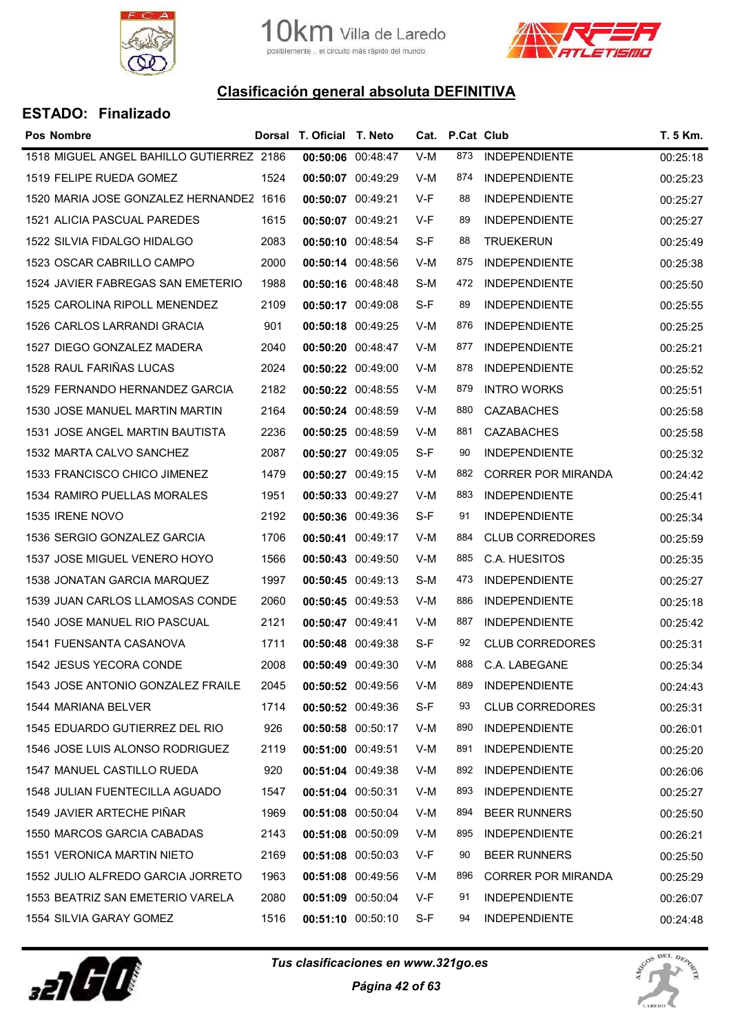## Clasificación general absoluta DEFINITIVA

### ESTADO: Finalizado

| Pos | Nombre | Dorsal | T. Oficial | T. Neto | Cat. | P.Cat | Club | T. 5 Km. |
|---|---|---|---|---|---|---|---|---|
| 1518 | MIGUEL ANGEL BAHILLO GUTIERREZ | 2186 | **00:50:06** | 00:48:47 | V-M | 873 | INDEPENDIENTE | 00:25:18 |
| 1519 | FELIPE RUEDA GOMEZ | 1524 | **00:50:07** | 00:49:29 | V-M | 874 | INDEPENDIENTE | 00:25:23 |
| 1520 | MARIA JOSE GONZALEZ HERNANDEZ | 1616 | **00:50:07** | 00:49:21 | V-F | 88 | INDEPENDIENTE | 00:25:27 |
| 1521 | ALICIA PASCUAL PAREDES | 1615 | **00:50:07** | 00:49:21 | V-F | 89 | INDEPENDIENTE | 00:25:27 |
| 1522 | SILVIA FIDALGO HIDALGO | 2083 | **00:50:10** | 00:48:54 | S-F | 88 | TRUEKERUN | 00:25:49 |
| 1523 | OSCAR CABRILLO CAMPO | 2000 | **00:50:14** | 00:48:56 | V-M | 875 | INDEPENDIENTE | 00:25:38 |
| 1524 | JAVIER FABREGAS SAN EMETERIO | 1988 | **00:50:16** | 00:48:48 | S-M | 472 | INDEPENDIENTE | 00:25:50 |
| 1525 | CAROLINA RIPOLL MENENDEZ | 2109 | **00:50:17** | 00:49:08 | S-F | 89 | INDEPENDIENTE | 00:25:55 |
| 1526 | CARLOS LARRANDI GRACIA | 901 | **00:50:18** | 00:49:25 | V-M | 876 | INDEPENDIENTE | 00:25:25 |
| 1527 | DIEGO GONZALEZ MADERA | 2040 | **00:50:20** | 00:48:47 | V-M | 877 | INDEPENDIENTE | 00:25:21 |
| 1528 | RAUL FARIÑAS LUCAS | 2024 | **00:50:22** | 00:49:00 | V-M | 878 | INDEPENDIENTE | 00:25:52 |
| 1529 | FERNANDO HERNANDEZ GARCIA | 2182 | **00:50:22** | 00:48:55 | V-M | 879 | INTRO WORKS | 00:25:51 |
| 1530 | JOSE MANUEL MARTIN MARTIN | 2164 | **00:50:24** | 00:48:59 | V-M | 880 | CAZABACHES | 00:25:58 |
| 1531 | JOSE ANGEL MARTIN BAUTISTA | 2236 | **00:50:25** | 00:48:59 | V-M | 881 | CAZABACHES | 00:25:58 |
| 1532 | MARTA CALVO SANCHEZ | 2087 | **00:50:27** | 00:49:05 | S-F | 90 | INDEPENDIENTE | 00:25:32 |
| 1533 | FRANCISCO CHICO JIMENEZ | 1479 | **00:50:27** | 00:49:15 | V-M | 882 | CORRER POR MIRANDA | 00:24:42 |
| 1534 | RAMIRO PUELLAS MORALES | 1951 | **00:50:33** | 00:49:27 | V-M | 883 | INDEPENDIENTE | 00:25:41 |
| 1535 | IRENE NOVO | 2192 | **00:50:36** | 00:49:36 | S-F | 91 | INDEPENDIENTE | 00:25:34 |
| 1536 | SERGIO GONZALEZ GARCIA | 1706 | **00:50:41** | 00:49:17 | V-M | 884 | CLUB CORREDORES | 00:25:59 |
| 1537 | JOSE MIGUEL VENERO HOYO | 1566 | **00:50:43** | 00:49:50 | V-M | 885 | C.A. HUESITOS | 00:25:35 |
| 1538 | JONATAN GARCIA MARQUEZ | 1997 | **00:50:45** | 00:49:13 | S-M | 473 | INDEPENDIENTE | 00:25:27 |
| 1539 | JUAN CARLOS LLAMOSAS CONDE | 2060 | **00:50:45** | 00:49:53 | V-M | 886 | INDEPENDIENTE | 00:25:18 |
| 1540 | JOSE MANUEL RIO PASCUAL | 2121 | **00:50:47** | 00:49:41 | V-M | 887 | INDEPENDIENTE | 00:25:42 |
| 1541 | FUENSANTA CASANOVA | 1711 | **00:50:48** | 00:49:38 | S-F | 92 | CLUB CORREDORES | 00:25:31 |
| 1542 | JESUS YECORA CONDE | 2008 | **00:50:49** | 00:49:30 | V-M | 888 | C.A. LABEGANE | 00:25:34 |
| 1543 | JOSE ANTONIO GONZALEZ FRAILE | 2045 | **00:50:52** | 00:49:56 | V-M | 889 | INDEPENDIENTE | 00:24:43 |
| 1544 | MARIANA BELVER | 1714 | **00:50:52** | 00:49:36 | S-F | 93 | CLUB CORREDORES | 00:25:31 |
| 1545 | EDUARDO GUTIERREZ DEL RIO | 926 | **00:50:58** | 00:50:17 | V-M | 890 | INDEPENDIENTE | 00:26:01 |
| 1546 | JOSE LUIS ALONSO RODRIGUEZ | 2119 | **00:51:00** | 00:49:51 | V-M | 891 | INDEPENDIENTE | 00:25:20 |
| 1547 | MANUEL CASTILLO RUEDA | 920 | **00:51:04** | 00:49:38 | V-M | 892 | INDEPENDIENTE | 00:26:06 |
| 1548 | JULIAN FUENTECILLA AGUADO | 1547 | **00:51:04** | 00:50:31 | V-M | 893 | INDEPENDIENTE | 00:25:27 |
| 1549 | JAVIER ARTECHE PIÑAR | 1969 | **00:51:08** | 00:50:04 | V-M | 894 | BEER RUNNERS | 00:25:50 |
| 1550 | MARCOS GARCIA CABADAS | 2143 | **00:51:08** | 00:50:09 | V-M | 895 | INDEPENDIENTE | 00:26:21 |
| 1551 | VERONICA MARTIN NIETO | 2169 | **00:51:08** | 00:50:03 | V-F | 90 | BEER RUNNERS | 00:25:50 |
| 1552 | JULIO ALFREDO GARCIA JORRETO | 1963 | **00:51:08** | 00:49:56 | V-M | 896 | CORRER POR MIRANDA | 00:25:29 |
| 1553 | BEATRIZ SAN EMETERIO VARELA | 2080 | **00:51:09** | 00:50:04 | V-F | 91 | INDEPENDIENTE | 00:26:07 |
| 1554 | SILVIA GARAY GOMEZ | 1516 | **00:51:10** | 00:50:10 | S-F | 94 | INDEPENDIENTE | 00:24:48 |

*Tus clasificaciones en www.321go.es*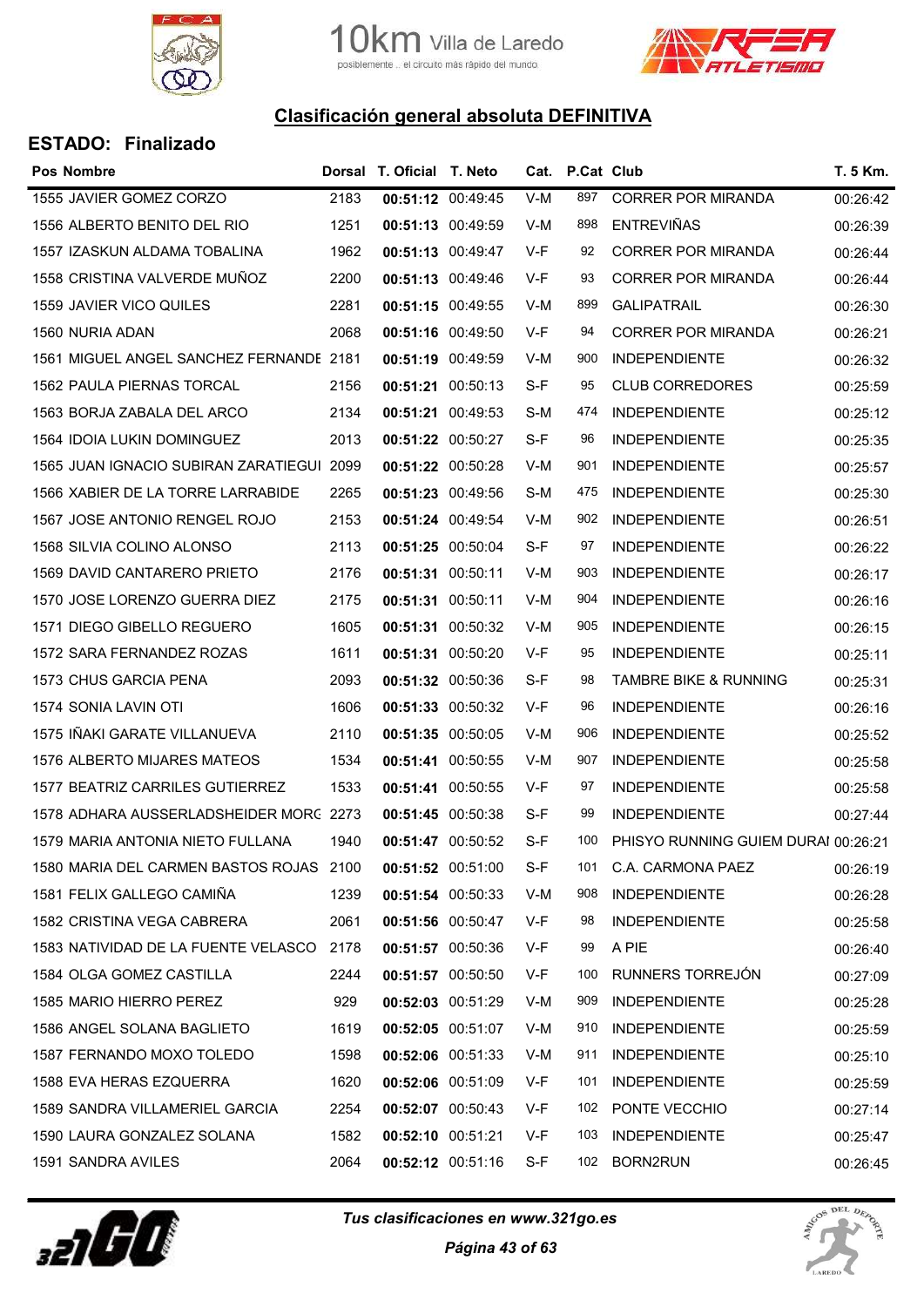10km Villa de Laredo
posiblemente .. el circuito más rápido del mundo

## Clasificación general absoluta DEFINITIVA

### ESTADO: Finalizado

| Pos | Nombre | Dorsal | T. Oficial | T. Neto | Cat. | P.Cat | Club | T. 5 Km. |
|---|---|---|---|---|---|---|---|---|
| 1555 | JAVIER GOMEZ CORZO | 2183 | **00:51:12** | 00:49:45 | V-M | 897 | CORRER POR MIRANDA | 00:26:42 |
| 1556 | ALBERTO BENITO DEL RIO | 1251 | **00:51:13** | 00:49:59 | V-M | 898 | ENTREVIÑAS | 00:26:39 |
| 1557 | IZASKUN ALDAMA TOBALINA | 1962 | **00:51:13** | 00:49:47 | V-F | 92 | CORRER POR MIRANDA | 00:26:44 |
| 1558 | CRISTINA VALVERDE MUÑOZ | 2200 | **00:51:13** | 00:49:46 | V-F | 93 | CORRER POR MIRANDA | 00:26:44 |
| 1559 | JAVIER VICO QUILES | 2281 | **00:51:15** | 00:49:55 | V-M | 899 | GALIPATRAIL | 00:26:30 |
| 1560 | NURIA ADAN | 2068 | **00:51:16** | 00:49:50 | V-F | 94 | CORRER POR MIRANDA | 00:26:21 |
| 1561 | MIGUEL ANGEL SANCHEZ FERNANDE | 2181 | **00:51:19** | 00:49:59 | V-M | 900 | INDEPENDIENTE | 00:26:32 |
| 1562 | PAULA PIERNAS TORCAL | 2156 | **00:51:21** | 00:50:13 | S-F | 95 | CLUB CORREDORES | 00:25:59 |
| 1563 | BORJA ZABALA DEL ARCO | 2134 | **00:51:21** | 00:49:53 | S-M | 474 | INDEPENDIENTE | 00:25:12 |
| 1564 | IDOIA LUKIN DOMINGUEZ | 2013 | **00:51:22** | 00:50:27 | S-F | 96 | INDEPENDIENTE | 00:25:35 |
| 1565 | JUAN IGNACIO SUBIRAN ZARATIEGUI | 2099 | **00:51:22** | 00:50:28 | V-M | 901 | INDEPENDIENTE | 00:25:57 |
| 1566 | XABIER DE LA TORRE LARRABIDE | 2265 | **00:51:23** | 00:49:56 | S-M | 475 | INDEPENDIENTE | 00:25:30 |
| 1567 | JOSE ANTONIO RENGEL ROJO | 2153 | **00:51:24** | 00:49:54 | V-M | 902 | INDEPENDIENTE | 00:26:51 |
| 1568 | SILVIA COLINO ALONSO | 2113 | **00:51:25** | 00:50:04 | S-F | 97 | INDEPENDIENTE | 00:26:22 |
| 1569 | DAVID CANTARERO PRIETO | 2176 | **00:51:31** | 00:50:11 | V-M | 903 | INDEPENDIENTE | 00:26:17 |
| 1570 | JOSE LORENZO GUERRA DIEZ | 2175 | **00:51:31** | 00:50:11 | V-M | 904 | INDEPENDIENTE | 00:26:16 |
| 1571 | DIEGO GIBELLO REGUERO | 1605 | **00:51:31** | 00:50:32 | V-M | 905 | INDEPENDIENTE | 00:26:15 |
| 1572 | SARA FERNANDEZ ROZAS | 1611 | **00:51:31** | 00:50:20 | V-F | 95 | INDEPENDIENTE | 00:25:11 |
| 1573 | CHUS GARCIA PENA | 2093 | **00:51:32** | 00:50:36 | S-F | 98 | TAMBRE BIKE & RUNNING | 00:25:31 |
| 1574 | SONIA LAVIN OTI | 1606 | **00:51:33** | 00:50:32 | V-F | 96 | INDEPENDIENTE | 00:26:16 |
| 1575 | IÑAKI GARATE VILLANUEVA | 2110 | **00:51:35** | 00:50:05 | V-M | 906 | INDEPENDIENTE | 00:25:52 |
| 1576 | ALBERTO MIJARES MATEOS | 1534 | **00:51:41** | 00:50:55 | V-M | 907 | INDEPENDIENTE | 00:25:58 |
| 1577 | BEATRIZ CARRILES GUTIERREZ | 1533 | **00:51:41** | 00:50:55 | V-F | 97 | INDEPENDIENTE | 00:25:58 |
| 1578 | ADHARA AUSSERLADSHEIDER MORG | 2273 | **00:51:45** | 00:50:38 | S-F | 99 | INDEPENDIENTE | 00:27:44 |
| 1579 | MARIA ANTONIA NIETO FULLANA | 1940 | **00:51:47** | 00:50:52 | S-F | 100 | PHISYO RUNNING GUIEM DURAI | 00:26:21 |
| 1580 | MARIA DEL CARMEN BASTOS ROJAS | 2100 | **00:51:52** | 00:51:00 | S-F | 101 | C.A. CARMONA PAEZ | 00:26:19 |
| 1581 | FELIX GALLEGO CAMIÑA | 1239 | **00:51:54** | 00:50:33 | V-M | 908 | INDEPENDIENTE | 00:26:28 |
| 1582 | CRISTINA VEGA CABRERA | 2061 | **00:51:56** | 00:50:47 | V-F | 98 | INDEPENDIENTE | 00:25:58 |
| 1583 | NATIVIDAD DE LA FUENTE VELASCO | 2178 | **00:51:57** | 00:50:36 | V-F | 99 | A PIE | 00:26:40 |
| 1584 | OLGA GOMEZ CASTILLA | 2244 | **00:51:57** | 00:50:50 | V-F | 100 | RUNNERS TORREJÓN | 00:27:09 |
| 1585 | MARIO HIERRO PEREZ | 929 | **00:52:03** | 00:51:29 | V-M | 909 | INDEPENDIENTE | 00:25:28 |
| 1586 | ANGEL SOLANA BAGLIETO | 1619 | **00:52:05** | 00:51:07 | V-M | 910 | INDEPENDIENTE | 00:25:59 |
| 1587 | FERNANDO MOXO TOLEDO | 1598 | **00:52:06** | 00:51:33 | V-M | 911 | INDEPENDIENTE | 00:25:10 |
| 1588 | EVA HERAS EZQUERRA | 1620 | **00:52:06** | 00:51:09 | V-F | 101 | INDEPENDIENTE | 00:25:59 |
| 1589 | SANDRA VILLAMERIEL GARCIA | 2254 | **00:52:07** | 00:50:43 | V-F | 102 | PONTE VECCHIO | 00:27:14 |
| 1590 | LAURA GONZALEZ SOLANA | 1582 | **00:52:10** | 00:51:21 | V-F | 103 | INDEPENDIENTE | 00:25:47 |
| 1591 | SANDRA AVILES | 2064 | **00:52:12** | 00:51:16 | S-F | 102 | BORN2RUN | 00:26:45 |

*Tus clasificaciones en www.321go.es*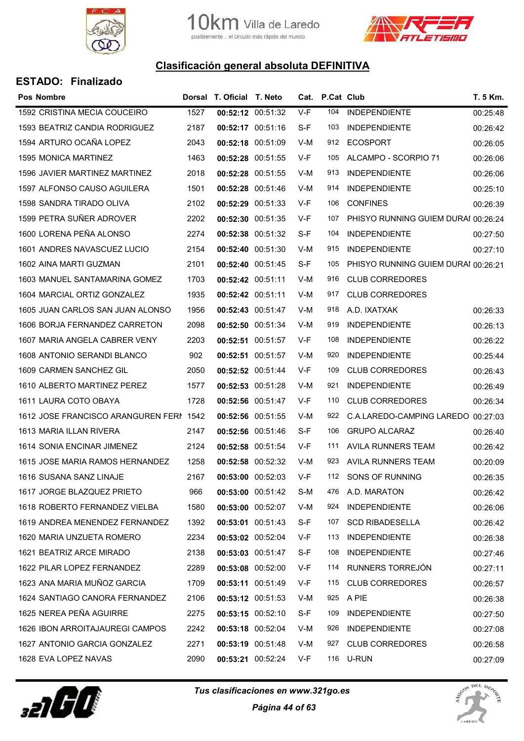10km Villa de Laredo
posiblemente .. el circuito más rápido del mundo

## Clasificación general absoluta DEFINITIVA

### ESTADO: Finalizado

| Pos | Nombre | Dorsal | T. Oficial | T. Neto | Cat. | P.Cat | Club | T. 5 Km. |
|---|---|---|---|---|---|---|---|---|
| 1592 | CRISTINA MECIA COUCEIRO | 1527 | **00:52:12** | 00:51:32 | V-F | 104 | INDEPENDIENTE | 00:25:48 |
| 1593 | BEATRIZ CANDIA RODRIGUEZ | 2187 | **00:52:17** | 00:51:16 | S-F | 103 | INDEPENDIENTE | 00:26:42 |
| 1594 | ARTURO OCAÑA LOPEZ | 2043 | **00:52:18** | 00:51:09 | V-M | 912 | ECOSPORT | 00:26:05 |
| 1595 | MONICA MARTINEZ | 1463 | **00:52:28** | 00:51:55 | V-F | 105 | ALCAMPO - SCORPIO 71 | 00:26:06 |
| 1596 | JAVIER MARTINEZ MARTINEZ | 2018 | **00:52:28** | 00:51:55 | V-M | 913 | INDEPENDIENTE | 00:26:06 |
| 1597 | ALFONSO CAUSO AGUILERA | 1501 | **00:52:28** | 00:51:46 | V-M | 914 | INDEPENDIENTE | 00:25:10 |
| 1598 | SANDRA TIRADO OLIVA | 2102 | **00:52:29** | 00:51:33 | V-F | 106 | CONFINES | 00:26:39 |
| 1599 | PETRA SUÑER ADROVER | 2202 | **00:52:30** | 00:51:35 | V-F | 107 | PHISYO RUNNING GUIEM DURAI | 00:26:24 |
| 1600 | LORENA PEÑA ALONSO | 2274 | **00:52:38** | 00:51:32 | S-F | 104 | INDEPENDIENTE | 00:27:50 |
| 1601 | ANDRES NAVASCUEZ LUCIO | 2154 | **00:52:40** | 00:51:30 | V-M | 915 | INDEPENDIENTE | 00:27:10 |
| 1602 | AINA MARTI GUZMAN | 2101 | **00:52:40** | 00:51:45 | S-F | 105 | PHISYO RUNNING GUIEM DURAI | 00:26:21 |
| 1603 | MANUEL SANTAMARINA GOMEZ | 1703 | **00:52:42** | 00:51:11 | V-M | 916 | CLUB CORREDORES | |
| 1604 | MARCIAL ORTIZ GONZALEZ | 1935 | **00:52:42** | 00:51:11 | V-M | 917 | CLUB CORREDORES | |
| 1605 | JUAN CARLOS SAN JUAN ALONSO | 1956 | **00:52:43** | 00:51:47 | V-M | 918 | A.D. IXATXAK | 00:26:33 |
| 1606 | BORJA FERNANDEZ CARRETON | 2098 | **00:52:50** | 00:51:34 | V-M | 919 | INDEPENDIENTE | 00:26:13 |
| 1607 | MARIA ANGELA CABRER VENY | 2203 | **00:52:51** | 00:51:57 | V-F | 108 | INDEPENDIENTE | 00:26:22 |
| 1608 | ANTONIO SERANDI BLANCO | 902 | **00:52:51** | 00:51:57 | V-M | 920 | INDEPENDIENTE | 00:25:44 |
| 1609 | CARMEN SANCHEZ GIL | 2050 | **00:52:52** | 00:51:44 | V-F | 109 | CLUB CORREDORES | 00:26:43 |
| 1610 | ALBERTO MARTINEZ PEREZ | 1577 | **00:52:53** | 00:51:28 | V-M | 921 | INDEPENDIENTE | 00:26:49 |
| 1611 | LAURA COTO OBAYA | 1728 | **00:52:56** | 00:51:47 | V-F | 110 | CLUB CORREDORES | 00:26:34 |
| 1612 | JOSE FRANCISCO ARANGUREN FERI | 1542 | **00:52:56** | 00:51:55 | V-M | 922 | C.A.LAREDO-CAMPING LAREDO | 00:27:03 |
| 1613 | MARIA ILLAN RIVERA | 2147 | **00:52:56** | 00:51:46 | S-F | 106 | GRUPO ALCARAZ | 00:26:40 |
| 1614 | SONIA ENCINAR JIMENEZ | 2124 | **00:52:58** | 00:51:54 | V-F | 111 | AVILA RUNNERS TEAM | 00:26:42 |
| 1615 | JOSE MARIA RAMOS HERNANDEZ | 1258 | **00:52:58** | 00:52:32 | V-M | 923 | AVILA RUNNERS TEAM | 00:20:09 |
| 1616 | SUSANA SANZ LINAJE | 2167 | **00:53:00** | 00:52:03 | V-F | 112 | SONS OF RUNNING | 00:26:35 |
| 1617 | JORGE BLAZQUEZ PRIETO | 966 | **00:53:00** | 00:51:42 | S-M | 476 | A.D. MARATON | 00:26:42 |
| 1618 | ROBERTO FERNANDEZ VIELBA | 1580 | **00:53:00** | 00:52:07 | V-M | 924 | INDEPENDIENTE | 00:26:06 |
| 1619 | ANDREA MENENDEZ FERNANDEZ | 1392 | **00:53:01** | 00:51:43 | S-F | 107 | SCD RIBADESELLA | 00:26:42 |
| 1620 | MARIA UNZUETA ROMERO | 2234 | **00:53:02** | 00:52:04 | V-F | 113 | INDEPENDIENTE | 00:26:38 |
| 1621 | BEATRIZ ARCE MIRADO | 2138 | **00:53:03** | 00:51:47 | S-F | 108 | INDEPENDIENTE | 00:27:46 |
| 1622 | PILAR LOPEZ FERNANDEZ | 2289 | **00:53:08** | 00:52:00 | V-F | 114 | RUNNERS TORREJÓN | 00:27:11 |
| 1623 | ANA MARIA MUÑOZ GARCIA | 1709 | **00:53:11** | 00:51:49 | V-F | 115 | CLUB CORREDORES | 00:26:57 |
| 1624 | SANTIAGO CANORA FERNANDEZ | 2106 | **00:53:12** | 00:51:53 | V-M | 925 | A PIE | 00:26:38 |
| 1625 | NEREA PEÑA AGUIRRE | 2275 | **00:53:15** | 00:52:10 | S-F | 109 | INDEPENDIENTE | 00:27:50 |
| 1626 | IBON ARROITAJAUREGI CAMPOS | 2242 | **00:53:18** | 00:52:04 | V-M | 926 | INDEPENDIENTE | 00:27:08 |
| 1627 | ANTONIO GARCIA GONZALEZ | 2271 | **00:53:19** | 00:51:48 | V-M | 927 | CLUB CORREDORES | 00:26:58 |
| 1628 | EVA LOPEZ NAVAS | 2090 | **00:53:21** | 00:52:24 | V-F | 116 | U-RUN | 00:27:09 |

*Tus clasificaciones en www.321go.es*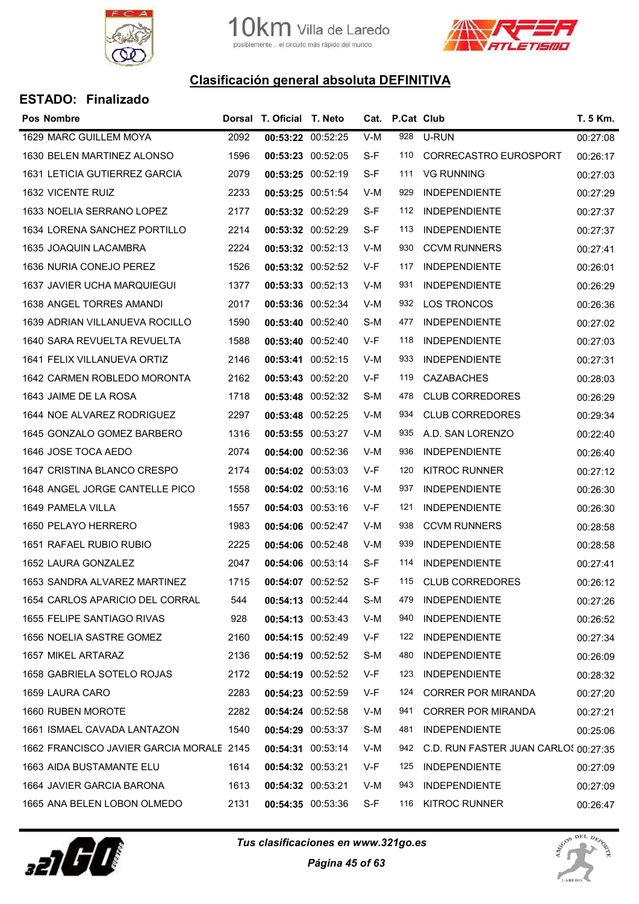## Clasificación general absoluta DEFINITIVA

### ESTADO: Finalizado

| Pos | Nombre | Dorsal | T. Oficial | T. Neto | Cat. | P.Cat | Club | T. 5 Km. |
|---|---|---|---|---|---|---|---|---|
| 1629 | MARC GUILLEM MOYA | 2092 | **00:53:22** | 00:52:25 | V-M | 928 | U-RUN | 00:27:08 |
| 1630 | BELEN MARTINEZ ALONSO | 1596 | **00:53:23** | 00:52:05 | S-F | 110 | CORRECASTRO EUROSPORT | 00:26:17 |
| 1631 | LETICIA GUTIERREZ GARCIA | 2079 | **00:53:25** | 00:52:19 | S-F | 111 | VG RUNNING | 00:27:03 |
| 1632 | VICENTE RUIZ | 2233 | **00:53:25** | 00:51:54 | V-M | 929 | INDEPENDIENTE | 00:27:29 |
| 1633 | NOELIA SERRANO LOPEZ | 2177 | **00:53:32** | 00:52:29 | S-F | 112 | INDEPENDIENTE | 00:27:37 |
| 1634 | LORENA SANCHEZ PORTILLO | 2214 | **00:53:32** | 00:52:29 | S-F | 113 | INDEPENDIENTE | 00:27:37 |
| 1635 | JOAQUIN LACAMBRA | 2224 | **00:53:32** | 00:52:13 | V-M | 930 | CCVM RUNNERS | 00:27:41 |
| 1636 | NURIA CONEJO PEREZ | 1526 | **00:53:32** | 00:52:52 | V-F | 117 | INDEPENDIENTE | 00:26:01 |
| 1637 | JAVIER UCHA MARQUIEGUI | 1377 | **00:53:33** | 00:52:13 | V-M | 931 | INDEPENDIENTE | 00:26:29 |
| 1638 | ANGEL TORRES AMANDI | 2017 | **00:53:36** | 00:52:34 | V-M | 932 | LOS TRONCOS | 00:26:36 |
| 1639 | ADRIAN VILLANUEVA ROCILLO | 1590 | **00:53:40** | 00:52:40 | S-M | 477 | INDEPENDIENTE | 00:27:02 |
| 1640 | SARA REVUELTA REVUELTA | 1588 | **00:53:40** | 00:52:40 | V-F | 118 | INDEPENDIENTE | 00:27:03 |
| 1641 | FELIX VILLANUEVA ORTIZ | 2146 | **00:53:41** | 00:52:15 | V-M | 933 | INDEPENDIENTE | 00:27:31 |
| 1642 | CARMEN ROBLEDO MORONTA | 2162 | **00:53:43** | 00:52:20 | V-F | 119 | CAZABACHES | 00:28:03 |
| 1643 | JAIME DE LA ROSA | 1718 | **00:53:48** | 00:52:32 | S-M | 478 | CLUB CORREDORES | 00:26:29 |
| 1644 | NOE ALVAREZ RODRIGUEZ | 2297 | **00:53:48** | 00:52:25 | V-M | 934 | CLUB CORREDORES | 00:29:34 |
| 1645 | GONZALO GOMEZ BARBERO | 1316 | **00:53:55** | 00:53:27 | V-M | 935 | A.D. SAN LORENZO | 00:22:40 |
| 1646 | JOSE TOCA AEDO | 2074 | **00:54:00** | 00:52:36 | V-M | 936 | INDEPENDIENTE | 00:26:40 |
| 1647 | CRISTINA BLANCO CRESPO | 2174 | **00:54:02** | 00:53:03 | V-F | 120 | KITROC RUNNER | 00:27:12 |
| 1648 | ANGEL JORGE CANTELLE PICO | 1558 | **00:54:02** | 00:53:16 | V-M | 937 | INDEPENDIENTE | 00:26:30 |
| 1649 | PAMELA VILLA | 1557 | **00:54:03** | 00:53:16 | V-F | 121 | INDEPENDIENTE | 00:26:30 |
| 1650 | PELAYO HERRERO | 1983 | **00:54:06** | 00:52:47 | V-M | 938 | CCVM RUNNERS | 00:28:58 |
| 1651 | RAFAEL RUBIO RUBIO | 2225 | **00:54:06** | 00:52:48 | V-M | 939 | INDEPENDIENTE | 00:28:58 |
| 1652 | LAURA GONZALEZ | 2047 | **00:54:06** | 00:53:14 | S-F | 114 | INDEPENDIENTE | 00:27:41 |
| 1653 | SANDRA ALVAREZ MARTINEZ | 1715 | **00:54:07** | 00:52:52 | S-F | 115 | CLUB CORREDORES | 00:26:12 |
| 1654 | CARLOS APARICIO DEL CORRAL | 544 | **00:54:13** | 00:52:44 | S-M | 479 | INDEPENDIENTE | 00:27:26 |
| 1655 | FELIPE SANTIAGO RIVAS | 928 | **00:54:13** | 00:53:43 | V-M | 940 | INDEPENDIENTE | 00:26:52 |
| 1656 | NOELIA SASTRE GOMEZ | 2160 | **00:54:15** | 00:52:49 | V-F | 122 | INDEPENDIENTE | 00:27:34 |
| 1657 | MIKEL ARTARAZ | 2136 | **00:54:19** | 00:52:52 | S-M | 480 | INDEPENDIENTE | 00:26:09 |
| 1658 | GABRIELA SOTELO ROJAS | 2172 | **00:54:19** | 00:52:52 | V-F | 123 | INDEPENDIENTE | 00:28:32 |
| 1659 | LAURA CARO | 2283 | **00:54:23** | 00:52:59 | V-F | 124 | CORRER POR MIRANDA | 00:27:20 |
| 1660 | RUBEN MOROTE | 2282 | **00:54:24** | 00:52:58 | V-M | 941 | CORRER POR MIRANDA | 00:27:21 |
| 1661 | ISMAEL CAVADA LANTAZON | 1540 | **00:54:29** | 00:53:37 | S-M | 481 | INDEPENDIENTE | 00:25:06 |
| 1662 | FRANCISCO JAVIER GARCIA MORALE | 2145 | **00:54:31** | 00:53:14 | V-M | 942 | C.D. RUN FASTER JUAN CARLOS | 00:27:35 |
| 1663 | AIDA BUSTAMANTE ELU | 1614 | **00:54:32** | 00:53:21 | V-F | 125 | INDEPENDIENTE | 00:27:09 |
| 1664 | JAVIER GARCIA BARONA | 1613 | **00:54:32** | 00:53:21 | V-M | 943 | INDEPENDIENTE | 00:27:09 |
| 1665 | ANA BELEN LOBON OLMEDO | 2131 | **00:54:35** | 00:53:36 | S-F | 116 | KITROC RUNNER | 00:26:47 |

*Tus clasificaciones en www.321go.es*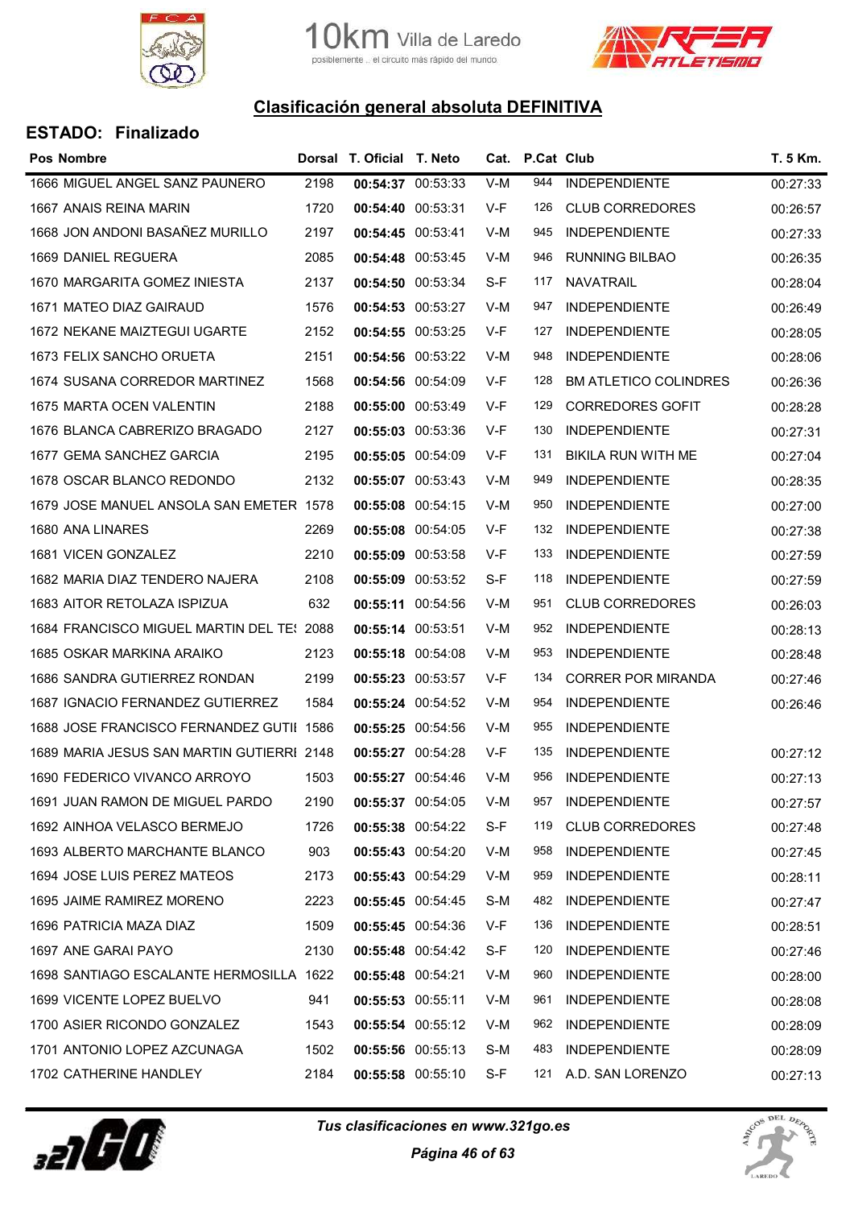## Clasificación general absoluta DEFINITIVA

### ESTADO: Finalizado

| Pos | Nombre | Dorsal | T. Oficial | T. Neto | Cat. | P.Cat | Club | T. 5 Km. |
|---|---|---|---|---|---|---|---|---|
| 1666 | MIGUEL ANGEL SANZ PAUNERO | 2198 | **00:54:37** | 00:53:33 | V-M | 944 | INDEPENDIENTE | 00:27:33 |
| 1667 | ANAIS REINA MARIN | 1720 | **00:54:40** | 00:53:31 | V-F | 126 | CLUB CORREDORES | 00:26:57 |
| 1668 | JON ANDONI BASAÑEZ MURILLO | 2197 | **00:54:45** | 00:53:41 | V-M | 945 | INDEPENDIENTE | 00:27:33 |
| 1669 | DANIEL REGUERA | 2085 | **00:54:48** | 00:53:45 | V-M | 946 | RUNNING BILBAO | 00:26:35 |
| 1670 | MARGARITA GOMEZ INIESTA | 2137 | **00:54:50** | 00:53:34 | S-F | 117 | NAVATRAIL | 00:28:04 |
| 1671 | MATEO DIAZ GAIRAUD | 1576 | **00:54:53** | 00:53:27 | V-M | 947 | INDEPENDIENTE | 00:26:49 |
| 1672 | NEKANE MAIZTEGUI UGARTE | 2152 | **00:54:55** | 00:53:25 | V-F | 127 | INDEPENDIENTE | 00:28:05 |
| 1673 | FELIX SANCHO ORUETA | 2151 | **00:54:56** | 00:53:22 | V-M | 948 | INDEPENDIENTE | 00:28:06 |
| 1674 | SUSANA CORREDOR MARTINEZ | 1568 | **00:54:56** | 00:54:09 | V-F | 128 | BM ATLETICO COLINDRES | 00:26:36 |
| 1675 | MARTA OCEN VALENTIN | 2188 | **00:55:00** | 00:53:49 | V-F | 129 | CORREDORES GOFIT | 00:28:28 |
| 1676 | BLANCA CABRERIZO BRAGADO | 2127 | **00:55:03** | 00:53:36 | V-F | 130 | INDEPENDIENTE | 00:27:31 |
| 1677 | GEMA SANCHEZ GARCIA | 2195 | **00:55:05** | 00:54:09 | V-F | 131 | BIKILA RUN WITH ME | 00:27:04 |
| 1678 | OSCAR BLANCO REDONDO | 2132 | **00:55:07** | 00:53:43 | V-M | 949 | INDEPENDIENTE | 00:28:35 |
| 1679 | JOSE MANUEL ANSOLA SAN EMETER | 1578 | **00:55:08** | 00:54:15 | V-M | 950 | INDEPENDIENTE | 00:27:00 |
| 1680 | ANA LINARES | 2269 | **00:55:08** | 00:54:05 | V-F | 132 | INDEPENDIENTE | 00:27:38 |
| 1681 | VICEN GONZALEZ | 2210 | **00:55:09** | 00:53:58 | V-F | 133 | INDEPENDIENTE | 00:27:59 |
| 1682 | MARIA DIAZ TENDERO NAJERA | 2108 | **00:55:09** | 00:53:52 | S-F | 118 | INDEPENDIENTE | 00:27:59 |
| 1683 | AITOR RETOLAZA ISPIZUA | 632 | **00:55:11** | 00:54:56 | V-M | 951 | CLUB CORREDORES | 00:26:03 |
| 1684 | FRANCISCO MIGUEL MARTIN DEL TE! | 2088 | **00:55:14** | 00:53:51 | V-M | 952 | INDEPENDIENTE | 00:28:13 |
| 1685 | OSKAR MARKINA ARAIKO | 2123 | **00:55:18** | 00:54:08 | V-M | 953 | INDEPENDIENTE | 00:28:48 |
| 1686 | SANDRA GUTIERREZ RONDAN | 2199 | **00:55:23** | 00:53:57 | V-F | 134 | CORRER POR MIRANDA | 00:27:46 |
| 1687 | IGNACIO FERNANDEZ GUTIERREZ | 1584 | **00:55:24** | 00:54:52 | V-M | 954 | INDEPENDIENTE | 00:26:46 |
| 1688 | JOSE FRANCISCO FERNANDEZ GUTII | 1586 | **00:55:25** | 00:54:56 | V-M | 955 | INDEPENDIENTE | |
| 1689 | MARIA JESUS SAN MARTIN GUTIERRI | 2148 | **00:55:27** | 00:54:28 | V-F | 135 | INDEPENDIENTE | 00:27:12 |
| 1690 | FEDERICO VIVANCO ARROYO | 1503 | **00:55:27** | 00:54:46 | V-M | 956 | INDEPENDIENTE | 00:27:13 |
| 1691 | JUAN RAMON DE MIGUEL PARDO | 2190 | **00:55:37** | 00:54:05 | V-M | 957 | INDEPENDIENTE | 00:27:57 |
| 1692 | AINHOA VELASCO BERMEJO | 1726 | **00:55:38** | 00:54:22 | S-F | 119 | CLUB CORREDORES | 00:27:48 |
| 1693 | ALBERTO MARCHANTE BLANCO | 903 | **00:55:43** | 00:54:20 | V-M | 958 | INDEPENDIENTE | 00:27:45 |
| 1694 | JOSE LUIS PEREZ MATEOS | 2173 | **00:55:43** | 00:54:29 | V-M | 959 | INDEPENDIENTE | 00:28:11 |
| 1695 | JAIME RAMIREZ MORENO | 2223 | **00:55:45** | 00:54:45 | S-M | 482 | INDEPENDIENTE | 00:27:47 |
| 1696 | PATRICIA MAZA DIAZ | 1509 | **00:55:45** | 00:54:36 | V-F | 136 | INDEPENDIENTE | 00:28:51 |
| 1697 | ANE GARAI PAYO | 2130 | **00:55:48** | 00:54:42 | S-F | 120 | INDEPENDIENTE | 00:27:46 |
| 1698 | SANTIAGO ESCALANTE HERMOSILLA | 1622 | **00:55:48** | 00:54:21 | V-M | 960 | INDEPENDIENTE | 00:28:00 |
| 1699 | VICENTE LOPEZ BUELVO | 941 | **00:55:53** | 00:55:11 | V-M | 961 | INDEPENDIENTE | 00:28:08 |
| 1700 | ASIER RICONDO GONZALEZ | 1543 | **00:55:54** | 00:55:12 | V-M | 962 | INDEPENDIENTE | 00:28:09 |
| 1701 | ANTONIO LOPEZ AZCUNAGA | 1502 | **00:55:56** | 00:55:13 | S-M | 483 | INDEPENDIENTE | 00:28:09 |
| 1702 | CATHERINE HANDLEY | 2184 | **00:55:58** | 00:55:10 | S-F | 121 | A.D. SAN LORENZO | 00:27:13 |

*Tus clasificaciones en www.321go.es*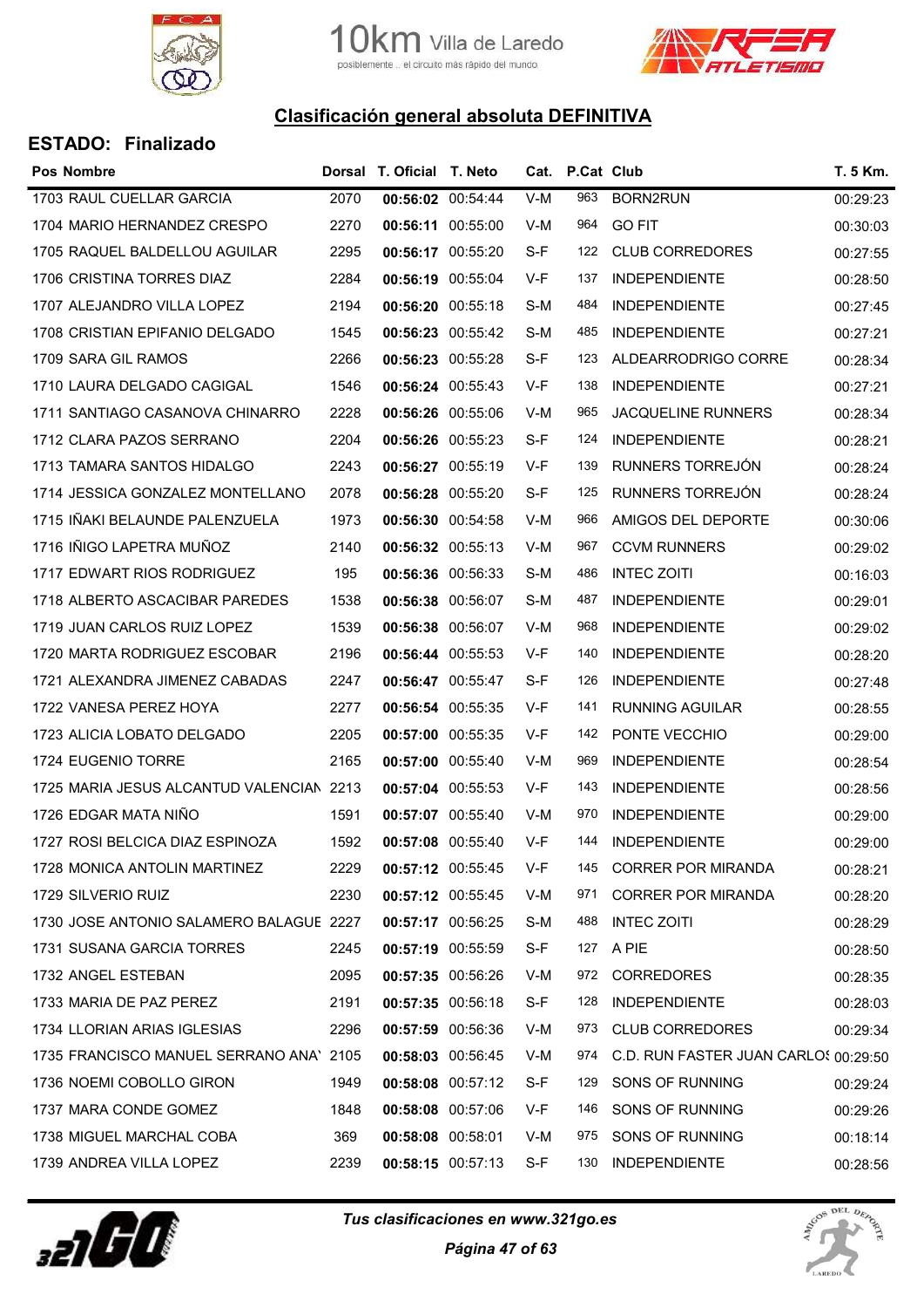## Clasificación general absoluta DEFINITIVA

### ESTADO: Finalizado

| Pos | Nombre | Dorsal | T. Oficial | T. Neto | Cat. | P.Cat | Club | T. 5 Km. |
|---|---|---|---|---|---|---|---|---|
| 1703 | RAUL CUELLAR GARCIA | 2070 | **00:56:02** | 00:54:44 | V-M | 963 | BORN2RUN | 00:29:23 |
| 1704 | MARIO HERNANDEZ CRESPO | 2270 | **00:56:11** | 00:55:00 | V-M | 964 | GO FIT | 00:30:03 |
| 1705 | RAQUEL BALDELLOU AGUILAR | 2295 | **00:56:17** | 00:55:20 | S-F | 122 | CLUB CORREDORES | 00:27:55 |
| 1706 | CRISTINA TORRES DIAZ | 2284 | **00:56:19** | 00:55:04 | V-F | 137 | INDEPENDIENTE | 00:28:50 |
| 1707 | ALEJANDRO VILLA LOPEZ | 2194 | **00:56:20** | 00:55:18 | S-M | 484 | INDEPENDIENTE | 00:27:45 |
| 1708 | CRISTIAN EPIFANIO DELGADO | 1545 | **00:56:23** | 00:55:42 | S-M | 485 | INDEPENDIENTE | 00:27:21 |
| 1709 | SARA GIL RAMOS | 2266 | **00:56:23** | 00:55:28 | S-F | 123 | ALDEARRODRIGO CORRE | 00:28:34 |
| 1710 | LAURA DELGADO CAGIGAL | 1546 | **00:56:24** | 00:55:43 | V-F | 138 | INDEPENDIENTE | 00:27:21 |
| 1711 | SANTIAGO CASANOVA CHINARRO | 2228 | **00:56:26** | 00:55:06 | V-M | 965 | JACQUELINE RUNNERS | 00:28:34 |
| 1712 | CLARA PAZOS SERRANO | 2204 | **00:56:26** | 00:55:23 | S-F | 124 | INDEPENDIENTE | 00:28:21 |
| 1713 | TAMARA SANTOS HIDALGO | 2243 | **00:56:27** | 00:55:19 | V-F | 139 | RUNNERS TORREJÓN | 00:28:24 |
| 1714 | JESSICA GONZALEZ MONTELLANO | 2078 | **00:56:28** | 00:55:20 | S-F | 125 | RUNNERS TORREJÓN | 00:28:24 |
| 1715 | IÑAKI BELAUNDE PALENZUELA | 1973 | **00:56:30** | 00:54:58 | V-M | 966 | AMIGOS DEL DEPORTE | 00:30:06 |
| 1716 | IÑIGO LAPETRA MUÑOZ | 2140 | **00:56:32** | 00:55:13 | V-M | 967 | CCVM RUNNERS | 00:29:02 |
| 1717 | EDWART RIOS RODRIGUEZ | 195 | **00:56:36** | 00:56:33 | S-M | 486 | INTEC ZOITI | 00:16:03 |
| 1718 | ALBERTO ASCACIBAR PAREDES | 1538 | **00:56:38** | 00:56:07 | S-M | 487 | INDEPENDIENTE | 00:29:01 |
| 1719 | JUAN CARLOS RUIZ LOPEZ | 1539 | **00:56:38** | 00:56:07 | V-M | 968 | INDEPENDIENTE | 00:29:02 |
| 1720 | MARTA RODRIGUEZ ESCOBAR | 2196 | **00:56:44** | 00:55:53 | V-F | 140 | INDEPENDIENTE | 00:28:20 |
| 1721 | ALEXANDRA JIMENEZ CABADAS | 2247 | **00:56:47** | 00:55:47 | S-F | 126 | INDEPENDIENTE | 00:27:48 |
| 1722 | VANESA PEREZ HOYA | 2277 | **00:56:54** | 00:55:35 | V-F | 141 | RUNNING AGUILAR | 00:28:55 |
| 1723 | ALICIA LOBATO DELGADO | 2205 | **00:57:00** | 00:55:35 | V-F | 142 | PONTE VECCHIO | 00:29:00 |
| 1724 | EUGENIO TORRE | 2165 | **00:57:00** | 00:55:40 | V-M | 969 | INDEPENDIENTE | 00:28:54 |
| 1725 | MARIA JESUS ALCANTUD VALENCIAN | 2213 | **00:57:04** | 00:55:53 | V-F | 143 | INDEPENDIENTE | 00:28:56 |
| 1726 | EDGAR MATA NIÑO | 1591 | **00:57:07** | 00:55:40 | V-M | 970 | INDEPENDIENTE | 00:29:00 |
| 1727 | ROSI BELCICA DIAZ ESPINOZA | 1592 | **00:57:08** | 00:55:40 | V-F | 144 | INDEPENDIENTE | 00:29:00 |
| 1728 | MONICA ANTOLIN MARTINEZ | 2229 | **00:57:12** | 00:55:45 | V-F | 145 | CORRER POR MIRANDA | 00:28:21 |
| 1729 | SILVERIO RUIZ | 2230 | **00:57:12** | 00:55:45 | V-M | 971 | CORRER POR MIRANDA | 00:28:20 |
| 1730 | JOSE ANTONIO SALAMERO BALAGUE | 2227 | **00:57:17** | 00:56:25 | S-M | 488 | INTEC ZOITI | 00:28:29 |
| 1731 | SUSANA GARCIA TORRES | 2245 | **00:57:19** | 00:55:59 | S-F | 127 | A PIE | 00:28:50 |
| 1732 | ANGEL ESTEBAN | 2095 | **00:57:35** | 00:56:26 | V-M | 972 | CORREDORES | 00:28:35 |
| 1733 | MARIA DE PAZ PEREZ | 2191 | **00:57:35** | 00:56:18 | S-F | 128 | INDEPENDIENTE | 00:28:03 |
| 1734 | LLORIAN ARIAS IGLESIAS | 2296 | **00:57:59** | 00:56:36 | V-M | 973 | CLUB CORREDORES | 00:29:34 |
| 1735 | FRANCISCO MANUEL SERRANO ANA\` | 2105 | **00:58:03** | 00:56:45 | V-M | 974 | C.D. RUN FASTER JUAN CARLO\$ | 00:29:50 |
| 1736 | NOEMI COBOLLO GIRON | 1949 | **00:58:08** | 00:57:12 | S-F | 129 | SONS OF RUNNING | 00:29:24 |
| 1737 | MARA CONDE GOMEZ | 1848 | **00:58:08** | 00:57:06 | V-F | 146 | SONS OF RUNNING | 00:29:26 |
| 1738 | MIGUEL MARCHAL COBA | 369 | **00:58:08** | 00:58:01 | V-M | 975 | SONS OF RUNNING | 00:18:14 |
| 1739 | ANDREA VILLA LOPEZ | 2239 | **00:58:15** | 00:57:13 | S-F | 130 | INDEPENDIENTE | 00:28:56 |

*Tus clasificaciones en www.321go.es*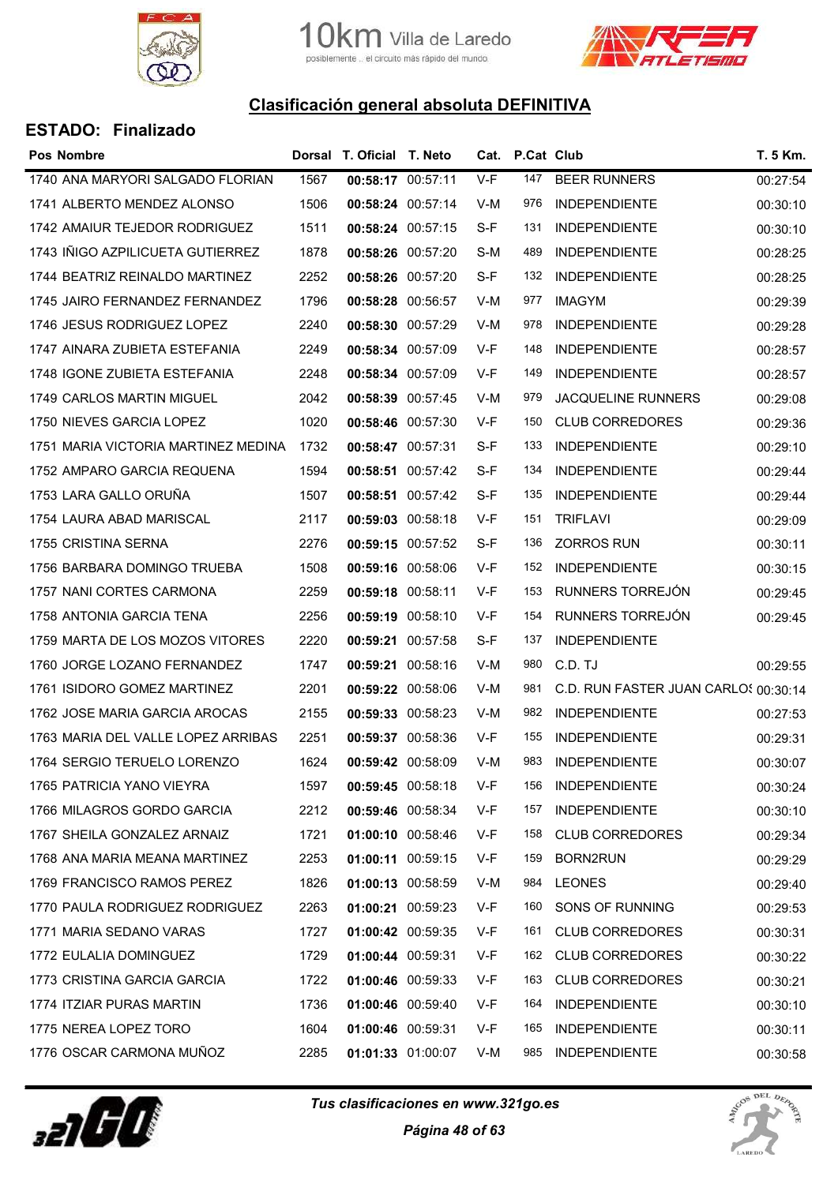## Clasificación general absoluta DEFINITIVA

### ESTADO: Finalizado

| Pos | Nombre | Dorsal | T. Oficial | T. Neto | Cat. | P.Cat | Club | T. 5 Km. |
|---|---|---|---|---|---|---|---|---|
| 1740 | ANA MARYORI SALGADO FLORIAN | 1567 | **00:58:17** | 00:57:11 | V-F | 147 | BEER RUNNERS | 00:27:54 |
| 1741 | ALBERTO MENDEZ ALONSO | 1506 | **00:58:24** | 00:57:14 | V-M | 976 | INDEPENDIENTE | 00:30:10 |
| 1742 | AMAIUR TEJEDOR RODRIGUEZ | 1511 | **00:58:24** | 00:57:15 | S-F | 131 | INDEPENDIENTE | 00:30:10 |
| 1743 | IÑIGO AZPILICUETA GUTIERREZ | 1878 | **00:58:26** | 00:57:20 | S-M | 489 | INDEPENDIENTE | 00:28:25 |
| 1744 | BEATRIZ REINALDO MARTINEZ | 2252 | **00:58:26** | 00:57:20 | S-F | 132 | INDEPENDIENTE | 00:28:25 |
| 1745 | JAIRO FERNANDEZ FERNANDEZ | 1796 | **00:58:28** | 00:56:57 | V-M | 977 | IMAGYM | 00:29:39 |
| 1746 | JESUS RODRIGUEZ LOPEZ | 2240 | **00:58:30** | 00:57:29 | V-M | 978 | INDEPENDIENTE | 00:29:28 |
| 1747 | AINARA ZUBIETA ESTEFANIA | 2249 | **00:58:34** | 00:57:09 | V-F | 148 | INDEPENDIENTE | 00:28:57 |
| 1748 | IGONE ZUBIETA ESTEFANIA | 2248 | **00:58:34** | 00:57:09 | V-F | 149 | INDEPENDIENTE | 00:28:57 |
| 1749 | CARLOS MARTIN MIGUEL | 2042 | **00:58:39** | 00:57:45 | V-M | 979 | JACQUELINE RUNNERS | 00:29:08 |
| 1750 | NIEVES GARCIA LOPEZ | 1020 | **00:58:46** | 00:57:30 | V-F | 150 | CLUB CORREDORES | 00:29:36 |
| 1751 | MARIA VICTORIA MARTINEZ MEDINA | 1732 | **00:58:47** | 00:57:31 | S-F | 133 | INDEPENDIENTE | 00:29:10 |
| 1752 | AMPARO GARCIA REQUENA | 1594 | **00:58:51** | 00:57:42 | S-F | 134 | INDEPENDIENTE | 00:29:44 |
| 1753 | LARA GALLO ORUÑA | 1507 | **00:58:51** | 00:57:42 | S-F | 135 | INDEPENDIENTE | 00:29:44 |
| 1754 | LAURA ABAD MARISCAL | 2117 | **00:59:03** | 00:58:18 | V-F | 151 | TRIFLAVI | 00:29:09 |
| 1755 | CRISTINA SERNA | 2276 | **00:59:15** | 00:57:52 | S-F | 136 | ZORROS RUN | 00:30:11 |
| 1756 | BARBARA DOMINGO TRUEBA | 1508 | **00:59:16** | 00:58:06 | V-F | 152 | INDEPENDIENTE | 00:30:15 |
| 1757 | NANI CORTES CARMONA | 2259 | **00:59:18** | 00:58:11 | V-F | 153 | RUNNERS TORREJÓN | 00:29:45 |
| 1758 | ANTONIA GARCIA TENA | 2256 | **00:59:19** | 00:58:10 | V-F | 154 | RUNNERS TORREJÓN | 00:29:45 |
| 1759 | MARTA DE LOS MOZOS VITORES | 2220 | **00:59:21** | 00:57:58 | S-F | 137 | INDEPENDIENTE | |
| 1760 | JORGE LOZANO FERNANDEZ | 1747 | **00:59:21** | 00:58:16 | V-M | 980 | C.D. TJ | 00:29:55 |
| 1761 | ISIDORO GOMEZ MARTINEZ | 2201 | **00:59:22** | 00:58:06 | V-M | 981 | C.D. RUN FASTER JUAN CARLOS | 00:30:14 |
| 1762 | JOSE MARIA GARCIA AROCAS | 2155 | **00:59:33** | 00:58:23 | V-M | 982 | INDEPENDIENTE | 00:27:53 |
| 1763 | MARIA DEL VALLE LOPEZ ARRIBAS | 2251 | **00:59:37** | 00:58:36 | V-F | 155 | INDEPENDIENTE | 00:29:31 |
| 1764 | SERGIO TERUELO LORENZO | 1624 | **00:59:42** | 00:58:09 | V-M | 983 | INDEPENDIENTE | 00:30:07 |
| 1765 | PATRICIA YANO VIEYRA | 1597 | **00:59:45** | 00:58:18 | V-F | 156 | INDEPENDIENTE | 00:30:24 |
| 1766 | MILAGROS GORDO GARCIA | 2212 | **00:59:46** | 00:58:34 | V-F | 157 | INDEPENDIENTE | 00:30:10 |
| 1767 | SHEILA GONZALEZ ARNAIZ | 1721 | **01:00:10** | 00:58:46 | V-F | 158 | CLUB CORREDORES | 00:29:34 |
| 1768 | ANA MARIA MEANA MARTINEZ | 2253 | **01:00:11** | 00:59:15 | V-F | 159 | BORN2RUN | 00:29:29 |
| 1769 | FRANCISCO RAMOS PEREZ | 1826 | **01:00:13** | 00:58:59 | V-M | 984 | LEONES | 00:29:40 |
| 1770 | PAULA RODRIGUEZ RODRIGUEZ | 2263 | **01:00:21** | 00:59:23 | V-F | 160 | SONS OF RUNNING | 00:29:53 |
| 1771 | MARIA SEDANO VARAS | 1727 | **01:00:42** | 00:59:35 | V-F | 161 | CLUB CORREDORES | 00:30:31 |
| 1772 | EULALIA DOMINGUEZ | 1729 | **01:00:44** | 00:59:31 | V-F | 162 | CLUB CORREDORES | 00:30:22 |
| 1773 | CRISTINA GARCIA GARCIA | 1722 | **01:00:46** | 00:59:33 | V-F | 163 | CLUB CORREDORES | 00:30:21 |
| 1774 | ITZIAR PURAS MARTIN | 1736 | **01:00:46** | 00:59:40 | V-F | 164 | INDEPENDIENTE | 00:30:10 |
| 1775 | NEREA LOPEZ TORO | 1604 | **01:00:46** | 00:59:31 | V-F | 165 | INDEPENDIENTE | 00:30:11 |
| 1776 | OSCAR CARMONA MUÑOZ | 2285 | **01:01:33** | 01:00:07 | V-M | 985 | INDEPENDIENTE | 00:30:58 |

*Tus clasificaciones en www.321go.es*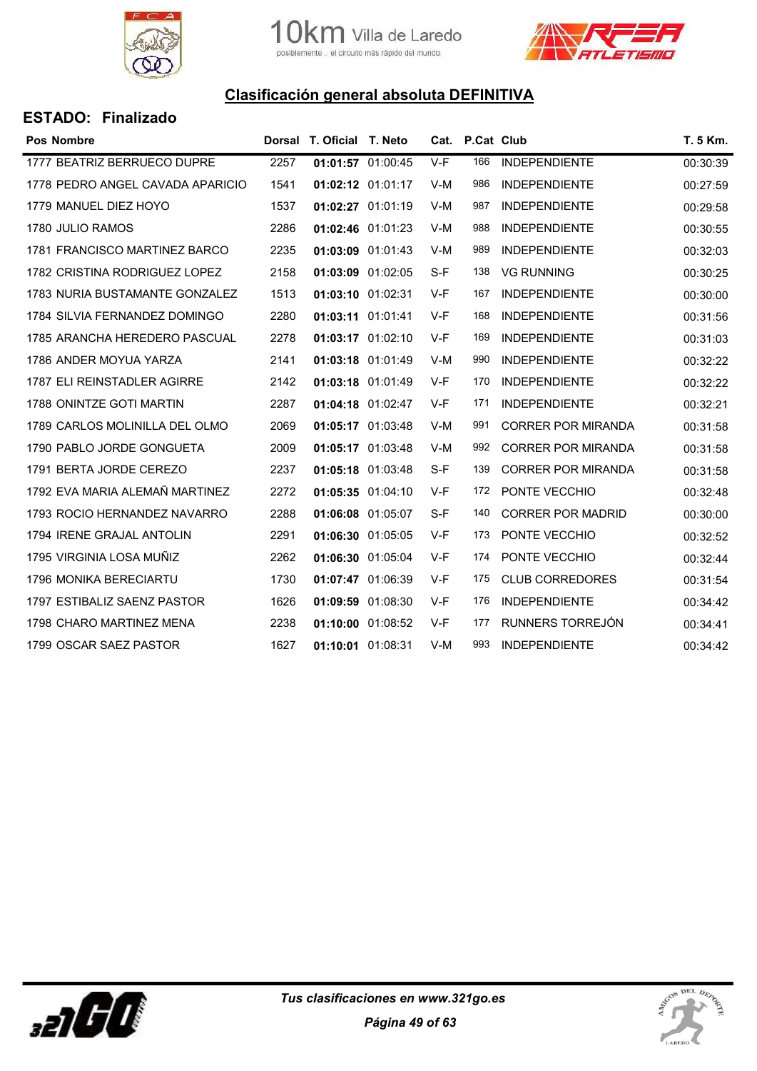## Clasificación general absoluta DEFINITIVA

**ESTADO: Finalizado**

| Pos | Nombre | Dorsal | T. Oficial | T. Neto | Cat. | P.Cat | Club | T. 5 Km. |
|---|---|---|---|---|---|---|---|---|
| 1777 | BEATRIZ BERRUECO DUPRE | 2257 | **01:01:57** | 01:00:45 | V-F | 166 | INDEPENDIENTE | 00:30:39 |
| 1778 | PEDRO ANGEL CAVADA APARICIO | 1541 | **01:02:12** | 01:01:17 | V-M | 986 | INDEPENDIENTE | 00:27:59 |
| 1779 | MANUEL DIEZ HOYO | 1537 | **01:02:27** | 01:01:19 | V-M | 987 | INDEPENDIENTE | 00:29:58 |
| 1780 | JULIO RAMOS | 2286 | **01:02:46** | 01:01:23 | V-M | 988 | INDEPENDIENTE | 00:30:55 |
| 1781 | FRANCISCO MARTINEZ BARCO | 2235 | **01:03:09** | 01:01:43 | V-M | 989 | INDEPENDIENTE | 00:32:03 |
| 1782 | CRISTINA RODRIGUEZ LOPEZ | 2158 | **01:03:09** | 01:02:05 | S-F | 138 | VG RUNNING | 00:30:25 |
| 1783 | NURIA BUSTAMANTE GONZALEZ | 1513 | **01:03:10** | 01:02:31 | V-F | 167 | INDEPENDIENTE | 00:30:00 |
| 1784 | SILVIA FERNANDEZ DOMINGO | 2280 | **01:03:11** | 01:01:41 | V-F | 168 | INDEPENDIENTE | 00:31:56 |
| 1785 | ARANCHA HEREDERO PASCUAL | 2278 | **01:03:17** | 01:02:10 | V-F | 169 | INDEPENDIENTE | 00:31:03 |
| 1786 | ANDER MOYUA YARZA | 2141 | **01:03:18** | 01:01:49 | V-M | 990 | INDEPENDIENTE | 00:32:22 |
| 1787 | ELI REINSTADLER AGIRRE | 2142 | **01:03:18** | 01:01:49 | V-F | 170 | INDEPENDIENTE | 00:32:22 |
| 1788 | ONINTZE GOTI MARTIN | 2287 | **01:04:18** | 01:02:47 | V-F | 171 | INDEPENDIENTE | 00:32:21 |
| 1789 | CARLOS MOLINILLA DEL OLMO | 2069 | **01:05:17** | 01:03:48 | V-M | 991 | CORRER POR MIRANDA | 00:31:58 |
| 1790 | PABLO JORDE GONGUETA | 2009 | **01:05:17** | 01:03:48 | V-M | 992 | CORRER POR MIRANDA | 00:31:58 |
| 1791 | BERTA JORDE CEREZO | 2237 | **01:05:18** | 01:03:48 | S-F | 139 | CORRER POR MIRANDA | 00:31:58 |
| 1792 | EVA MARIA ALEMAÑ MARTINEZ | 2272 | **01:05:35** | 01:04:10 | V-F | 172 | PONTE VECCHIO | 00:32:48 |
| 1793 | ROCIO HERNANDEZ NAVARRO | 2288 | **01:06:08** | 01:05:07 | S-F | 140 | CORRER POR MADRID | 00:30:00 |
| 1794 | IRENE GRAJAL ANTOLIN | 2291 | **01:06:30** | 01:05:05 | V-F | 173 | PONTE VECCHIO | 00:32:52 |
| 1795 | VIRGINIA LOSA MUÑIZ | 2262 | **01:06:30** | 01:05:04 | V-F | 174 | PONTE VECCHIO | 00:32:44 |
| 1796 | MONIKA BERECIARTU | 1730 | **01:07:47** | 01:06:39 | V-F | 175 | CLUB CORREDORES | 00:31:54 |
| 1797 | ESTIBALIZ SAENZ PASTOR | 1626 | **01:09:59** | 01:08:30 | V-F | 176 | INDEPENDIENTE | 00:34:42 |
| 1798 | CHARO MARTINEZ MENA | 2238 | **01:10:00** | 01:08:52 | V-F | 177 | RUNNERS TORREJÓN | 00:34:41 |
| 1799 | OSCAR SAEZ PASTOR | 1627 | **01:10:01** | 01:08:31 | V-M | 993 | INDEPENDIENTE | 00:34:42 |

*Tus clasificaciones en www.321go.es*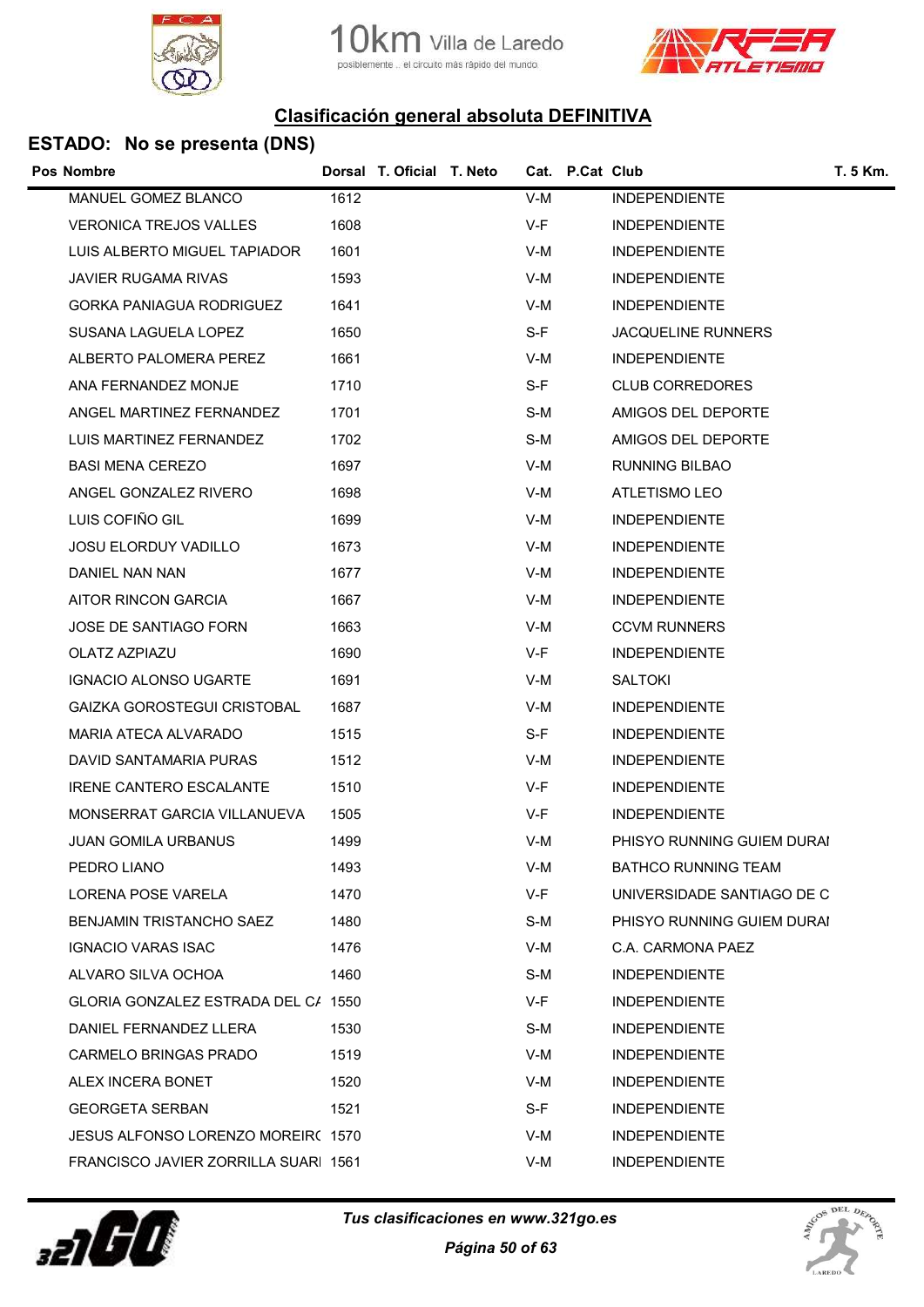10km Villa de Laredo
posiblemente .. el circuito más rápido del mundo

## Clasificación general absoluta DEFINITIVA

### ESTADO: No se presenta (DNS)

| Pos | Nombre | Dorsal | T. Oficial | T. Neto | Cat. | P.Cat | Club | T. 5 Km. |
|---|---|---|---|---|---|---|---|---|
| | MANUEL GOMEZ BLANCO | 1612 | | | V-M | | INDEPENDIENTE | |
| | VERONICA TREJOS VALLES | 1608 | | | V-F | | INDEPENDIENTE | |
| | LUIS ALBERTO MIGUEL TAPIADOR | 1601 | | | V-M | | INDEPENDIENTE | |
| | JAVIER RUGAMA RIVAS | 1593 | | | V-M | | INDEPENDIENTE | |
| | GORKA PANIAGUA RODRIGUEZ | 1641 | | | V-M | | INDEPENDIENTE | |
| | SUSANA LAGUELA LOPEZ | 1650 | | | S-F | | JACQUELINE RUNNERS | |
| | ALBERTO PALOMERA PEREZ | 1661 | | | V-M | | INDEPENDIENTE | |
| | ANA FERNANDEZ MONJE | 1710 | | | S-F | | CLUB CORREDORES | |
| | ANGEL MARTINEZ FERNANDEZ | 1701 | | | S-M | | AMIGOS DEL DEPORTE | |
| | LUIS MARTINEZ FERNANDEZ | 1702 | | | S-M | | AMIGOS DEL DEPORTE | |
| | BASI MENA CEREZO | 1697 | | | V-M | | RUNNING BILBAO | |
| | ANGEL GONZALEZ RIVERO | 1698 | | | V-M | | ATLETISMO LEO | |
| | LUIS COFIÑO GIL | 1699 | | | V-M | | INDEPENDIENTE | |
| | JOSU ELORDUY VADILLO | 1673 | | | V-M | | INDEPENDIENTE | |
| | DANIEL NAN NAN | 1677 | | | V-M | | INDEPENDIENTE | |
| | AITOR RINCON GARCIA | 1667 | | | V-M | | INDEPENDIENTE | |
| | JOSE DE SANTIAGO FORN | 1663 | | | V-M | | CCVM RUNNERS | |
| | OLATZ AZPIAZU | 1690 | | | V-F | | INDEPENDIENTE | |
| | IGNACIO ALONSO UGARTE | 1691 | | | V-M | | SALTOKI | |
| | GAIZKA GOROSTEGUI CRISTOBAL | 1687 | | | V-M | | INDEPENDIENTE | |
| | MARIA ATECA ALVARADO | 1515 | | | S-F | | INDEPENDIENTE | |
| | DAVID SANTAMARIA PURAS | 1512 | | | V-M | | INDEPENDIENTE | |
| | IRENE CANTERO ESCALANTE | 1510 | | | V-F | | INDEPENDIENTE | |
| | MONSERRAT GARCIA VILLANUEVA | 1505 | | | V-F | | INDEPENDIENTE | |
| | JUAN GOMILA URBANUS | 1499 | | | V-M | | PHISYO RUNNING GUIEM DURAI | |
| | PEDRO LIANO | 1493 | | | V-M | | BATHCO RUNNING TEAM | |
| | LORENA POSE VARELA | 1470 | | | V-F | | UNIVERSIDADE SANTIAGO DE C | |
| | BENJAMIN TRISTANCHO SAEZ | 1480 | | | S-M | | PHISYO RUNNING GUIEM DURAI | |
| | IGNACIO VARAS ISAC | 1476 | | | V-M | | C.A. CARMONA PAEZ | |
| | ALVARO SILVA OCHOA | 1460 | | | S-M | | INDEPENDIENTE | |
| | GLORIA GONZALEZ ESTRADA DEL CA | 1550 | | | V-F | | INDEPENDIENTE | |
| | DANIEL FERNANDEZ LLERA | 1530 | | | S-M | | INDEPENDIENTE | |
| | CARMELO BRINGAS PRADO | 1519 | | | V-M | | INDEPENDIENTE | |
| | ALEX INCERA BONET | 1520 | | | V-M | | INDEPENDIENTE | |
| | GEORGETA SERBAN | 1521 | | | S-F | | INDEPENDIENTE | |
| | JESUS ALFONSO LORENZO MOREIRO | 1570 | | | V-M | | INDEPENDIENTE | |
| | FRANCISCO JAVIER ZORRILLA SUARI | 1561 | | | V-M | | INDEPENDIENTE | |

*Tus clasificaciones en www.321go.es*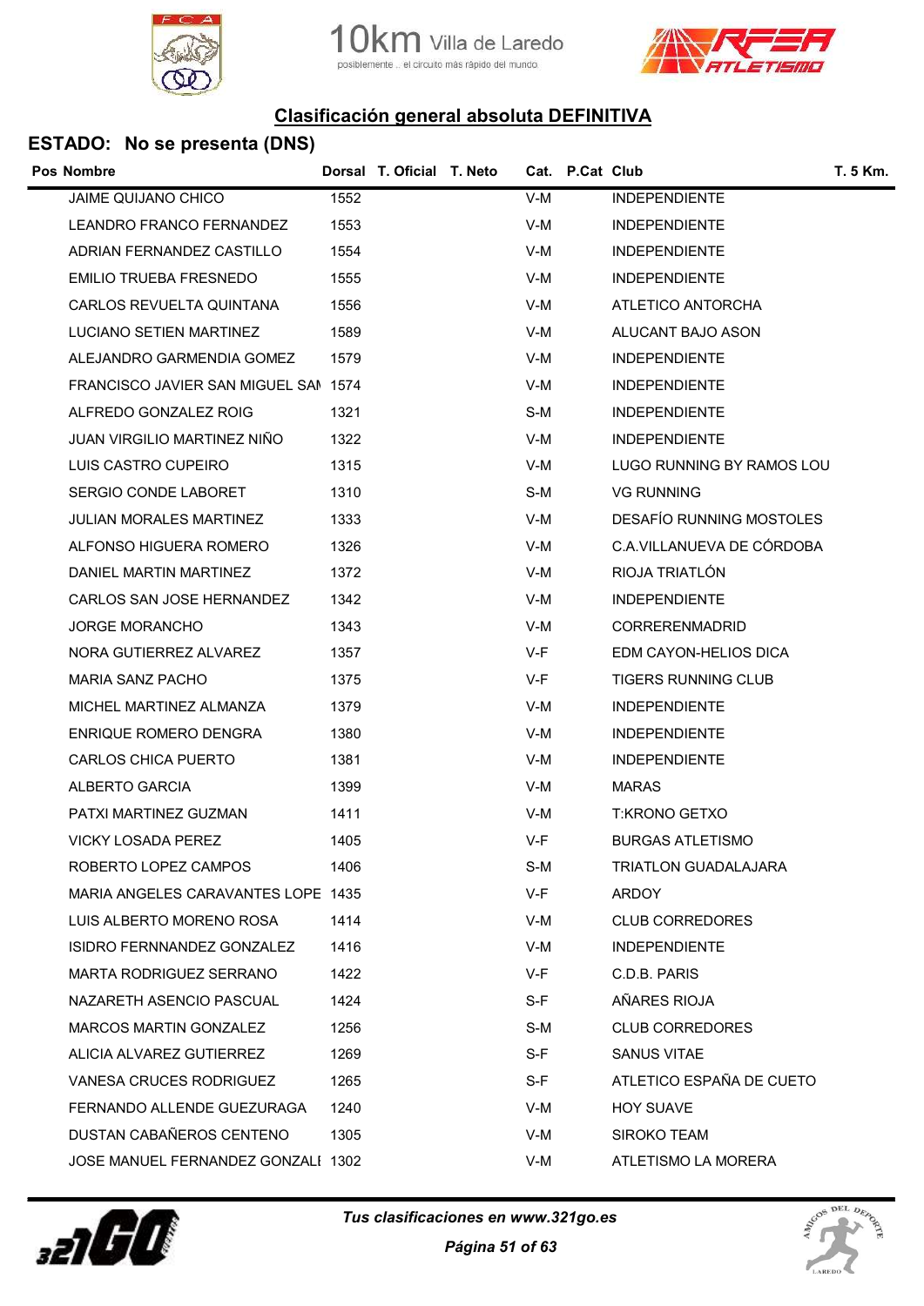## Clasificación general absoluta DEFINITIVA

### ESTADO: No se presenta (DNS)

| Pos | Nombre | Dorsal | T. Oficial | T. Neto | Cat. | P.Cat | Club | T. 5 Km. |
|---|---|---|---|---|---|---|---|---|
| | JAIME QUIJANO CHICO | 1552 | | | V-M | | INDEPENDIENTE | |
| | LEANDRO FRANCO FERNANDEZ | 1553 | | | V-M | | INDEPENDIENTE | |
| | ADRIAN FERNANDEZ CASTILLO | 1554 | | | V-M | | INDEPENDIENTE | |
| | EMILIO TRUEBA FRESNEDO | 1555 | | | V-M | | INDEPENDIENTE | |
| | CARLOS REVUELTA QUINTANA | 1556 | | | V-M | | ATLETICO ANTORCHA | |
| | LUCIANO SETIEN MARTINEZ | 1589 | | | V-M | | ALUCANT BAJO ASON | |
| | ALEJANDRO GARMENDIA GOMEZ | 1579 | | | V-M | | INDEPENDIENTE | |
| | FRANCISCO JAVIER SAN MIGUEL SAN | 1574 | | | V-M | | INDEPENDIENTE | |
| | ALFREDO GONZALEZ ROIG | 1321 | | | S-M | | INDEPENDIENTE | |
| | JUAN VIRGILIO MARTINEZ NIÑO | 1322 | | | V-M | | INDEPENDIENTE | |
| | LUIS CASTRO CUPEIRO | 1315 | | | V-M | | LUGO RUNNING BY RAMOS LOU | |
| | SERGIO CONDE LABORET | 1310 | | | S-M | | VG RUNNING | |
| | JULIAN MORALES MARTINEZ | 1333 | | | V-M | | DESAFÍO RUNNING MOSTOLES | |
| | ALFONSO HIGUERA ROMERO | 1326 | | | V-M | | C.A.VILLANUEVA DE CÓRDOBA | |
| | DANIEL MARTIN MARTINEZ | 1372 | | | V-M | | RIOJA TRIATLÓN | |
| | CARLOS SAN JOSE HERNANDEZ | 1342 | | | V-M | | INDEPENDIENTE | |
| | JORGE MORANCHO | 1343 | | | V-M | | CORRERENMADRID | |
| | NORA GUTIERREZ ALVAREZ | 1357 | | | V-F | | EDM CAYON-HELIOS DICA | |
| | MARIA SANZ PACHO | 1375 | | | V-F | | TIGERS RUNNING CLUB | |
| | MICHEL MARTINEZ ALMANZA | 1379 | | | V-M | | INDEPENDIENTE | |
| | ENRIQUE ROMERO DENGRA | 1380 | | | V-M | | INDEPENDIENTE | |
| | CARLOS CHICA PUERTO | 1381 | | | V-M | | INDEPENDIENTE | |
| | ALBERTO GARCIA | 1399 | | | V-M | | MARAS | |
| | PATXI MARTINEZ GUZMAN | 1411 | | | V-M | | T:KRONO GETXO | |
| | VICKY LOSADA PEREZ | 1405 | | | V-F | | BURGAS ATLETISMO | |
| | ROBERTO LOPEZ CAMPOS | 1406 | | | S-M | | TRIATLON GUADALAJARA | |
| | MARIA ANGELES CARAVANTES LOPE | 1435 | | | V-F | | ARDOY | |
| | LUIS ALBERTO MORENO ROSA | 1414 | | | V-M | | CLUB CORREDORES | |
| | ISIDRO FERNNANDEZ GONZALEZ | 1416 | | | V-M | | INDEPENDIENTE | |
| | MARTA RODRIGUEZ SERRANO | 1422 | | | V-F | | C.D.B. PARIS | |
| | NAZARETH ASENCIO PASCUAL | 1424 | | | S-F | | AÑARES RIOJA | |
| | MARCOS MARTIN GONZALEZ | 1256 | | | S-M | | CLUB CORREDORES | |
| | ALICIA ALVAREZ GUTIERREZ | 1269 | | | S-F | | SANUS VITAE | |
| | VANESA CRUCES RODRIGUEZ | 1265 | | | S-F | | ATLETICO ESPAÑA DE CUETO | |
| | FERNANDO ALLENDE GUEZURAGA | 1240 | | | V-M | | HOY SUAVE | |
| | DUSTAN CABAÑEROS CENTENO | 1305 | | | V-M | | SIROKO TEAM | |
| | JOSE MANUEL FERNANDEZ GONZALI | 1302 | | | V-M | | ATLETISMO LA MORERA | |

*Tus clasificaciones en www.321go.es*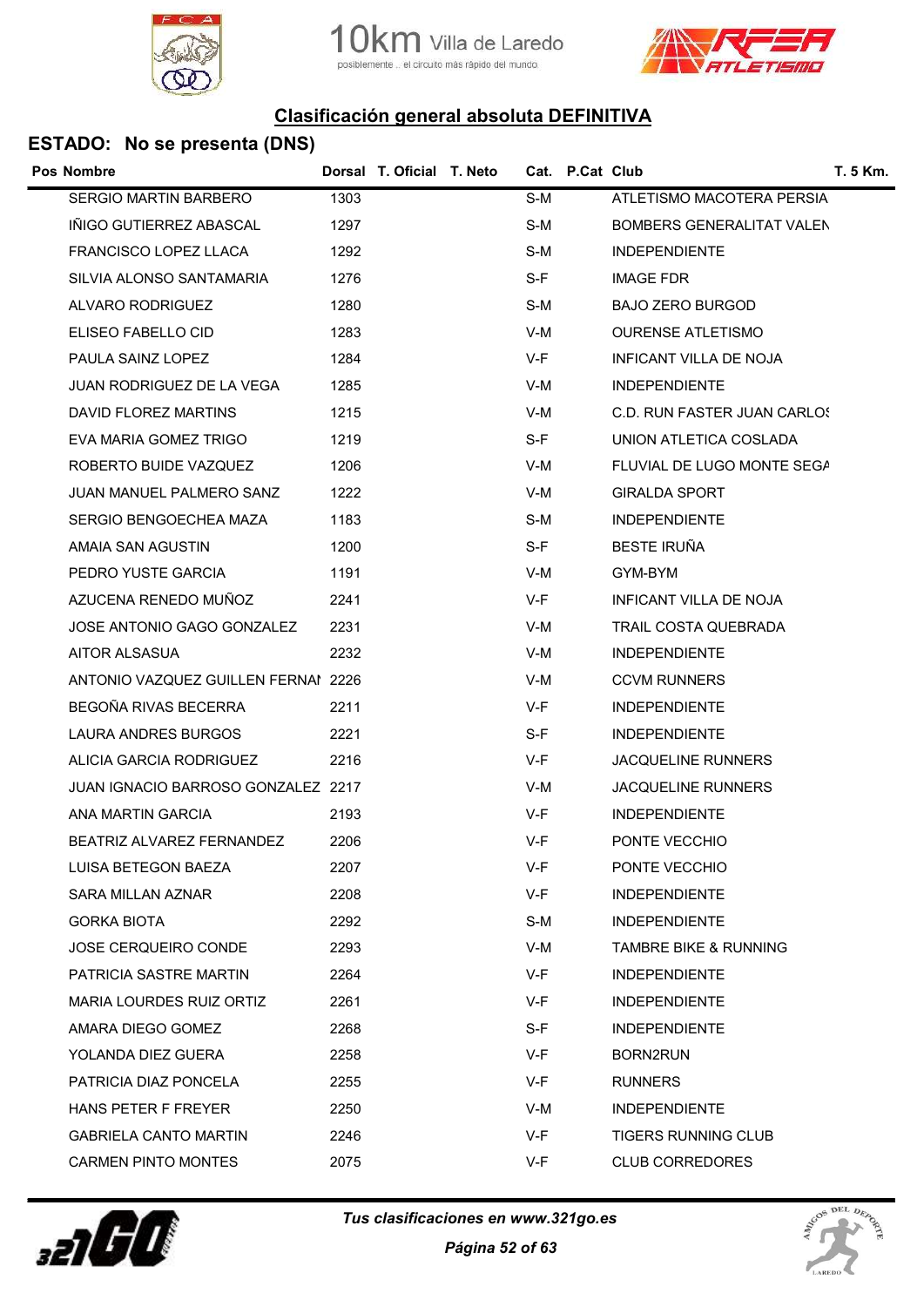## Clasificación general absoluta DEFINITIVA

### ESTADO: No se presenta (DNS)

| Pos | Nombre | Dorsal | T. Oficial | T. Neto | Cat. | P.Cat | Club | T. 5 Km. |
|---|---|---|---|---|---|---|---|---|
| | SERGIO MARTIN BARBERO | 1303 | | | S-M | | ATLETISMO MACOTERA PERSIA | |
| | IÑIGO GUTIERREZ ABASCAL | 1297 | | | S-M | | BOMBERS GENERALITAT VALEN | |
| | FRANCISCO LOPEZ LLACA | 1292 | | | S-M | | INDEPENDIENTE | |
| | SILVIA ALONSO SANTAMARIA | 1276 | | | S-F | | IMAGE FDR | |
| | ALVARO RODRIGUEZ | 1280 | | | S-M | | BAJO ZERO BURGOD | |
| | ELISEO FABELLO CID | 1283 | | | V-M | | OURENSE ATLETISMO | |
| | PAULA SAINZ LOPEZ | 1284 | | | V-F | | INFICANT VILLA DE NOJA | |
| | JUAN RODRIGUEZ DE LA VEGA | 1285 | | | V-M | | INDEPENDIENTE | |
| | DAVID FLOREZ MARTINS | 1215 | | | V-M | | C.D. RUN FASTER JUAN CARLOS | |
| | EVA MARIA GOMEZ TRIGO | 1219 | | | S-F | | UNION ATLETICA COSLADA | |
| | ROBERTO BUIDE VAZQUEZ | 1206 | | | V-M | | FLUVIAL DE LUGO MONTE SEGA | |
| | JUAN MANUEL PALMERO SANZ | 1222 | | | V-M | | GIRALDA SPORT | |
| | SERGIO BENGOECHEA MAZA | 1183 | | | S-M | | INDEPENDIENTE | |
| | AMAIA SAN AGUSTIN | 1200 | | | S-F | | BESTE IRUÑA | |
| | PEDRO YUSTE GARCIA | 1191 | | | V-M | | GYM-BYM | |
| | AZUCENA RENEDO MUÑOZ | 2241 | | | V-F | | INFICANT VILLA DE NOJA | |
| | JOSE ANTONIO GAGO GONZALEZ | 2231 | | | V-M | | TRAIL COSTA QUEBRADA | |
| | AITOR ALSASUA | 2232 | | | V-M | | INDEPENDIENTE | |
| | ANTONIO VAZQUEZ GUILLEN FERNAI | 2226 | | | V-M | | CCVM RUNNERS | |
| | BEGOÑA RIVAS BECERRA | 2211 | | | V-F | | INDEPENDIENTE | |
| | LAURA ANDRES BURGOS | 2221 | | | S-F | | INDEPENDIENTE | |
| | ALICIA GARCIA RODRIGUEZ | 2216 | | | V-F | | JACQUELINE RUNNERS | |
| | JUAN IGNACIO BARROSO GONZALEZ | 2217 | | | V-M | | JACQUELINE RUNNERS | |
| | ANA MARTIN GARCIA | 2193 | | | V-F | | INDEPENDIENTE | |
| | BEATRIZ ALVAREZ FERNANDEZ | 2206 | | | V-F | | PONTE VECCHIO | |
| | LUISA BETEGON BAEZA | 2207 | | | V-F | | PONTE VECCHIO | |
| | SARA MILLAN AZNAR | 2208 | | | V-F | | INDEPENDIENTE | |
| | GORKA BIOTA | 2292 | | | S-M | | INDEPENDIENTE | |
| | JOSE CERQUEIRO CONDE | 2293 | | | V-M | | TAMBRE BIKE & RUNNING | |
| | PATRICIA SASTRE MARTIN | 2264 | | | V-F | | INDEPENDIENTE | |
| | MARIA LOURDES RUIZ ORTIZ | 2261 | | | V-F | | INDEPENDIENTE | |
| | AMARA DIEGO GOMEZ | 2268 | | | S-F | | INDEPENDIENTE | |
| | YOLANDA DIEZ GUERA | 2258 | | | V-F | | BORN2RUN | |
| | PATRICIA DIAZ PONCELA | 2255 | | | V-F | | RUNNERS | |
| | HANS PETER F FREYER | 2250 | | | V-M | | INDEPENDIENTE | |
| | GABRIELA CANTO MARTIN | 2246 | | | V-F | | TIGERS RUNNING CLUB | |
| | CARMEN PINTO MONTES | 2075 | | | V-F | | CLUB CORREDORES | |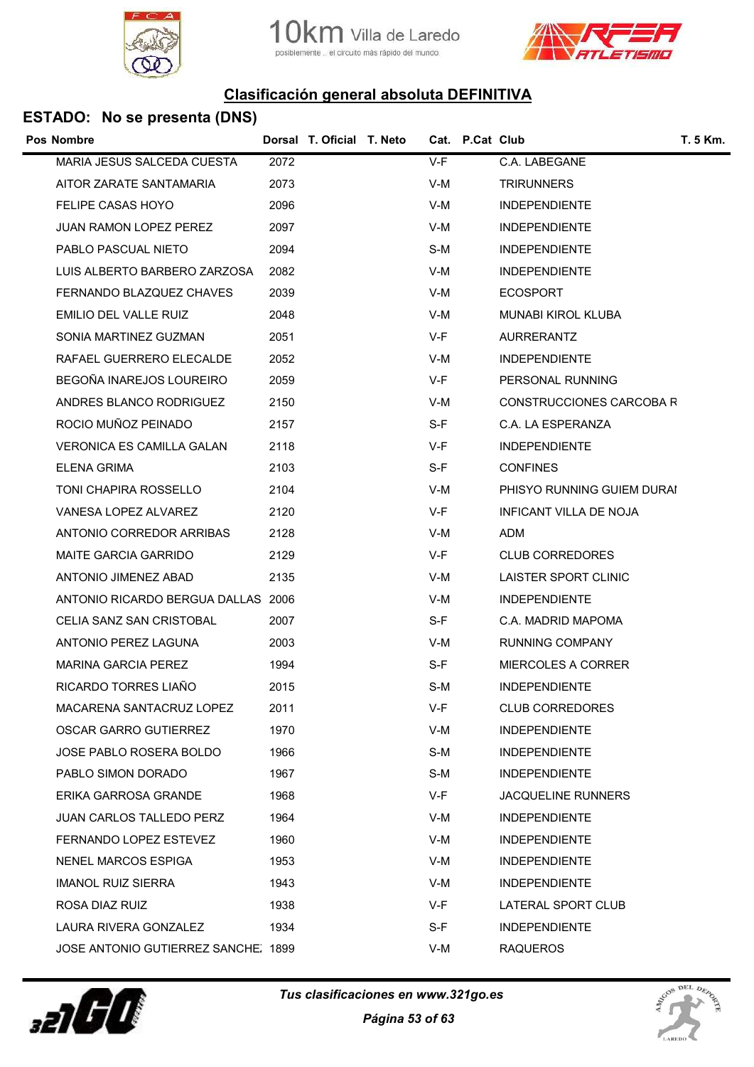## Clasificación general absoluta DEFINITIVA

### ESTADO: No se presenta (DNS)

| Pos | Nombre | Dorsal | T. Oficial | T. Neto | Cat. | P.Cat | Club | T. 5 Km. |
|---|---|---|---|---|---|---|---|---|
| | MARIA JESUS SALCEDA CUESTA | 2072 | | | V-F | | C.A. LABEGANE | |
| | AITOR ZARATE SANTAMARIA | 2073 | | | V-M | | TRIRUNNERS | |
| | FELIPE CASAS HOYO | 2096 | | | V-M | | INDEPENDIENTE | |
| | JUAN RAMON LOPEZ PEREZ | 2097 | | | V-M | | INDEPENDIENTE | |
| | PABLO PASCUAL NIETO | 2094 | | | S-M | | INDEPENDIENTE | |
| | LUIS ALBERTO BARBERO ZARZOSA | 2082 | | | V-M | | INDEPENDIENTE | |
| | FERNANDO BLAZQUEZ CHAVES | 2039 | | | V-M | | ECOSPORT | |
| | EMILIO DEL VALLE RUIZ | 2048 | | | V-M | | MUNABI KIROL KLUBA | |
| | SONIA MARTINEZ GUZMAN | 2051 | | | V-F | | AURRERANTZ | |
| | RAFAEL GUERRERO ELECALDE | 2052 | | | V-M | | INDEPENDIENTE | |
| | BEGOÑA INAREJOS LOUREIRO | 2059 | | | V-F | | PERSONAL RUNNING | |
| | ANDRES BLANCO RODRIGUEZ | 2150 | | | V-M | | CONSTRUCCIONES CARCOBA R | |
| | ROCIO MUÑOZ PEINADO | 2157 | | | S-F | | C.A. LA ESPERANZA | |
| | VERONICA ES CAMILLA GALAN | 2118 | | | V-F | | INDEPENDIENTE | |
| | ELENA GRIMA | 2103 | | | S-F | | CONFINES | |
| | TONI CHAPIRA ROSSELLO | 2104 | | | V-M | | PHISYO RUNNING GUIEM DURAI | |
| | VANESA LOPEZ ALVAREZ | 2120 | | | V-F | | INFICANT VILLA DE NOJA | |
| | ANTONIO CORREDOR ARRIBAS | 2128 | | | V-M | | ADM | |
| | MAITE GARCIA GARRIDO | 2129 | | | V-F | | CLUB CORREDORES | |
| | ANTONIO JIMENEZ ABAD | 2135 | | | V-M | | LAISTER SPORT CLINIC | |
| | ANTONIO RICARDO BERGUA DALLAS | 2006 | | | V-M | | INDEPENDIENTE | |
| | CELIA SANZ SAN CRISTOBAL | 2007 | | | S-F | | C.A. MADRID MAPOMA | |
| | ANTONIO PEREZ LAGUNA | 2003 | | | V-M | | RUNNING COMPANY | |
| | MARINA GARCIA PEREZ | 1994 | | | S-F | | MIERCOLES A CORRER | |
| | RICARDO TORRES LIAÑO | 2015 | | | S-M | | INDEPENDIENTE | |
| | MACARENA SANTACRUZ LOPEZ | 2011 | | | V-F | | CLUB CORREDORES | |
| | OSCAR GARRO GUTIERREZ | 1970 | | | V-M | | INDEPENDIENTE | |
| | JOSE PABLO ROSERA BOLDO | 1966 | | | S-M | | INDEPENDIENTE | |
| | PABLO SIMON DORADO | 1967 | | | S-M | | INDEPENDIENTE | |
| | ERIKA GARROSA GRANDE | 1968 | | | V-F | | JACQUELINE RUNNERS | |
| | JUAN CARLOS TALLEDO PERZ | 1964 | | | V-M | | INDEPENDIENTE | |
| | FERNANDO LOPEZ ESTEVEZ | 1960 | | | V-M | | INDEPENDIENTE | |
| | NENEL MARCOS ESPIGA | 1953 | | | V-M | | INDEPENDIENTE | |
| | IMANOL RUIZ SIERRA | 1943 | | | V-M | | INDEPENDIENTE | |
| | ROSA DIAZ RUIZ | 1938 | | | V-F | | LATERAL SPORT CLUB | |
| | LAURA RIVERA GONZALEZ | 1934 | | | S-F | | INDEPENDIENTE | |
| | JOSE ANTONIO GUTIERREZ SANCHE: | 1899 | | | V-M | | RAQUEROS | |

*Tus clasificaciones en www.321go.es*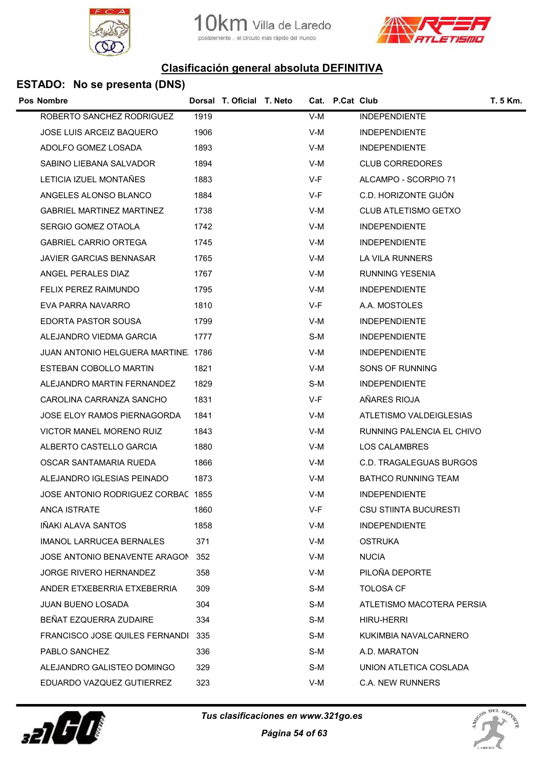## Clasificación general absoluta DEFINITIVA

### ESTADO: No se presenta (DNS)

| Pos | Nombre | Dorsal | T. Oficial | T. Neto | Cat. | P.Cat | Club | T. 5 Km. |
|---|---|---|---|---|---|---|---|---|
| | ROBERTO SANCHEZ RODRIGUEZ | 1919 | | | V-M | | INDEPENDIENTE | |
| | JOSE LUIS ARCEIZ BAQUERO | 1906 | | | V-M | | INDEPENDIENTE | |
| | ADOLFO GOMEZ LOSADA | 1893 | | | V-M | | INDEPENDIENTE | |
| | SABINO LIEBANA SALVADOR | 1894 | | | V-M | | CLUB CORREDORES | |
| | LETICIA IZUEL MONTAÑES | 1883 | | | V-F | | ALCAMPO - SCORPIO 71 | |
| | ANGELES ALONSO BLANCO | 1884 | | | V-F | | C.D. HORIZONTE GIJÓN | |
| | GABRIEL MARTINEZ MARTINEZ | 1738 | | | V-M | | CLUB ATLETISMO GETXO | |
| | SERGIO GOMEZ OTAOLA | 1742 | | | V-M | | INDEPENDIENTE | |
| | GABRIEL CARRIO ORTEGA | 1745 | | | V-M | | INDEPENDIENTE | |
| | JAVIER GARCIAS BENNASAR | 1765 | | | V-M | | LA VILA RUNNERS | |
| | ANGEL PERALES DIAZ | 1767 | | | V-M | | RUNNING YESENIA | |
| | FELIX PEREZ RAIMUNDO | 1795 | | | V-M | | INDEPENDIENTE | |
| | EVA PARRA NAVARRO | 1810 | | | V-F | | A.A. MOSTOLES | |
| | EDORTA PASTOR SOUSA | 1799 | | | V-M | | INDEPENDIENTE | |
| | ALEJANDRO VIEDMA GARCIA | 1777 | | | S-M | | INDEPENDIENTE | |
| | JUAN ANTONIO HELGUERA MARTINE | 1786 | | | V-M | | INDEPENDIENTE | |
| | ESTEBAN COBOLLO MARTIN | 1821 | | | V-M | | SONS OF RUNNING | |
| | ALEJANDRO MARTIN FERNANDEZ | 1829 | | | S-M | | INDEPENDIENTE | |
| | CAROLINA CARRANZA SANCHO | 1831 | | | V-F | | AÑARES RIOJA | |
| | JOSE ELOY RAMOS PIERNAGORDA | 1841 | | | V-M | | ATLETISMO VALDEIGLESIAS | |
| | VICTOR MANEL MORENO RUIZ | 1843 | | | V-M | | RUNNING PALENCIA EL CHIVO | |
| | ALBERTO CASTELLO GARCIA | 1880 | | | V-M | | LOS CALAMBRES | |
| | OSCAR SANTAMARIA RUEDA | 1866 | | | V-M | | C.D. TRAGALEGUAS BURGOS | |
| | ALEJANDRO IGLESIAS PEINADO | 1873 | | | V-M | | BATHCO RUNNING TEAM | |
| | JOSE ANTONIO RODRIGUEZ CORBAC | 1855 | | | V-M | | INDEPENDIENTE | |
| | ANCA ISTRATE | 1860 | | | V-F | | CSU STIINTA BUCURESTI | |
| | IÑAKI ALAVA SANTOS | 1858 | | | V-M | | INDEPENDIENTE | |
| | IMANOL LARRUCEA BERNALES | 371 | | | V-M | | OSTRUKA | |
| | JOSE ANTONIO BENAVENTE ARAGON | 352 | | | V-M | | NUCIA | |
| | JORGE RIVERO HERNANDEZ | 358 | | | V-M | | PILOÑA DEPORTE | |
| | ANDER ETXEBERRIA ETXEBERRIA | 309 | | | S-M | | TOLOSA CF | |
| | JUAN BUENO LOSADA | 304 | | | S-M | | ATLETISMO MACOTERA PERSIA | |
| | BEÑAT EZQUERRA ZUDAIRE | 334 | | | S-M | | HIRU-HERRI | |
| | FRANCISCO JOSE QUILES FERNANDI | 335 | | | S-M | | KUKIMBIA NAVALCARNERO | |
| | PABLO SANCHEZ | 336 | | | S-M | | A.D. MARATON | |
| | ALEJANDRO GALISTEO DOMINGO | 329 | | | S-M | | UNION ATLETICA COSLADA | |
| | EDUARDO VAZQUEZ GUTIERREZ | 323 | | | V-M | | C.A. NEW RUNNERS | |

*Tus clasificaciones en www.321go.es*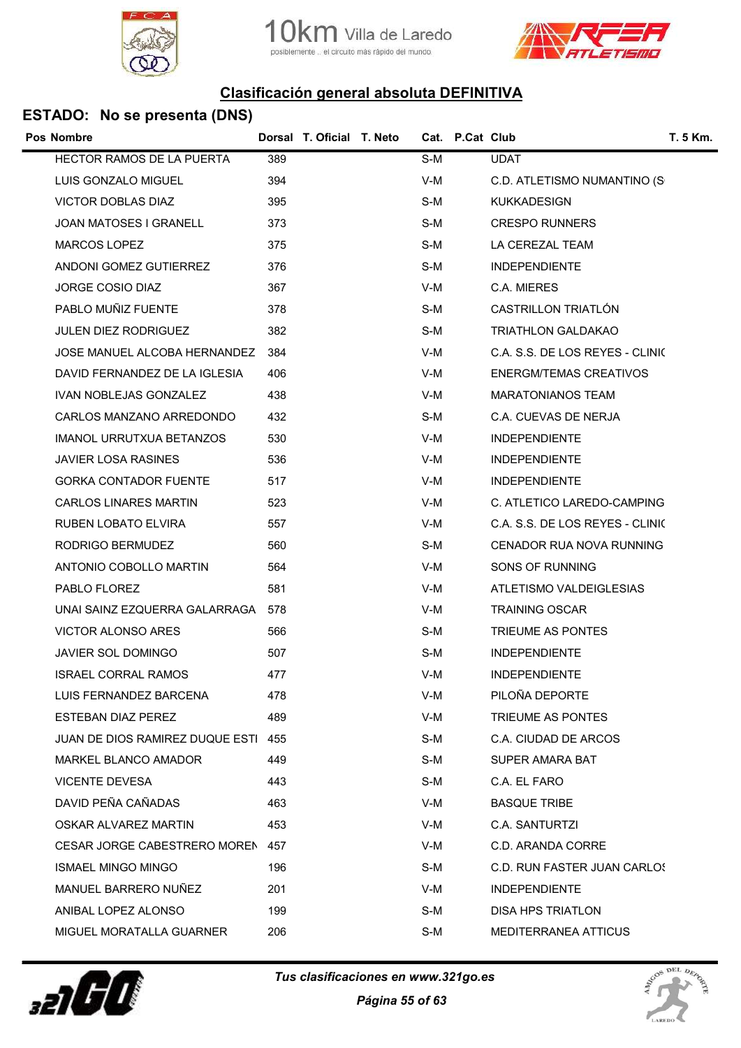## Clasificación general absoluta DEFINITIVA

### ESTADO: No se presenta (DNS)

| Pos | Nombre | Dorsal | T. Oficial | T. Neto | Cat. | P.Cat | Club | T. 5 Km. |
|---|---|---|---|---|---|---|---|---|
| | HECTOR RAMOS DE LA PUERTA | 389 | | | S-M | | UDAT | |
| | LUIS GONZALO MIGUEL | 394 | | | V-M | | C.D. ATLETISMO NUMANTINO (S | |
| | VICTOR DOBLAS DIAZ | 395 | | | S-M | | KUKKADESIGN | |
| | JOAN MATOSES I GRANELL | 373 | | | S-M | | CRESPO RUNNERS | |
| | MARCOS LOPEZ | 375 | | | S-M | | LA CEREZAL TEAM | |
| | ANDONI GOMEZ GUTIERREZ | 376 | | | S-M | | INDEPENDIENTE | |
| | JORGE COSIO DIAZ | 367 | | | V-M | | C.A. MIERES | |
| | PABLO MUÑIZ FUENTE | 378 | | | S-M | | CASTRILLON TRIATLÓN | |
| | JULEN DIEZ RODRIGUEZ | 382 | | | S-M | | TRIATHLON GALDAKAO | |
| | JOSE MANUEL ALCOBA HERNANDEZ | 384 | | | V-M | | C.A. S.S. DE LOS REYES - CLINIC | |
| | DAVID FERNANDEZ DE LA IGLESIA | 406 | | | V-M | | ENERGM/TEMAS CREATIVOS | |
| | IVAN NOBLEJAS GONZALEZ | 438 | | | V-M | | MARATONIANOS TEAM | |
| | CARLOS MANZANO ARREDONDO | 432 | | | S-M | | C.A. CUEVAS DE NERJA | |
| | IMANOL URRUTXUA BETANZOS | 530 | | | V-M | | INDEPENDIENTE | |
| | JAVIER LOSA RASINES | 536 | | | V-M | | INDEPENDIENTE | |
| | GORKA CONTADOR FUENTE | 517 | | | V-M | | INDEPENDIENTE | |
| | CARLOS LINARES MARTIN | 523 | | | V-M | | C. ATLETICO LAREDO-CAMPING | |
| | RUBEN LOBATO ELVIRA | 557 | | | V-M | | C.A. S.S. DE LOS REYES - CLINIC | |
| | RODRIGO BERMUDEZ | 560 | | | S-M | | CENADOR RUA NOVA RUNNING | |
| | ANTONIO COBOLLO MARTIN | 564 | | | V-M | | SONS OF RUNNING | |
| | PABLO FLOREZ | 581 | | | V-M | | ATLETISMO VALDEIGLESIAS | |
| | UNAI SAINZ EZQUERRA GALARRAGA | 578 | | | V-M | | TRAINING OSCAR | |
| | VICTOR ALONSO ARES | 566 | | | S-M | | TRIEUME AS PONTES | |
| | JAVIER SOL DOMINGO | 507 | | | S-M | | INDEPENDIENTE | |
| | ISRAEL CORRAL RAMOS | 477 | | | V-M | | INDEPENDIENTE | |
| | LUIS FERNANDEZ BARCENA | 478 | | | V-M | | PILOÑA DEPORTE | |
| | ESTEBAN DIAZ PEREZ | 489 | | | V-M | | TRIEUME AS PONTES | |
| | JUAN DE DIOS RAMIREZ DUQUE ESTI | 455 | | | S-M | | C.A. CIUDAD DE ARCOS | |
| | MARKEL BLANCO AMADOR | 449 | | | S-M | | SUPER AMARA BAT | |
| | VICENTE DEVESA | 443 | | | S-M | | C.A. EL FARO | |
| | DAVID PEÑA CAÑADAS | 463 | | | V-M | | BASQUE TRIBE | |
| | OSKAR ALVAREZ MARTIN | 453 | | | V-M | | C.A. SANTURTZI | |
| | CESAR JORGE CABESTRERO MOREN | 457 | | | V-M | | C.D. ARANDA CORRE | |
| | ISMAEL MINGO MINGO | 196 | | | S-M | | C.D. RUN FASTER JUAN CARLOS | |
| | MANUEL BARRERO NUÑEZ | 201 | | | V-M | | INDEPENDIENTE | |
| | ANIBAL LOPEZ ALONSO | 199 | | | S-M | | DISA HPS TRIATLON | |
| | MIGUEL MORATALLA GUARNER | 206 | | | S-M | | MEDITERRANEA ATTICUS | |

*Tus clasificaciones en www.321go.es*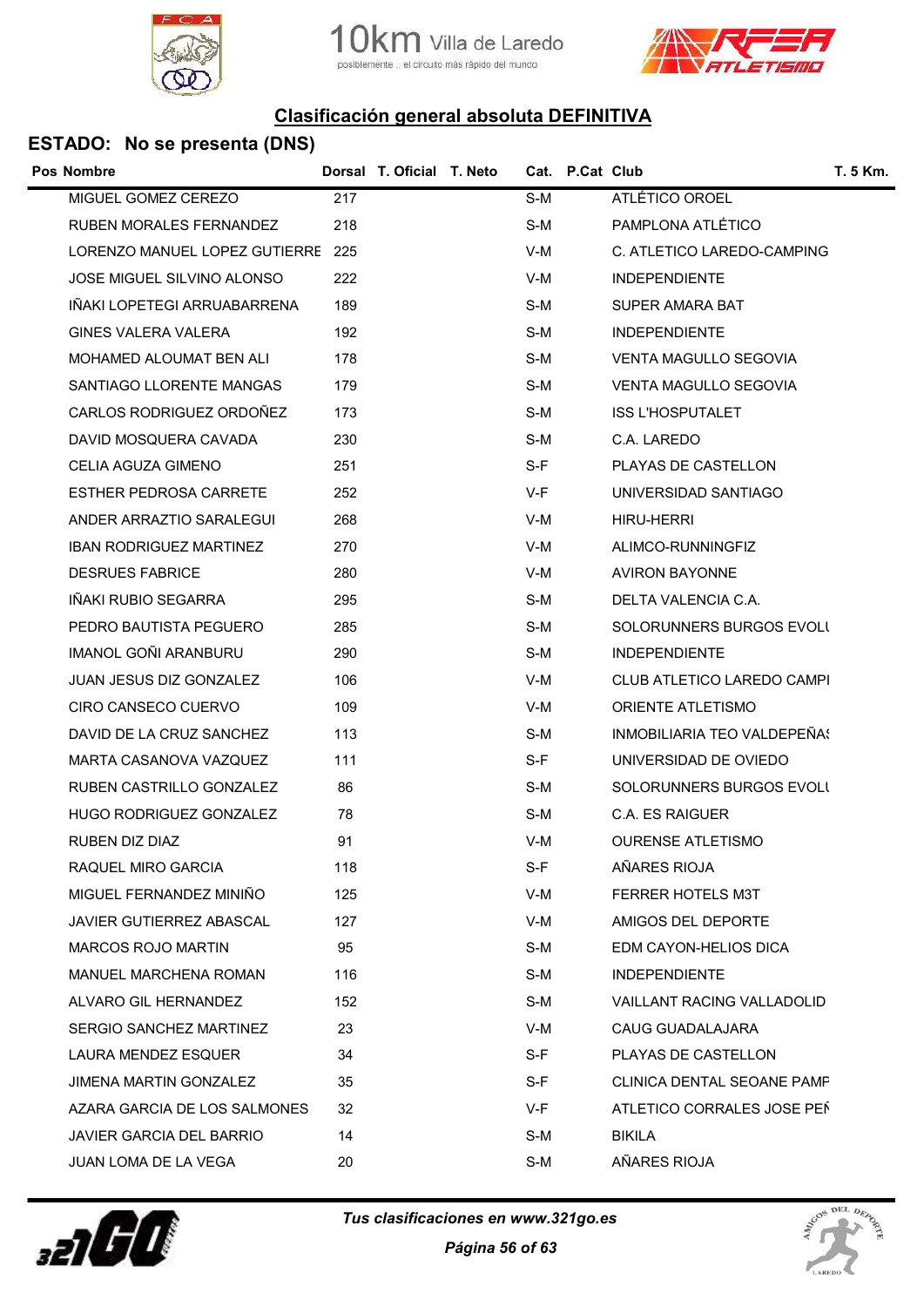## Clasificación general absoluta DEFINITIVA

### ESTADO: No se presenta (DNS)

| Pos | Nombre | Dorsal | T. Oficial | T. Neto | Cat. | P.Cat | Club | T. 5 Km. |
|---|---|---|---|---|---|---|---|---|
| | MIGUEL GOMEZ CEREZO | 217 | | | S-M | | ATLÉTICO OROEL | |
| | RUBEN MORALES FERNANDEZ | 218 | | | S-M | | PAMPLONA ATLÉTICO | |
| | LORENZO MANUEL LOPEZ GUTIERRE | 225 | | | V-M | | C. ATLETICO LAREDO-CAMPING | |
| | JOSE MIGUEL SILVINO ALONSO | 222 | | | V-M | | INDEPENDIENTE | |
| | IÑAKI LOPETEGI ARRUABARRENA | 189 | | | S-M | | SUPER AMARA BAT | |
| | GINES VALERA VALERA | 192 | | | S-M | | INDEPENDIENTE | |
| | MOHAMED ALOUMAT BEN ALI | 178 | | | S-M | | VENTA MAGULLO SEGOVIA | |
| | SANTIAGO LLORENTE MANGAS | 179 | | | S-M | | VENTA MAGULLO SEGOVIA | |
| | CARLOS RODRIGUEZ ORDOÑEZ | 173 | | | S-M | | ISS L'HOSPUTALET | |
| | DAVID MOSQUERA CAVADA | 230 | | | S-M | | C.A. LAREDO | |
| | CELIA AGUZA GIMENO | 251 | | | S-F | | PLAYAS DE CASTELLON | |
| | ESTHER PEDROSA CARRETE | 252 | | | V-F | | UNIVERSIDAD SANTIAGO | |
| | ANDER ARRAZTIO SARALEGUI | 268 | | | V-M | | HIRU-HERRI | |
| | IBAN RODRIGUEZ MARTINEZ | 270 | | | V-M | | ALIMCO-RUNNINGFIZ | |
| | DESRUES FABRICE | 280 | | | V-M | | AVIRON BAYONNE | |
| | IÑAKI RUBIO SEGARRA | 295 | | | S-M | | DELTA VALENCIA C.A. | |
| | PEDRO BAUTISTA PEGUERO | 285 | | | S-M | | SOLORUNNERS BURGOS EVOLU | |
| | IMANOL GOÑI ARANBURU | 290 | | | S-M | | INDEPENDIENTE | |
| | JUAN JESUS DIZ GONZALEZ | 106 | | | V-M | | CLUB ATLETICO LAREDO CAMPI | |
| | CIRO CANSECO CUERVO | 109 | | | V-M | | ORIENTE ATLETISMO | |
| | DAVID DE LA CRUZ SANCHEZ | 113 | | | S-M | | INMOBILIARIA TEO VALDEPEÑAS | |
| | MARTA CASANOVA VAZQUEZ | 111 | | | S-F | | UNIVERSIDAD DE OVIEDO | |
| | RUBEN CASTRILLO GONZALEZ | 86 | | | S-M | | SOLORUNNERS BURGOS EVOLU | |
| | HUGO RODRIGUEZ GONZALEZ | 78 | | | S-M | | C.A. ES RAIGUER | |
| | RUBEN DIZ DIAZ | 91 | | | V-M | | OURENSE ATLETISMO | |
| | RAQUEL MIRO GARCIA | 118 | | | S-F | | AÑARES RIOJA | |
| | MIGUEL FERNANDEZ MINIÑO | 125 | | | V-M | | FERRER HOTELS M3T | |
| | JAVIER GUTIERREZ ABASCAL | 127 | | | V-M | | AMIGOS DEL DEPORTE | |
| | MARCOS ROJO MARTIN | 95 | | | S-M | | EDM CAYON-HELIOS DICA | |
| | MANUEL MARCHENA ROMAN | 116 | | | S-M | | INDEPENDIENTE | |
| | ALVARO GIL HERNANDEZ | 152 | | | S-M | | VAILLANT RACING VALLADOLID | |
| | SERGIO SANCHEZ MARTINEZ | 23 | | | V-M | | CAUG GUADALAJARA | |
| | LAURA MENDEZ ESQUER | 34 | | | S-F | | PLAYAS DE CASTELLON | |
| | JIMENA MARTIN GONZALEZ | 35 | | | S-F | | CLINICA DENTAL SEOANE PAMP | |
| | AZARA GARCIA DE LOS SALMONES | 32 | | | V-F | | ATLETICO CORRALES JOSE PEÑ | |
| | JAVIER GARCIA DEL BARRIO | 14 | | | S-M | | BIKILA | |
| | JUAN LOMA DE LA VEGA | 20 | | | S-M | | AÑARES RIOJA | |

*Tus clasificaciones en www.321go.es*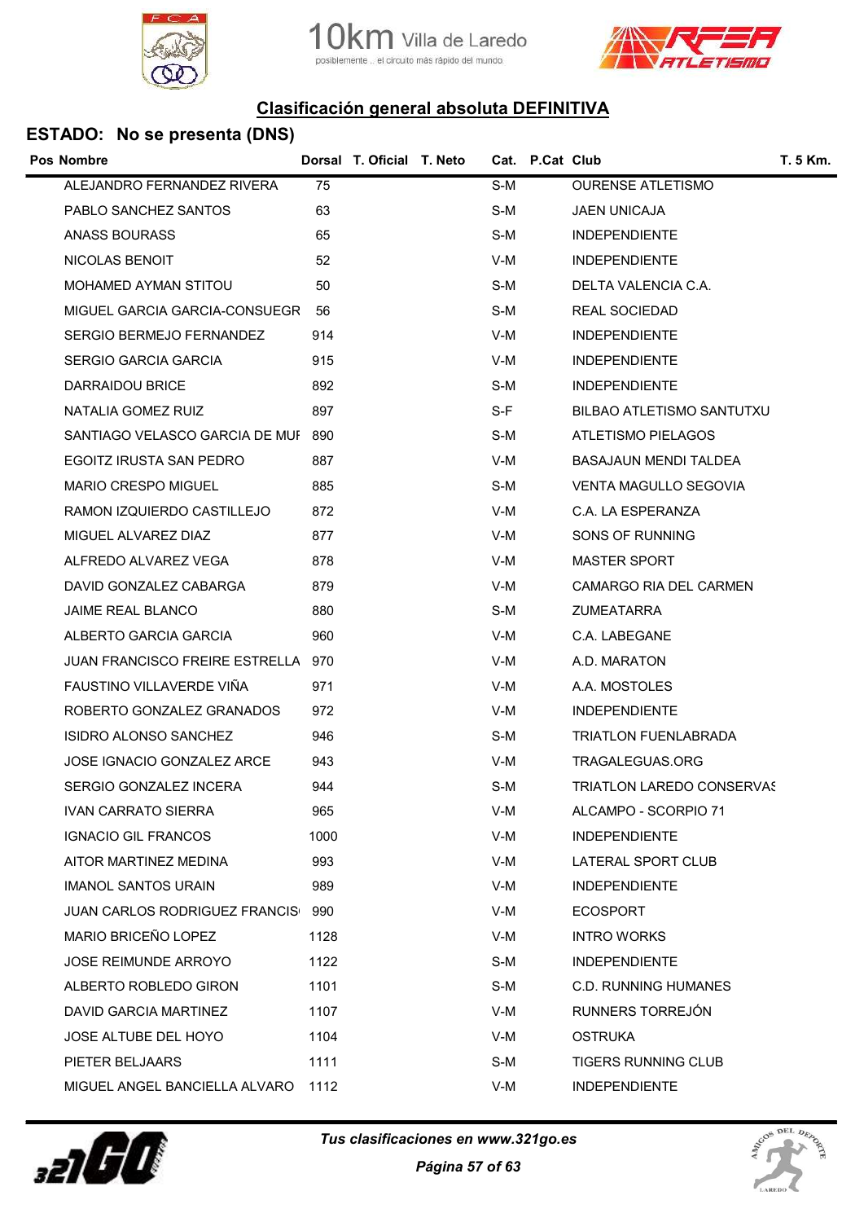## Clasificación general absoluta DEFINITIVA

### ESTADO: No se presenta (DNS)

| Pos | Nombre | Dorsal | T. Oficial | T. Neto | Cat. | P.Cat | Club | T. 5 Km. |
|---|---|---|---|---|---|---|---|---|
| | ALEJANDRO FERNANDEZ RIVERA | 75 | | | S-M | | OURENSE ATLETISMO | |
| | PABLO SANCHEZ SANTOS | 63 | | | S-M | | JAEN UNICAJA | |
| | ANASS BOURASS | 65 | | | S-M | | INDEPENDIENTE | |
| | NICOLAS BENOIT | 52 | | | V-M | | INDEPENDIENTE | |
| | MOHAMED AYMAN STITOU | 50 | | | S-M | | DELTA VALENCIA C.A. | |
| | MIGUEL GARCIA GARCIA-CONSUEGR | 56 | | | S-M | | REAL SOCIEDAD | |
| | SERGIO BERMEJO FERNANDEZ | 914 | | | V-M | | INDEPENDIENTE | |
| | SERGIO GARCIA GARCIA | 915 | | | V-M | | INDEPENDIENTE | |
| | DARRAIDOU BRICE | 892 | | | S-M | | INDEPENDIENTE | |
| | NATALIA GOMEZ RUIZ | 897 | | | S-F | | BILBAO ATLETISMO SANTUTXU | |
| | SANTIAGO VELASCO GARCIA DE MUI | 890 | | | S-M | | ATLETISMO PIELAGOS | |
| | EGOITZ IRUSTA SAN PEDRO | 887 | | | V-M | | BASAJAUN MENDI TALDEA | |
| | MARIO CRESPO MIGUEL | 885 | | | S-M | | VENTA MAGULLO SEGOVIA | |
| | RAMON IZQUIERDO CASTILLEJO | 872 | | | V-M | | C.A. LA ESPERANZA | |
| | MIGUEL ALVAREZ DIAZ | 877 | | | V-M | | SONS OF RUNNING | |
| | ALFREDO ALVAREZ VEGA | 878 | | | V-M | | MASTER SPORT | |
| | DAVID GONZALEZ CABARGA | 879 | | | V-M | | CAMARGO RIA DEL CARMEN | |
| | JAIME REAL BLANCO | 880 | | | S-M | | ZUMEATARRA | |
| | ALBERTO GARCIA GARCIA | 960 | | | V-M | | C.A. LABEGANE | |
| | JUAN FRANCISCO FREIRE ESTRELLA | 970 | | | V-M | | A.D. MARATON | |
| | FAUSTINO VILLAVERDE VIÑA | 971 | | | V-M | | A.A. MOSTOLES | |
| | ROBERTO GONZALEZ GRANADOS | 972 | | | V-M | | INDEPENDIENTE | |
| | ISIDRO ALONSO SANCHEZ | 946 | | | S-M | | TRIATLON FUENLABRADA | |
| | JOSE IGNACIO GONZALEZ ARCE | 943 | | | V-M | | TRAGALEGUAS.ORG | |
| | SERGIO GONZALEZ INCERA | 944 | | | S-M | | TRIATLON LAREDO CONSERVAS | |
| | IVAN CARRATO SIERRA | 965 | | | V-M | | ALCAMPO - SCORPIO 71 | |
| | IGNACIO GIL FRANCOS | 1000 | | | V-M | | INDEPENDIENTE | |
| | AITOR MARTINEZ MEDINA | 993 | | | V-M | | LATERAL SPORT CLUB | |
| | IMANOL SANTOS URAIN | 989 | | | V-M | | INDEPENDIENTE | |
| | JUAN CARLOS RODRIGUEZ FRANCIS | 990 | | | V-M | | ECOSPORT | |
| | MARIO BRICEÑO LOPEZ | 1128 | | | V-M | | INTRO WORKS | |
| | JOSE REIMUNDE ARROYO | 1122 | | | S-M | | INDEPENDIENTE | |
| | ALBERTO ROBLEDO GIRON | 1101 | | | S-M | | C.D. RUNNING HUMANES | |
| | DAVID GARCIA MARTINEZ | 1107 | | | V-M | | RUNNERS TORREJÓN | |
| | JOSE ALTUBE DEL HOYO | 1104 | | | V-M | | OSTRUKA | |
| | PIETER BELJAARS | 1111 | | | S-M | | TIGERS RUNNING CLUB | |
| | MIGUEL ANGEL BANCIELLA ALVARO | 1112 | | | V-M | | INDEPENDIENTE | |

*Tus clasificaciones en www.321go.es*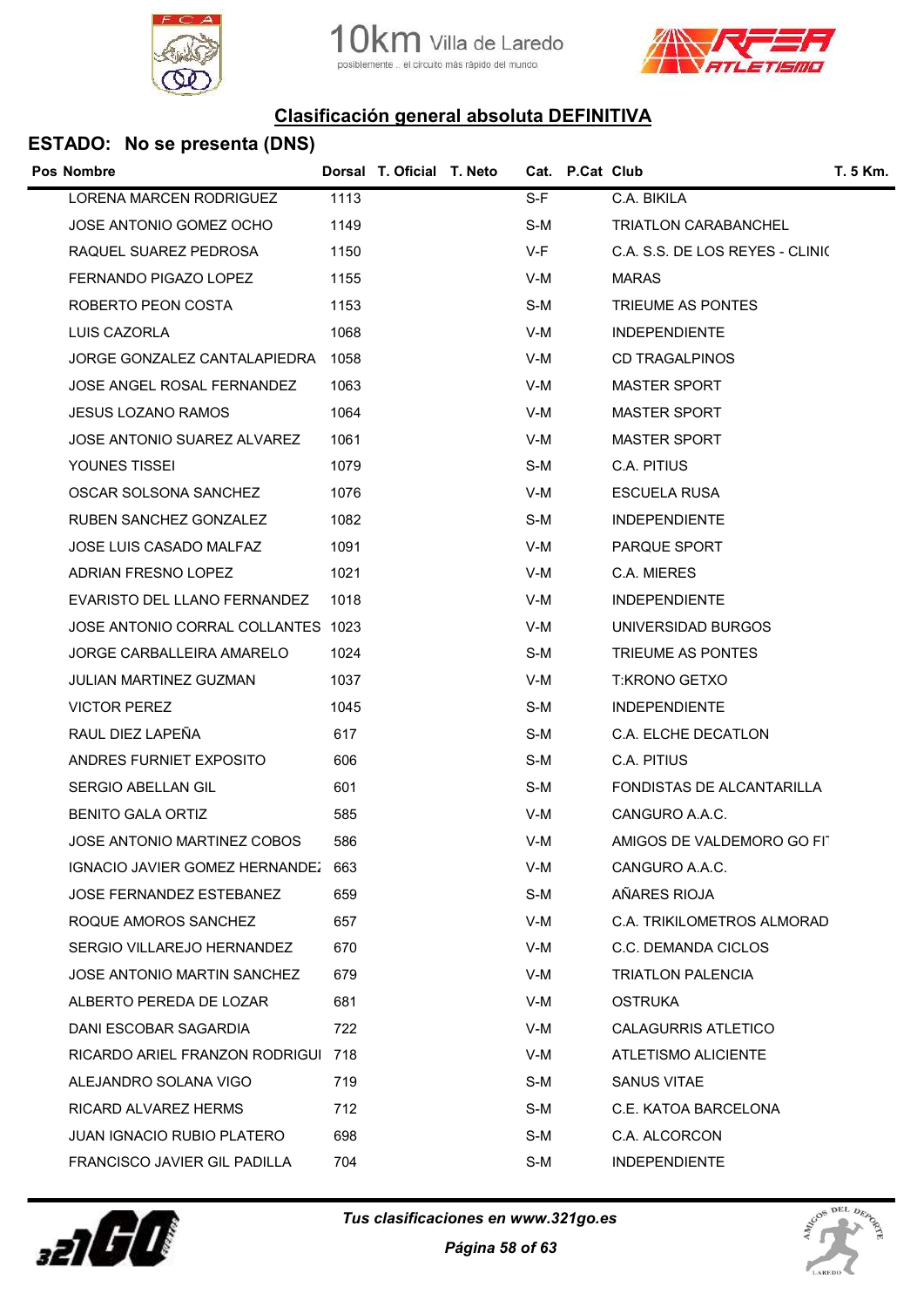## Clasificación general absoluta DEFINITIVA

### ESTADO: No se presenta (DNS)

| Pos | Nombre | Dorsal | T. Oficial | T. Neto | Cat. | P.Cat | Club | T. 5 Km. |
|---|---|---|---|---|---|---|---|---|
| | LORENA MARCEN RODRIGUEZ | 1113 | | | S-F | | C.A. BIKILA | |
| | JOSE ANTONIO GOMEZ OCHO | 1149 | | | S-M | | TRIATLON CARABANCHEL | |
| | RAQUEL SUAREZ PEDROSA | 1150 | | | V-F | | C.A. S.S. DE LOS REYES - CLINIC | |
| | FERNANDO PIGAZO LOPEZ | 1155 | | | V-M | | MARAS | |
| | ROBERTO PEON COSTA | 1153 | | | S-M | | TRIEUME AS PONTES | |
| | LUIS CAZORLA | 1068 | | | V-M | | INDEPENDIENTE | |
| | JORGE GONZALEZ CANTALAPIEDRA | 1058 | | | V-M | | CD TRAGALPINOS | |
| | JOSE ANGEL ROSAL FERNANDEZ | 1063 | | | V-M | | MASTER SPORT | |
| | JESUS LOZANO RAMOS | 1064 | | | V-M | | MASTER SPORT | |
| | JOSE ANTONIO SUAREZ ALVAREZ | 1061 | | | V-M | | MASTER SPORT | |
| | YOUNES TISSEI | 1079 | | | S-M | | C.A. PITIUS | |
| | OSCAR SOLSONA SANCHEZ | 1076 | | | V-M | | ESCUELA RUSA | |
| | RUBEN SANCHEZ GONZALEZ | 1082 | | | S-M | | INDEPENDIENTE | |
| | JOSE LUIS CASADO MALFAZ | 1091 | | | V-M | | PARQUE SPORT | |
| | ADRIAN FRESNO LOPEZ | 1021 | | | V-M | | C.A. MIERES | |
| | EVARISTO DEL LLANO FERNANDEZ | 1018 | | | V-M | | INDEPENDIENTE | |
| | JOSE ANTONIO CORRAL COLLANTES | 1023 | | | V-M | | UNIVERSIDAD BURGOS | |
| | JORGE CARBALLEIRA AMARELO | 1024 | | | S-M | | TRIEUME AS PONTES | |
| | JULIAN MARTINEZ GUZMAN | 1037 | | | V-M | | T:KRONO GETXO | |
| | VICTOR PEREZ | 1045 | | | S-M | | INDEPENDIENTE | |
| | RAUL DIEZ LAPEÑA | 617 | | | S-M | | C.A. ELCHE DECATLON | |
| | ANDRES FURNIET EXPOSITO | 606 | | | S-M | | C.A. PITIUS | |
| | SERGIO ABELLAN GIL | 601 | | | S-M | | FONDISTAS DE ALCANTARILLA | |
| | BENITO GALA ORTIZ | 585 | | | V-M | | CANGURO A.A.C. | |
| | JOSE ANTONIO MARTINEZ COBOS | 586 | | | V-M | | AMIGOS DE VALDEMORO GO FI | |
| | IGNACIO JAVIER GOMEZ HERNANDEZ | 663 | | | V-M | | CANGURO A.A.C. | |
| | JOSE FERNANDEZ ESTEBANEZ | 659 | | | S-M | | AÑARES RIOJA | |
| | ROQUE AMOROS SANCHEZ | 657 | | | V-M | | C.A. TRIKILOMETROS ALMORAD | |
| | SERGIO VILLAREJO HERNANDEZ | 670 | | | V-M | | C.C. DEMANDA CICLOS | |
| | JOSE ANTONIO MARTIN SANCHEZ | 679 | | | V-M | | TRIATLON PALENCIA | |
| | ALBERTO PEREDA DE LOZAR | 681 | | | V-M | | OSTRUKA | |
| | DANI ESCOBAR SAGARDIA | 722 | | | V-M | | CALAGURRIS ATLETICO | |
| | RICARDO ARIEL FRANZON RODRIGUI | 718 | | | V-M | | ATLETISMO ALICIENTE | |
| | ALEJANDRO SOLANA VIGO | 719 | | | S-M | | SANUS VITAE | |
| | RICARD ALVAREZ HERMS | 712 | | | S-M | | C.E. KATOA BARCELONA | |
| | JUAN IGNACIO RUBIO PLATERO | 698 | | | S-M | | C.A. ALCORCON | |
| | FRANCISCO JAVIER GIL PADILLA | 704 | | | S-M | | INDEPENDIENTE | |

*Tus clasificaciones en www.321go.es*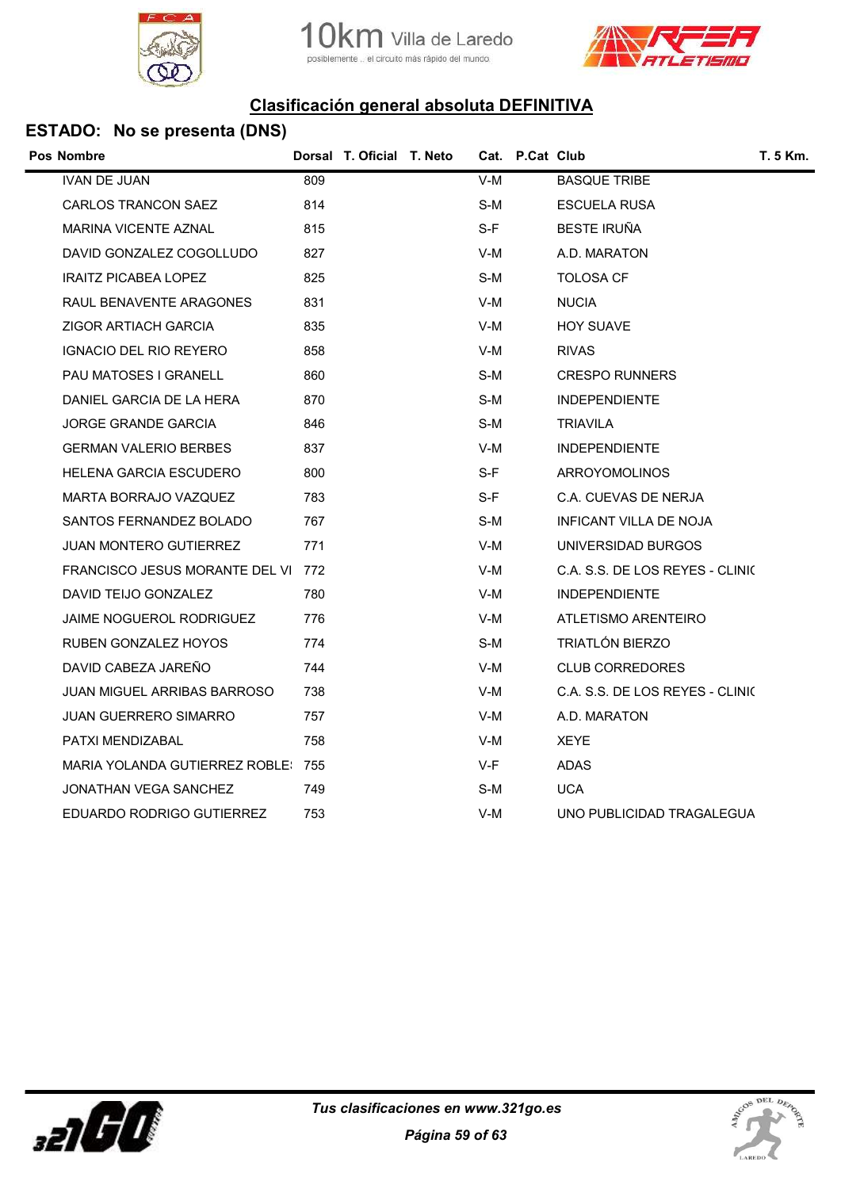## Clasificación general absoluta DEFINITIVA

### ESTADO: No se presenta (DNS)

| Pos | Nombre | Dorsal | T. Oficial | T. Neto | Cat. | P.Cat | Club | T. 5 Km. |
|---|---|---|---|---|---|---|---|---|
| | IVAN DE JUAN | 809 | | | V-M | | BASQUE TRIBE | |
| | CARLOS TRANCON SAEZ | 814 | | | S-M | | ESCUELA RUSA | |
| | MARINA VICENTE AZNAL | 815 | | | S-F | | BESTE IRUÑA | |
| | DAVID GONZALEZ COGOLLUDO | 827 | | | V-M | | A.D. MARATON | |
| | IRAITZ PICABEA LOPEZ | 825 | | | S-M | | TOLOSA CF | |
| | RAUL BENAVENTE ARAGONES | 831 | | | V-M | | NUCIA | |
| | ZIGOR ARTIACH GARCIA | 835 | | | V-M | | HOY SUAVE | |
| | IGNACIO DEL RIO REYERO | 858 | | | V-M | | RIVAS | |
| | PAU MATOSES I GRANELL | 860 | | | S-M | | CRESPO RUNNERS | |
| | DANIEL GARCIA DE LA HERA | 870 | | | S-M | | INDEPENDIENTE | |
| | JORGE GRANDE GARCIA | 846 | | | S-M | | TRIAVILA | |
| | GERMAN VALERIO BERBES | 837 | | | V-M | | INDEPENDIENTE | |
| | HELENA GARCIA ESCUDERO | 800 | | | S-F | | ARROYOMOLINOS | |
| | MARTA BORRAJO VAZQUEZ | 783 | | | S-F | | C.A. CUEVAS DE NERJA | |
| | SANTOS FERNANDEZ BOLADO | 767 | | | S-M | | INFICANT VILLA DE NOJA | |
| | JUAN MONTERO GUTIERREZ | 771 | | | V-M | | UNIVERSIDAD BURGOS | |
| | FRANCISCO JESUS MORANTE DEL VI | 772 | | | V-M | | C.A. S.S. DE LOS REYES - CLINIC | |
| | DAVID TEIJO GONZALEZ | 780 | | | V-M | | INDEPENDIENTE | |
| | JAIME NOGUEROL RODRIGUEZ | 776 | | | V-M | | ATLETISMO ARENTEIRO | |
| | RUBEN GONZALEZ HOYOS | 774 | | | S-M | | TRIATLÓN BIERZO | |
| | DAVID CABEZA JAREÑO | 744 | | | V-M | | CLUB CORREDORES | |
| | JUAN MIGUEL ARRIBAS BARROSO | 738 | | | V-M | | C.A. S.S. DE LOS REYES - CLINIC | |
| | JUAN GUERRERO SIMARRO | 757 | | | V-M | | A.D. MARATON | |
| | PATXI MENDIZABAL | 758 | | | V-M | | XEYE | |
| | MARIA YOLANDA GUTIERREZ ROBLE | 755 | | | V-F | | ADAS | |
| | JONATHAN VEGA SANCHEZ | 749 | | | S-M | | UCA | |
| | EDUARDO RODRIGO GUTIERREZ | 753 | | | V-M | | UNO PUBLICIDAD TRAGALEGUA | |

*Tus clasificaciones en www.321go.es*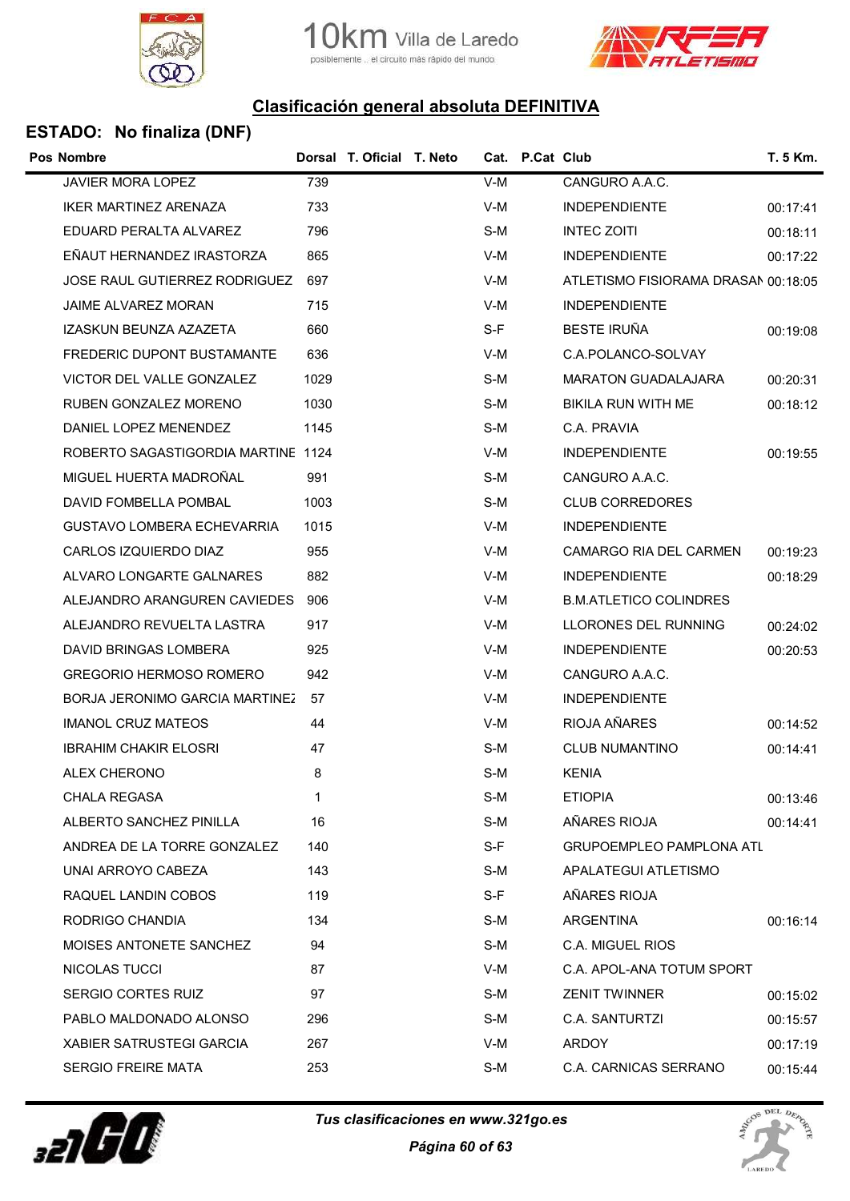## Clasificación general absoluta DEFINITIVA

### ESTADO: No finaliza (DNF)

| Pos | Nombre | Dorsal | T. Oficial | T. Neto | Cat. | P.Cat | Club | T. 5 Km. |
|---|---|---|---|---|---|---|---|---|
| | JAVIER MORA LOPEZ | 739 | | | V-M | | CANGURO A.A.C. | |
| | IKER MARTINEZ ARENAZA | 733 | | | V-M | | INDEPENDIENTE | 00:17:41 |
| | EDUARD PERALTA ALVAREZ | 796 | | | S-M | | INTEC ZOITI | 00:18:11 |
| | EÑAUT HERNANDEZ IRASTORZA | 865 | | | V-M | | INDEPENDIENTE | 00:17:22 |
| | JOSE RAUL GUTIERREZ RODRIGUEZ | 697 | | | V-M | | ATLETISMO FISIORAMA DRASAN | 00:18:05 |
| | JAIME ALVAREZ MORAN | 715 | | | V-M | | INDEPENDIENTE | |
| | IZASKUN BEUNZA AZAZETA | 660 | | | S-F | | BESTE IRUÑA | 00:19:08 |
| | FREDERIC DUPONT BUSTAMANTE | 636 | | | V-M | | C.A.POLANCO-SOLVAY | |
| | VICTOR DEL VALLE GONZALEZ | 1029 | | | S-M | | MARATON GUADALAJARA | 00:20:31 |
| | RUBEN GONZALEZ MORENO | 1030 | | | S-M | | BIKILA RUN WITH ME | 00:18:12 |
| | DANIEL LOPEZ MENENDEZ | 1145 | | | S-M | | C.A. PRAVIA | |
| | ROBERTO SAGASTIGORDIA MARTINE | 1124 | | | V-M | | INDEPENDIENTE | 00:19:55 |
| | MIGUEL HUERTA MADROÑAL | 991 | | | S-M | | CANGURO A.A.C. | |
| | DAVID FOMBELLA POMBAL | 1003 | | | S-M | | CLUB CORREDORES | |
| | GUSTAVO LOMBERA ECHEVARRIA | 1015 | | | V-M | | INDEPENDIENTE | |
| | CARLOS IZQUIERDO DIAZ | 955 | | | V-M | | CAMARGO RIA DEL CARMEN | 00:19:23 |
| | ALVARO LONGARTE GALNARES | 882 | | | V-M | | INDEPENDIENTE | 00:18:29 |
| | ALEJANDRO ARANGUREN CAVIEDES | 906 | | | V-M | | B.M.ATLETICO COLINDRES | |
| | ALEJANDRO REVUELTA LASTRA | 917 | | | V-M | | LLORONES DEL RUNNING | 00:24:02 |
| | DAVID BRINGAS LOMBERA | 925 | | | V-M | | INDEPENDIENTE | 00:20:53 |
| | GREGORIO HERMOSO ROMERO | 942 | | | V-M | | CANGURO A.A.C. | |
| | BORJA JERONIMO GARCIA MARTINEZ | 57 | | | V-M | | INDEPENDIENTE | |
| | IMANOL CRUZ MATEOS | 44 | | | V-M | | RIOJA AÑARES | 00:14:52 |
| | IBRAHIM CHAKIR ELOSRI | 47 | | | S-M | | CLUB NUMANTINO | 00:14:41 |
| | ALEX CHERONO | 8 | | | S-M | | KENIA | |
| | CHALA REGASA | 1 | | | S-M | | ETIOPIA | 00:13:46 |
| | ALBERTO SANCHEZ PINILLA | 16 | | | S-M | | AÑARES RIOJA | 00:14:41 |
| | ANDREA DE LA TORRE GONZALEZ | 140 | | | S-F | | GRUPOEMPLEO PAMPLONA ATL | |
| | UNAI ARROYO CABEZA | 143 | | | S-M | | APALATEGUI ATLETISMO | |
| | RAQUEL LANDIN COBOS | 119 | | | S-F | | AÑARES RIOJA | |
| | RODRIGO CHANDIA | 134 | | | S-M | | ARGENTINA | 00:16:14 |
| | MOISES ANTONETE SANCHEZ | 94 | | | S-M | | C.A. MIGUEL RIOS | |
| | NICOLAS TUCCI | 87 | | | V-M | | C.A. APOL-ANA TOTUM SPORT | |
| | SERGIO CORTES RUIZ | 97 | | | S-M | | ZENIT TWINNER | 00:15:02 |
| | PABLO MALDONADO ALONSO | 296 | | | S-M | | C.A. SANTURTZI | 00:15:57 |
| | XABIER SATRUSTEGI GARCIA | 267 | | | V-M | | ARDOY | 00:17:19 |
| | SERGIO FREIRE MATA | 253 | | | S-M | | C.A. CARNICAS SERRANO | 00:15:44 |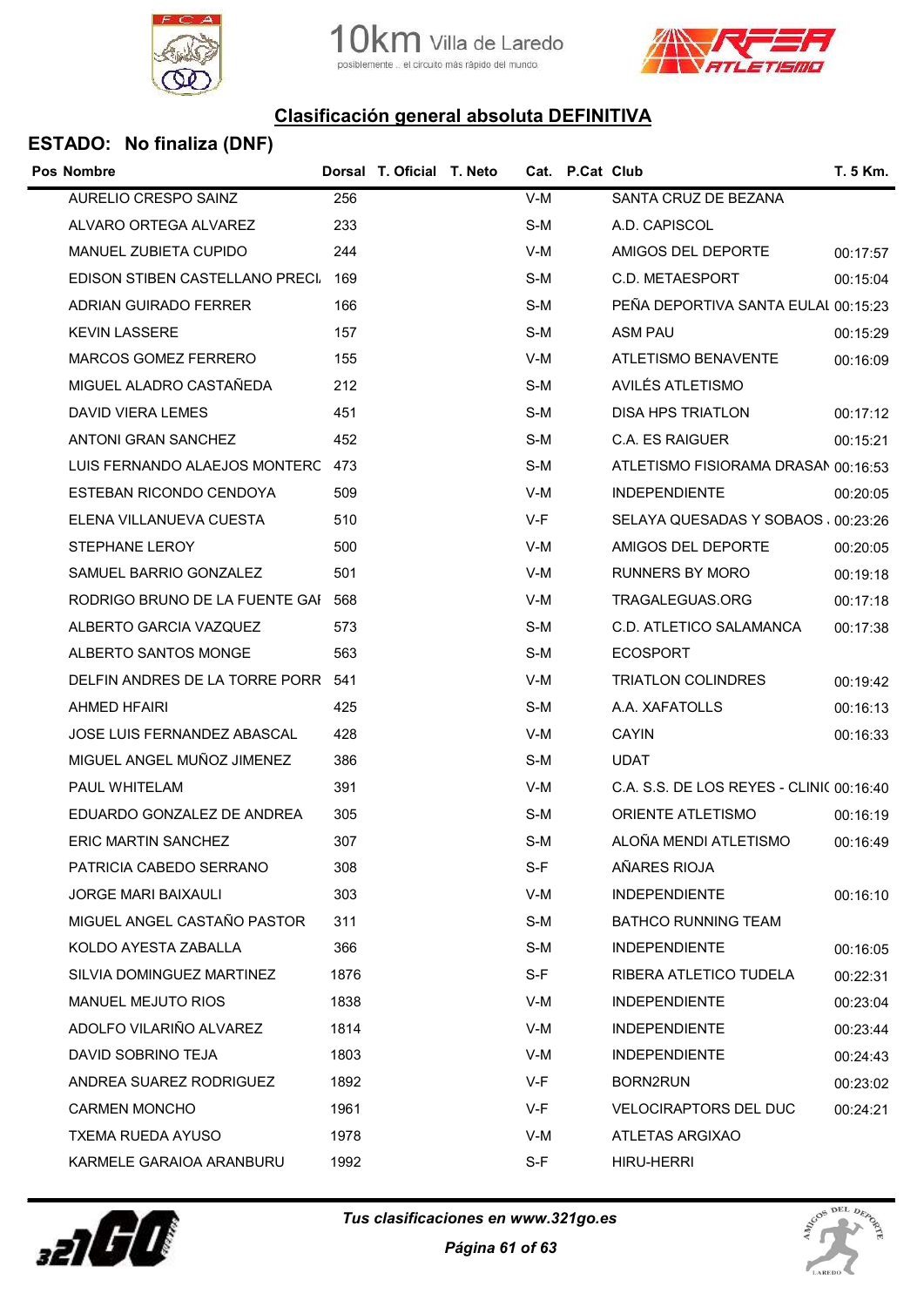## Clasificación general absoluta DEFINITIVA

### ESTADO: No finaliza (DNF)

| Pos | Nombre | Dorsal | T. Oficial | T. Neto | Cat. | P.Cat | Club | T. 5 Km. |
|---|---|---|---|---|---|---|---|---|
| | AURELIO CRESPO SAINZ | 256 | | | V-M | | SANTA CRUZ DE BEZANA | |
| | ALVARO ORTEGA ALVAREZ | 233 | | | S-M | | A.D. CAPISCOL | |
| | MANUEL ZUBIETA CUPIDO | 244 | | | V-M | | AMIGOS DEL DEPORTE | 00:17:57 |
| | EDISON STIBEN CASTELLANO PRECI. | 169 | | | S-M | | C.D. METAESPORT | 00:15:04 |
| | ADRIAN GUIRADO FERRER | 166 | | | S-M | | PEÑA DEPORTIVA SANTA EULAL | 00:15:23 |
| | KEVIN LASSERE | 157 | | | S-M | | ASM PAU | 00:15:29 |
| | MARCOS GOMEZ FERRERO | 155 | | | V-M | | ATLETISMO BENAVENTE | 00:16:09 |
| | MIGUEL ALADRO CASTAÑEDA | 212 | | | S-M | | AVILÉS ATLETISMO | |
| | DAVID VIERA LEMES | 451 | | | S-M | | DISA HPS TRIATLON | 00:17:12 |
| | ANTONI GRAN SANCHEZ | 452 | | | S-M | | C.A. ES RAIGUER | 00:15:21 |
| | LUIS FERNANDO ALAEJOS MONTERC | 473 | | | S-M | | ATLETISMO FISIORAMA DRASAN | 00:16:53 |
| | ESTEBAN RICONDO CENDOYA | 509 | | | V-M | | INDEPENDIENTE | 00:20:05 |
| | ELENA VILLANUEVA CUESTA | 510 | | | V-F | | SELAYA QUESADAS Y SOBAOS . | 00:23:26 |
| | STEPHANE LEROY | 500 | | | V-M | | AMIGOS DEL DEPORTE | 00:20:05 |
| | SAMUEL BARRIO GONZALEZ | 501 | | | V-M | | RUNNERS BY MORO | 00:19:18 |
| | RODRIGO BRUNO DE LA FUENTE GAI | 568 | | | V-M | | TRAGALEGUAS.ORG | 00:17:18 |
| | ALBERTO GARCIA VAZQUEZ | 573 | | | S-M | | C.D. ATLETICO SALAMANCA | 00:17:38 |
| | ALBERTO SANTOS MONGE | 563 | | | S-M | | ECOSPORT | |
| | DELFIN ANDRES DE LA TORRE PORR | 541 | | | V-M | | TRIATLON COLINDRES | 00:19:42 |
| | AHMED HFAIRI | 425 | | | S-M | | A.A. XAFATOLLS | 00:16:13 |
| | JOSE LUIS FERNANDEZ ABASCAL | 428 | | | V-M | | CAYIN | 00:16:33 |
| | MIGUEL ANGEL MUÑOZ JIMENEZ | 386 | | | S-M | | UDAT | |
| | PAUL WHITELAM | 391 | | | V-M | | C.A. S.S. DE LOS REYES - CLINI( | 00:16:40 |
| | EDUARDO GONZALEZ DE ANDREA | 305 | | | S-M | | ORIENTE ATLETISMO | 00:16:19 |
| | ERIC MARTIN SANCHEZ | 307 | | | S-M | | ALOÑA MENDI ATLETISMO | 00:16:49 |
| | PATRICIA CABEDO SERRANO | 308 | | | S-F | | AÑARES RIOJA | |
| | JORGE MARI BAIXAULI | 303 | | | V-M | | INDEPENDIENTE | 00:16:10 |
| | MIGUEL ANGEL CASTAÑO PASTOR | 311 | | | S-M | | BATHCO RUNNING TEAM | |
| | KOLDO AYESTA ZABALLA | 366 | | | S-M | | INDEPENDIENTE | 00:16:05 |
| | SILVIA DOMINGUEZ MARTINEZ | 1876 | | | S-F | | RIBERA ATLETICO TUDELA | 00:22:31 |
| | MANUEL MEJUTO RIOS | 1838 | | | V-M | | INDEPENDIENTE | 00:23:04 |
| | ADOLFO VILARIÑO ALVAREZ | 1814 | | | V-M | | INDEPENDIENTE | 00:23:44 |
| | DAVID SOBRINO TEJA | 1803 | | | V-M | | INDEPENDIENTE | 00:24:43 |
| | ANDREA SUAREZ RODRIGUEZ | 1892 | | | V-F | | BORN2RUN | 00:23:02 |
| | CARMEN MONCHO | 1961 | | | V-F | | VELOCIRAPTORS DEL DUC | 00:24:21 |
| | TXEMA RUEDA AYUSO | 1978 | | | V-M | | ATLETAS ARGIXAO | |
| | KARMELE GARAIOA ARANBURU | 1992 | | | S-F | | HIRU-HERRI | |

*Tus clasificaciones en www.321go.es*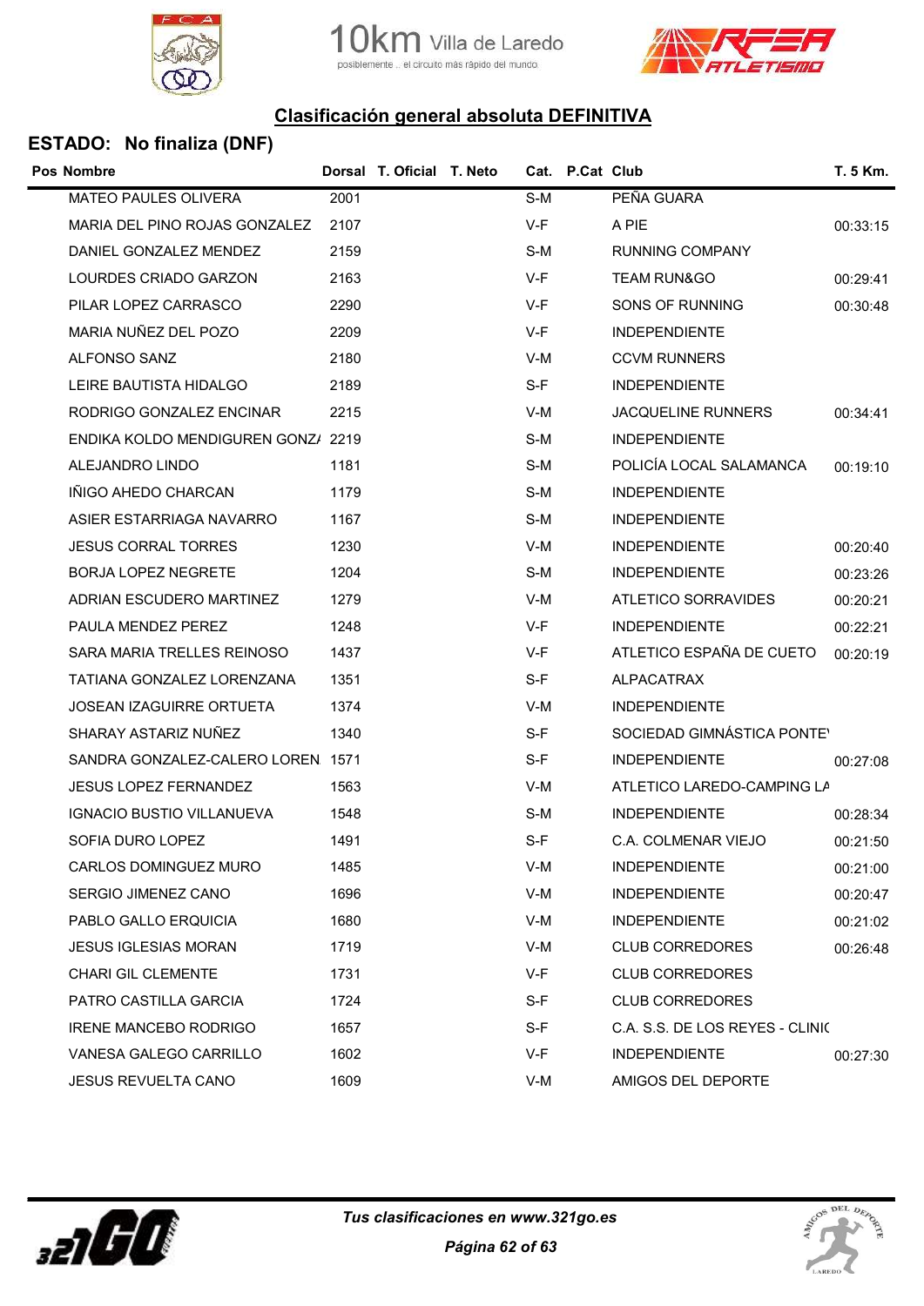10km Villa de Laredo
posiblemente .. el circuito más rápido del mundo

## Clasificación general absoluta DEFINITIVA

### ESTADO: No finaliza (DNF)

| Pos | Nombre | Dorsal | T. Oficial | T. Neto | Cat. | P.Cat | Club | T. 5 Km. |
|---|---|---|---|---|---|---|---|---|
| | MATEO PAULES OLIVERA | 2001 | | | S-M | | PEÑA GUARA | |
| | MARIA DEL PINO ROJAS GONZALEZ | 2107 | | | V-F | | A PIE | 00:33:15 |
| | DANIEL GONZALEZ MENDEZ | 2159 | | | S-M | | RUNNING COMPANY | |
| | LOURDES CRIADO GARZON | 2163 | | | V-F | | TEAM RUN&GO | 00:29:41 |
| | PILAR LOPEZ CARRASCO | 2290 | | | V-F | | SONS OF RUNNING | 00:30:48 |
| | MARIA NUÑEZ DEL POZO | 2209 | | | V-F | | INDEPENDIENTE | |
| | ALFONSO SANZ | 2180 | | | V-M | | CCVM RUNNERS | |
| | LEIRE BAUTISTA HIDALGO | 2189 | | | S-F | | INDEPENDIENTE | |
| | RODRIGO GONZALEZ ENCINAR | 2215 | | | V-M | | JACQUELINE RUNNERS | 00:34:41 |
| | ENDIKA KOLDO MENDIGUREN GONZ/ | 2219 | | | S-M | | INDEPENDIENTE | |
| | ALEJANDRO LINDO | 1181 | | | S-M | | POLICÍA LOCAL SALAMANCA | 00:19:10 |
| | IÑIGO AHEDO CHARCAN | 1179 | | | S-M | | INDEPENDIENTE | |
| | ASIER ESTARRIAGA NAVARRO | 1167 | | | S-M | | INDEPENDIENTE | |
| | JESUS CORRAL TORRES | 1230 | | | V-M | | INDEPENDIENTE | 00:20:40 |
| | BORJA LOPEZ NEGRETE | 1204 | | | S-M | | INDEPENDIENTE | 00:23:26 |
| | ADRIAN ESCUDERO MARTINEZ | 1279 | | | V-M | | ATLETICO SORRAVIDES | 00:20:21 |
| | PAULA MENDEZ PEREZ | 1248 | | | V-F | | INDEPENDIENTE | 00:22:21 |
| | SARA MARIA TRELLES REINOSO | 1437 | | | V-F | | ATLETICO ESPAÑA DE CUETO | 00:20:19 |
| | TATIANA GONZALEZ LORENZANA | 1351 | | | S-F | | ALPACATRAX | |
| | JOSEAN IZAGUIRRE ORTUETA | 1374 | | | V-M | | INDEPENDIENTE | |
| | SHARAY ASTARIZ NUÑEZ | 1340 | | | S-F | | SOCIEDAD GIMNÁSTICA PONTE' | |
| | SANDRA GONZALEZ-CALERO LOREN | 1571 | | | S-F | | INDEPENDIENTE | 00:27:08 |
| | JESUS LOPEZ FERNANDEZ | 1563 | | | V-M | | ATLETICO LAREDO-CAMPING LA | |
| | IGNACIO BUSTIO VILLANUEVA | 1548 | | | S-M | | INDEPENDIENTE | 00:28:34 |
| | SOFIA DURO LOPEZ | 1491 | | | S-F | | C.A. COLMENAR VIEJO | 00:21:50 |
| | CARLOS DOMINGUEZ MURO | 1485 | | | V-M | | INDEPENDIENTE | 00:21:00 |
| | SERGIO JIMENEZ CANO | 1696 | | | V-M | | INDEPENDIENTE | 00:20:47 |
| | PABLO GALLO ERQUICIA | 1680 | | | V-M | | INDEPENDIENTE | 00:21:02 |
| | JESUS IGLESIAS MORAN | 1719 | | | V-M | | CLUB CORREDORES | 00:26:48 |
| | CHARI GIL CLEMENTE | 1731 | | | V-F | | CLUB CORREDORES | |
| | PATRO CASTILLA GARCIA | 1724 | | | S-F | | CLUB CORREDORES | |
| | IRENE MANCEBO RODRIGO | 1657 | | | S-F | | C.A. S.S. DE LOS REYES - CLINI( | |
| | VANESA GALEGO CARRILLO | 1602 | | | V-F | | INDEPENDIENTE | 00:27:30 |
| | JESUS REVUELTA CANO | 1609 | | | V-M | | AMIGOS DEL DEPORTE | |

*Tus clasificaciones en www.321go.es*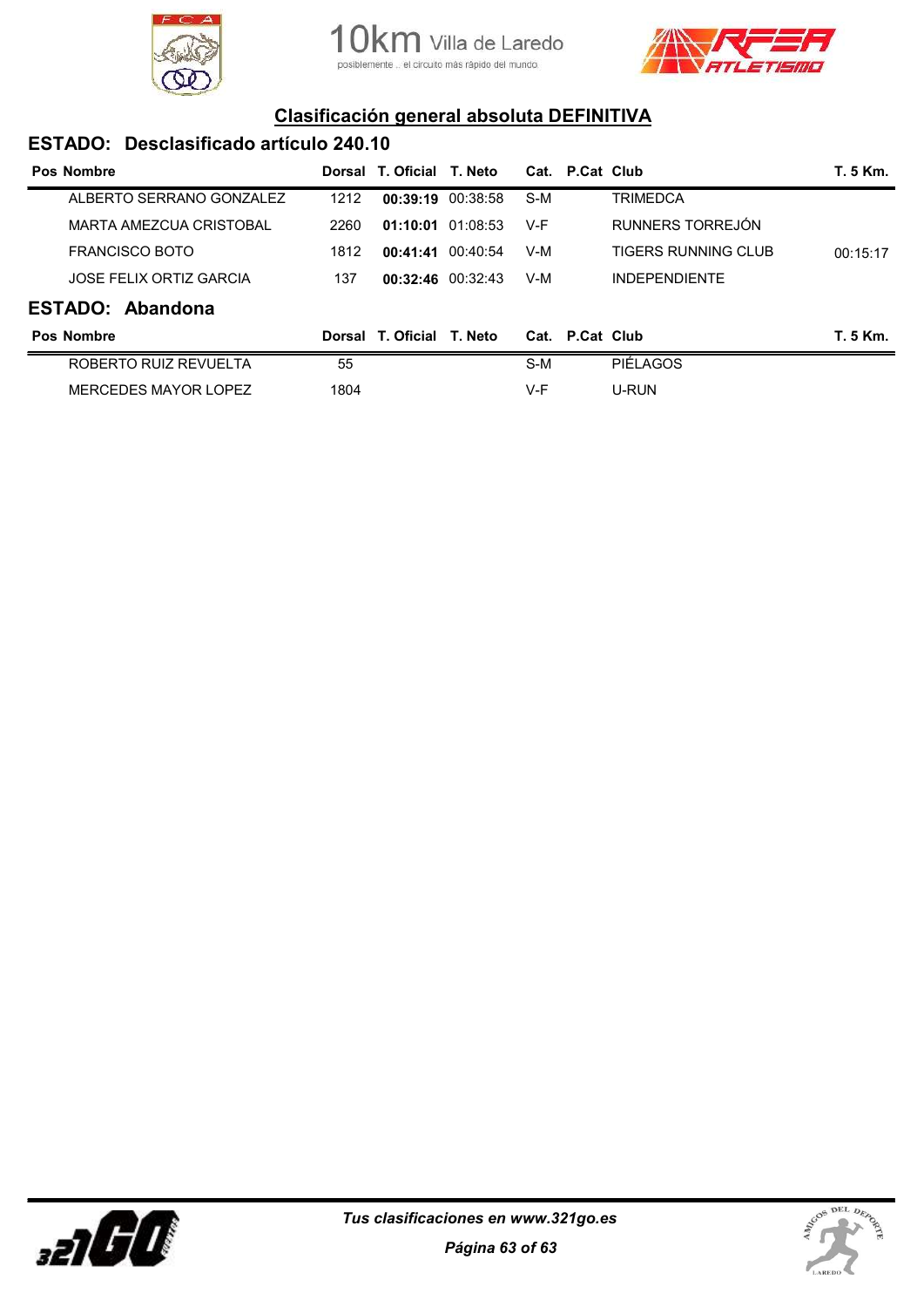## Clasificación general absoluta DEFINITIVA

### ESTADO: Desclasificado artículo 240.10

| Pos | Nombre | Dorsal | T. Oficial | T. Neto | Cat. | P.Cat | Club | T. 5 Km. |
|---|---|---|---|---|---|---|---|---|
| | ALBERTO SERRANO GONZALEZ | 1212 | **00:39:19** | 00:38:58 | S-M | | TRIMEDCA | |
| | MARTA AMEZCUA CRISTOBAL | 2260 | **01:10:01** | 01:08:53 | V-F | | RUNNERS TORREJÓN | |
| | FRANCISCO BOTO | 1812 | **00:41:41** | 00:40:54 | V-M | | TIGERS RUNNING CLUB | 00:15:17 |
| | JOSE FELIX ORTIZ GARCIA | 137 | **00:32:46** | 00:32:43 | V-M | | INDEPENDIENTE | |

### ESTADO: Abandona

| Pos | Nombre | Dorsal | T. Oficial | T. Neto | Cat. | P.Cat | Club | T. 5 Km. |
|---|---|---|---|---|---|---|---|---|
| | ROBERTO RUIZ REVUELTA | 55 | | | S-M | | PIÉLAGOS | |
| | MERCEDES MAYOR LOPEZ | 1804 | | | V-F | | U-RUN | |

*Tus clasificaciones en www.321go.es*